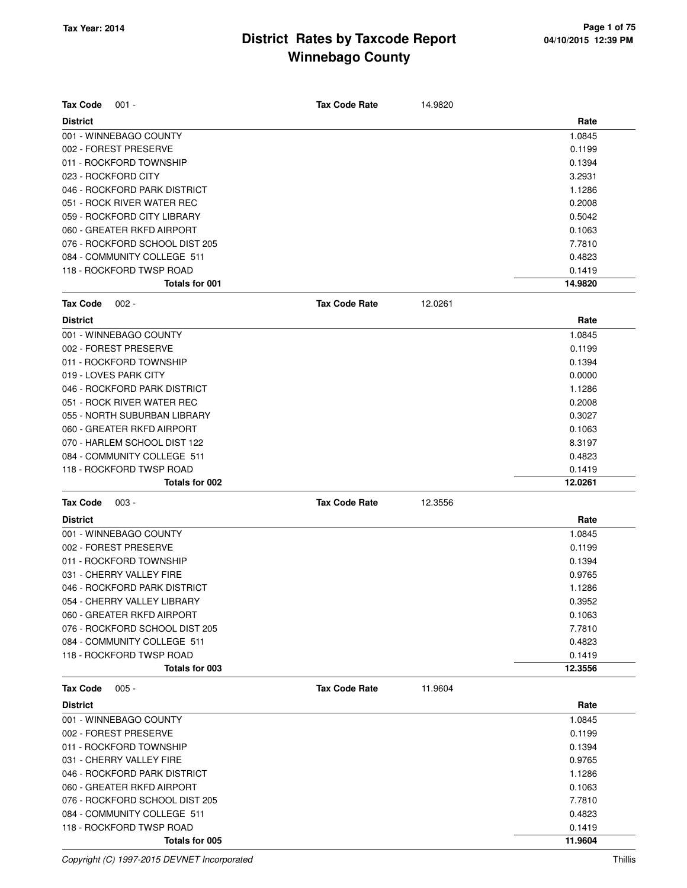**Tax Year: 2014**

# District Rates by Taxcode Report
## Winnebago County

**Tax Code** 001 - **Tax Code Rate** 14.9820

| District | Rate |
|---|---|
| 001 - WINNEBAGO COUNTY | 1.0845 |
| 002 - FOREST PRESERVE | 0.1199 |
| 011 - ROCKFORD TOWNSHIP | 0.1394 |
| 023 - ROCKFORD CITY | 3.2931 |
| 046 - ROCKFORD PARK DISTRICT | 1.1286 |
| 051 - ROCK RIVER WATER REC | 0.2008 |
| 059 - ROCKFORD CITY LIBRARY | 0.5042 |
| 060 - GREATER RKFD AIRPORT | 0.1063 |
| 076 - ROCKFORD SCHOOL DIST 205 | 7.7810 |
| 084 - COMMUNITY COLLEGE 511 | 0.4823 |
| 118 - ROCKFORD TWSP ROAD | 0.1419 |
| **Totals for 001** | **14.9820** |

**Tax Code** 002 - **Tax Code Rate** 12.0261

| District | Rate |
|---|---|
| 001 - WINNEBAGO COUNTY | 1.0845 |
| 002 - FOREST PRESERVE | 0.1199 |
| 011 - ROCKFORD TOWNSHIP | 0.1394 |
| 019 - LOVES PARK CITY | 0.0000 |
| 046 - ROCKFORD PARK DISTRICT | 1.1286 |
| 051 - ROCK RIVER WATER REC | 0.2008 |
| 055 - NORTH SUBURBAN LIBRARY | 0.3027 |
| 060 - GREATER RKFD AIRPORT | 0.1063 |
| 070 - HARLEM SCHOOL DIST 122 | 8.3197 |
| 084 - COMMUNITY COLLEGE 511 | 0.4823 |
| 118 - ROCKFORD TWSP ROAD | 0.1419 |
| **Totals for 002** | **12.0261** |

**Tax Code** 003 - **Tax Code Rate** 12.3556

| District | Rate |
|---|---|
| 001 - WINNEBAGO COUNTY | 1.0845 |
| 002 - FOREST PRESERVE | 0.1199 |
| 011 - ROCKFORD TOWNSHIP | 0.1394 |
| 031 - CHERRY VALLEY FIRE | 0.9765 |
| 046 - ROCKFORD PARK DISTRICT | 1.1286 |
| 054 - CHERRY VALLEY LIBRARY | 0.3952 |
| 060 - GREATER RKFD AIRPORT | 0.1063 |
| 076 - ROCKFORD SCHOOL DIST 205 | 7.7810 |
| 084 - COMMUNITY COLLEGE 511 | 0.4823 |
| 118 - ROCKFORD TWSP ROAD | 0.1419 |
| **Totals for 003** | **12.3556** |

**Tax Code** 005 - **Tax Code Rate** 11.9604

| District | Rate |
|---|---|
| 001 - WINNEBAGO COUNTY | 1.0845 |
| 002 - FOREST PRESERVE | 0.1199 |
| 011 - ROCKFORD TOWNSHIP | 0.1394 |
| 031 - CHERRY VALLEY FIRE | 0.9765 |
| 046 - ROCKFORD PARK DISTRICT | 1.1286 |
| 060 - GREATER RKFD AIRPORT | 0.1063 |
| 076 - ROCKFORD SCHOOL DIST 205 | 7.7810 |
| 084 - COMMUNITY COLLEGE 511 | 0.4823 |
| 118 - ROCKFORD TWSP ROAD | 0.1419 |
| **Totals for 005** | **11.9604** |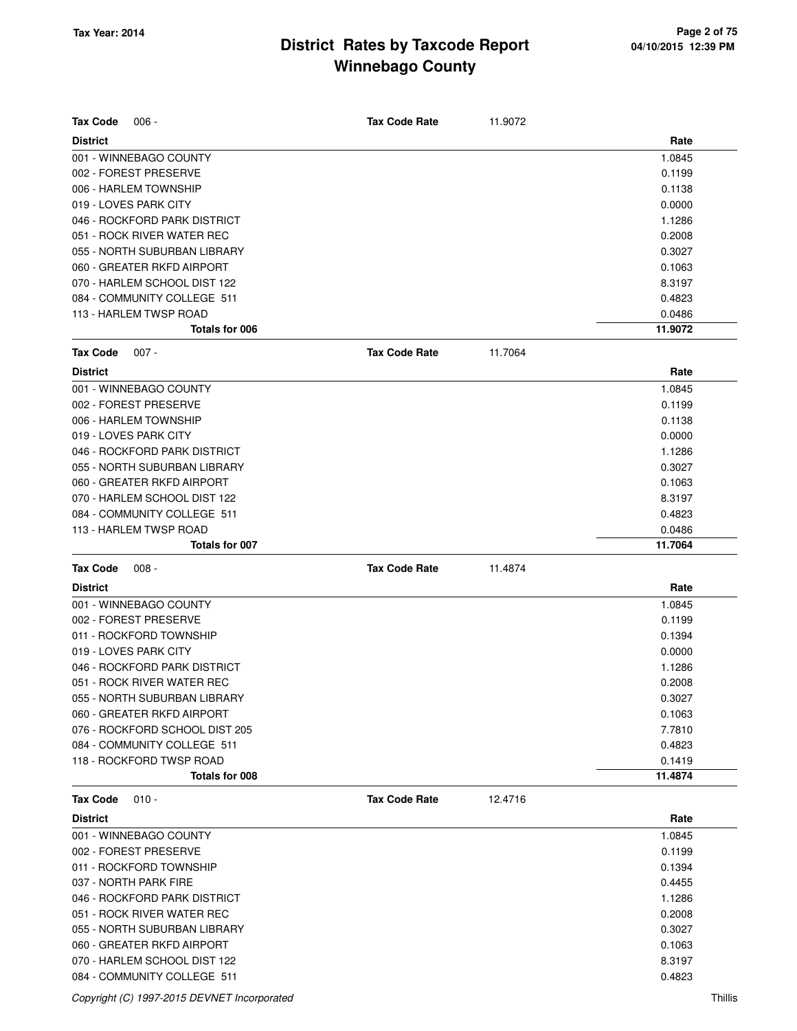# District Rates by Taxcode Report
# Winnebago County

Tax Year: 2014

**Tax Code** 006 - **Tax Code Rate** 11.9072

| District | Rate |
|---|---|
| 001 - WINNEBAGO COUNTY | 1.0845 |
| 002 - FOREST PRESERVE | 0.1199 |
| 006 - HARLEM TOWNSHIP | 0.1138 |
| 019 - LOVES PARK CITY | 0.0000 |
| 046 - ROCKFORD PARK DISTRICT | 1.1286 |
| 051 - ROCK RIVER WATER REC | 0.2008 |
| 055 - NORTH SUBURBAN LIBRARY | 0.3027 |
| 060 - GREATER RKFD AIRPORT | 0.1063 |
| 070 - HARLEM SCHOOL DIST 122 | 8.3197 |
| 084 - COMMUNITY COLLEGE 511 | 0.4823 |
| 113 - HARLEM TWSP ROAD | 0.0486 |
| **Totals for 006** | **11.9072** |

**Tax Code** 007 - **Tax Code Rate** 11.7064

| District | Rate |
|---|---|
| 001 - WINNEBAGO COUNTY | 1.0845 |
| 002 - FOREST PRESERVE | 0.1199 |
| 006 - HARLEM TOWNSHIP | 0.1138 |
| 019 - LOVES PARK CITY | 0.0000 |
| 046 - ROCKFORD PARK DISTRICT | 1.1286 |
| 055 - NORTH SUBURBAN LIBRARY | 0.3027 |
| 060 - GREATER RKFD AIRPORT | 0.1063 |
| 070 - HARLEM SCHOOL DIST 122 | 8.3197 |
| 084 - COMMUNITY COLLEGE 511 | 0.4823 |
| 113 - HARLEM TWSP ROAD | 0.0486 |
| **Totals for 007** | **11.7064** |

**Tax Code** 008 - **Tax Code Rate** 11.4874

| District | Rate |
|---|---|
| 001 - WINNEBAGO COUNTY | 1.0845 |
| 002 - FOREST PRESERVE | 0.1199 |
| 011 - ROCKFORD TOWNSHIP | 0.1394 |
| 019 - LOVES PARK CITY | 0.0000 |
| 046 - ROCKFORD PARK DISTRICT | 1.1286 |
| 051 - ROCK RIVER WATER REC | 0.2008 |
| 055 - NORTH SUBURBAN LIBRARY | 0.3027 |
| 060 - GREATER RKFD AIRPORT | 0.1063 |
| 076 - ROCKFORD SCHOOL DIST 205 | 7.7810 |
| 084 - COMMUNITY COLLEGE 511 | 0.4823 |
| 118 - ROCKFORD TWSP ROAD | 0.1419 |
| **Totals for 008** | **11.4874** |

**Tax Code** 010 - **Tax Code Rate** 12.4716

| District | Rate |
|---|---|
| 001 - WINNEBAGO COUNTY | 1.0845 |
| 002 - FOREST PRESERVE | 0.1199 |
| 011 - ROCKFORD TOWNSHIP | 0.1394 |
| 037 - NORTH PARK FIRE | 0.4455 |
| 046 - ROCKFORD PARK DISTRICT | 1.1286 |
| 051 - ROCK RIVER WATER REC | 0.2008 |
| 055 - NORTH SUBURBAN LIBRARY | 0.3027 |
| 060 - GREATER RKFD AIRPORT | 0.1063 |
| 070 - HARLEM SCHOOL DIST 122 | 8.3197 |
| 084 - COMMUNITY COLLEGE 511 | 0.4823 |

*Copyright (C) 1997-2015 DEVNET Incorporated* Thillis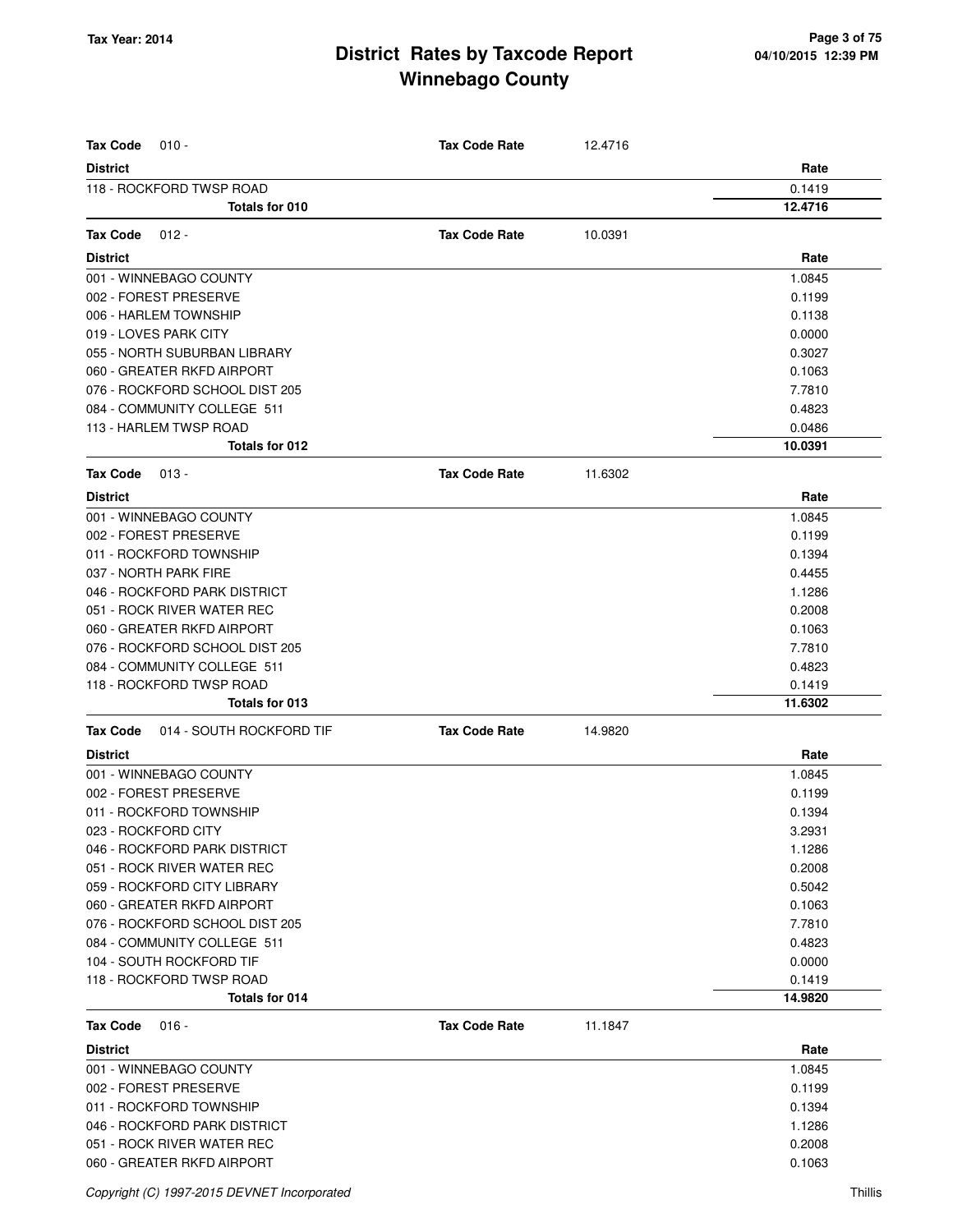# District Rates by Taxcode Report
## Winnebago County

Tax Year: 2014

| **Tax Code** 010 - | **Tax Code Rate** 12.4716 |
|---|---|
| **District** | **Rate** |
| 118 - ROCKFORD TWSP ROAD | 0.1419 |
| **Totals for 010** | **12.4716** |

| **Tax Code** 012 - | **Tax Code Rate** 10.0391 |
|---|---|
| **District** | **Rate** |
| 001 - WINNEBAGO COUNTY | 1.0845 |
| 002 - FOREST PRESERVE | 0.1199 |
| 006 - HARLEM TOWNSHIP | 0.1138 |
| 019 - LOVES PARK CITY | 0.0000 |
| 055 - NORTH SUBURBAN LIBRARY | 0.3027 |
| 060 - GREATER RKFD AIRPORT | 0.1063 |
| 076 - ROCKFORD SCHOOL DIST 205 | 7.7810 |
| 084 - COMMUNITY COLLEGE 511 | 0.4823 |
| 113 - HARLEM TWSP ROAD | 0.0486 |
| **Totals for 012** | **10.0391** |

| **Tax Code** 013 - | **Tax Code Rate** 11.6302 |
|---|---|
| **District** | **Rate** |
| 001 - WINNEBAGO COUNTY | 1.0845 |
| 002 - FOREST PRESERVE | 0.1199 |
| 011 - ROCKFORD TOWNSHIP | 0.1394 |
| 037 - NORTH PARK FIRE | 0.4455 |
| 046 - ROCKFORD PARK DISTRICT | 1.1286 |
| 051 - ROCK RIVER WATER REC | 0.2008 |
| 060 - GREATER RKFD AIRPORT | 0.1063 |
| 076 - ROCKFORD SCHOOL DIST 205 | 7.7810 |
| 084 - COMMUNITY COLLEGE 511 | 0.4823 |
| 118 - ROCKFORD TWSP ROAD | 0.1419 |
| **Totals for 013** | **11.6302** |

| **Tax Code** 014 - SOUTH ROCKFORD TIF | **Tax Code Rate** 14.9820 |
|---|---|
| **District** | **Rate** |
| 001 - WINNEBAGO COUNTY | 1.0845 |
| 002 - FOREST PRESERVE | 0.1199 |
| 011 - ROCKFORD TOWNSHIP | 0.1394 |
| 023 - ROCKFORD CITY | 3.2931 |
| 046 - ROCKFORD PARK DISTRICT | 1.1286 |
| 051 - ROCK RIVER WATER REC | 0.2008 |
| 059 - ROCKFORD CITY LIBRARY | 0.5042 |
| 060 - GREATER RKFD AIRPORT | 0.1063 |
| 076 - ROCKFORD SCHOOL DIST 205 | 7.7810 |
| 084 - COMMUNITY COLLEGE 511 | 0.4823 |
| 104 - SOUTH ROCKFORD TIF | 0.0000 |
| 118 - ROCKFORD TWSP ROAD | 0.1419 |
| **Totals for 014** | **14.9820** |

| **Tax Code** 016 - | **Tax Code Rate** 11.1847 |
|---|---|
| **District** | **Rate** |
| 001 - WINNEBAGO COUNTY | 1.0845 |
| 002 - FOREST PRESERVE | 0.1199 |
| 011 - ROCKFORD TOWNSHIP | 0.1394 |
| 046 - ROCKFORD PARK DISTRICT | 1.1286 |
| 051 - ROCK RIVER WATER REC | 0.2008 |
| 060 - GREATER RKFD AIRPORT | 0.1063 |

*Copyright (C) 1997-2015 DEVNET Incorporated*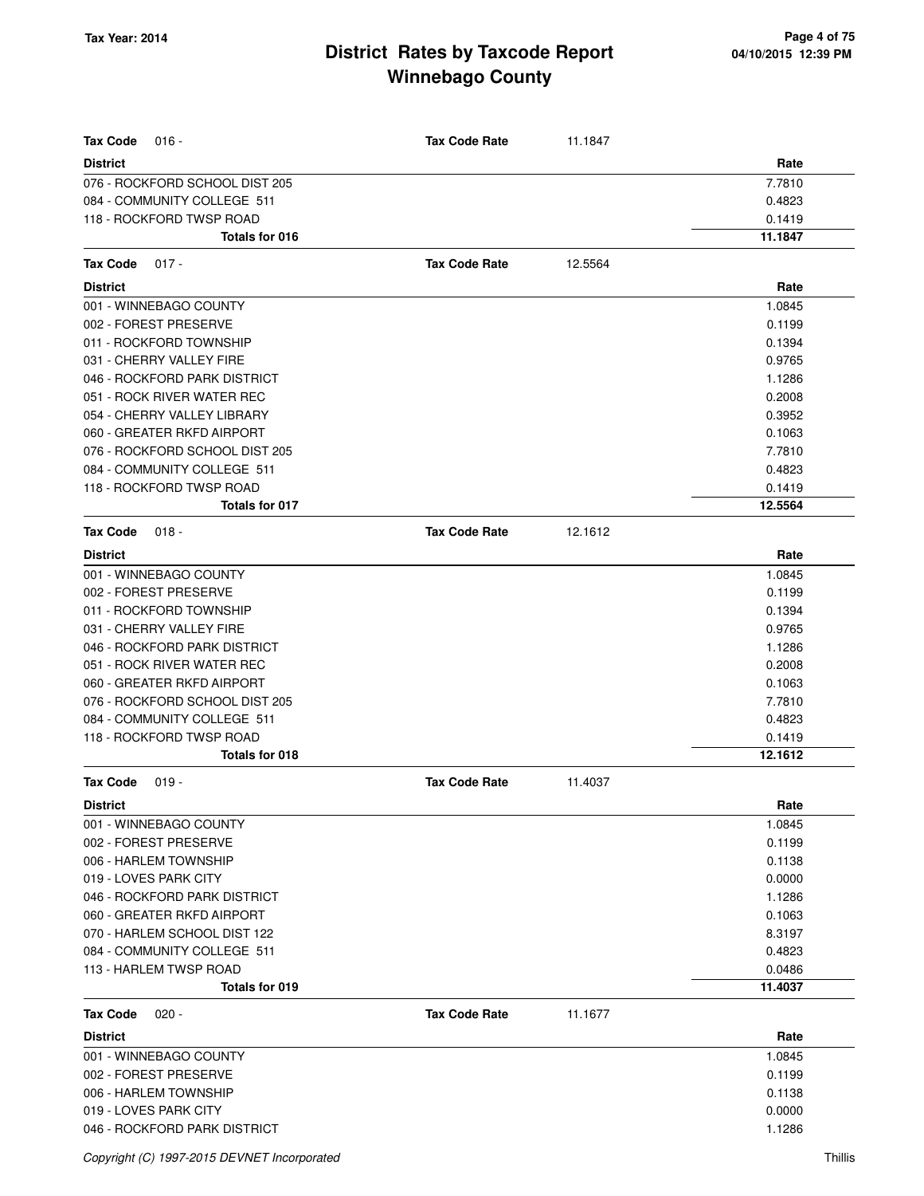# District Rates by Taxcode Report
# Winnebago County

Tax Year: 2014

**Tax Code** 016 - **Tax Code Rate** 11.1847

| District | Rate |
|---|---|
| 076 - ROCKFORD SCHOOL DIST 205 | 7.7810 |
| 084 - COMMUNITY COLLEGE 511 | 0.4823 |
| 118 - ROCKFORD TWSP ROAD | 0.1419 |
| **Totals for 016** | **11.1847** |

**Tax Code** 017 - **Tax Code Rate** 12.5564

| District | Rate |
|---|---|
| 001 - WINNEBAGO COUNTY | 1.0845 |
| 002 - FOREST PRESERVE | 0.1199 |
| 011 - ROCKFORD TOWNSHIP | 0.1394 |
| 031 - CHERRY VALLEY FIRE | 0.9765 |
| 046 - ROCKFORD PARK DISTRICT | 1.1286 |
| 051 - ROCK RIVER WATER REC | 0.2008 |
| 054 - CHERRY VALLEY LIBRARY | 0.3952 |
| 060 - GREATER RKFD AIRPORT | 0.1063 |
| 076 - ROCKFORD SCHOOL DIST 205 | 7.7810 |
| 084 - COMMUNITY COLLEGE 511 | 0.4823 |
| 118 - ROCKFORD TWSP ROAD | 0.1419 |
| **Totals for 017** | **12.5564** |

**Tax Code** 018 - **Tax Code Rate** 12.1612

| District | Rate |
|---|---|
| 001 - WINNEBAGO COUNTY | 1.0845 |
| 002 - FOREST PRESERVE | 0.1199 |
| 011 - ROCKFORD TOWNSHIP | 0.1394 |
| 031 - CHERRY VALLEY FIRE | 0.9765 |
| 046 - ROCKFORD PARK DISTRICT | 1.1286 |
| 051 - ROCK RIVER WATER REC | 0.2008 |
| 060 - GREATER RKFD AIRPORT | 0.1063 |
| 076 - ROCKFORD SCHOOL DIST 205 | 7.7810 |
| 084 - COMMUNITY COLLEGE 511 | 0.4823 |
| 118 - ROCKFORD TWSP ROAD | 0.1419 |
| **Totals for 018** | **12.1612** |

**Tax Code** 019 - **Tax Code Rate** 11.4037

| District | Rate |
|---|---|
| 001 - WINNEBAGO COUNTY | 1.0845 |
| 002 - FOREST PRESERVE | 0.1199 |
| 006 - HARLEM TOWNSHIP | 0.1138 |
| 019 - LOVES PARK CITY | 0.0000 |
| 046 - ROCKFORD PARK DISTRICT | 1.1286 |
| 060 - GREATER RKFD AIRPORT | 0.1063 |
| 070 - HARLEM SCHOOL DIST 122 | 8.3197 |
| 084 - COMMUNITY COLLEGE 511 | 0.4823 |
| 113 - HARLEM TWSP ROAD | 0.0486 |
| **Totals for 019** | **11.4037** |

**Tax Code** 020 - **Tax Code Rate** 11.1677

| District | Rate |
|---|---|
| 001 - WINNEBAGO COUNTY | 1.0845 |
| 002 - FOREST PRESERVE | 0.1199 |
| 006 - HARLEM TOWNSHIP | 0.1138 |
| 019 - LOVES PARK CITY | 0.0000 |
| 046 - ROCKFORD PARK DISTRICT | 1.1286 |

Copyright (C) 1997-2015 DEVNET Incorporated — Thillis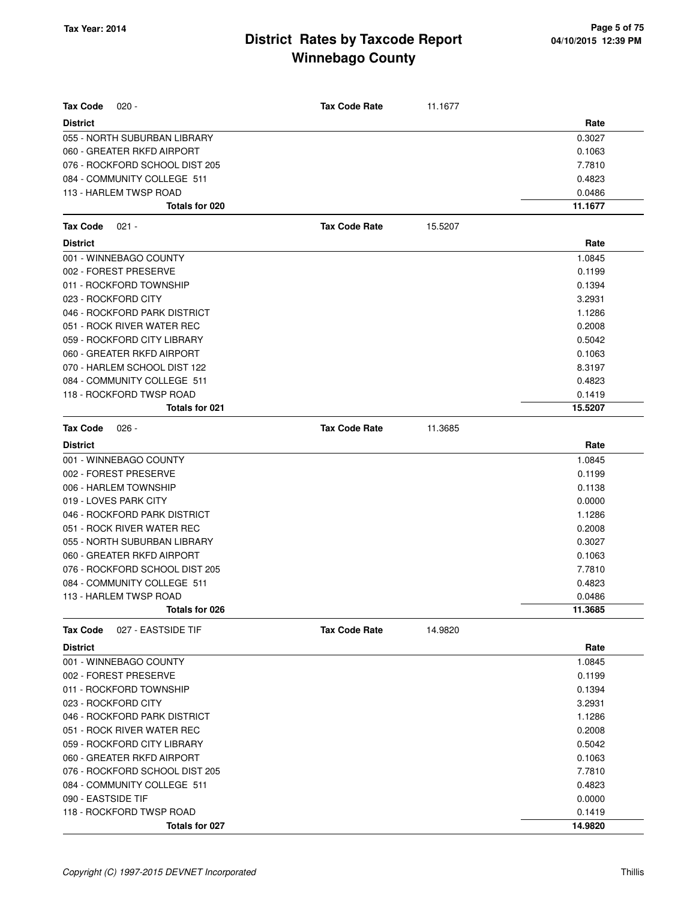# District Rates by Taxcode Report
## Winnebago County

Tax Year: 2014

| Tax Code 020 - | Tax Code Rate | 11.1677 |
|---|---|---|
| **District** | | **Rate** |
| 055 - NORTH SUBURBAN LIBRARY | | 0.3027 |
| 060 - GREATER RKFD AIRPORT | | 0.1063 |
| 076 - ROCKFORD SCHOOL DIST 205 | | 7.7810 |
| 084 - COMMUNITY COLLEGE 511 | | 0.4823 |
| 113 - HARLEM TWSP ROAD | | 0.0486 |
| **Totals for 020** | | **11.1677** |

| Tax Code 021 - | Tax Code Rate | 15.5207 |
|---|---|---|
| **District** | | **Rate** |
| 001 - WINNEBAGO COUNTY | | 1.0845 |
| 002 - FOREST PRESERVE | | 0.1199 |
| 011 - ROCKFORD TOWNSHIP | | 0.1394 |
| 023 - ROCKFORD CITY | | 3.2931 |
| 046 - ROCKFORD PARK DISTRICT | | 1.1286 |
| 051 - ROCK RIVER WATER REC | | 0.2008 |
| 059 - ROCKFORD CITY LIBRARY | | 0.5042 |
| 060 - GREATER RKFD AIRPORT | | 0.1063 |
| 070 - HARLEM SCHOOL DIST 122 | | 8.3197 |
| 084 - COMMUNITY COLLEGE 511 | | 0.4823 |
| 118 - ROCKFORD TWSP ROAD | | 0.1419 |
| **Totals for 021** | | **15.5207** |

| Tax Code 026 - | Tax Code Rate | 11.3685 |
|---|---|---|
| **District** | | **Rate** |
| 001 - WINNEBAGO COUNTY | | 1.0845 |
| 002 - FOREST PRESERVE | | 0.1199 |
| 006 - HARLEM TOWNSHIP | | 0.1138 |
| 019 - LOVES PARK CITY | | 0.0000 |
| 046 - ROCKFORD PARK DISTRICT | | 1.1286 |
| 051 - ROCK RIVER WATER REC | | 0.2008 |
| 055 - NORTH SUBURBAN LIBRARY | | 0.3027 |
| 060 - GREATER RKFD AIRPORT | | 0.1063 |
| 076 - ROCKFORD SCHOOL DIST 205 | | 7.7810 |
| 084 - COMMUNITY COLLEGE 511 | | 0.4823 |
| 113 - HARLEM TWSP ROAD | | 0.0486 |
| **Totals for 026** | | **11.3685** |

| Tax Code 027 - EASTSIDE TIF | Tax Code Rate | 14.9820 |
|---|---|---|
| **District** | | **Rate** |
| 001 - WINNEBAGO COUNTY | | 1.0845 |
| 002 - FOREST PRESERVE | | 0.1199 |
| 011 - ROCKFORD TOWNSHIP | | 0.1394 |
| 023 - ROCKFORD CITY | | 3.2931 |
| 046 - ROCKFORD PARK DISTRICT | | 1.1286 |
| 051 - ROCK RIVER WATER REC | | 0.2008 |
| 059 - ROCKFORD CITY LIBRARY | | 0.5042 |
| 060 - GREATER RKFD AIRPORT | | 0.1063 |
| 076 - ROCKFORD SCHOOL DIST 205 | | 7.7810 |
| 084 - COMMUNITY COLLEGE 511 | | 0.4823 |
| 090 - EASTSIDE TIF | | 0.0000 |
| 118 - ROCKFORD TWSP ROAD | | 0.1419 |
| **Totals for 027** | | **14.9820** |

*Copyright (C) 1997-2015 DEVNET Incorporated* Thillis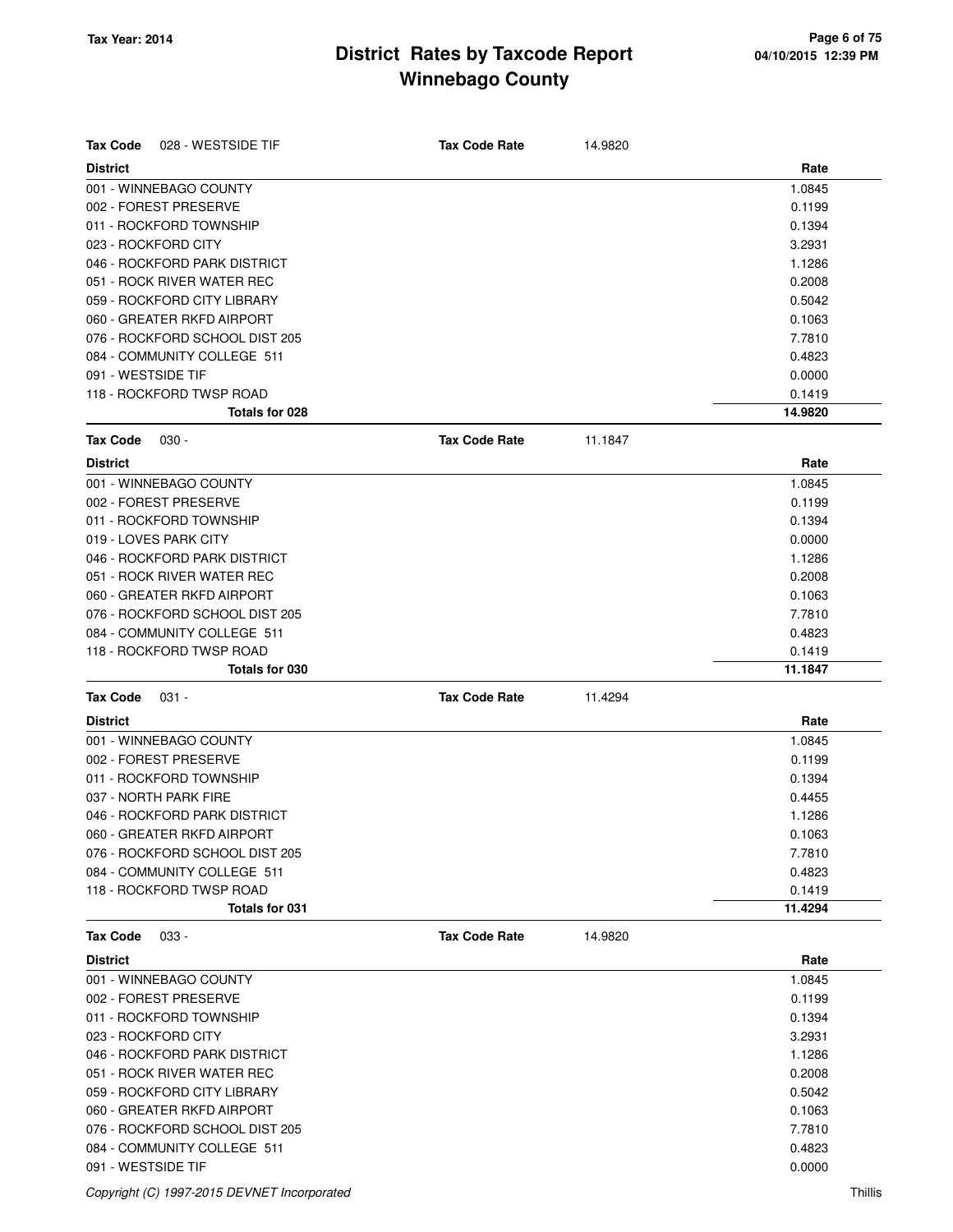# District Rates by Taxcode Report
## Winnebago County

Tax Year: 2014

| Tax Code | 028 - WESTSIDE TIF | Tax Code Rate | 14.9820 |
|---|---|---|---|
| **District** | | | **Rate** |
| 001 - WINNEBAGO COUNTY | | | 1.0845 |
| 002 - FOREST PRESERVE | | | 0.1199 |
| 011 - ROCKFORD TOWNSHIP | | | 0.1394 |
| 023 - ROCKFORD CITY | | | 3.2931 |
| 046 - ROCKFORD PARK DISTRICT | | | 1.1286 |
| 051 - ROCK RIVER WATER REC | | | 0.2008 |
| 059 - ROCKFORD CITY LIBRARY | | | 0.5042 |
| 060 - GREATER RKFD AIRPORT | | | 0.1063 |
| 076 - ROCKFORD SCHOOL DIST 205 | | | 7.7810 |
| 084 - COMMUNITY COLLEGE 511 | | | 0.4823 |
| 091 - WESTSIDE TIF | | | 0.0000 |
| 118 - ROCKFORD TWSP ROAD | | | 0.1419 |
| **Totals for 028** | | | **14.9820** |

| Tax Code | 030 - | Tax Code Rate | 11.1847 |
|---|---|---|---|
| **District** | | | **Rate** |
| 001 - WINNEBAGO COUNTY | | | 1.0845 |
| 002 - FOREST PRESERVE | | | 0.1199 |
| 011 - ROCKFORD TOWNSHIP | | | 0.1394 |
| 019 - LOVES PARK CITY | | | 0.0000 |
| 046 - ROCKFORD PARK DISTRICT | | | 1.1286 |
| 051 - ROCK RIVER WATER REC | | | 0.2008 |
| 060 - GREATER RKFD AIRPORT | | | 0.1063 |
| 076 - ROCKFORD SCHOOL DIST 205 | | | 7.7810 |
| 084 - COMMUNITY COLLEGE 511 | | | 0.4823 |
| 118 - ROCKFORD TWSP ROAD | | | 0.1419 |
| **Totals for 030** | | | **11.1847** |

| Tax Code | 031 - | Tax Code Rate | 11.4294 |
|---|---|---|---|
| **District** | | | **Rate** |
| 001 - WINNEBAGO COUNTY | | | 1.0845 |
| 002 - FOREST PRESERVE | | | 0.1199 |
| 011 - ROCKFORD TOWNSHIP | | | 0.1394 |
| 037 - NORTH PARK FIRE | | | 0.4455 |
| 046 - ROCKFORD PARK DISTRICT | | | 1.1286 |
| 060 - GREATER RKFD AIRPORT | | | 0.1063 |
| 076 - ROCKFORD SCHOOL DIST 205 | | | 7.7810 |
| 084 - COMMUNITY COLLEGE 511 | | | 0.4823 |
| 118 - ROCKFORD TWSP ROAD | | | 0.1419 |
| **Totals for 031** | | | **11.4294** |

| Tax Code | 033 - | Tax Code Rate | 14.9820 |
|---|---|---|---|
| **District** | | | **Rate** |
| 001 - WINNEBAGO COUNTY | | | 1.0845 |
| 002 - FOREST PRESERVE | | | 0.1199 |
| 011 - ROCKFORD TOWNSHIP | | | 0.1394 |
| 023 - ROCKFORD CITY | | | 3.2931 |
| 046 - ROCKFORD PARK DISTRICT | | | 1.1286 |
| 051 - ROCK RIVER WATER REC | | | 0.2008 |
| 059 - ROCKFORD CITY LIBRARY | | | 0.5042 |
| 060 - GREATER RKFD AIRPORT | | | 0.1063 |
| 076 - ROCKFORD SCHOOL DIST 205 | | | 7.7810 |
| 084 - COMMUNITY COLLEGE 511 | | | 0.4823 |
| 091 - WESTSIDE TIF | | | 0.0000 |

Copyright (C) 1997-2015 DEVNET Incorporated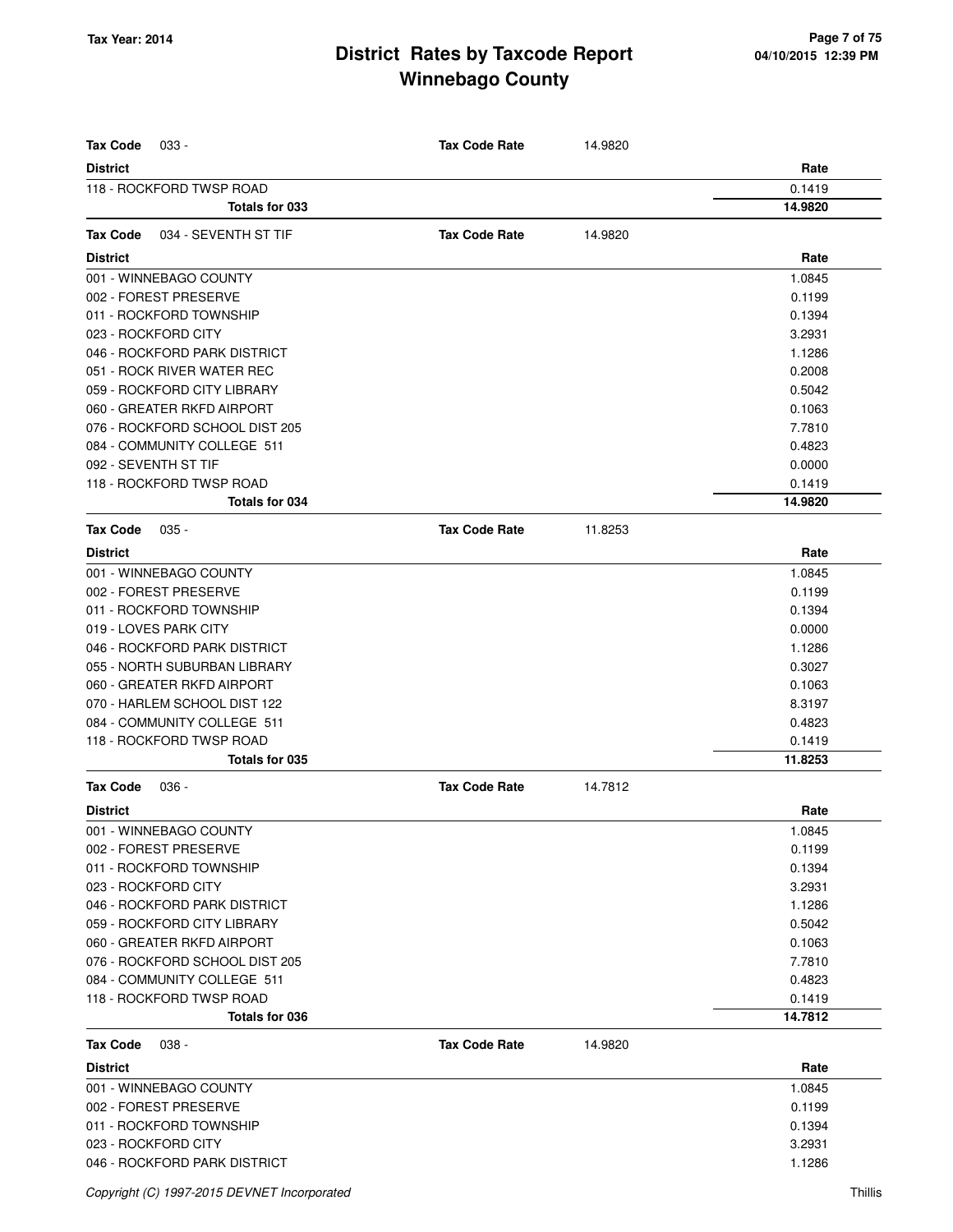# District Rates by Taxcode Report
# Winnebago County

Tax Year: 2014

**Tax Code** 033 - **Tax Code Rate** 14.9820

| District | Rate |
|---|---|
| 118 - ROCKFORD TWSP ROAD | 0.1419 |
| **Totals for 033** | **14.9820** |

**Tax Code** 034 - SEVENTH ST TIF **Tax Code Rate** 14.9820

| District | Rate |
|---|---|
| 001 - WINNEBAGO COUNTY | 1.0845 |
| 002 - FOREST PRESERVE | 0.1199 |
| 011 - ROCKFORD TOWNSHIP | 0.1394 |
| 023 - ROCKFORD CITY | 3.2931 |
| 046 - ROCKFORD PARK DISTRICT | 1.1286 |
| 051 - ROCK RIVER WATER REC | 0.2008 |
| 059 - ROCKFORD CITY LIBRARY | 0.5042 |
| 060 - GREATER RKFD AIRPORT | 0.1063 |
| 076 - ROCKFORD SCHOOL DIST 205 | 7.7810 |
| 084 - COMMUNITY COLLEGE 511 | 0.4823 |
| 092 - SEVENTH ST TIF | 0.0000 |
| 118 - ROCKFORD TWSP ROAD | 0.1419 |
| **Totals for 034** | **14.9820** |

**Tax Code** 035 - **Tax Code Rate** 11.8253

| District | Rate |
|---|---|
| 001 - WINNEBAGO COUNTY | 1.0845 |
| 002 - FOREST PRESERVE | 0.1199 |
| 011 - ROCKFORD TOWNSHIP | 0.1394 |
| 019 - LOVES PARK CITY | 0.0000 |
| 046 - ROCKFORD PARK DISTRICT | 1.1286 |
| 055 - NORTH SUBURBAN LIBRARY | 0.3027 |
| 060 - GREATER RKFD AIRPORT | 0.1063 |
| 070 - HARLEM SCHOOL DIST 122 | 8.3197 |
| 084 - COMMUNITY COLLEGE 511 | 0.4823 |
| 118 - ROCKFORD TWSP ROAD | 0.1419 |
| **Totals for 035** | **11.8253** |

**Tax Code** 036 - **Tax Code Rate** 14.7812

| District | Rate |
|---|---|
| 001 - WINNEBAGO COUNTY | 1.0845 |
| 002 - FOREST PRESERVE | 0.1199 |
| 011 - ROCKFORD TOWNSHIP | 0.1394 |
| 023 - ROCKFORD CITY | 3.2931 |
| 046 - ROCKFORD PARK DISTRICT | 1.1286 |
| 059 - ROCKFORD CITY LIBRARY | 0.5042 |
| 060 - GREATER RKFD AIRPORT | 0.1063 |
| 076 - ROCKFORD SCHOOL DIST 205 | 7.7810 |
| 084 - COMMUNITY COLLEGE 511 | 0.4823 |
| 118 - ROCKFORD TWSP ROAD | 0.1419 |
| **Totals for 036** | **14.7812** |

**Tax Code** 038 - **Tax Code Rate** 14.9820

| District | Rate |
|---|---|
| 001 - WINNEBAGO COUNTY | 1.0845 |
| 002 - FOREST PRESERVE | 0.1199 |
| 011 - ROCKFORD TOWNSHIP | 0.1394 |
| 023 - ROCKFORD CITY | 3.2931 |
| 046 - ROCKFORD PARK DISTRICT | 1.1286 |

*Copyright (C) 1997-2015 DEVNET Incorporated* Thillis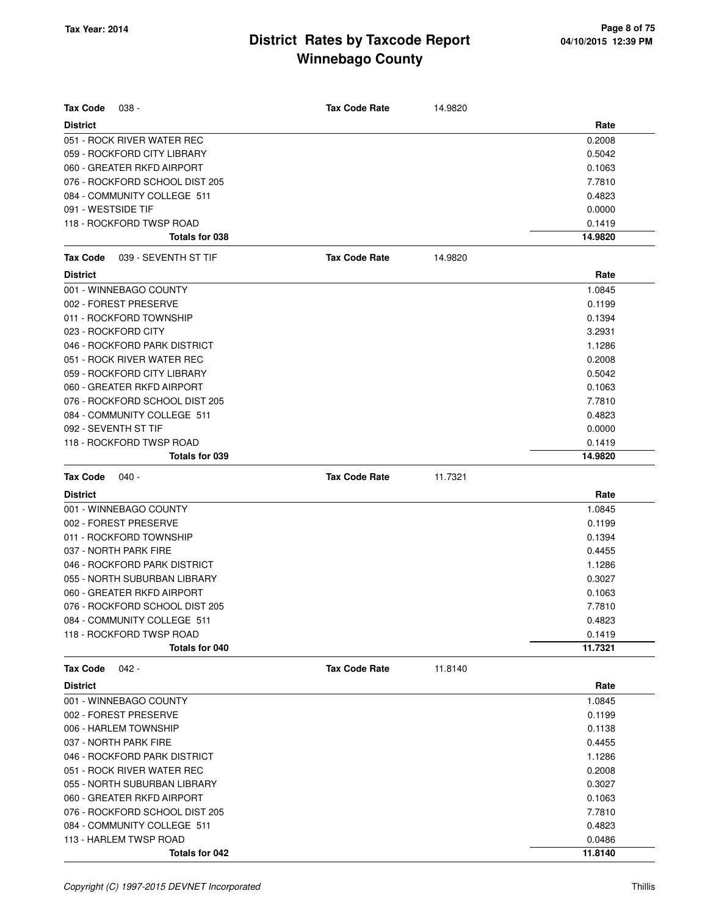| Tax Code 038 - | Tax Code Rate | 14.9820 |
|---|---|---|
| **District** | | **Rate** |
| 051 - ROCK RIVER WATER REC | | 0.2008 |
| 059 - ROCKFORD CITY LIBRARY | | 0.5042 |
| 060 - GREATER RKFD AIRPORT | | 0.1063 |
| 076 - ROCKFORD SCHOOL DIST 205 | | 7.7810 |
| 084 - COMMUNITY COLLEGE 511 | | 0.4823 |
| 091 - WESTSIDE TIF | | 0.0000 |
| 118 - ROCKFORD TWSP ROAD | | 0.1419 |
| **Totals for 038** | | **14.9820** |

| Tax Code 039 - SEVENTH ST TIF | Tax Code Rate | 14.9820 |
|---|---|---|
| **District** | | **Rate** |
| 001 - WINNEBAGO COUNTY | | 1.0845 |
| 002 - FOREST PRESERVE | | 0.1199 |
| 011 - ROCKFORD TOWNSHIP | | 0.1394 |
| 023 - ROCKFORD CITY | | 3.2931 |
| 046 - ROCKFORD PARK DISTRICT | | 1.1286 |
| 051 - ROCK RIVER WATER REC | | 0.2008 |
| 059 - ROCKFORD CITY LIBRARY | | 0.5042 |
| 060 - GREATER RKFD AIRPORT | | 0.1063 |
| 076 - ROCKFORD SCHOOL DIST 205 | | 7.7810 |
| 084 - COMMUNITY COLLEGE 511 | | 0.4823 |
| 092 - SEVENTH ST TIF | | 0.0000 |
| 118 - ROCKFORD TWSP ROAD | | 0.1419 |
| **Totals for 039** | | **14.9820** |

| Tax Code 040 - | Tax Code Rate | 11.7321 |
|---|---|---|
| **District** | | **Rate** |
| 001 - WINNEBAGO COUNTY | | 1.0845 |
| 002 - FOREST PRESERVE | | 0.1199 |
| 011 - ROCKFORD TOWNSHIP | | 0.1394 |
| 037 - NORTH PARK FIRE | | 0.4455 |
| 046 - ROCKFORD PARK DISTRICT | | 1.1286 |
| 055 - NORTH SUBURBAN LIBRARY | | 0.3027 |
| 060 - GREATER RKFD AIRPORT | | 0.1063 |
| 076 - ROCKFORD SCHOOL DIST 205 | | 7.7810 |
| 084 - COMMUNITY COLLEGE 511 | | 0.4823 |
| 118 - ROCKFORD TWSP ROAD | | 0.1419 |
| **Totals for 040** | | **11.7321** |

| Tax Code 042 - | Tax Code Rate | 11.8140 |
|---|---|---|
| **District** | | **Rate** |
| 001 - WINNEBAGO COUNTY | | 1.0845 |
| 002 - FOREST PRESERVE | | 0.1199 |
| 006 - HARLEM TOWNSHIP | | 0.1138 |
| 037 - NORTH PARK FIRE | | 0.4455 |
| 046 - ROCKFORD PARK DISTRICT | | 1.1286 |
| 051 - ROCK RIVER WATER REC | | 0.2008 |
| 055 - NORTH SUBURBAN LIBRARY | | 0.3027 |
| 060 - GREATER RKFD AIRPORT | | 0.1063 |
| 076 - ROCKFORD SCHOOL DIST 205 | | 7.7810 |
| 084 - COMMUNITY COLLEGE 511 | | 0.4823 |
| 113 - HARLEM TWSP ROAD | | 0.0486 |
| **Totals for 042** | | **11.8140** |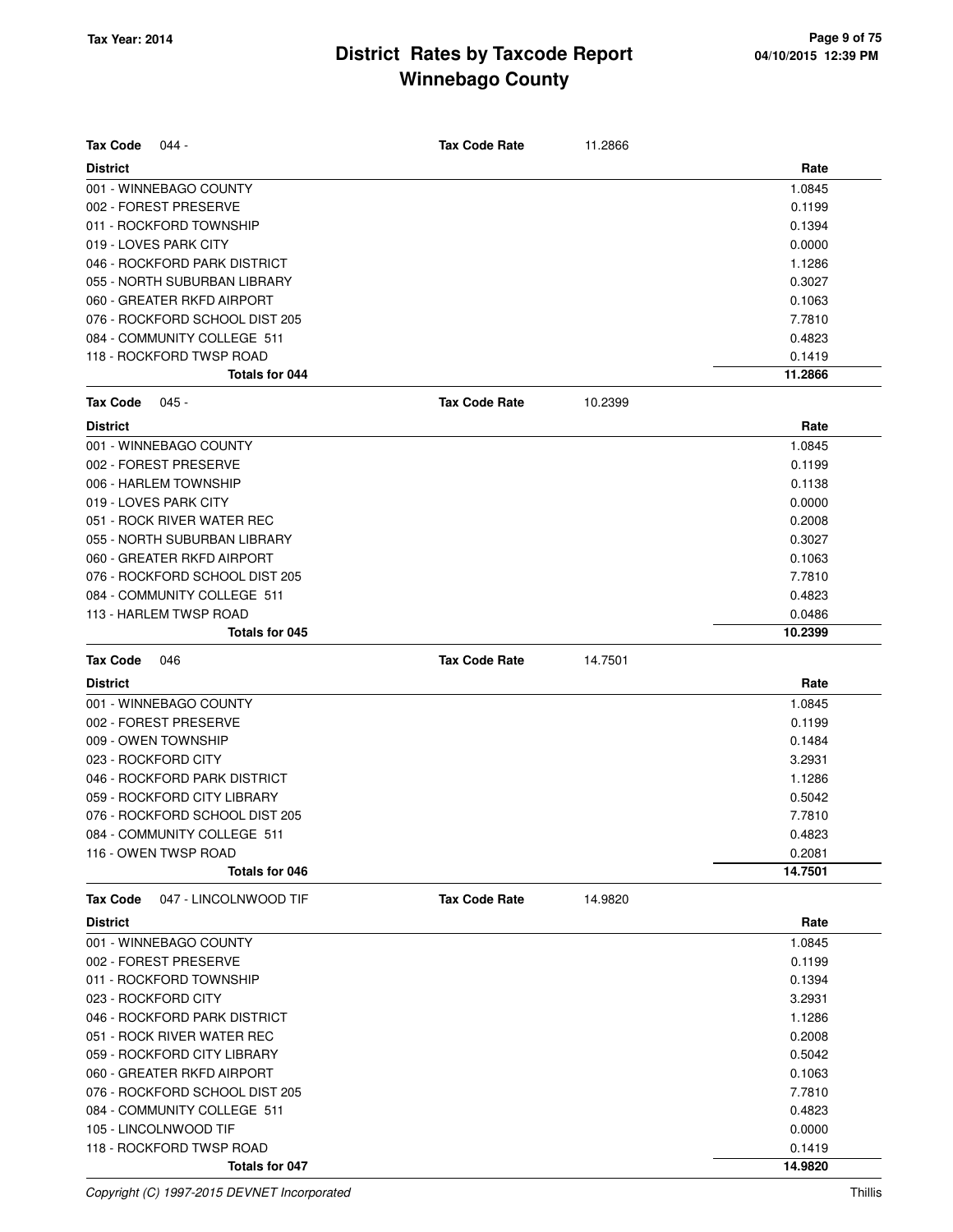# District Rates by Taxcode Report
## Winnebago County

Tax Year: 2014

| **Tax Code** 044 - | **Tax Code Rate** 11.2866 |
|---|---|
| **District** | **Rate** |
| 001 - WINNEBAGO COUNTY | 1.0845 |
| 002 - FOREST PRESERVE | 0.1199 |
| 011 - ROCKFORD TOWNSHIP | 0.1394 |
| 019 - LOVES PARK CITY | 0.0000 |
| 046 - ROCKFORD PARK DISTRICT | 1.1286 |
| 055 - NORTH SUBURBAN LIBRARY | 0.3027 |
| 060 - GREATER RKFD AIRPORT | 0.1063 |
| 076 - ROCKFORD SCHOOL DIST 205 | 7.7810 |
| 084 - COMMUNITY COLLEGE 511 | 0.4823 |
| 118 - ROCKFORD TWSP ROAD | 0.1419 |
| **Totals for 044** | **11.2866** |

| **Tax Code** 045 - | **Tax Code Rate** 10.2399 |
|---|---|
| **District** | **Rate** |
| 001 - WINNEBAGO COUNTY | 1.0845 |
| 002 - FOREST PRESERVE | 0.1199 |
| 006 - HARLEM TOWNSHIP | 0.1138 |
| 019 - LOVES PARK CITY | 0.0000 |
| 051 - ROCK RIVER WATER REC | 0.2008 |
| 055 - NORTH SUBURBAN LIBRARY | 0.3027 |
| 060 - GREATER RKFD AIRPORT | 0.1063 |
| 076 - ROCKFORD SCHOOL DIST 205 | 7.7810 |
| 084 - COMMUNITY COLLEGE 511 | 0.4823 |
| 113 - HARLEM TWSP ROAD | 0.0486 |
| **Totals for 045** | **10.2399** |

| **Tax Code** 046 | **Tax Code Rate** 14.7501 |
|---|---|
| **District** | **Rate** |
| 001 - WINNEBAGO COUNTY | 1.0845 |
| 002 - FOREST PRESERVE | 0.1199 |
| 009 - OWEN TOWNSHIP | 0.1484 |
| 023 - ROCKFORD CITY | 3.2931 |
| 046 - ROCKFORD PARK DISTRICT | 1.1286 |
| 059 - ROCKFORD CITY LIBRARY | 0.5042 |
| 076 - ROCKFORD SCHOOL DIST 205 | 7.7810 |
| 084 - COMMUNITY COLLEGE 511 | 0.4823 |
| 116 - OWEN TWSP ROAD | 0.2081 |
| **Totals for 046** | **14.7501** |

| **Tax Code** 047 - LINCOLNWOOD TIF | **Tax Code Rate** 14.9820 |
|---|---|
| **District** | **Rate** |
| 001 - WINNEBAGO COUNTY | 1.0845 |
| 002 - FOREST PRESERVE | 0.1199 |
| 011 - ROCKFORD TOWNSHIP | 0.1394 |
| 023 - ROCKFORD CITY | 3.2931 |
| 046 - ROCKFORD PARK DISTRICT | 1.1286 |
| 051 - ROCK RIVER WATER REC | 0.2008 |
| 059 - ROCKFORD CITY LIBRARY | 0.5042 |
| 060 - GREATER RKFD AIRPORT | 0.1063 |
| 076 - ROCKFORD SCHOOL DIST 205 | 7.7810 |
| 084 - COMMUNITY COLLEGE 511 | 0.4823 |
| 105 - LINCOLNWOOD TIF | 0.0000 |
| 118 - ROCKFORD TWSP ROAD | 0.1419 |
| **Totals for 047** | **14.9820** |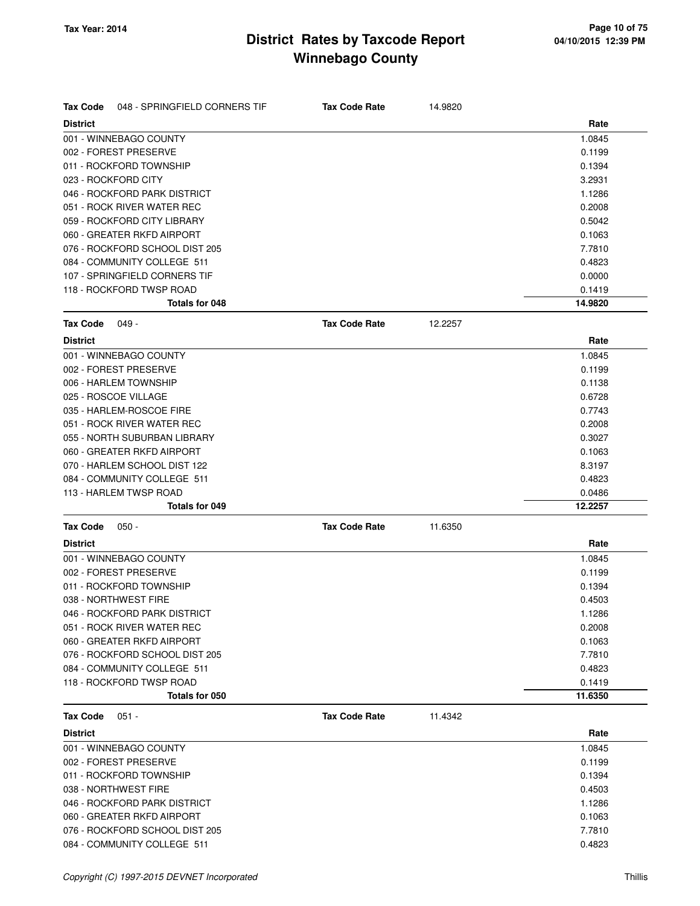# District Rates by Taxcode Report
## Winnebago County

Tax Year: 2014

04/10/2015 12:39 PM

**Tax Code** 048 - SPRINGFIELD CORNERS TIF **Tax Code Rate** 14.9820

| District | Rate |
|---|---|
| 001 - WINNEBAGO COUNTY | 1.0845 |
| 002 - FOREST PRESERVE | 0.1199 |
| 011 - ROCKFORD TOWNSHIP | 0.1394 |
| 023 - ROCKFORD CITY | 3.2931 |
| 046 - ROCKFORD PARK DISTRICT | 1.1286 |
| 051 - ROCK RIVER WATER REC | 0.2008 |
| 059 - ROCKFORD CITY LIBRARY | 0.5042 |
| 060 - GREATER RKFD AIRPORT | 0.1063 |
| 076 - ROCKFORD SCHOOL DIST 205 | 7.7810 |
| 084 - COMMUNITY COLLEGE 511 | 0.4823 |
| 107 - SPRINGFIELD CORNERS TIF | 0.0000 |
| 118 - ROCKFORD TWSP ROAD | 0.1419 |
| **Totals for 048** | **14.9820** |

**Tax Code** 049 - **Tax Code Rate** 12.2257

| District | Rate |
|---|---|
| 001 - WINNEBAGO COUNTY | 1.0845 |
| 002 - FOREST PRESERVE | 0.1199 |
| 006 - HARLEM TOWNSHIP | 0.1138 |
| 025 - ROSCOE VILLAGE | 0.6728 |
| 035 - HARLEM-ROSCOE FIRE | 0.7743 |
| 051 - ROCK RIVER WATER REC | 0.2008 |
| 055 - NORTH SUBURBAN LIBRARY | 0.3027 |
| 060 - GREATER RKFD AIRPORT | 0.1063 |
| 070 - HARLEM SCHOOL DIST 122 | 8.3197 |
| 084 - COMMUNITY COLLEGE 511 | 0.4823 |
| 113 - HARLEM TWSP ROAD | 0.0486 |
| **Totals for 049** | **12.2257** |

**Tax Code** 050 - **Tax Code Rate** 11.6350

| District | Rate |
|---|---|
| 001 - WINNEBAGO COUNTY | 1.0845 |
| 002 - FOREST PRESERVE | 0.1199 |
| 011 - ROCKFORD TOWNSHIP | 0.1394 |
| 038 - NORTHWEST FIRE | 0.4503 |
| 046 - ROCKFORD PARK DISTRICT | 1.1286 |
| 051 - ROCK RIVER WATER REC | 0.2008 |
| 060 - GREATER RKFD AIRPORT | 0.1063 |
| 076 - ROCKFORD SCHOOL DIST 205 | 7.7810 |
| 084 - COMMUNITY COLLEGE 511 | 0.4823 |
| 118 - ROCKFORD TWSP ROAD | 0.1419 |
| **Totals for 050** | **11.6350** |

**Tax Code** 051 - **Tax Code Rate** 11.4342

| District | Rate |
|---|---|
| 001 - WINNEBAGO COUNTY | 1.0845 |
| 002 - FOREST PRESERVE | 0.1199 |
| 011 - ROCKFORD TOWNSHIP | 0.1394 |
| 038 - NORTHWEST FIRE | 0.4503 |
| 046 - ROCKFORD PARK DISTRICT | 1.1286 |
| 060 - GREATER RKFD AIRPORT | 0.1063 |
| 076 - ROCKFORD SCHOOL DIST 205 | 7.7810 |
| 084 - COMMUNITY COLLEGE 511 | 0.4823 |

*Copyright (C) 1997-2015 DEVNET Incorporated*

Thillis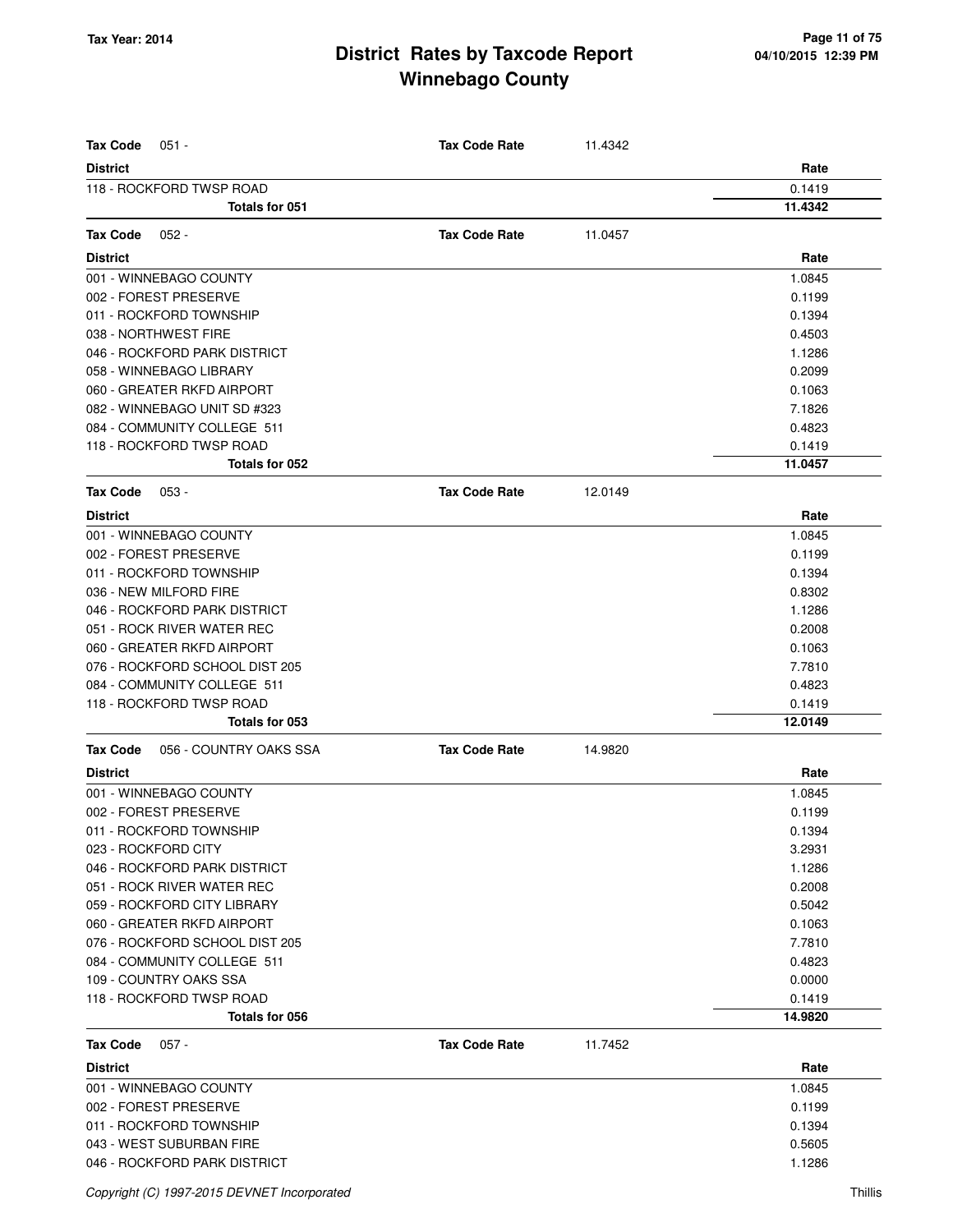# District Rates by Taxcode Report
# Winnebago County

Tax Year: 2014

**Tax Code** 051 - **Tax Code Rate** 11.4342

| District | Rate |
|---|---|
| 118 - ROCKFORD TWSP ROAD | 0.1419 |
| **Totals for 051** | **11.4342** |

**Tax Code** 052 - **Tax Code Rate** 11.0457

| District | Rate |
|---|---|
| 001 - WINNEBAGO COUNTY | 1.0845 |
| 002 - FOREST PRESERVE | 0.1199 |
| 011 - ROCKFORD TOWNSHIP | 0.1394 |
| 038 - NORTHWEST FIRE | 0.4503 |
| 046 - ROCKFORD PARK DISTRICT | 1.1286 |
| 058 - WINNEBAGO LIBRARY | 0.2099 |
| 060 - GREATER RKFD AIRPORT | 0.1063 |
| 082 - WINNEBAGO UNIT SD #323 | 7.1826 |
| 084 - COMMUNITY COLLEGE 511 | 0.4823 |
| 118 - ROCKFORD TWSP ROAD | 0.1419 |
| **Totals for 052** | **11.0457** |

**Tax Code** 053 - **Tax Code Rate** 12.0149

| District | Rate |
|---|---|
| 001 - WINNEBAGO COUNTY | 1.0845 |
| 002 - FOREST PRESERVE | 0.1199 |
| 011 - ROCKFORD TOWNSHIP | 0.1394 |
| 036 - NEW MILFORD FIRE | 0.8302 |
| 046 - ROCKFORD PARK DISTRICT | 1.1286 |
| 051 - ROCK RIVER WATER REC | 0.2008 |
| 060 - GREATER RKFD AIRPORT | 0.1063 |
| 076 - ROCKFORD SCHOOL DIST 205 | 7.7810 |
| 084 - COMMUNITY COLLEGE 511 | 0.4823 |
| 118 - ROCKFORD TWSP ROAD | 0.1419 |
| **Totals for 053** | **12.0149** |

**Tax Code** 056 - COUNTRY OAKS SSA **Tax Code Rate** 14.9820

| District | Rate |
|---|---|
| 001 - WINNEBAGO COUNTY | 1.0845 |
| 002 - FOREST PRESERVE | 0.1199 |
| 011 - ROCKFORD TOWNSHIP | 0.1394 |
| 023 - ROCKFORD CITY | 3.2931 |
| 046 - ROCKFORD PARK DISTRICT | 1.1286 |
| 051 - ROCK RIVER WATER REC | 0.2008 |
| 059 - ROCKFORD CITY LIBRARY | 0.5042 |
| 060 - GREATER RKFD AIRPORT | 0.1063 |
| 076 - ROCKFORD SCHOOL DIST 205 | 7.7810 |
| 084 - COMMUNITY COLLEGE 511 | 0.4823 |
| 109 - COUNTRY OAKS SSA | 0.0000 |
| 118 - ROCKFORD TWSP ROAD | 0.1419 |
| **Totals for 056** | **14.9820** |

**Tax Code** 057 - **Tax Code Rate** 11.7452

| District | Rate |
|---|---|
| 001 - WINNEBAGO COUNTY | 1.0845 |
| 002 - FOREST PRESERVE | 0.1199 |
| 011 - ROCKFORD TOWNSHIP | 0.1394 |
| 043 - WEST SUBURBAN FIRE | 0.5605 |
| 046 - ROCKFORD PARK DISTRICT | 1.1286 |

*Copyright (C) 1997-2015 DEVNET Incorporated*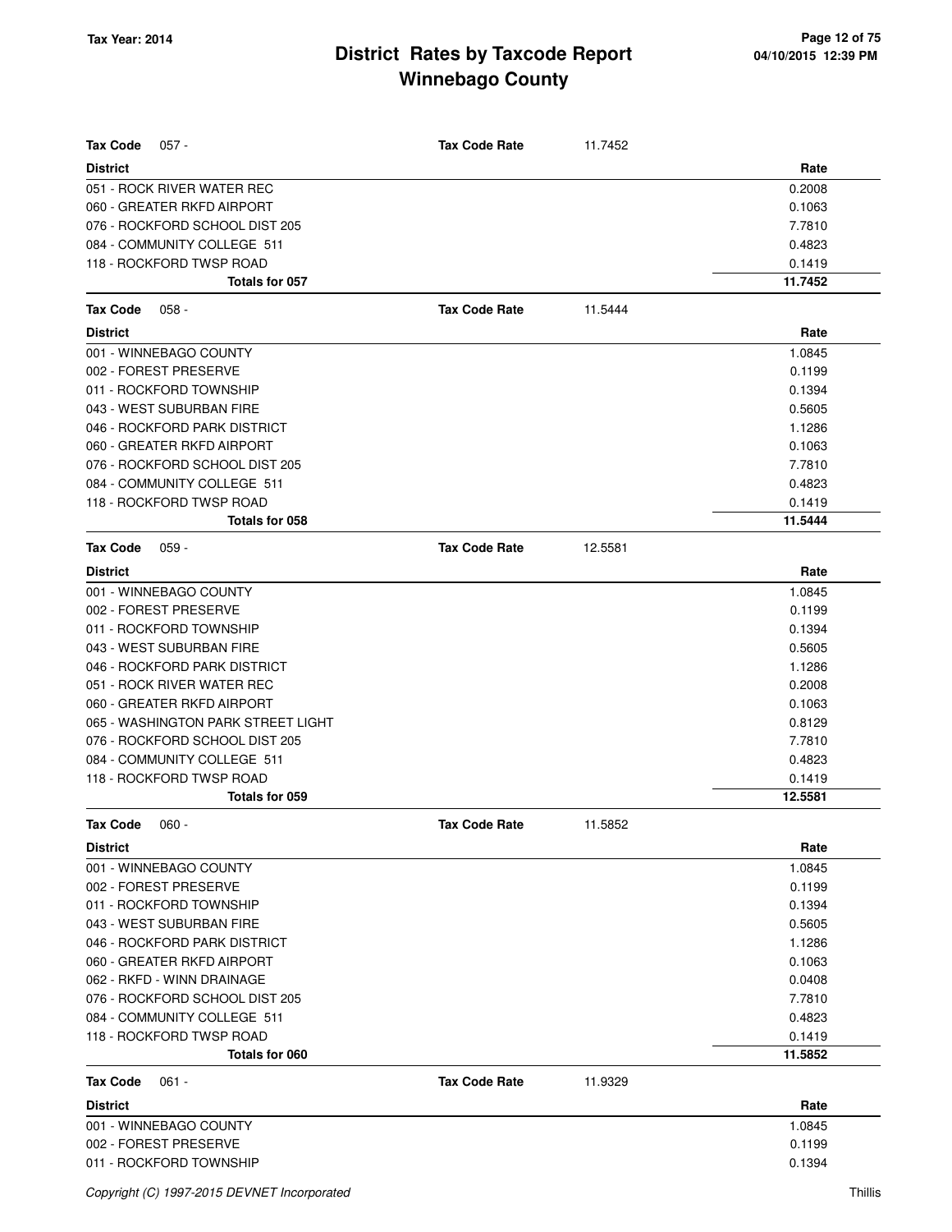| **Tax Code** 057 - | **Tax Code Rate** | 11.7452 |
|---|---|---|
| **District** | | **Rate** |
| 051 - ROCK RIVER WATER REC | | 0.2008 |
| 060 - GREATER RKFD AIRPORT | | 0.1063 |
| 076 - ROCKFORD SCHOOL DIST 205 | | 7.7810 |
| 084 - COMMUNITY COLLEGE 511 | | 0.4823 |
| 118 - ROCKFORD TWSP ROAD | | 0.1419 |
| **Totals for 057** | | **11.7452** |

| **Tax Code** 058 - | **Tax Code Rate** | 11.5444 |
|---|---|---|
| **District** | | **Rate** |
| 001 - WINNEBAGO COUNTY | | 1.0845 |
| 002 - FOREST PRESERVE | | 0.1199 |
| 011 - ROCKFORD TOWNSHIP | | 0.1394 |
| 043 - WEST SUBURBAN FIRE | | 0.5605 |
| 046 - ROCKFORD PARK DISTRICT | | 1.1286 |
| 060 - GREATER RKFD AIRPORT | | 0.1063 |
| 076 - ROCKFORD SCHOOL DIST 205 | | 7.7810 |
| 084 - COMMUNITY COLLEGE 511 | | 0.4823 |
| 118 - ROCKFORD TWSP ROAD | | 0.1419 |
| **Totals for 058** | | **11.5444** |

| **Tax Code** 059 - | **Tax Code Rate** | 12.5581 |
|---|---|---|
| **District** | | **Rate** |
| 001 - WINNEBAGO COUNTY | | 1.0845 |
| 002 - FOREST PRESERVE | | 0.1199 |
| 011 - ROCKFORD TOWNSHIP | | 0.1394 |
| 043 - WEST SUBURBAN FIRE | | 0.5605 |
| 046 - ROCKFORD PARK DISTRICT | | 1.1286 |
| 051 - ROCK RIVER WATER REC | | 0.2008 |
| 060 - GREATER RKFD AIRPORT | | 0.1063 |
| 065 - WASHINGTON PARK STREET LIGHT | | 0.8129 |
| 076 - ROCKFORD SCHOOL DIST 205 | | 7.7810 |
| 084 - COMMUNITY COLLEGE 511 | | 0.4823 |
| 118 - ROCKFORD TWSP ROAD | | 0.1419 |
| **Totals for 059** | | **12.5581** |

| **Tax Code** 060 - | **Tax Code Rate** | 11.5852 |
|---|---|---|
| **District** | | **Rate** |
| 001 - WINNEBAGO COUNTY | | 1.0845 |
| 002 - FOREST PRESERVE | | 0.1199 |
| 011 - ROCKFORD TOWNSHIP | | 0.1394 |
| 043 - WEST SUBURBAN FIRE | | 0.5605 |
| 046 - ROCKFORD PARK DISTRICT | | 1.1286 |
| 060 - GREATER RKFD AIRPORT | | 0.1063 |
| 062 - RKFD - WINN DRAINAGE | | 0.0408 |
| 076 - ROCKFORD SCHOOL DIST 205 | | 7.7810 |
| 084 - COMMUNITY COLLEGE 511 | | 0.4823 |
| 118 - ROCKFORD TWSP ROAD | | 0.1419 |
| **Totals for 060** | | **11.5852** |

| **Tax Code** 061 - | **Tax Code Rate** | 11.9329 |
|---|---|---|
| **District** | | **Rate** |
| 001 - WINNEBAGO COUNTY | | 1.0845 |
| 002 - FOREST PRESERVE | | 0.1199 |
| 011 - ROCKFORD TOWNSHIP | | 0.1394 |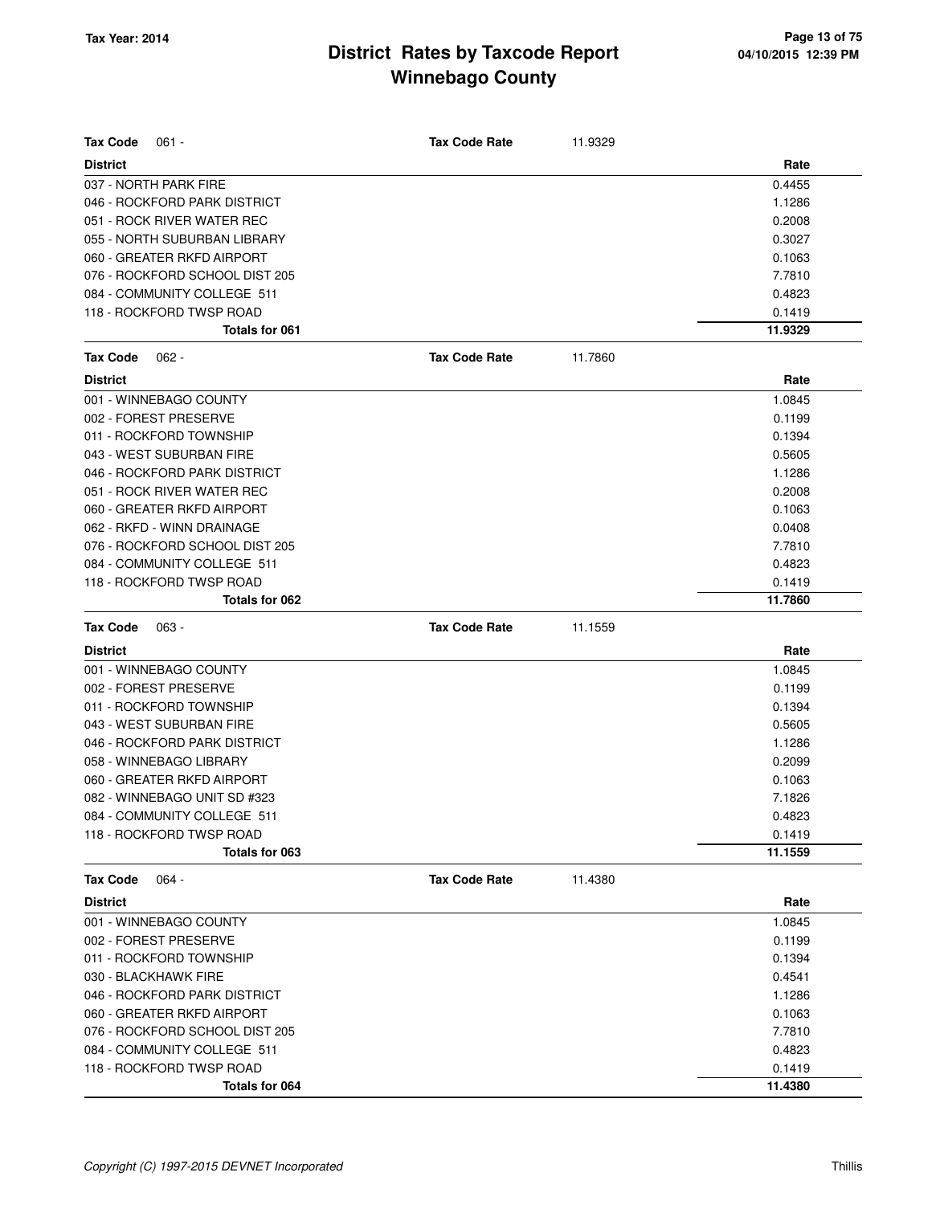# District Rates by Taxcode Report
# Winnebago County

Tax Year: 2014

**Tax Code** 061 - **Tax Code Rate** 11.9329

| District | Rate |
|---|---|
| 037 - NORTH PARK FIRE | 0.4455 |
| 046 - ROCKFORD PARK DISTRICT | 1.1286 |
| 051 - ROCK RIVER WATER REC | 0.2008 |
| 055 - NORTH SUBURBAN LIBRARY | 0.3027 |
| 060 - GREATER RKFD AIRPORT | 0.1063 |
| 076 - ROCKFORD SCHOOL DIST 205 | 7.7810 |
| 084 - COMMUNITY COLLEGE 511 | 0.4823 |
| 118 - ROCKFORD TWSP ROAD | 0.1419 |
| **Totals for 061** | **11.9329** |

**Tax Code** 062 - **Tax Code Rate** 11.7860

| District | Rate |
|---|---|
| 001 - WINNEBAGO COUNTY | 1.0845 |
| 002 - FOREST PRESERVE | 0.1199 |
| 011 - ROCKFORD TOWNSHIP | 0.1394 |
| 043 - WEST SUBURBAN FIRE | 0.5605 |
| 046 - ROCKFORD PARK DISTRICT | 1.1286 |
| 051 - ROCK RIVER WATER REC | 0.2008 |
| 060 - GREATER RKFD AIRPORT | 0.1063 |
| 062 - RKFD - WINN DRAINAGE | 0.0408 |
| 076 - ROCKFORD SCHOOL DIST 205 | 7.7810 |
| 084 - COMMUNITY COLLEGE 511 | 0.4823 |
| 118 - ROCKFORD TWSP ROAD | 0.1419 |
| **Totals for 062** | **11.7860** |

**Tax Code** 063 - **Tax Code Rate** 11.1559

| District | Rate |
|---|---|
| 001 - WINNEBAGO COUNTY | 1.0845 |
| 002 - FOREST PRESERVE | 0.1199 |
| 011 - ROCKFORD TOWNSHIP | 0.1394 |
| 043 - WEST SUBURBAN FIRE | 0.5605 |
| 046 - ROCKFORD PARK DISTRICT | 1.1286 |
| 058 - WINNEBAGO LIBRARY | 0.2099 |
| 060 - GREATER RKFD AIRPORT | 0.1063 |
| 082 - WINNEBAGO UNIT SD #323 | 7.1826 |
| 084 - COMMUNITY COLLEGE 511 | 0.4823 |
| 118 - ROCKFORD TWSP ROAD | 0.1419 |
| **Totals for 063** | **11.1559** |

**Tax Code** 064 - **Tax Code Rate** 11.4380

| District | Rate |
|---|---|
| 001 - WINNEBAGO COUNTY | 1.0845 |
| 002 - FOREST PRESERVE | 0.1199 |
| 011 - ROCKFORD TOWNSHIP | 0.1394 |
| 030 - BLACKHAWK FIRE | 0.4541 |
| 046 - ROCKFORD PARK DISTRICT | 1.1286 |
| 060 - GREATER RKFD AIRPORT | 0.1063 |
| 076 - ROCKFORD SCHOOL DIST 205 | 7.7810 |
| 084 - COMMUNITY COLLEGE 511 | 0.4823 |
| 118 - ROCKFORD TWSP ROAD | 0.1419 |
| **Totals for 064** | **11.4380** |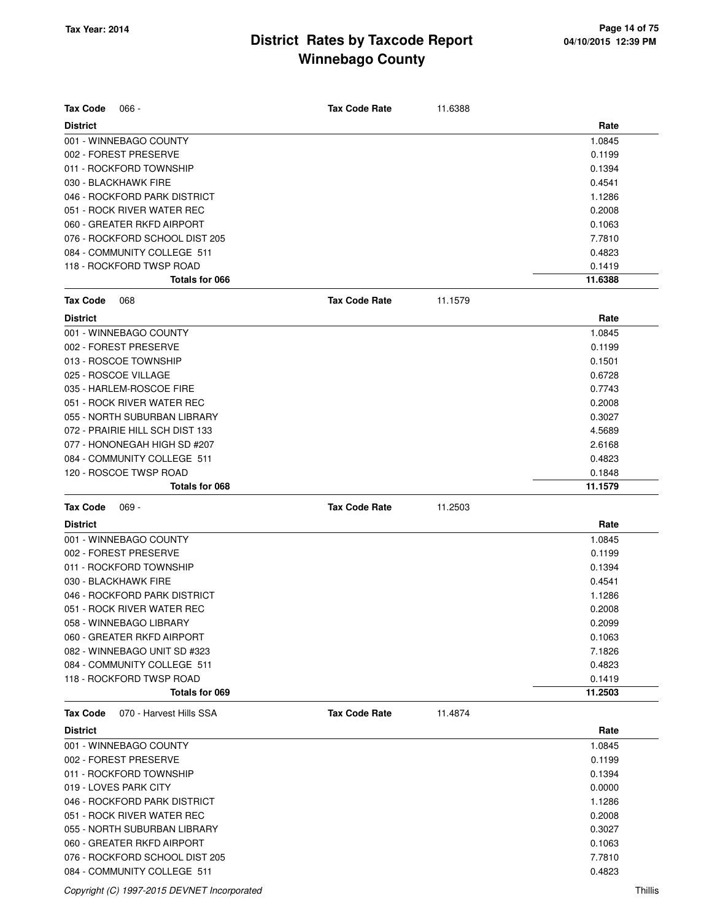# District Rates by Taxcode Report
## Winnebago County

Tax Year: 2014

| Tax Code 066 - | Tax Code Rate | 11.6388 |
|---|---|---|
| **District** | | **Rate** |
| 001 - WINNEBAGO COUNTY | | 1.0845 |
| 002 - FOREST PRESERVE | | 0.1199 |
| 011 - ROCKFORD TOWNSHIP | | 0.1394 |
| 030 - BLACKHAWK FIRE | | 0.4541 |
| 046 - ROCKFORD PARK DISTRICT | | 1.1286 |
| 051 - ROCK RIVER WATER REC | | 0.2008 |
| 060 - GREATER RKFD AIRPORT | | 0.1063 |
| 076 - ROCKFORD SCHOOL DIST 205 | | 7.7810 |
| 084 - COMMUNITY COLLEGE 511 | | 0.4823 |
| 118 - ROCKFORD TWSP ROAD | | 0.1419 |
| **Totals for 066** | | **11.6388** |

| Tax Code 068 | Tax Code Rate | 11.1579 |
|---|---|---|
| **District** | | **Rate** |
| 001 - WINNEBAGO COUNTY | | 1.0845 |
| 002 - FOREST PRESERVE | | 0.1199 |
| 013 - ROSCOE TOWNSHIP | | 0.1501 |
| 025 - ROSCOE VILLAGE | | 0.6728 |
| 035 - HARLEM-ROSCOE FIRE | | 0.7743 |
| 051 - ROCK RIVER WATER REC | | 0.2008 |
| 055 - NORTH SUBURBAN LIBRARY | | 0.3027 |
| 072 - PRAIRIE HILL SCH DIST 133 | | 4.5689 |
| 077 - HONONEGAH HIGH SD #207 | | 2.6168 |
| 084 - COMMUNITY COLLEGE 511 | | 0.4823 |
| 120 - ROSCOE TWSP ROAD | | 0.1848 |
| **Totals for 068** | | **11.1579** |

| Tax Code 069 - | Tax Code Rate | 11.2503 |
|---|---|---|
| **District** | | **Rate** |
| 001 - WINNEBAGO COUNTY | | 1.0845 |
| 002 - FOREST PRESERVE | | 0.1199 |
| 011 - ROCKFORD TOWNSHIP | | 0.1394 |
| 030 - BLACKHAWK FIRE | | 0.4541 |
| 046 - ROCKFORD PARK DISTRICT | | 1.1286 |
| 051 - ROCK RIVER WATER REC | | 0.2008 |
| 058 - WINNEBAGO LIBRARY | | 0.2099 |
| 060 - GREATER RKFD AIRPORT | | 0.1063 |
| 082 - WINNEBAGO UNIT SD #323 | | 7.1826 |
| 084 - COMMUNITY COLLEGE 511 | | 0.4823 |
| 118 - ROCKFORD TWSP ROAD | | 0.1419 |
| **Totals for 069** | | **11.2503** |

| Tax Code 070 - Harvest Hills SSA | Tax Code Rate | 11.4874 |
|---|---|---|
| **District** | | **Rate** |
| 001 - WINNEBAGO COUNTY | | 1.0845 |
| 002 - FOREST PRESERVE | | 0.1199 |
| 011 - ROCKFORD TOWNSHIP | | 0.1394 |
| 019 - LOVES PARK CITY | | 0.0000 |
| 046 - ROCKFORD PARK DISTRICT | | 1.1286 |
| 051 - ROCK RIVER WATER REC | | 0.2008 |
| 055 - NORTH SUBURBAN LIBRARY | | 0.3027 |
| 060 - GREATER RKFD AIRPORT | | 0.1063 |
| 076 - ROCKFORD SCHOOL DIST 205 | | 7.7810 |
| 084 - COMMUNITY COLLEGE 511 | | 0.4823 |

Copyright (C) 1997-2015 DEVNET Incorporated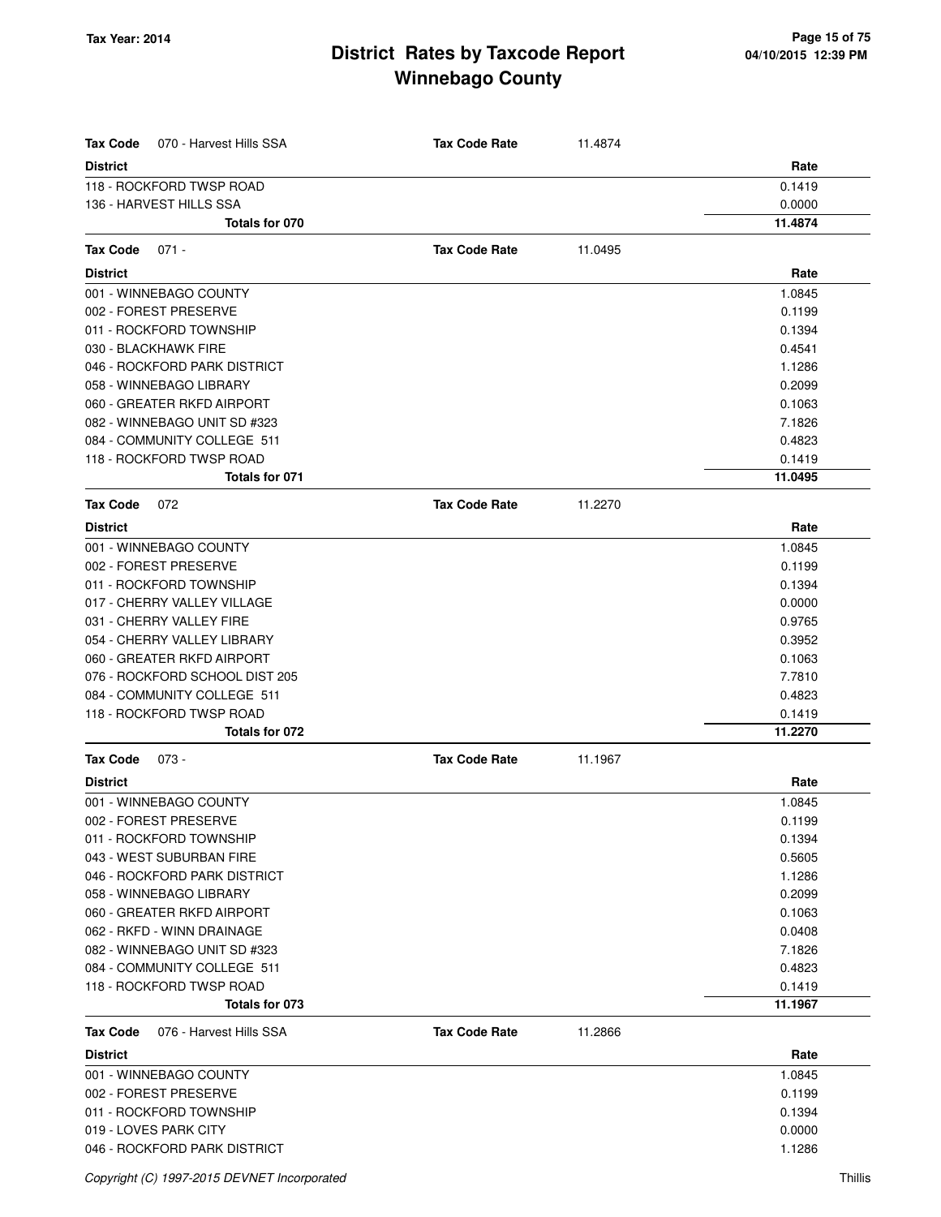# District Rates by Taxcode Report
## Winnebago County

Tax Year: 2014

| Tax Code 070 - Harvest Hills SSA | Tax Code Rate | 11.4874 |
|---|---|---|
| **District** | | **Rate** |
| 118 - ROCKFORD TWSP ROAD | | 0.1419 |
| 136 - HARVEST HILLS SSA | | 0.0000 |
| **Totals for 070** | | **11.4874** |

| Tax Code 071 - | Tax Code Rate | 11.0495 |
|---|---|---|
| **District** | | **Rate** |
| 001 - WINNEBAGO COUNTY | | 1.0845 |
| 002 - FOREST PRESERVE | | 0.1199 |
| 011 - ROCKFORD TOWNSHIP | | 0.1394 |
| 030 - BLACKHAWK FIRE | | 0.4541 |
| 046 - ROCKFORD PARK DISTRICT | | 1.1286 |
| 058 - WINNEBAGO LIBRARY | | 0.2099 |
| 060 - GREATER RKFD AIRPORT | | 0.1063 |
| 082 - WINNEBAGO UNIT SD #323 | | 7.1826 |
| 084 - COMMUNITY COLLEGE 511 | | 0.4823 |
| 118 - ROCKFORD TWSP ROAD | | 0.1419 |
| **Totals for 071** | | **11.0495** |

| Tax Code 072 | Tax Code Rate | 11.2270 |
|---|---|---|
| **District** | | **Rate** |
| 001 - WINNEBAGO COUNTY | | 1.0845 |
| 002 - FOREST PRESERVE | | 0.1199 |
| 011 - ROCKFORD TOWNSHIP | | 0.1394 |
| 017 - CHERRY VALLEY VILLAGE | | 0.0000 |
| 031 - CHERRY VALLEY FIRE | | 0.9765 |
| 054 - CHERRY VALLEY LIBRARY | | 0.3952 |
| 060 - GREATER RKFD AIRPORT | | 0.1063 |
| 076 - ROCKFORD SCHOOL DIST 205 | | 7.7810 |
| 084 - COMMUNITY COLLEGE 511 | | 0.4823 |
| 118 - ROCKFORD TWSP ROAD | | 0.1419 |
| **Totals for 072** | | **11.2270** |

| Tax Code 073 - | Tax Code Rate | 11.1967 |
|---|---|---|
| **District** | | **Rate** |
| 001 - WINNEBAGO COUNTY | | 1.0845 |
| 002 - FOREST PRESERVE | | 0.1199 |
| 011 - ROCKFORD TOWNSHIP | | 0.1394 |
| 043 - WEST SUBURBAN FIRE | | 0.5605 |
| 046 - ROCKFORD PARK DISTRICT | | 1.1286 |
| 058 - WINNEBAGO LIBRARY | | 0.2099 |
| 060 - GREATER RKFD AIRPORT | | 0.1063 |
| 062 - RKFD - WINN DRAINAGE | | 0.0408 |
| 082 - WINNEBAGO UNIT SD #323 | | 7.1826 |
| 084 - COMMUNITY COLLEGE 511 | | 0.4823 |
| 118 - ROCKFORD TWSP ROAD | | 0.1419 |
| **Totals for 073** | | **11.1967** |

| Tax Code 076 - Harvest Hills SSA | Tax Code Rate | 11.2866 |
|---|---|---|
| **District** | | **Rate** |
| 001 - WINNEBAGO COUNTY | | 1.0845 |
| 002 - FOREST PRESERVE | | 0.1199 |
| 011 - ROCKFORD TOWNSHIP | | 0.1394 |
| 019 - LOVES PARK CITY | | 0.0000 |
| 046 - ROCKFORD PARK DISTRICT | | 1.1286 |

Copyright (C) 1997-2015 DEVNET Incorporated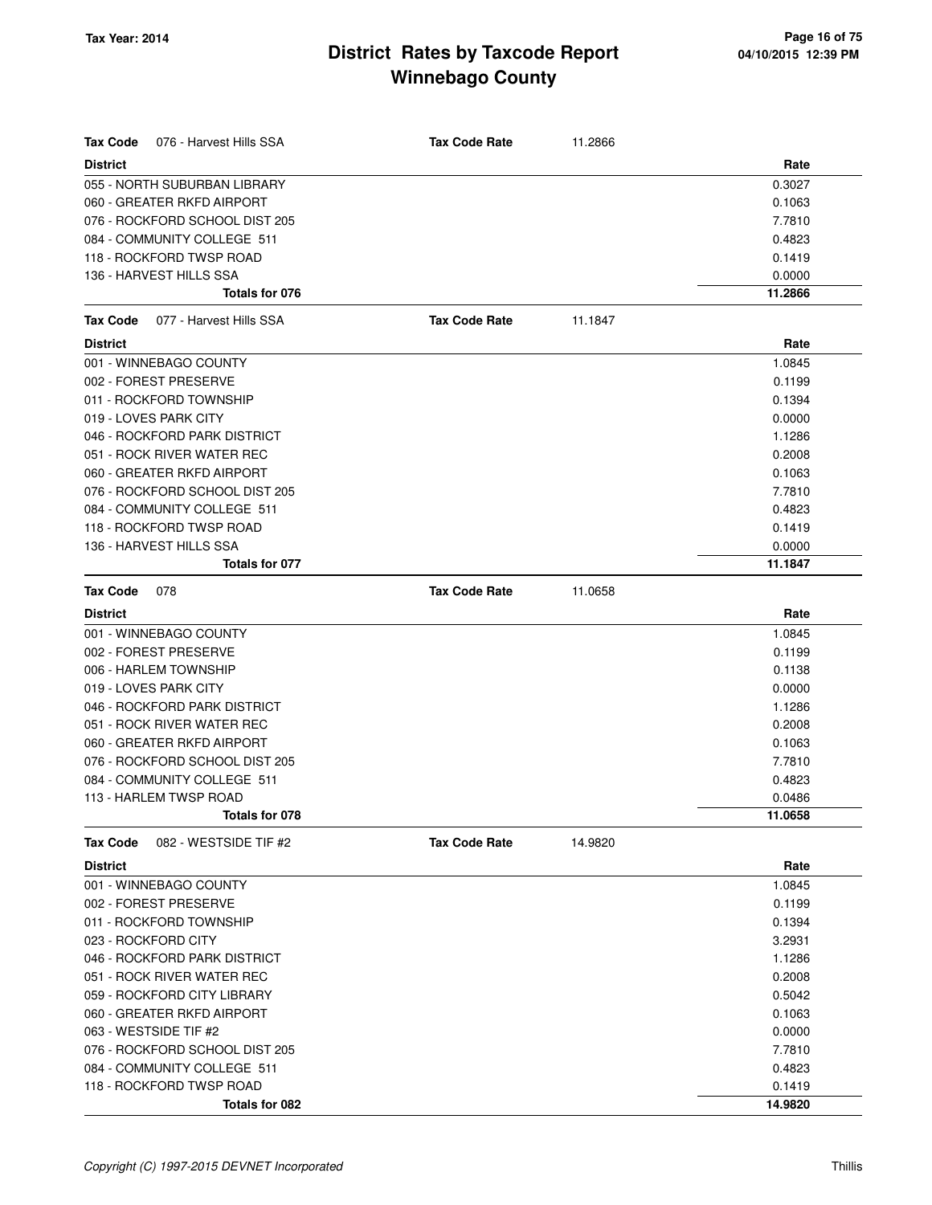**Tax Year: 2014**

# District Rates by Taxcode Report
## Winnebago County

04/10/2015 12:39 PM

| **Tax Code** 076 - Harvest Hills SSA | **Tax Code Rate** | 11.2866 |
|---|---|---|
| **District** | | **Rate** |
| 055 - NORTH SUBURBAN LIBRARY | | 0.3027 |
| 060 - GREATER RKFD AIRPORT | | 0.1063 |
| 076 - ROCKFORD SCHOOL DIST 205 | | 7.7810 |
| 084 - COMMUNITY COLLEGE 511 | | 0.4823 |
| 118 - ROCKFORD TWSP ROAD | | 0.1419 |
| 136 - HARVEST HILLS SSA | | 0.0000 |
| **Totals for 076** | | **11.2866** |

| **Tax Code** 077 - Harvest Hills SSA | **Tax Code Rate** | 11.1847 |
|---|---|---|
| **District** | | **Rate** |
| 001 - WINNEBAGO COUNTY | | 1.0845 |
| 002 - FOREST PRESERVE | | 0.1199 |
| 011 - ROCKFORD TOWNSHIP | | 0.1394 |
| 019 - LOVES PARK CITY | | 0.0000 |
| 046 - ROCKFORD PARK DISTRICT | | 1.1286 |
| 051 - ROCK RIVER WATER REC | | 0.2008 |
| 060 - GREATER RKFD AIRPORT | | 0.1063 |
| 076 - ROCKFORD SCHOOL DIST 205 | | 7.7810 |
| 084 - COMMUNITY COLLEGE 511 | | 0.4823 |
| 118 - ROCKFORD TWSP ROAD | | 0.1419 |
| 136 - HARVEST HILLS SSA | | 0.0000 |
| **Totals for 077** | | **11.1847** |

| **Tax Code** 078 | **Tax Code Rate** | 11.0658 |
|---|---|---|
| **District** | | **Rate** |
| 001 - WINNEBAGO COUNTY | | 1.0845 |
| 002 - FOREST PRESERVE | | 0.1199 |
| 006 - HARLEM TOWNSHIP | | 0.1138 |
| 019 - LOVES PARK CITY | | 0.0000 |
| 046 - ROCKFORD PARK DISTRICT | | 1.1286 |
| 051 - ROCK RIVER WATER REC | | 0.2008 |
| 060 - GREATER RKFD AIRPORT | | 0.1063 |
| 076 - ROCKFORD SCHOOL DIST 205 | | 7.7810 |
| 084 - COMMUNITY COLLEGE 511 | | 0.4823 |
| 113 - HARLEM TWSP ROAD | | 0.0486 |
| **Totals for 078** | | **11.0658** |

| **Tax Code** 082 - WESTSIDE TIF #2 | **Tax Code Rate** | 14.9820 |
|---|---|---|
| **District** | | **Rate** |
| 001 - WINNEBAGO COUNTY | | 1.0845 |
| 002 - FOREST PRESERVE | | 0.1199 |
| 011 - ROCKFORD TOWNSHIP | | 0.1394 |
| 023 - ROCKFORD CITY | | 3.2931 |
| 046 - ROCKFORD PARK DISTRICT | | 1.1286 |
| 051 - ROCK RIVER WATER REC | | 0.2008 |
| 059 - ROCKFORD CITY LIBRARY | | 0.5042 |
| 060 - GREATER RKFD AIRPORT | | 0.1063 |
| 063 - WESTSIDE TIF #2 | | 0.0000 |
| 076 - ROCKFORD SCHOOL DIST 205 | | 7.7810 |
| 084 - COMMUNITY COLLEGE 511 | | 0.4823 |
| 118 - ROCKFORD TWSP ROAD | | 0.1419 |
| **Totals for 082** | | **14.9820** |

*Copyright (C) 1997-2015 DEVNET Incorporated* Thillis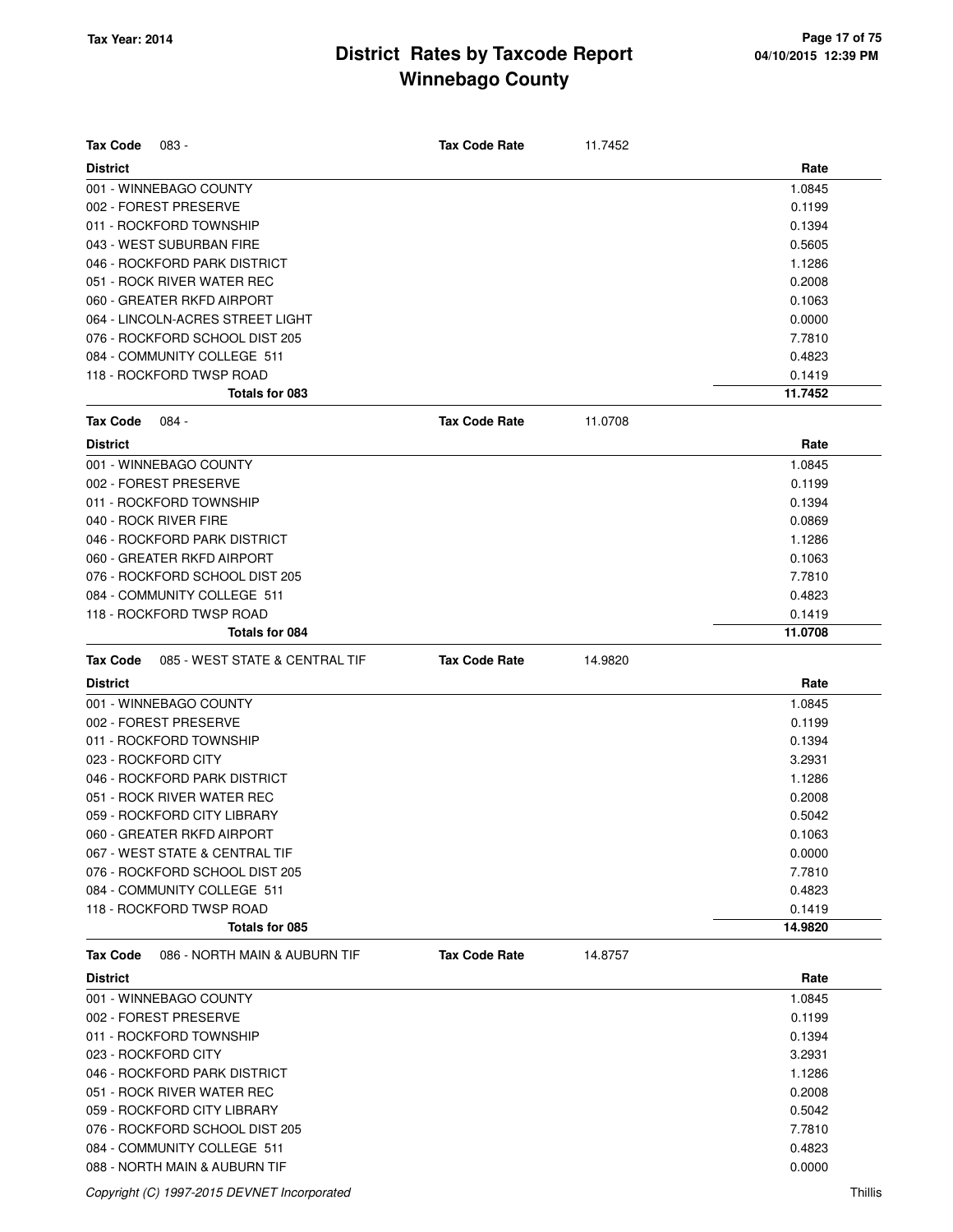# District Rates by Taxcode Report
## Winnebago County

**Tax Year: 2014**

04/10/2015 12:39 PM

**Tax Code** 083 - **Tax Code Rate** 11.7452

| District | Rate |
|---|---|
| 001 - WINNEBAGO COUNTY | 1.0845 |
| 002 - FOREST PRESERVE | 0.1199 |
| 011 - ROCKFORD TOWNSHIP | 0.1394 |
| 043 - WEST SUBURBAN FIRE | 0.5605 |
| 046 - ROCKFORD PARK DISTRICT | 1.1286 |
| 051 - ROCK RIVER WATER REC | 0.2008 |
| 060 - GREATER RKFD AIRPORT | 0.1063 |
| 064 - LINCOLN-ACRES STREET LIGHT | 0.0000 |
| 076 - ROCKFORD SCHOOL DIST 205 | 7.7810 |
| 084 - COMMUNITY COLLEGE 511 | 0.4823 |
| 118 - ROCKFORD TWSP ROAD | 0.1419 |
| **Totals for 083** | **11.7452** |

**Tax Code** 084 - **Tax Code Rate** 11.0708

| District | Rate |
|---|---|
| 001 - WINNEBAGO COUNTY | 1.0845 |
| 002 - FOREST PRESERVE | 0.1199 |
| 011 - ROCKFORD TOWNSHIP | 0.1394 |
| 040 - ROCK RIVER FIRE | 0.0869 |
| 046 - ROCKFORD PARK DISTRICT | 1.1286 |
| 060 - GREATER RKFD AIRPORT | 0.1063 |
| 076 - ROCKFORD SCHOOL DIST 205 | 7.7810 |
| 084 - COMMUNITY COLLEGE 511 | 0.4823 |
| 118 - ROCKFORD TWSP ROAD | 0.1419 |
| **Totals for 084** | **11.0708** |

**Tax Code** 085 - WEST STATE & CENTRAL TIF **Tax Code Rate** 14.9820

| District | Rate |
|---|---|
| 001 - WINNEBAGO COUNTY | 1.0845 |
| 002 - FOREST PRESERVE | 0.1199 |
| 011 - ROCKFORD TOWNSHIP | 0.1394 |
| 023 - ROCKFORD CITY | 3.2931 |
| 046 - ROCKFORD PARK DISTRICT | 1.1286 |
| 051 - ROCK RIVER WATER REC | 0.2008 |
| 059 - ROCKFORD CITY LIBRARY | 0.5042 |
| 060 - GREATER RKFD AIRPORT | 0.1063 |
| 067 - WEST STATE & CENTRAL TIF | 0.0000 |
| 076 - ROCKFORD SCHOOL DIST 205 | 7.7810 |
| 084 - COMMUNITY COLLEGE 511 | 0.4823 |
| 118 - ROCKFORD TWSP ROAD | 0.1419 |
| **Totals for 085** | **14.9820** |

**Tax Code** 086 - NORTH MAIN & AUBURN TIF **Tax Code Rate** 14.8757

| District | Rate |
|---|---|
| 001 - WINNEBAGO COUNTY | 1.0845 |
| 002 - FOREST PRESERVE | 0.1199 |
| 011 - ROCKFORD TOWNSHIP | 0.1394 |
| 023 - ROCKFORD CITY | 3.2931 |
| 046 - ROCKFORD PARK DISTRICT | 1.1286 |
| 051 - ROCK RIVER WATER REC | 0.2008 |
| 059 - ROCKFORD CITY LIBRARY | 0.5042 |
| 076 - ROCKFORD SCHOOL DIST 205 | 7.7810 |
| 084 - COMMUNITY COLLEGE 511 | 0.4823 |
| 088 - NORTH MAIN & AUBURN TIF | 0.0000 |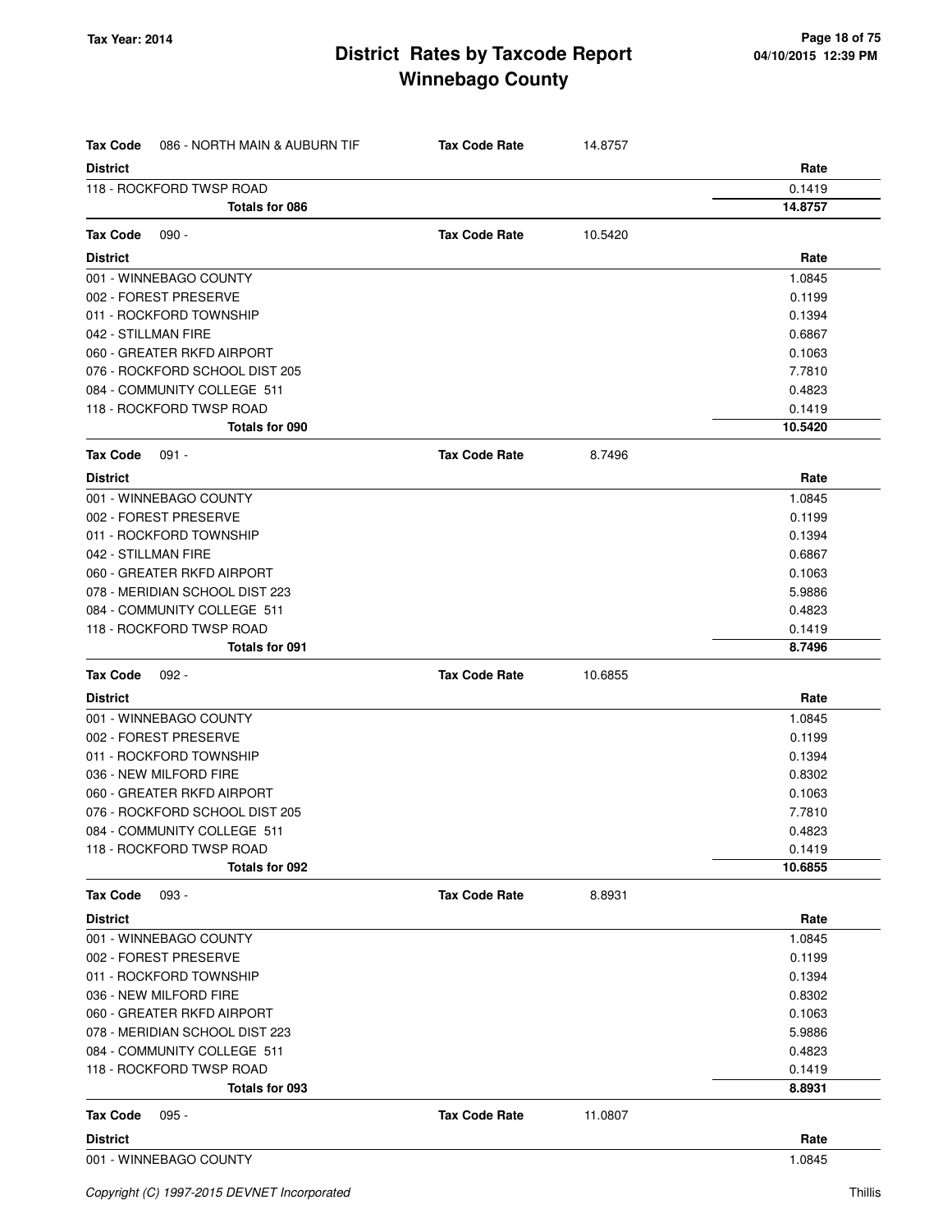# District Rates by Taxcode Report
# Winnebago County

Tax Year: 2014

**Tax Code** 086 - NORTH MAIN & AUBURN TIF — **Tax Code Rate** 14.8757

| District | Rate |
|---|---|
| 118 - ROCKFORD TWSP ROAD | 0.1419 |
| **Totals for 086** | **14.8757** |

**Tax Code** 090 - — **Tax Code Rate** 10.5420

| District | Rate |
|---|---|
| 001 - WINNEBAGO COUNTY | 1.0845 |
| 002 - FOREST PRESERVE | 0.1199 |
| 011 - ROCKFORD TOWNSHIP | 0.1394 |
| 042 - STILLMAN FIRE | 0.6867 |
| 060 - GREATER RKFD AIRPORT | 0.1063 |
| 076 - ROCKFORD SCHOOL DIST 205 | 7.7810 |
| 084 - COMMUNITY COLLEGE 511 | 0.4823 |
| 118 - ROCKFORD TWSP ROAD | 0.1419 |
| **Totals for 090** | **10.5420** |

**Tax Code** 091 - — **Tax Code Rate** 8.7496

| District | Rate |
|---|---|
| 001 - WINNEBAGO COUNTY | 1.0845 |
| 002 - FOREST PRESERVE | 0.1199 |
| 011 - ROCKFORD TOWNSHIP | 0.1394 |
| 042 - STILLMAN FIRE | 0.6867 |
| 060 - GREATER RKFD AIRPORT | 0.1063 |
| 078 - MERIDIAN SCHOOL DIST 223 | 5.9886 |
| 084 - COMMUNITY COLLEGE 511 | 0.4823 |
| 118 - ROCKFORD TWSP ROAD | 0.1419 |
| **Totals for 091** | **8.7496** |

**Tax Code** 092 - — **Tax Code Rate** 10.6855

| District | Rate |
|---|---|
| 001 - WINNEBAGO COUNTY | 1.0845 |
| 002 - FOREST PRESERVE | 0.1199 |
| 011 - ROCKFORD TOWNSHIP | 0.1394 |
| 036 - NEW MILFORD FIRE | 0.8302 |
| 060 - GREATER RKFD AIRPORT | 0.1063 |
| 076 - ROCKFORD SCHOOL DIST 205 | 7.7810 |
| 084 - COMMUNITY COLLEGE 511 | 0.4823 |
| 118 - ROCKFORD TWSP ROAD | 0.1419 |
| **Totals for 092** | **10.6855** |

**Tax Code** 093 - — **Tax Code Rate** 8.8931

| District | Rate |
|---|---|
| 001 - WINNEBAGO COUNTY | 1.0845 |
| 002 - FOREST PRESERVE | 0.1199 |
| 011 - ROCKFORD TOWNSHIP | 0.1394 |
| 036 - NEW MILFORD FIRE | 0.8302 |
| 060 - GREATER RKFD AIRPORT | 0.1063 |
| 078 - MERIDIAN SCHOOL DIST 223 | 5.9886 |
| 084 - COMMUNITY COLLEGE 511 | 0.4823 |
| 118 - ROCKFORD TWSP ROAD | 0.1419 |
| **Totals for 093** | **8.8931** |

**Tax Code** 095 - — **Tax Code Rate** 11.0807

| District | Rate |
|---|---|
| 001 - WINNEBAGO COUNTY | 1.0845 |

*Copyright (C) 1997-2015 DEVNET Incorporated*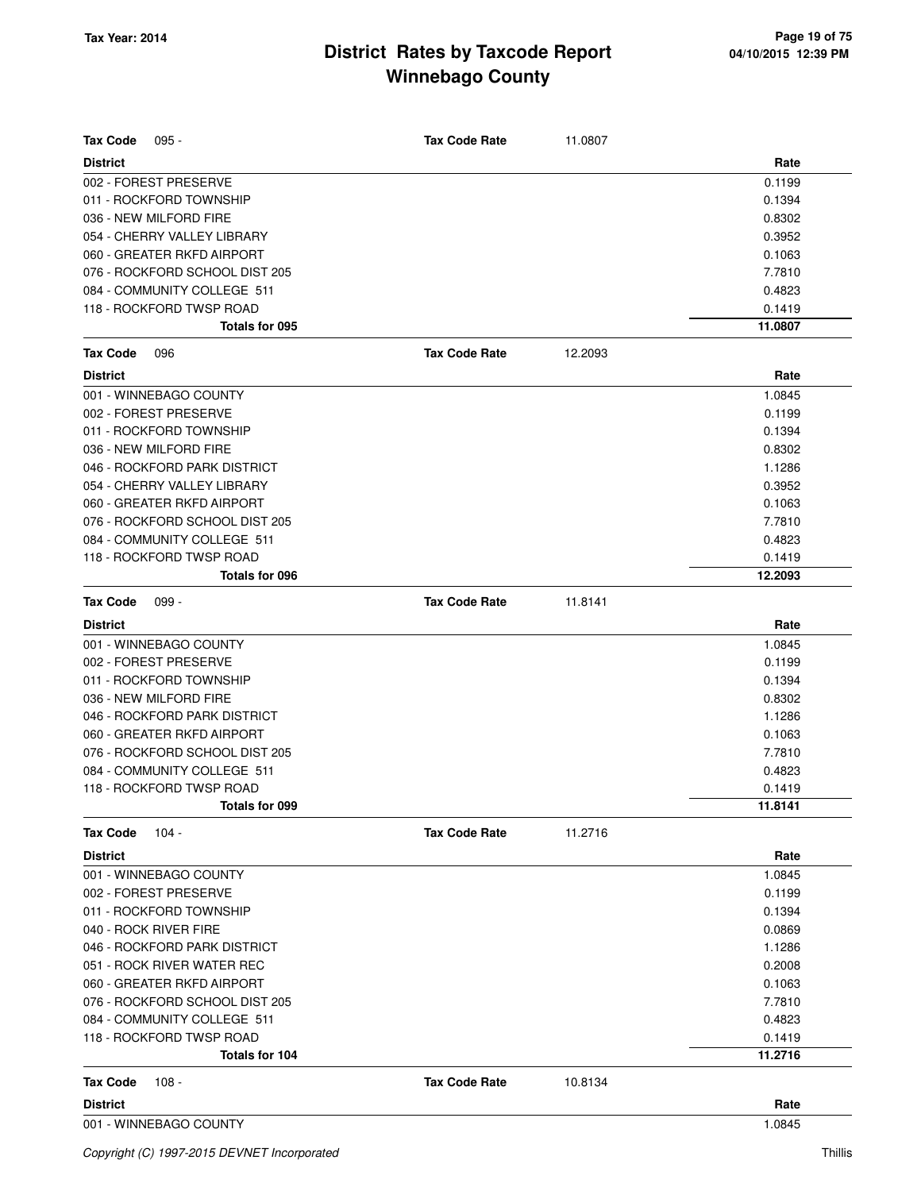**Tax Year: 2014**

# District Rates by Taxcode Report
## Winnebago County

**Tax Code** 095 - **Tax Code Rate** 11.0807

| District | Rate |
|---|---|
| 002 - FOREST PRESERVE | 0.1199 |
| 011 - ROCKFORD TOWNSHIP | 0.1394 |
| 036 - NEW MILFORD FIRE | 0.8302 |
| 054 - CHERRY VALLEY LIBRARY | 0.3952 |
| 060 - GREATER RKFD AIRPORT | 0.1063 |
| 076 - ROCKFORD SCHOOL DIST 205 | 7.7810 |
| 084 - COMMUNITY COLLEGE 511 | 0.4823 |
| 118 - ROCKFORD TWSP ROAD | 0.1419 |
| **Totals for 095** | **11.0807** |

**Tax Code** 096 **Tax Code Rate** 12.2093

| District | Rate |
|---|---|
| 001 - WINNEBAGO COUNTY | 1.0845 |
| 002 - FOREST PRESERVE | 0.1199 |
| 011 - ROCKFORD TOWNSHIP | 0.1394 |
| 036 - NEW MILFORD FIRE | 0.8302 |
| 046 - ROCKFORD PARK DISTRICT | 1.1286 |
| 054 - CHERRY VALLEY LIBRARY | 0.3952 |
| 060 - GREATER RKFD AIRPORT | 0.1063 |
| 076 - ROCKFORD SCHOOL DIST 205 | 7.7810 |
| 084 - COMMUNITY COLLEGE 511 | 0.4823 |
| 118 - ROCKFORD TWSP ROAD | 0.1419 |
| **Totals for 096** | **12.2093** |

**Tax Code** 099 - **Tax Code Rate** 11.8141

| District | Rate |
|---|---|
| 001 - WINNEBAGO COUNTY | 1.0845 |
| 002 - FOREST PRESERVE | 0.1199 |
| 011 - ROCKFORD TOWNSHIP | 0.1394 |
| 036 - NEW MILFORD FIRE | 0.8302 |
| 046 - ROCKFORD PARK DISTRICT | 1.1286 |
| 060 - GREATER RKFD AIRPORT | 0.1063 |
| 076 - ROCKFORD SCHOOL DIST 205 | 7.7810 |
| 084 - COMMUNITY COLLEGE 511 | 0.4823 |
| 118 - ROCKFORD TWSP ROAD | 0.1419 |
| **Totals for 099** | **11.8141** |

**Tax Code** 104 - **Tax Code Rate** 11.2716

| District | Rate |
|---|---|
| 001 - WINNEBAGO COUNTY | 1.0845 |
| 002 - FOREST PRESERVE | 0.1199 |
| 011 - ROCKFORD TOWNSHIP | 0.1394 |
| 040 - ROCK RIVER FIRE | 0.0869 |
| 046 - ROCKFORD PARK DISTRICT | 1.1286 |
| 051 - ROCK RIVER WATER REC | 0.2008 |
| 060 - GREATER RKFD AIRPORT | 0.1063 |
| 076 - ROCKFORD SCHOOL DIST 205 | 7.7810 |
| 084 - COMMUNITY COLLEGE 511 | 0.4823 |
| 118 - ROCKFORD TWSP ROAD | 0.1419 |
| **Totals for 104** | **11.2716** |

**Tax Code** 108 - **Tax Code Rate** 10.8134

| District | Rate |
|---|---|
| 001 - WINNEBAGO COUNTY | 1.0845 |

*Copyright (C) 1997-2015 DEVNET Incorporated* Thillis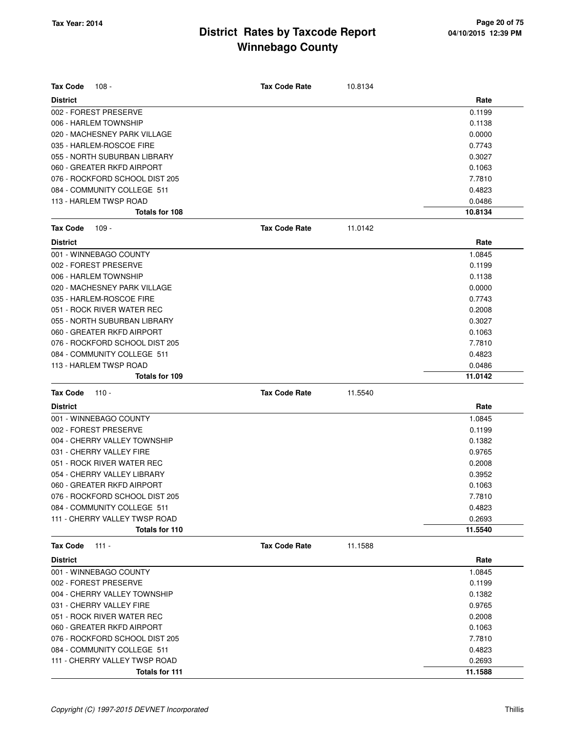# District Rates by Taxcode Report
## Winnebago County

Tax Year: 2014

| Tax Code 108 - | Tax Code Rate | 10.8134 |
|---|---|---|
| **District** | | **Rate** |
| 002 - FOREST PRESERVE | | 0.1199 |
| 006 - HARLEM TOWNSHIP | | 0.1138 |
| 020 - MACHESNEY PARK VILLAGE | | 0.0000 |
| 035 - HARLEM-ROSCOE FIRE | | 0.7743 |
| 055 - NORTH SUBURBAN LIBRARY | | 0.3027 |
| 060 - GREATER RKFD AIRPORT | | 0.1063 |
| 076 - ROCKFORD SCHOOL DIST 205 | | 7.7810 |
| 084 - COMMUNITY COLLEGE 511 | | 0.4823 |
| 113 - HARLEM TWSP ROAD | | 0.0486 |
| **Totals for 108** | | **10.8134** |

| Tax Code 109 - | Tax Code Rate | 11.0142 |
|---|---|---|
| **District** | | **Rate** |
| 001 - WINNEBAGO COUNTY | | 1.0845 |
| 002 - FOREST PRESERVE | | 0.1199 |
| 006 - HARLEM TOWNSHIP | | 0.1138 |
| 020 - MACHESNEY PARK VILLAGE | | 0.0000 |
| 035 - HARLEM-ROSCOE FIRE | | 0.7743 |
| 051 - ROCK RIVER WATER REC | | 0.2008 |
| 055 - NORTH SUBURBAN LIBRARY | | 0.3027 |
| 060 - GREATER RKFD AIRPORT | | 0.1063 |
| 076 - ROCKFORD SCHOOL DIST 205 | | 7.7810 |
| 084 - COMMUNITY COLLEGE 511 | | 0.4823 |
| 113 - HARLEM TWSP ROAD | | 0.0486 |
| **Totals for 109** | | **11.0142** |

| Tax Code 110 - | Tax Code Rate | 11.5540 |
|---|---|---|
| **District** | | **Rate** |
| 001 - WINNEBAGO COUNTY | | 1.0845 |
| 002 - FOREST PRESERVE | | 0.1199 |
| 004 - CHERRY VALLEY TOWNSHIP | | 0.1382 |
| 031 - CHERRY VALLEY FIRE | | 0.9765 |
| 051 - ROCK RIVER WATER REC | | 0.2008 |
| 054 - CHERRY VALLEY LIBRARY | | 0.3952 |
| 060 - GREATER RKFD AIRPORT | | 0.1063 |
| 076 - ROCKFORD SCHOOL DIST 205 | | 7.7810 |
| 084 - COMMUNITY COLLEGE 511 | | 0.4823 |
| 111 - CHERRY VALLEY TWSP ROAD | | 0.2693 |
| **Totals for 110** | | **11.5540** |

| Tax Code 111 - | Tax Code Rate | 11.1588 |
|---|---|---|
| **District** | | **Rate** |
| 001 - WINNEBAGO COUNTY | | 1.0845 |
| 002 - FOREST PRESERVE | | 0.1199 |
| 004 - CHERRY VALLEY TOWNSHIP | | 0.1382 |
| 031 - CHERRY VALLEY FIRE | | 0.9765 |
| 051 - ROCK RIVER WATER REC | | 0.2008 |
| 060 - GREATER RKFD AIRPORT | | 0.1063 |
| 076 - ROCKFORD SCHOOL DIST 205 | | 7.7810 |
| 084 - COMMUNITY COLLEGE 511 | | 0.4823 |
| 111 - CHERRY VALLEY TWSP ROAD | | 0.2693 |
| **Totals for 111** | | **11.1588** |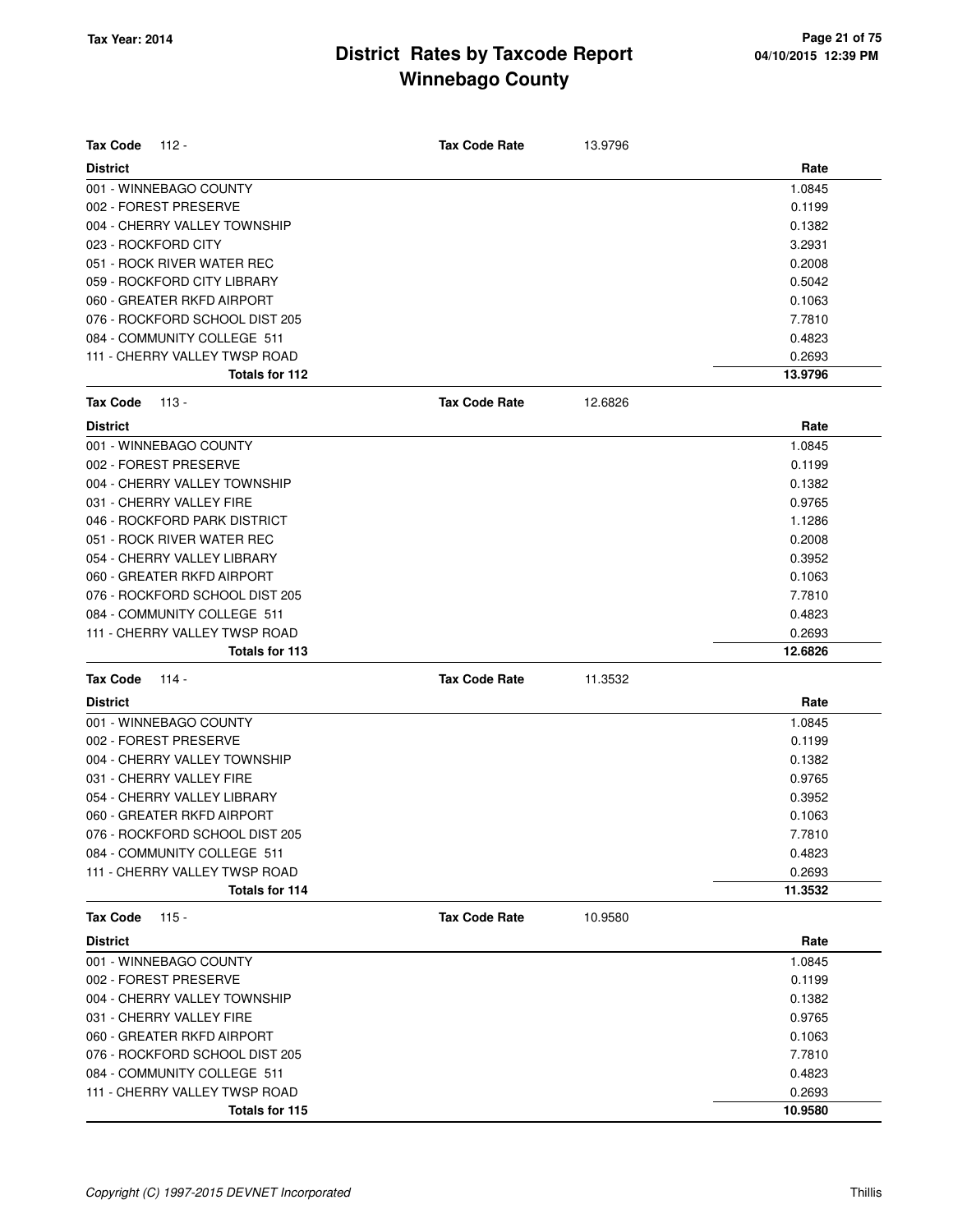# District Rates by Taxcode Report
## Winnebago County

Tax Year: 2014

04/10/2015 12:39 PM

**Tax Code** 112 - **Tax Code Rate** 13.9796

| District | Rate |
|---|---|
| 001 - WINNEBAGO COUNTY | 1.0845 |
| 002 - FOREST PRESERVE | 0.1199 |
| 004 - CHERRY VALLEY TOWNSHIP | 0.1382 |
| 023 - ROCKFORD CITY | 3.2931 |
| 051 - ROCK RIVER WATER REC | 0.2008 |
| 059 - ROCKFORD CITY LIBRARY | 0.5042 |
| 060 - GREATER RKFD AIRPORT | 0.1063 |
| 076 - ROCKFORD SCHOOL DIST 205 | 7.7810 |
| 084 - COMMUNITY COLLEGE 511 | 0.4823 |
| 111 - CHERRY VALLEY TWSP ROAD | 0.2693 |
| **Totals for 112** | **13.9796** |

**Tax Code** 113 - **Tax Code Rate** 12.6826

| District | Rate |
|---|---|
| 001 - WINNEBAGO COUNTY | 1.0845 |
| 002 - FOREST PRESERVE | 0.1199 |
| 004 - CHERRY VALLEY TOWNSHIP | 0.1382 |
| 031 - CHERRY VALLEY FIRE | 0.9765 |
| 046 - ROCKFORD PARK DISTRICT | 1.1286 |
| 051 - ROCK RIVER WATER REC | 0.2008 |
| 054 - CHERRY VALLEY LIBRARY | 0.3952 |
| 060 - GREATER RKFD AIRPORT | 0.1063 |
| 076 - ROCKFORD SCHOOL DIST 205 | 7.7810 |
| 084 - COMMUNITY COLLEGE 511 | 0.4823 |
| 111 - CHERRY VALLEY TWSP ROAD | 0.2693 |
| **Totals for 113** | **12.6826** |

**Tax Code** 114 - **Tax Code Rate** 11.3532

| District | Rate |
|---|---|
| 001 - WINNEBAGO COUNTY | 1.0845 |
| 002 - FOREST PRESERVE | 0.1199 |
| 004 - CHERRY VALLEY TOWNSHIP | 0.1382 |
| 031 - CHERRY VALLEY FIRE | 0.9765 |
| 054 - CHERRY VALLEY LIBRARY | 0.3952 |
| 060 - GREATER RKFD AIRPORT | 0.1063 |
| 076 - ROCKFORD SCHOOL DIST 205 | 7.7810 |
| 084 - COMMUNITY COLLEGE 511 | 0.4823 |
| 111 - CHERRY VALLEY TWSP ROAD | 0.2693 |
| **Totals for 114** | **11.3532** |

**Tax Code** 115 - **Tax Code Rate** 10.9580

| District | Rate |
|---|---|
| 001 - WINNEBAGO COUNTY | 1.0845 |
| 002 - FOREST PRESERVE | 0.1199 |
| 004 - CHERRY VALLEY TOWNSHIP | 0.1382 |
| 031 - CHERRY VALLEY FIRE | 0.9765 |
| 060 - GREATER RKFD AIRPORT | 0.1063 |
| 076 - ROCKFORD SCHOOL DIST 205 | 7.7810 |
| 084 - COMMUNITY COLLEGE 511 | 0.4823 |
| 111 - CHERRY VALLEY TWSP ROAD | 0.2693 |
| **Totals for 115** | **10.9580** |

*Copyright (C) 1997-2015 DEVNET Incorporated* Thillis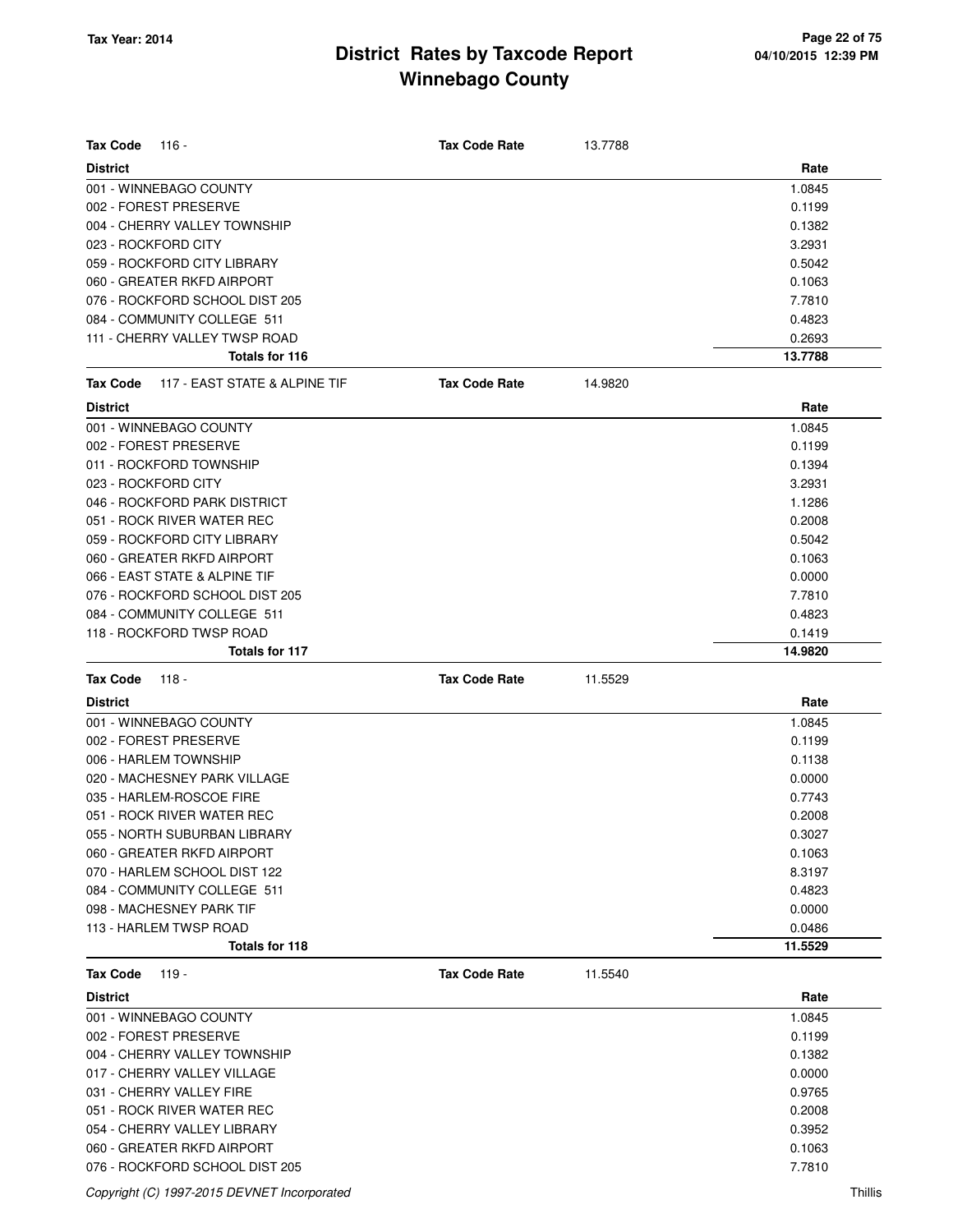# District Rates by Taxcode Report
# Winnebago County

Tax Year: 2014

**Tax Code** 116 - **Tax Code Rate** 13.7788

| District | Rate |
|---|---|
| 001 - WINNEBAGO COUNTY | 1.0845 |
| 002 - FOREST PRESERVE | 0.1199 |
| 004 - CHERRY VALLEY TOWNSHIP | 0.1382 |
| 023 - ROCKFORD CITY | 3.2931 |
| 059 - ROCKFORD CITY LIBRARY | 0.5042 |
| 060 - GREATER RKFD AIRPORT | 0.1063 |
| 076 - ROCKFORD SCHOOL DIST 205 | 7.7810 |
| 084 - COMMUNITY COLLEGE 511 | 0.4823 |
| 111 - CHERRY VALLEY TWSP ROAD | 0.2693 |
| **Totals for 116** | **13.7788** |

**Tax Code** 117 - EAST STATE & ALPINE TIF **Tax Code Rate** 14.9820

| District | Rate |
|---|---|
| 001 - WINNEBAGO COUNTY | 1.0845 |
| 002 - FOREST PRESERVE | 0.1199 |
| 011 - ROCKFORD TOWNSHIP | 0.1394 |
| 023 - ROCKFORD CITY | 3.2931 |
| 046 - ROCKFORD PARK DISTRICT | 1.1286 |
| 051 - ROCK RIVER WATER REC | 0.2008 |
| 059 - ROCKFORD CITY LIBRARY | 0.5042 |
| 060 - GREATER RKFD AIRPORT | 0.1063 |
| 066 - EAST STATE & ALPINE TIF | 0.0000 |
| 076 - ROCKFORD SCHOOL DIST 205 | 7.7810 |
| 084 - COMMUNITY COLLEGE 511 | 0.4823 |
| 118 - ROCKFORD TWSP ROAD | 0.1419 |
| **Totals for 117** | **14.9820** |

**Tax Code** 118 - **Tax Code Rate** 11.5529

| District | Rate |
|---|---|
| 001 - WINNEBAGO COUNTY | 1.0845 |
| 002 - FOREST PRESERVE | 0.1199 |
| 006 - HARLEM TOWNSHIP | 0.1138 |
| 020 - MACHESNEY PARK VILLAGE | 0.0000 |
| 035 - HARLEM-ROSCOE FIRE | 0.7743 |
| 051 - ROCK RIVER WATER REC | 0.2008 |
| 055 - NORTH SUBURBAN LIBRARY | 0.3027 |
| 060 - GREATER RKFD AIRPORT | 0.1063 |
| 070 - HARLEM SCHOOL DIST 122 | 8.3197 |
| 084 - COMMUNITY COLLEGE 511 | 0.4823 |
| 098 - MACHESNEY PARK TIF | 0.0000 |
| 113 - HARLEM TWSP ROAD | 0.0486 |
| **Totals for 118** | **11.5529** |

**Tax Code** 119 - **Tax Code Rate** 11.5540

| District | Rate |
|---|---|
| 001 - WINNEBAGO COUNTY | 1.0845 |
| 002 - FOREST PRESERVE | 0.1199 |
| 004 - CHERRY VALLEY TOWNSHIP | 0.1382 |
| 017 - CHERRY VALLEY VILLAGE | 0.0000 |
| 031 - CHERRY VALLEY FIRE | 0.9765 |
| 051 - ROCK RIVER WATER REC | 0.2008 |
| 054 - CHERRY VALLEY LIBRARY | 0.3952 |
| 060 - GREATER RKFD AIRPORT | 0.1063 |
| 076 - ROCKFORD SCHOOL DIST 205 | 7.7810 |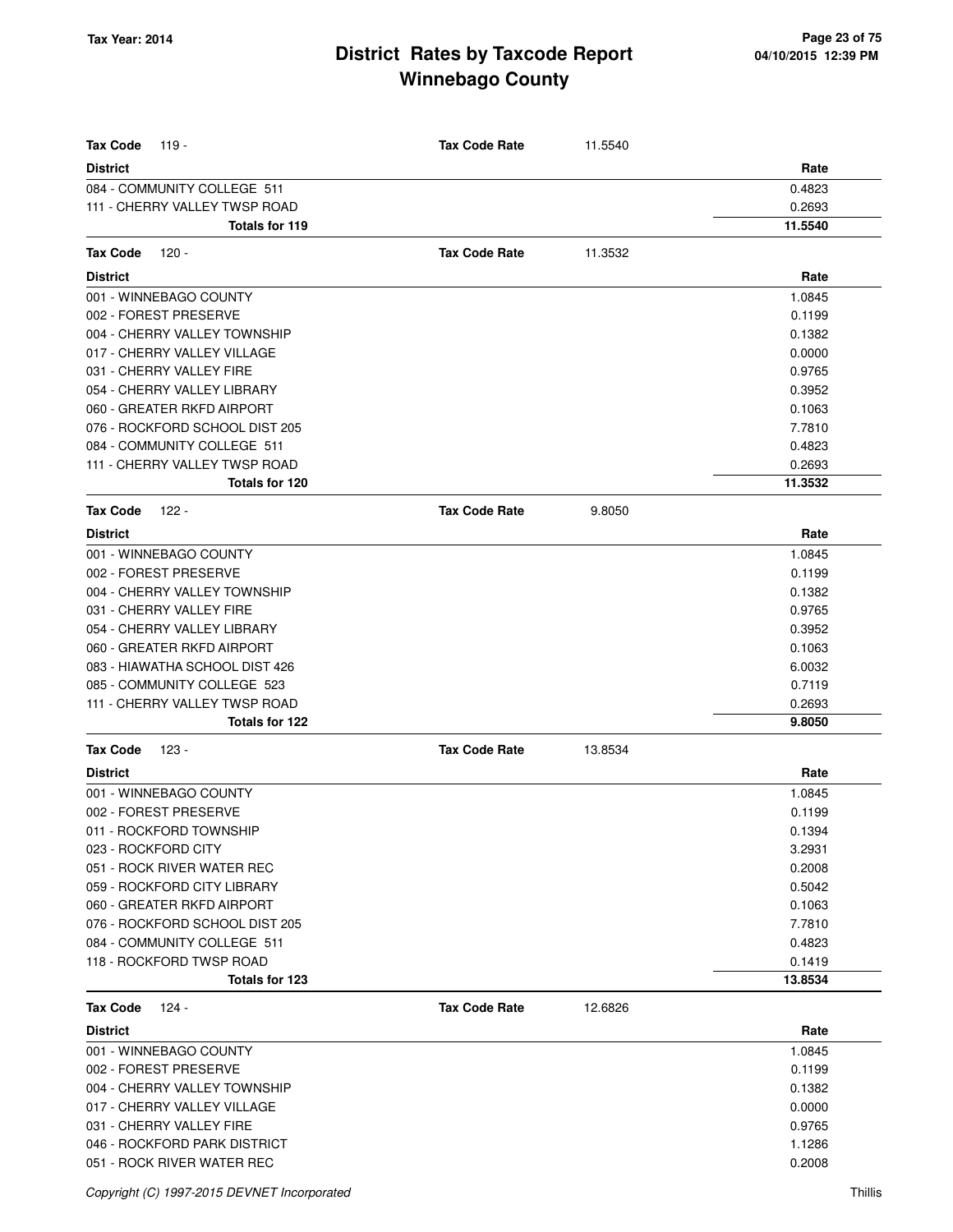# District Rates by Taxcode Report
## Winnebago County

Tax Year: 2014

| Tax Code 119 - | Tax Code Rate 11.5540 |
|---|---|
| **District** | **Rate** |
| 084 - COMMUNITY COLLEGE 511 | 0.4823 |
| 111 - CHERRY VALLEY TWSP ROAD | 0.2693 |
| **Totals for 119** | **11.5540** |

| Tax Code 120 - | Tax Code Rate 11.3532 |
|---|---|
| **District** | **Rate** |
| 001 - WINNEBAGO COUNTY | 1.0845 |
| 002 - FOREST PRESERVE | 0.1199 |
| 004 - CHERRY VALLEY TOWNSHIP | 0.1382 |
| 017 - CHERRY VALLEY VILLAGE | 0.0000 |
| 031 - CHERRY VALLEY FIRE | 0.9765 |
| 054 - CHERRY VALLEY LIBRARY | 0.3952 |
| 060 - GREATER RKFD AIRPORT | 0.1063 |
| 076 - ROCKFORD SCHOOL DIST 205 | 7.7810 |
| 084 - COMMUNITY COLLEGE 511 | 0.4823 |
| 111 - CHERRY VALLEY TWSP ROAD | 0.2693 |
| **Totals for 120** | **11.3532** |

| Tax Code 122 - | Tax Code Rate 9.8050 |
|---|---|
| **District** | **Rate** |
| 001 - WINNEBAGO COUNTY | 1.0845 |
| 002 - FOREST PRESERVE | 0.1199 |
| 004 - CHERRY VALLEY TOWNSHIP | 0.1382 |
| 031 - CHERRY VALLEY FIRE | 0.9765 |
| 054 - CHERRY VALLEY LIBRARY | 0.3952 |
| 060 - GREATER RKFD AIRPORT | 0.1063 |
| 083 - HIAWATHA SCHOOL DIST 426 | 6.0032 |
| 085 - COMMUNITY COLLEGE 523 | 0.7119 |
| 111 - CHERRY VALLEY TWSP ROAD | 0.2693 |
| **Totals for 122** | **9.8050** |

| Tax Code 123 - | Tax Code Rate 13.8534 |
|---|---|
| **District** | **Rate** |
| 001 - WINNEBAGO COUNTY | 1.0845 |
| 002 - FOREST PRESERVE | 0.1199 |
| 011 - ROCKFORD TOWNSHIP | 0.1394 |
| 023 - ROCKFORD CITY | 3.2931 |
| 051 - ROCK RIVER WATER REC | 0.2008 |
| 059 - ROCKFORD CITY LIBRARY | 0.5042 |
| 060 - GREATER RKFD AIRPORT | 0.1063 |
| 076 - ROCKFORD SCHOOL DIST 205 | 7.7810 |
| 084 - COMMUNITY COLLEGE 511 | 0.4823 |
| 118 - ROCKFORD TWSP ROAD | 0.1419 |
| **Totals for 123** | **13.8534** |

| Tax Code 124 - | Tax Code Rate 12.6826 |
|---|---|
| **District** | **Rate** |
| 001 - WINNEBAGO COUNTY | 1.0845 |
| 002 - FOREST PRESERVE | 0.1199 |
| 004 - CHERRY VALLEY TOWNSHIP | 0.1382 |
| 017 - CHERRY VALLEY VILLAGE | 0.0000 |
| 031 - CHERRY VALLEY FIRE | 0.9765 |
| 046 - ROCKFORD PARK DISTRICT | 1.1286 |
| 051 - ROCK RIVER WATER REC | 0.2008 |

Copyright (C) 1997-2015 DEVNET Incorporated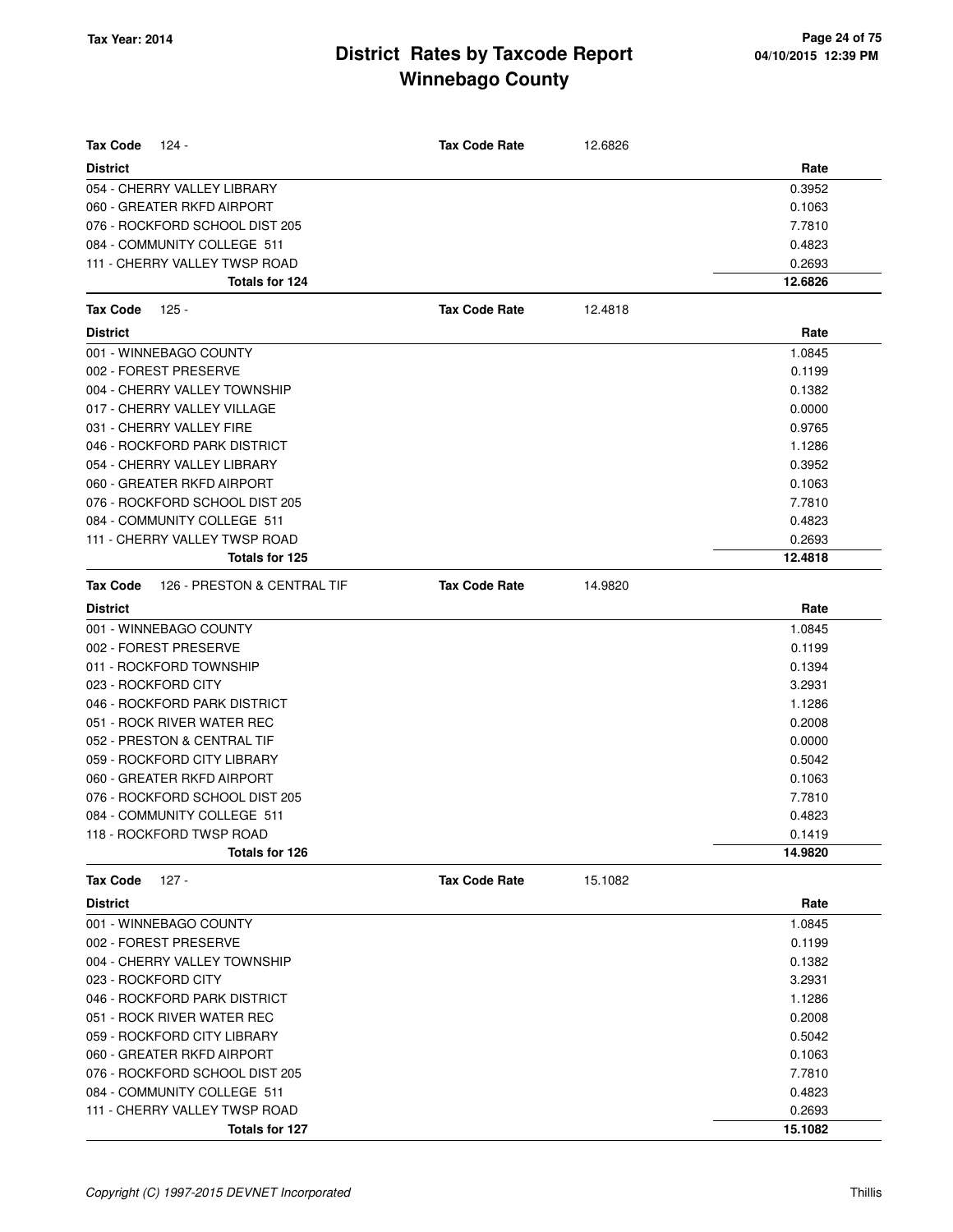# District Rates by Taxcode Report
# Winnebago County

Tax Year: 2014

04/10/2015 12:39 PM

**Tax Code** 124 - **Tax Code Rate** 12.6826

| District | Rate |
|---|---|
| 054 - CHERRY VALLEY LIBRARY | 0.3952 |
| 060 - GREATER RKFD AIRPORT | 0.1063 |
| 076 - ROCKFORD SCHOOL DIST 205 | 7.7810 |
| 084 - COMMUNITY COLLEGE 511 | 0.4823 |
| 111 - CHERRY VALLEY TWSP ROAD | 0.2693 |
| **Totals for 124** | **12.6826** |

**Tax Code** 125 - **Tax Code Rate** 12.4818

| District | Rate |
|---|---|
| 001 - WINNEBAGO COUNTY | 1.0845 |
| 002 - FOREST PRESERVE | 0.1199 |
| 004 - CHERRY VALLEY TOWNSHIP | 0.1382 |
| 017 - CHERRY VALLEY VILLAGE | 0.0000 |
| 031 - CHERRY VALLEY FIRE | 0.9765 |
| 046 - ROCKFORD PARK DISTRICT | 1.1286 |
| 054 - CHERRY VALLEY LIBRARY | 0.3952 |
| 060 - GREATER RKFD AIRPORT | 0.1063 |
| 076 - ROCKFORD SCHOOL DIST 205 | 7.7810 |
| 084 - COMMUNITY COLLEGE 511 | 0.4823 |
| 111 - CHERRY VALLEY TWSP ROAD | 0.2693 |
| **Totals for 125** | **12.4818** |

**Tax Code** 126 - PRESTON & CENTRAL TIF **Tax Code Rate** 14.9820

| District | Rate |
|---|---|
| 001 - WINNEBAGO COUNTY | 1.0845 |
| 002 - FOREST PRESERVE | 0.1199 |
| 011 - ROCKFORD TOWNSHIP | 0.1394 |
| 023 - ROCKFORD CITY | 3.2931 |
| 046 - ROCKFORD PARK DISTRICT | 1.1286 |
| 051 - ROCK RIVER WATER REC | 0.2008 |
| 052 - PRESTON & CENTRAL TIF | 0.0000 |
| 059 - ROCKFORD CITY LIBRARY | 0.5042 |
| 060 - GREATER RKFD AIRPORT | 0.1063 |
| 076 - ROCKFORD SCHOOL DIST 205 | 7.7810 |
| 084 - COMMUNITY COLLEGE 511 | 0.4823 |
| 118 - ROCKFORD TWSP ROAD | 0.1419 |
| **Totals for 126** | **14.9820** |

**Tax Code** 127 - **Tax Code Rate** 15.1082

| District | Rate |
|---|---|
| 001 - WINNEBAGO COUNTY | 1.0845 |
| 002 - FOREST PRESERVE | 0.1199 |
| 004 - CHERRY VALLEY TOWNSHIP | 0.1382 |
| 023 - ROCKFORD CITY | 3.2931 |
| 046 - ROCKFORD PARK DISTRICT | 1.1286 |
| 051 - ROCK RIVER WATER REC | 0.2008 |
| 059 - ROCKFORD CITY LIBRARY | 0.5042 |
| 060 - GREATER RKFD AIRPORT | 0.1063 |
| 076 - ROCKFORD SCHOOL DIST 205 | 7.7810 |
| 084 - COMMUNITY COLLEGE 511 | 0.4823 |
| 111 - CHERRY VALLEY TWSP ROAD | 0.2693 |
| **Totals for 127** | **15.1082** |

Copyright (C) 1997-2015 DEVNET Incorporated

Thillis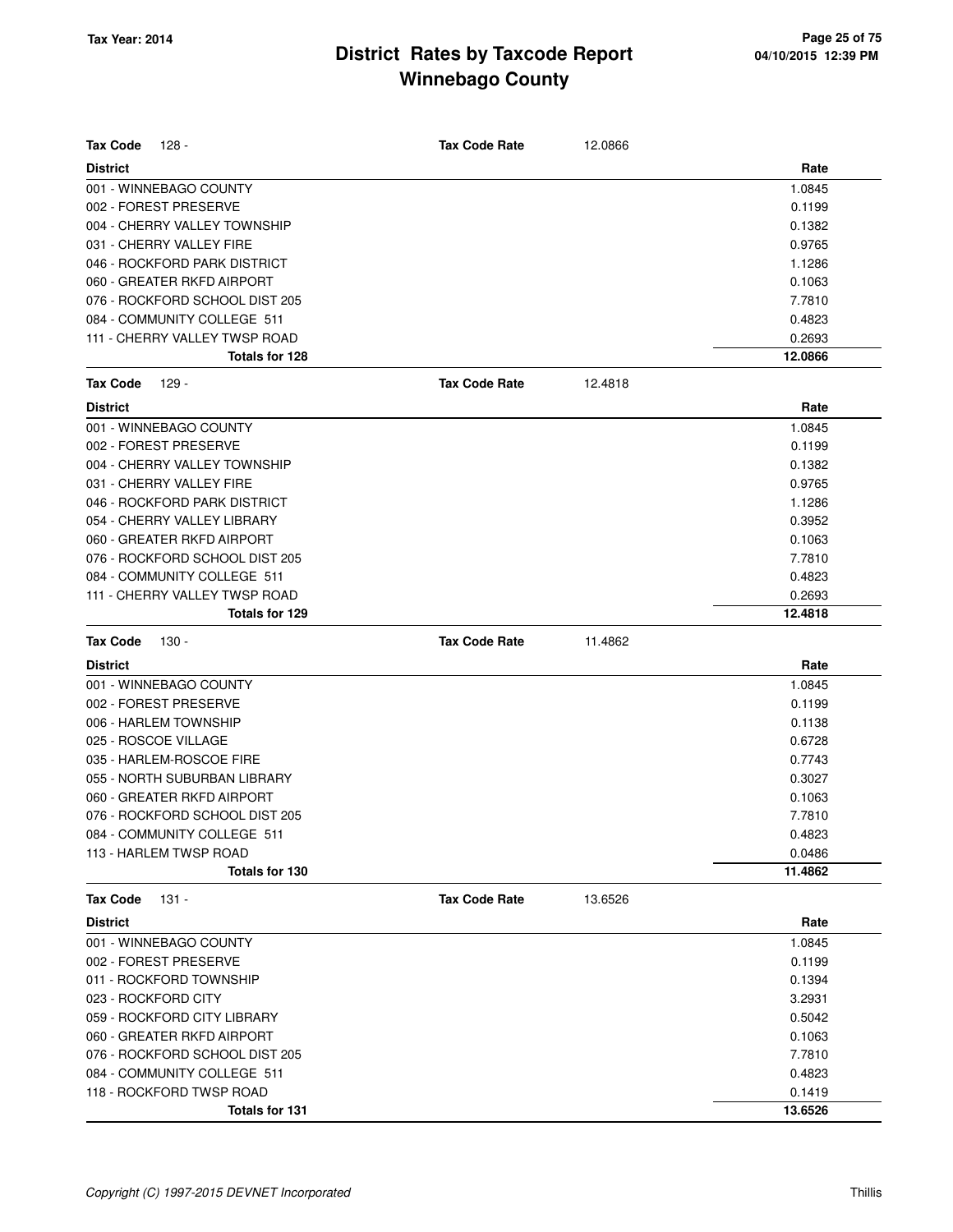# District Rates by Taxcode Report
## Winnebago County

Tax Year: 2014

**Tax Code** 128 - **Tax Code Rate** 12.0866

| District | Rate |
|---|---|
| 001 - WINNEBAGO COUNTY | 1.0845 |
| 002 - FOREST PRESERVE | 0.1199 |
| 004 - CHERRY VALLEY TOWNSHIP | 0.1382 |
| 031 - CHERRY VALLEY FIRE | 0.9765 |
| 046 - ROCKFORD PARK DISTRICT | 1.1286 |
| 060 - GREATER RKFD AIRPORT | 0.1063 |
| 076 - ROCKFORD SCHOOL DIST 205 | 7.7810 |
| 084 - COMMUNITY COLLEGE 511 | 0.4823 |
| 111 - CHERRY VALLEY TWSP ROAD | 0.2693 |
| **Totals for 128** | **12.0866** |

**Tax Code** 129 - **Tax Code Rate** 12.4818

| District | Rate |
|---|---|
| 001 - WINNEBAGO COUNTY | 1.0845 |
| 002 - FOREST PRESERVE | 0.1199 |
| 004 - CHERRY VALLEY TOWNSHIP | 0.1382 |
| 031 - CHERRY VALLEY FIRE | 0.9765 |
| 046 - ROCKFORD PARK DISTRICT | 1.1286 |
| 054 - CHERRY VALLEY LIBRARY | 0.3952 |
| 060 - GREATER RKFD AIRPORT | 0.1063 |
| 076 - ROCKFORD SCHOOL DIST 205 | 7.7810 |
| 084 - COMMUNITY COLLEGE 511 | 0.4823 |
| 111 - CHERRY VALLEY TWSP ROAD | 0.2693 |
| **Totals for 129** | **12.4818** |

**Tax Code** 130 - **Tax Code Rate** 11.4862

| District | Rate |
|---|---|
| 001 - WINNEBAGO COUNTY | 1.0845 |
| 002 - FOREST PRESERVE | 0.1199 |
| 006 - HARLEM TOWNSHIP | 0.1138 |
| 025 - ROSCOE VILLAGE | 0.6728 |
| 035 - HARLEM-ROSCOE FIRE | 0.7743 |
| 055 - NORTH SUBURBAN LIBRARY | 0.3027 |
| 060 - GREATER RKFD AIRPORT | 0.1063 |
| 076 - ROCKFORD SCHOOL DIST 205 | 7.7810 |
| 084 - COMMUNITY COLLEGE 511 | 0.4823 |
| 113 - HARLEM TWSP ROAD | 0.0486 |
| **Totals for 130** | **11.4862** |

**Tax Code** 131 - **Tax Code Rate** 13.6526

| District | Rate |
|---|---|
| 001 - WINNEBAGO COUNTY | 1.0845 |
| 002 - FOREST PRESERVE | 0.1199 |
| 011 - ROCKFORD TOWNSHIP | 0.1394 |
| 023 - ROCKFORD CITY | 3.2931 |
| 059 - ROCKFORD CITY LIBRARY | 0.5042 |
| 060 - GREATER RKFD AIRPORT | 0.1063 |
| 076 - ROCKFORD SCHOOL DIST 205 | 7.7810 |
| 084 - COMMUNITY COLLEGE 511 | 0.4823 |
| 118 - ROCKFORD TWSP ROAD | 0.1419 |
| **Totals for 131** | **13.6526** |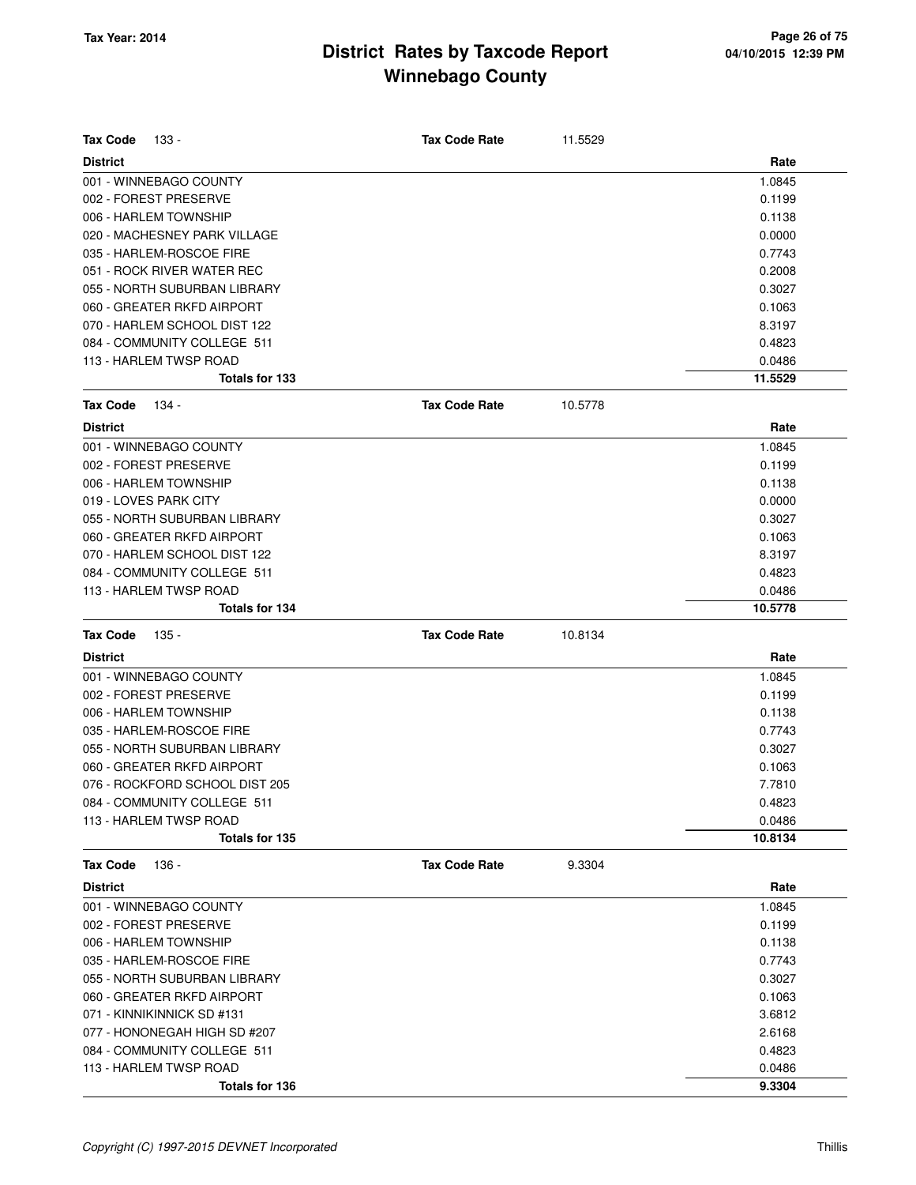# District Rates by Taxcode Report
## Winnebago County

Tax Year: 2014

| Tax Code 133 - | Tax Code Rate 11.5529 |
|---|---|
| **District** | **Rate** |
| 001 - WINNEBAGO COUNTY | 1.0845 |
| 002 - FOREST PRESERVE | 0.1199 |
| 006 - HARLEM TOWNSHIP | 0.1138 |
| 020 - MACHESNEY PARK VILLAGE | 0.0000 |
| 035 - HARLEM-ROSCOE FIRE | 0.7743 |
| 051 - ROCK RIVER WATER REC | 0.2008 |
| 055 - NORTH SUBURBAN LIBRARY | 0.3027 |
| 060 - GREATER RKFD AIRPORT | 0.1063 |
| 070 - HARLEM SCHOOL DIST 122 | 8.3197 |
| 084 - COMMUNITY COLLEGE 511 | 0.4823 |
| 113 - HARLEM TWSP ROAD | 0.0486 |
| **Totals for 133** | **11.5529** |

| Tax Code 134 - | Tax Code Rate 10.5778 |
|---|---|
| **District** | **Rate** |
| 001 - WINNEBAGO COUNTY | 1.0845 |
| 002 - FOREST PRESERVE | 0.1199 |
| 006 - HARLEM TOWNSHIP | 0.1138 |
| 019 - LOVES PARK CITY | 0.0000 |
| 055 - NORTH SUBURBAN LIBRARY | 0.3027 |
| 060 - GREATER RKFD AIRPORT | 0.1063 |
| 070 - HARLEM SCHOOL DIST 122 | 8.3197 |
| 084 - COMMUNITY COLLEGE 511 | 0.4823 |
| 113 - HARLEM TWSP ROAD | 0.0486 |
| **Totals for 134** | **10.5778** |

| Tax Code 135 - | Tax Code Rate 10.8134 |
|---|---|
| **District** | **Rate** |
| 001 - WINNEBAGO COUNTY | 1.0845 |
| 002 - FOREST PRESERVE | 0.1199 |
| 006 - HARLEM TOWNSHIP | 0.1138 |
| 035 - HARLEM-ROSCOE FIRE | 0.7743 |
| 055 - NORTH SUBURBAN LIBRARY | 0.3027 |
| 060 - GREATER RKFD AIRPORT | 0.1063 |
| 076 - ROCKFORD SCHOOL DIST 205 | 7.7810 |
| 084 - COMMUNITY COLLEGE 511 | 0.4823 |
| 113 - HARLEM TWSP ROAD | 0.0486 |
| **Totals for 135** | **10.8134** |

| Tax Code 136 - | Tax Code Rate 9.3304 |
|---|---|
| **District** | **Rate** |
| 001 - WINNEBAGO COUNTY | 1.0845 |
| 002 - FOREST PRESERVE | 0.1199 |
| 006 - HARLEM TOWNSHIP | 0.1138 |
| 035 - HARLEM-ROSCOE FIRE | 0.7743 |
| 055 - NORTH SUBURBAN LIBRARY | 0.3027 |
| 060 - GREATER RKFD AIRPORT | 0.1063 |
| 071 - KINNIKINNICK SD #131 | 3.6812 |
| 077 - HONONEGAH HIGH SD #207 | 2.6168 |
| 084 - COMMUNITY COLLEGE 511 | 0.4823 |
| 113 - HARLEM TWSP ROAD | 0.0486 |
| **Totals for 136** | **9.3304** |

*Copyright (C) 1997-2015 DEVNET Incorporated* Thillis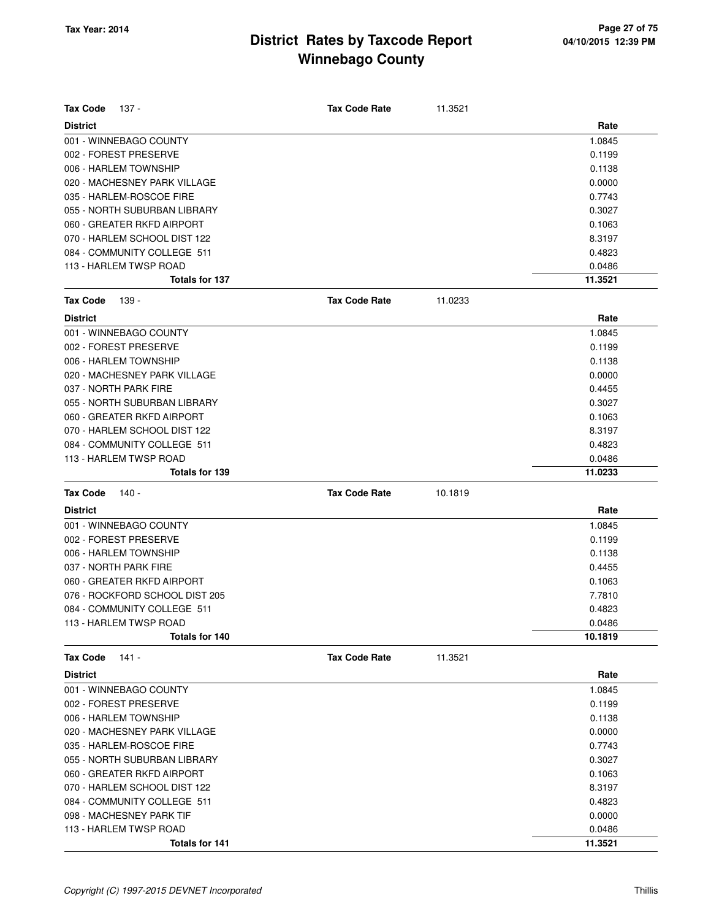# District Rates by Taxcode Report
# Winnebago County

Tax Year: 2014

04/10/2015 12:39 PM

**Tax Code** 137 - **Tax Code Rate** 11.3521

| District | Rate |
|---|---|
| 001 - WINNEBAGO COUNTY | 1.0845 |
| 002 - FOREST PRESERVE | 0.1199 |
| 006 - HARLEM TOWNSHIP | 0.1138 |
| 020 - MACHESNEY PARK VILLAGE | 0.0000 |
| 035 - HARLEM-ROSCOE FIRE | 0.7743 |
| 055 - NORTH SUBURBAN LIBRARY | 0.3027 |
| 060 - GREATER RKFD AIRPORT | 0.1063 |
| 070 - HARLEM SCHOOL DIST 122 | 8.3197 |
| 084 - COMMUNITY COLLEGE 511 | 0.4823 |
| 113 - HARLEM TWSP ROAD | 0.0486 |
| **Totals for 137** | **11.3521** |

**Tax Code** 139 - **Tax Code Rate** 11.0233

| District | Rate |
|---|---|
| 001 - WINNEBAGO COUNTY | 1.0845 |
| 002 - FOREST PRESERVE | 0.1199 |
| 006 - HARLEM TOWNSHIP | 0.1138 |
| 020 - MACHESNEY PARK VILLAGE | 0.0000 |
| 037 - NORTH PARK FIRE | 0.4455 |
| 055 - NORTH SUBURBAN LIBRARY | 0.3027 |
| 060 - GREATER RKFD AIRPORT | 0.1063 |
| 070 - HARLEM SCHOOL DIST 122 | 8.3197 |
| 084 - COMMUNITY COLLEGE 511 | 0.4823 |
| 113 - HARLEM TWSP ROAD | 0.0486 |
| **Totals for 139** | **11.0233** |

**Tax Code** 140 - **Tax Code Rate** 10.1819

| District | Rate |
|---|---|
| 001 - WINNEBAGO COUNTY | 1.0845 |
| 002 - FOREST PRESERVE | 0.1199 |
| 006 - HARLEM TOWNSHIP | 0.1138 |
| 037 - NORTH PARK FIRE | 0.4455 |
| 060 - GREATER RKFD AIRPORT | 0.1063 |
| 076 - ROCKFORD SCHOOL DIST 205 | 7.7810 |
| 084 - COMMUNITY COLLEGE 511 | 0.4823 |
| 113 - HARLEM TWSP ROAD | 0.0486 |
| **Totals for 140** | **10.1819** |

**Tax Code** 141 - **Tax Code Rate** 11.3521

| District | Rate |
|---|---|
| 001 - WINNEBAGO COUNTY | 1.0845 |
| 002 - FOREST PRESERVE | 0.1199 |
| 006 - HARLEM TOWNSHIP | 0.1138 |
| 020 - MACHESNEY PARK VILLAGE | 0.0000 |
| 035 - HARLEM-ROSCOE FIRE | 0.7743 |
| 055 - NORTH SUBURBAN LIBRARY | 0.3027 |
| 060 - GREATER RKFD AIRPORT | 0.1063 |
| 070 - HARLEM SCHOOL DIST 122 | 8.3197 |
| 084 - COMMUNITY COLLEGE 511 | 0.4823 |
| 098 - MACHESNEY PARK TIF | 0.0000 |
| 113 - HARLEM TWSP ROAD | 0.0486 |
| **Totals for 141** | **11.3521** |

*Copyright (C) 1997-2015 DEVNET Incorporated* Thillis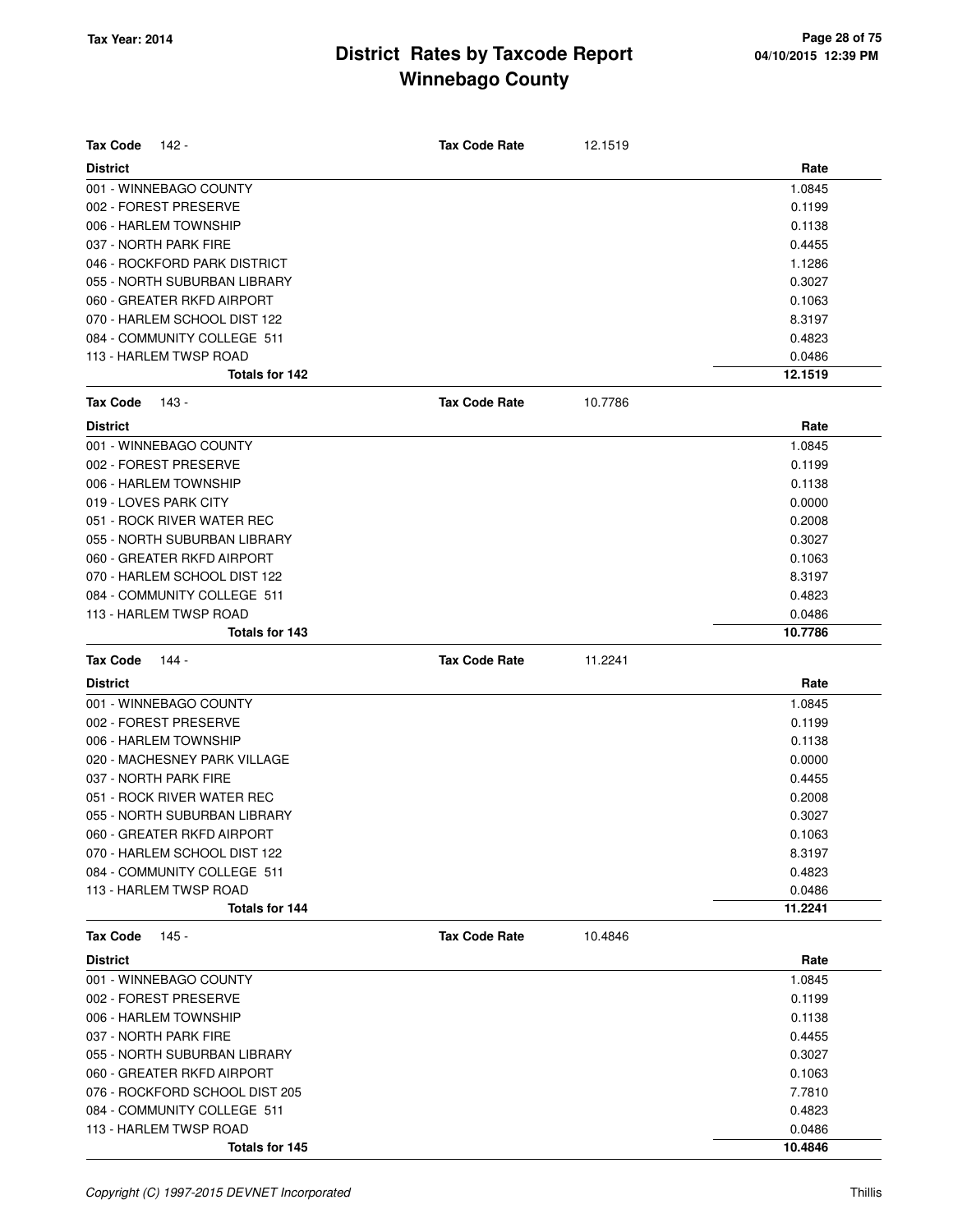Tax Year: 2014

# District Rates by Taxcode Report
## Winnebago County

**Tax Code** 142 - **Tax Code Rate** 12.1519

| District | Rate |
|---|---|
| 001 - WINNEBAGO COUNTY | 1.0845 |
| 002 - FOREST PRESERVE | 0.1199 |
| 006 - HARLEM TOWNSHIP | 0.1138 |
| 037 - NORTH PARK FIRE | 0.4455 |
| 046 - ROCKFORD PARK DISTRICT | 1.1286 |
| 055 - NORTH SUBURBAN LIBRARY | 0.3027 |
| 060 - GREATER RKFD AIRPORT | 0.1063 |
| 070 - HARLEM SCHOOL DIST 122 | 8.3197 |
| 084 - COMMUNITY COLLEGE 511 | 0.4823 |
| 113 - HARLEM TWSP ROAD | 0.0486 |
| **Totals for 142** | **12.1519** |

**Tax Code** 143 - **Tax Code Rate** 10.7786

| District | Rate |
|---|---|
| 001 - WINNEBAGO COUNTY | 1.0845 |
| 002 - FOREST PRESERVE | 0.1199 |
| 006 - HARLEM TOWNSHIP | 0.1138 |
| 019 - LOVES PARK CITY | 0.0000 |
| 051 - ROCK RIVER WATER REC | 0.2008 |
| 055 - NORTH SUBURBAN LIBRARY | 0.3027 |
| 060 - GREATER RKFD AIRPORT | 0.1063 |
| 070 - HARLEM SCHOOL DIST 122 | 8.3197 |
| 084 - COMMUNITY COLLEGE 511 | 0.4823 |
| 113 - HARLEM TWSP ROAD | 0.0486 |
| **Totals for 143** | **10.7786** |

**Tax Code** 144 - **Tax Code Rate** 11.2241

| District | Rate |
|---|---|
| 001 - WINNEBAGO COUNTY | 1.0845 |
| 002 - FOREST PRESERVE | 0.1199 |
| 006 - HARLEM TOWNSHIP | 0.1138 |
| 020 - MACHESNEY PARK VILLAGE | 0.0000 |
| 037 - NORTH PARK FIRE | 0.4455 |
| 051 - ROCK RIVER WATER REC | 0.2008 |
| 055 - NORTH SUBURBAN LIBRARY | 0.3027 |
| 060 - GREATER RKFD AIRPORT | 0.1063 |
| 070 - HARLEM SCHOOL DIST 122 | 8.3197 |
| 084 - COMMUNITY COLLEGE 511 | 0.4823 |
| 113 - HARLEM TWSP ROAD | 0.0486 |
| **Totals for 144** | **11.2241** |

**Tax Code** 145 - **Tax Code Rate** 10.4846

| District | Rate |
|---|---|
| 001 - WINNEBAGO COUNTY | 1.0845 |
| 002 - FOREST PRESERVE | 0.1199 |
| 006 - HARLEM TOWNSHIP | 0.1138 |
| 037 - NORTH PARK FIRE | 0.4455 |
| 055 - NORTH SUBURBAN LIBRARY | 0.3027 |
| 060 - GREATER RKFD AIRPORT | 0.1063 |
| 076 - ROCKFORD SCHOOL DIST 205 | 7.7810 |
| 084 - COMMUNITY COLLEGE 511 | 0.4823 |
| 113 - HARLEM TWSP ROAD | 0.0486 |
| **Totals for 145** | **10.4846** |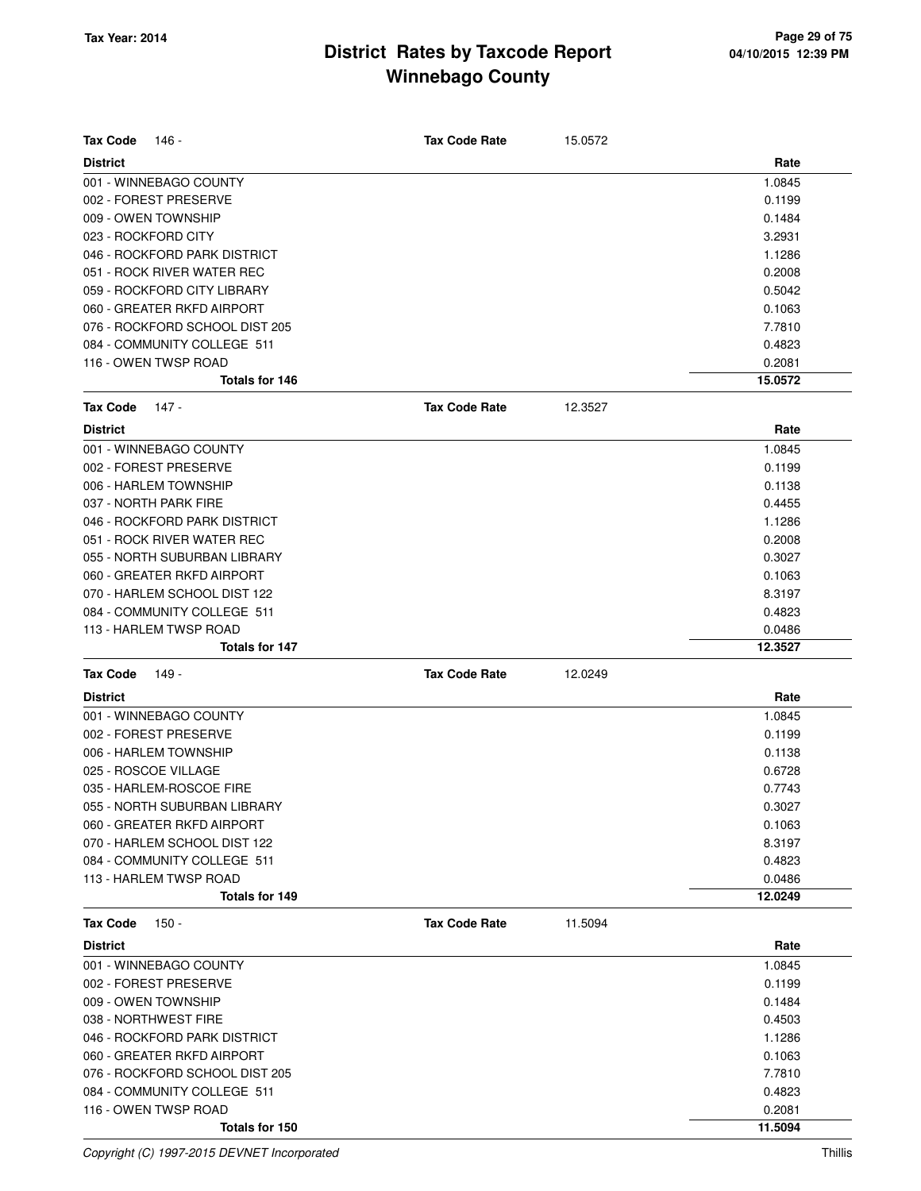# District Rates by Taxcode Report

## Winnebago County

Tax Year: 2014

04/10/2015 12:39 PM

**Tax Code** 146 - **Tax Code Rate** 15.0572

| District | Rate |
|---|---|
| 001 - WINNEBAGO COUNTY | 1.0845 |
| 002 - FOREST PRESERVE | 0.1199 |
| 009 - OWEN TOWNSHIP | 0.1484 |
| 023 - ROCKFORD CITY | 3.2931 |
| 046 - ROCKFORD PARK DISTRICT | 1.1286 |
| 051 - ROCK RIVER WATER REC | 0.2008 |
| 059 - ROCKFORD CITY LIBRARY | 0.5042 |
| 060 - GREATER RKFD AIRPORT | 0.1063 |
| 076 - ROCKFORD SCHOOL DIST 205 | 7.7810 |
| 084 - COMMUNITY COLLEGE 511 | 0.4823 |
| 116 - OWEN TWSP ROAD | 0.2081 |
| **Totals for 146** | **15.0572** |

**Tax Code** 147 - **Tax Code Rate** 12.3527

| District | Rate |
|---|---|
| 001 - WINNEBAGO COUNTY | 1.0845 |
| 002 - FOREST PRESERVE | 0.1199 |
| 006 - HARLEM TOWNSHIP | 0.1138 |
| 037 - NORTH PARK FIRE | 0.4455 |
| 046 - ROCKFORD PARK DISTRICT | 1.1286 |
| 051 - ROCK RIVER WATER REC | 0.2008 |
| 055 - NORTH SUBURBAN LIBRARY | 0.3027 |
| 060 - GREATER RKFD AIRPORT | 0.1063 |
| 070 - HARLEM SCHOOL DIST 122 | 8.3197 |
| 084 - COMMUNITY COLLEGE 511 | 0.4823 |
| 113 - HARLEM TWSP ROAD | 0.0486 |
| **Totals for 147** | **12.3527** |

**Tax Code** 149 - **Tax Code Rate** 12.0249

| District | Rate |
|---|---|
| 001 - WINNEBAGO COUNTY | 1.0845 |
| 002 - FOREST PRESERVE | 0.1199 |
| 006 - HARLEM TOWNSHIP | 0.1138 |
| 025 - ROSCOE VILLAGE | 0.6728 |
| 035 - HARLEM-ROSCOE FIRE | 0.7743 |
| 055 - NORTH SUBURBAN LIBRARY | 0.3027 |
| 060 - GREATER RKFD AIRPORT | 0.1063 |
| 070 - HARLEM SCHOOL DIST 122 | 8.3197 |
| 084 - COMMUNITY COLLEGE 511 | 0.4823 |
| 113 - HARLEM TWSP ROAD | 0.0486 |
| **Totals for 149** | **12.0249** |

**Tax Code** 150 - **Tax Code Rate** 11.5094

| District | Rate |
|---|---|
| 001 - WINNEBAGO COUNTY | 1.0845 |
| 002 - FOREST PRESERVE | 0.1199 |
| 009 - OWEN TOWNSHIP | 0.1484 |
| 038 - NORTHWEST FIRE | 0.4503 |
| 046 - ROCKFORD PARK DISTRICT | 1.1286 |
| 060 - GREATER RKFD AIRPORT | 0.1063 |
| 076 - ROCKFORD SCHOOL DIST 205 | 7.7810 |
| 084 - COMMUNITY COLLEGE 511 | 0.4823 |
| 116 - OWEN TWSP ROAD | 0.2081 |
| **Totals for 150** | **11.5094** |

*Copyright (C) 1997-2015 DEVNET Incorporated* Thillis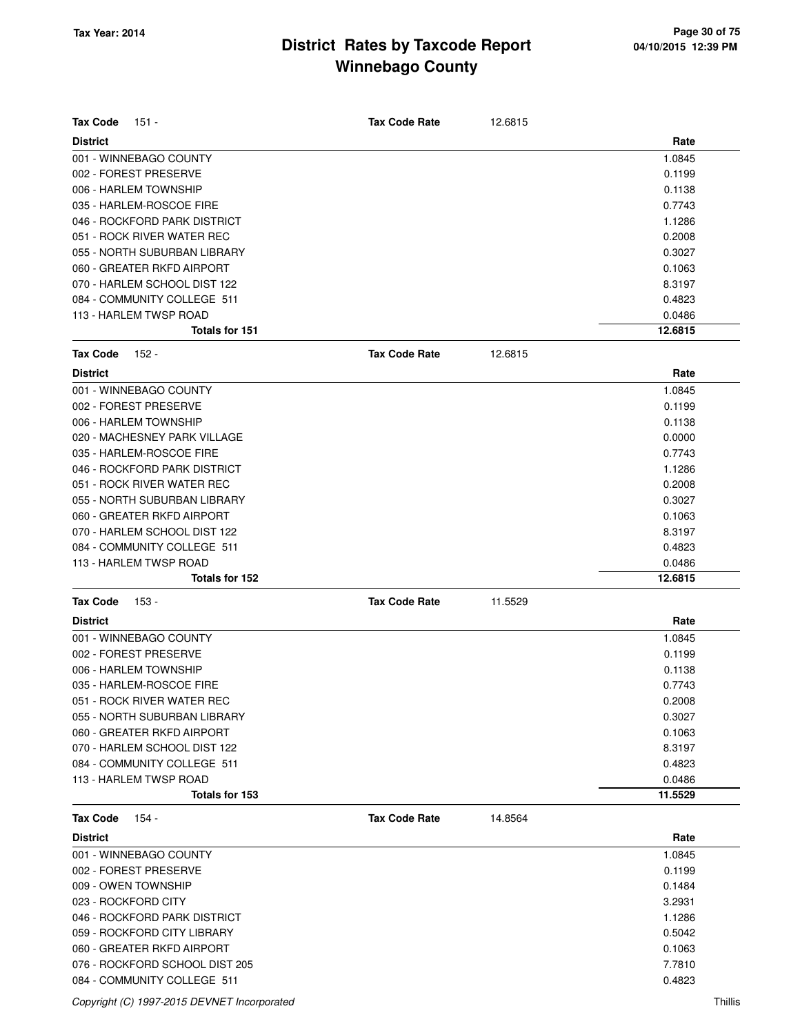# District Rates by Taxcode Report
# Winnebago County

Tax Year: 2014

**Tax Code** 151 - **Tax Code Rate** 12.6815

| District | Rate |
|---|---|
| 001 - WINNEBAGO COUNTY | 1.0845 |
| 002 - FOREST PRESERVE | 0.1199 |
| 006 - HARLEM TOWNSHIP | 0.1138 |
| 035 - HARLEM-ROSCOE FIRE | 0.7743 |
| 046 - ROCKFORD PARK DISTRICT | 1.1286 |
| 051 - ROCK RIVER WATER REC | 0.2008 |
| 055 - NORTH SUBURBAN LIBRARY | 0.3027 |
| 060 - GREATER RKFD AIRPORT | 0.1063 |
| 070 - HARLEM SCHOOL DIST 122 | 8.3197 |
| 084 - COMMUNITY COLLEGE 511 | 0.4823 |
| 113 - HARLEM TWSP ROAD | 0.0486 |
| **Totals for 151** | **12.6815** |

**Tax Code** 152 - **Tax Code Rate** 12.6815

| District | Rate |
|---|---|
| 001 - WINNEBAGO COUNTY | 1.0845 |
| 002 - FOREST PRESERVE | 0.1199 |
| 006 - HARLEM TOWNSHIP | 0.1138 |
| 020 - MACHESNEY PARK VILLAGE | 0.0000 |
| 035 - HARLEM-ROSCOE FIRE | 0.7743 |
| 046 - ROCKFORD PARK DISTRICT | 1.1286 |
| 051 - ROCK RIVER WATER REC | 0.2008 |
| 055 - NORTH SUBURBAN LIBRARY | 0.3027 |
| 060 - GREATER RKFD AIRPORT | 0.1063 |
| 070 - HARLEM SCHOOL DIST 122 | 8.3197 |
| 084 - COMMUNITY COLLEGE 511 | 0.4823 |
| 113 - HARLEM TWSP ROAD | 0.0486 |
| **Totals for 152** | **12.6815** |

**Tax Code** 153 - **Tax Code Rate** 11.5529

| District | Rate |
|---|---|
| 001 - WINNEBAGO COUNTY | 1.0845 |
| 002 - FOREST PRESERVE | 0.1199 |
| 006 - HARLEM TOWNSHIP | 0.1138 |
| 035 - HARLEM-ROSCOE FIRE | 0.7743 |
| 051 - ROCK RIVER WATER REC | 0.2008 |
| 055 - NORTH SUBURBAN LIBRARY | 0.3027 |
| 060 - GREATER RKFD AIRPORT | 0.1063 |
| 070 - HARLEM SCHOOL DIST 122 | 8.3197 |
| 084 - COMMUNITY COLLEGE 511 | 0.4823 |
| 113 - HARLEM TWSP ROAD | 0.0486 |
| **Totals for 153** | **11.5529** |

**Tax Code** 154 - **Tax Code Rate** 14.8564

| District | Rate |
|---|---|
| 001 - WINNEBAGO COUNTY | 1.0845 |
| 002 - FOREST PRESERVE | 0.1199 |
| 009 - OWEN TOWNSHIP | 0.1484 |
| 023 - ROCKFORD CITY | 3.2931 |
| 046 - ROCKFORD PARK DISTRICT | 1.1286 |
| 059 - ROCKFORD CITY LIBRARY | 0.5042 |
| 060 - GREATER RKFD AIRPORT | 0.1063 |
| 076 - ROCKFORD SCHOOL DIST 205 | 7.7810 |
| 084 - COMMUNITY COLLEGE 511 | 0.4823 |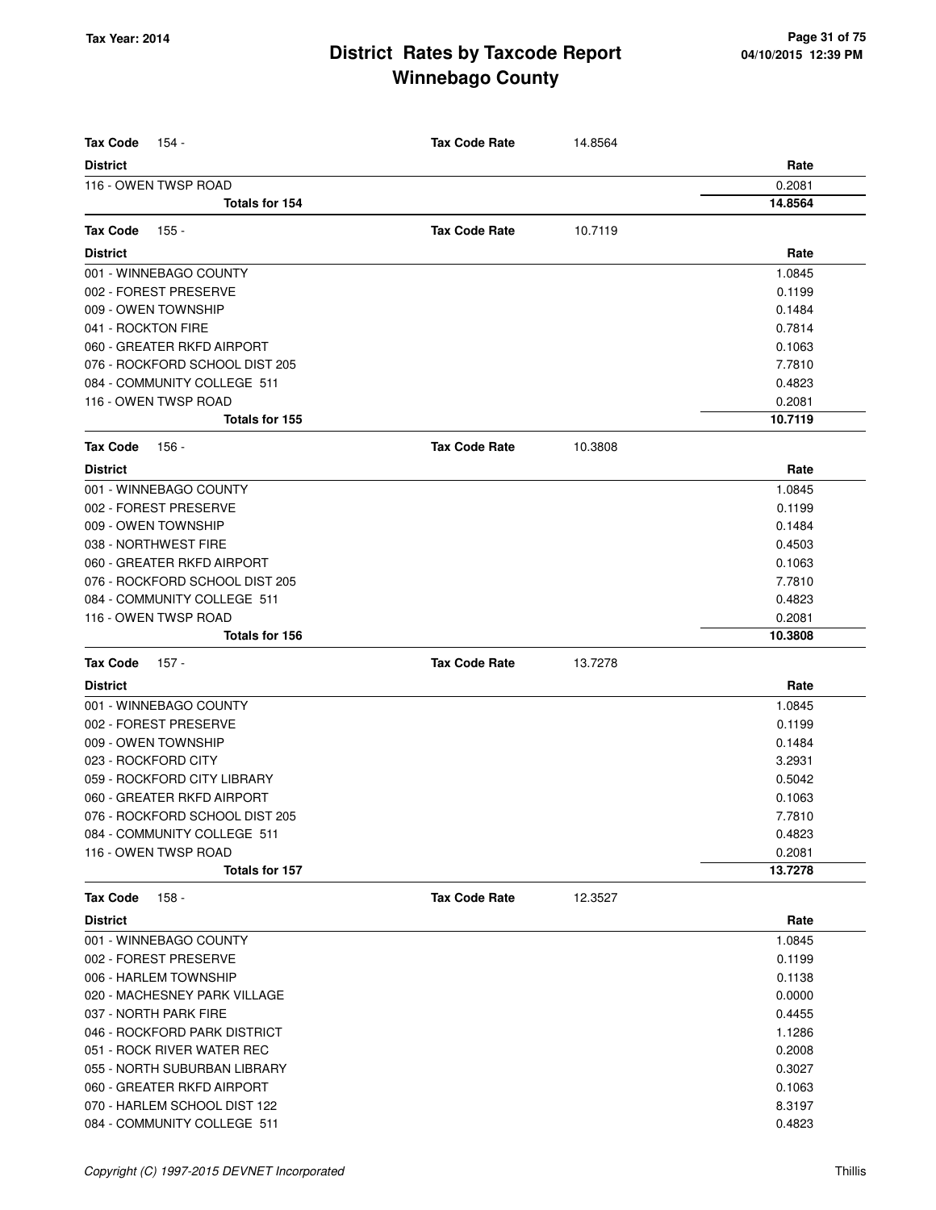# District Rates by Taxcode Report
## Winnebago County

Tax Year: 2014

**Tax Code** 154 - **Tax Code Rate** 14.8564

| District | Rate |
|---|---|
| 116 - OWEN TWSP ROAD | 0.2081 |
| **Totals for 154** | **14.8564** |

**Tax Code** 155 - **Tax Code Rate** 10.7119

| District | Rate |
|---|---|
| 001 - WINNEBAGO COUNTY | 1.0845 |
| 002 - FOREST PRESERVE | 0.1199 |
| 009 - OWEN TOWNSHIP | 0.1484 |
| 041 - ROCKTON FIRE | 0.7814 |
| 060 - GREATER RKFD AIRPORT | 0.1063 |
| 076 - ROCKFORD SCHOOL DIST 205 | 7.7810 |
| 084 - COMMUNITY COLLEGE 511 | 0.4823 |
| 116 - OWEN TWSP ROAD | 0.2081 |
| **Totals for 155** | **10.7119** |

**Tax Code** 156 - **Tax Code Rate** 10.3808

| District | Rate |
|---|---|
| 001 - WINNEBAGO COUNTY | 1.0845 |
| 002 - FOREST PRESERVE | 0.1199 |
| 009 - OWEN TOWNSHIP | 0.1484 |
| 038 - NORTHWEST FIRE | 0.4503 |
| 060 - GREATER RKFD AIRPORT | 0.1063 |
| 076 - ROCKFORD SCHOOL DIST 205 | 7.7810 |
| 084 - COMMUNITY COLLEGE 511 | 0.4823 |
| 116 - OWEN TWSP ROAD | 0.2081 |
| **Totals for 156** | **10.3808** |

**Tax Code** 157 - **Tax Code Rate** 13.7278

| District | Rate |
|---|---|
| 001 - WINNEBAGO COUNTY | 1.0845 |
| 002 - FOREST PRESERVE | 0.1199 |
| 009 - OWEN TOWNSHIP | 0.1484 |
| 023 - ROCKFORD CITY | 3.2931 |
| 059 - ROCKFORD CITY LIBRARY | 0.5042 |
| 060 - GREATER RKFD AIRPORT | 0.1063 |
| 076 - ROCKFORD SCHOOL DIST 205 | 7.7810 |
| 084 - COMMUNITY COLLEGE 511 | 0.4823 |
| 116 - OWEN TWSP ROAD | 0.2081 |
| **Totals for 157** | **13.7278** |

**Tax Code** 158 - **Tax Code Rate** 12.3527

| District | Rate |
|---|---|
| 001 - WINNEBAGO COUNTY | 1.0845 |
| 002 - FOREST PRESERVE | 0.1199 |
| 006 - HARLEM TOWNSHIP | 0.1138 |
| 020 - MACHESNEY PARK VILLAGE | 0.0000 |
| 037 - NORTH PARK FIRE | 0.4455 |
| 046 - ROCKFORD PARK DISTRICT | 1.1286 |
| 051 - ROCK RIVER WATER REC | 0.2008 |
| 055 - NORTH SUBURBAN LIBRARY | 0.3027 |
| 060 - GREATER RKFD AIRPORT | 0.1063 |
| 070 - HARLEM SCHOOL DIST 122 | 8.3197 |
| 084 - COMMUNITY COLLEGE 511 | 0.4823 |

*Copyright (C) 1997-2015 DEVNET Incorporated*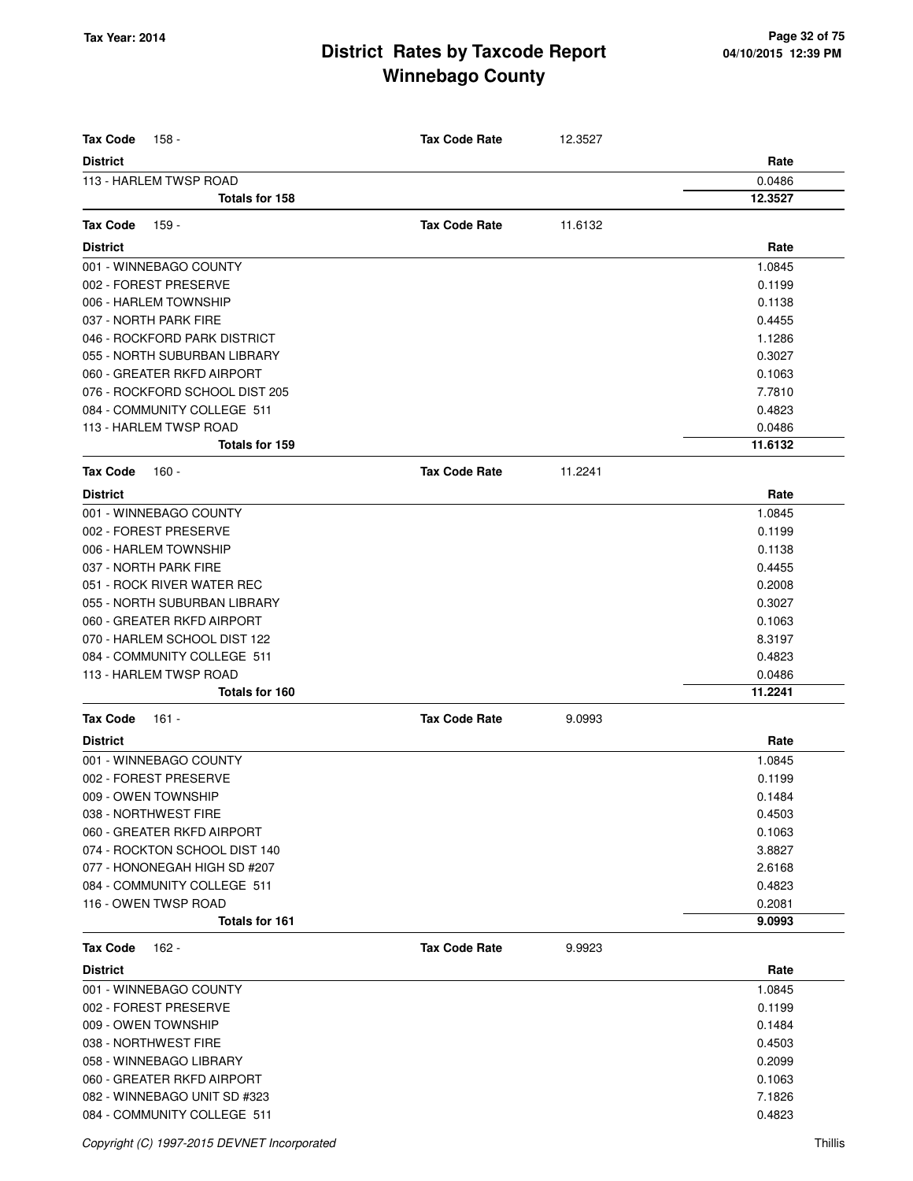# District Rates by Taxcode Report
## Winnebago County

Tax Year: 2014

**Tax Code** 158 - **Tax Code Rate** 12.3527

| District | Rate |
|---|---|
| 113 - HARLEM TWSP ROAD | 0.0486 |
| **Totals for 158** | **12.3527** |

**Tax Code** 159 - **Tax Code Rate** 11.6132

| District | Rate |
|---|---|
| 001 - WINNEBAGO COUNTY | 1.0845 |
| 002 - FOREST PRESERVE | 0.1199 |
| 006 - HARLEM TOWNSHIP | 0.1138 |
| 037 - NORTH PARK FIRE | 0.4455 |
| 046 - ROCKFORD PARK DISTRICT | 1.1286 |
| 055 - NORTH SUBURBAN LIBRARY | 0.3027 |
| 060 - GREATER RKFD AIRPORT | 0.1063 |
| 076 - ROCKFORD SCHOOL DIST 205 | 7.7810 |
| 084 - COMMUNITY COLLEGE 511 | 0.4823 |
| 113 - HARLEM TWSP ROAD | 0.0486 |
| **Totals for 159** | **11.6132** |

**Tax Code** 160 - **Tax Code Rate** 11.2241

| District | Rate |
|---|---|
| 001 - WINNEBAGO COUNTY | 1.0845 |
| 002 - FOREST PRESERVE | 0.1199 |
| 006 - HARLEM TOWNSHIP | 0.1138 |
| 037 - NORTH PARK FIRE | 0.4455 |
| 051 - ROCK RIVER WATER REC | 0.2008 |
| 055 - NORTH SUBURBAN LIBRARY | 0.3027 |
| 060 - GREATER RKFD AIRPORT | 0.1063 |
| 070 - HARLEM SCHOOL DIST 122 | 8.3197 |
| 084 - COMMUNITY COLLEGE 511 | 0.4823 |
| 113 - HARLEM TWSP ROAD | 0.0486 |
| **Totals for 160** | **11.2241** |

**Tax Code** 161 - **Tax Code Rate** 9.0993

| District | Rate |
|---|---|
| 001 - WINNEBAGO COUNTY | 1.0845 |
| 002 - FOREST PRESERVE | 0.1199 |
| 009 - OWEN TOWNSHIP | 0.1484 |
| 038 - NORTHWEST FIRE | 0.4503 |
| 060 - GREATER RKFD AIRPORT | 0.1063 |
| 074 - ROCKTON SCHOOL DIST 140 | 3.8827 |
| 077 - HONONEGAH HIGH SD #207 | 2.6168 |
| 084 - COMMUNITY COLLEGE 511 | 0.4823 |
| 116 - OWEN TWSP ROAD | 0.2081 |
| **Totals for 161** | **9.0993** |

**Tax Code** 162 - **Tax Code Rate** 9.9923

| District | Rate |
|---|---|
| 001 - WINNEBAGO COUNTY | 1.0845 |
| 002 - FOREST PRESERVE | 0.1199 |
| 009 - OWEN TOWNSHIP | 0.1484 |
| 038 - NORTHWEST FIRE | 0.4503 |
| 058 - WINNEBAGO LIBRARY | 0.2099 |
| 060 - GREATER RKFD AIRPORT | 0.1063 |
| 082 - WINNEBAGO UNIT SD #323 | 7.1826 |
| 084 - COMMUNITY COLLEGE 511 | 0.4823 |

Copyright (C) 1997-2015 DEVNET Incorporated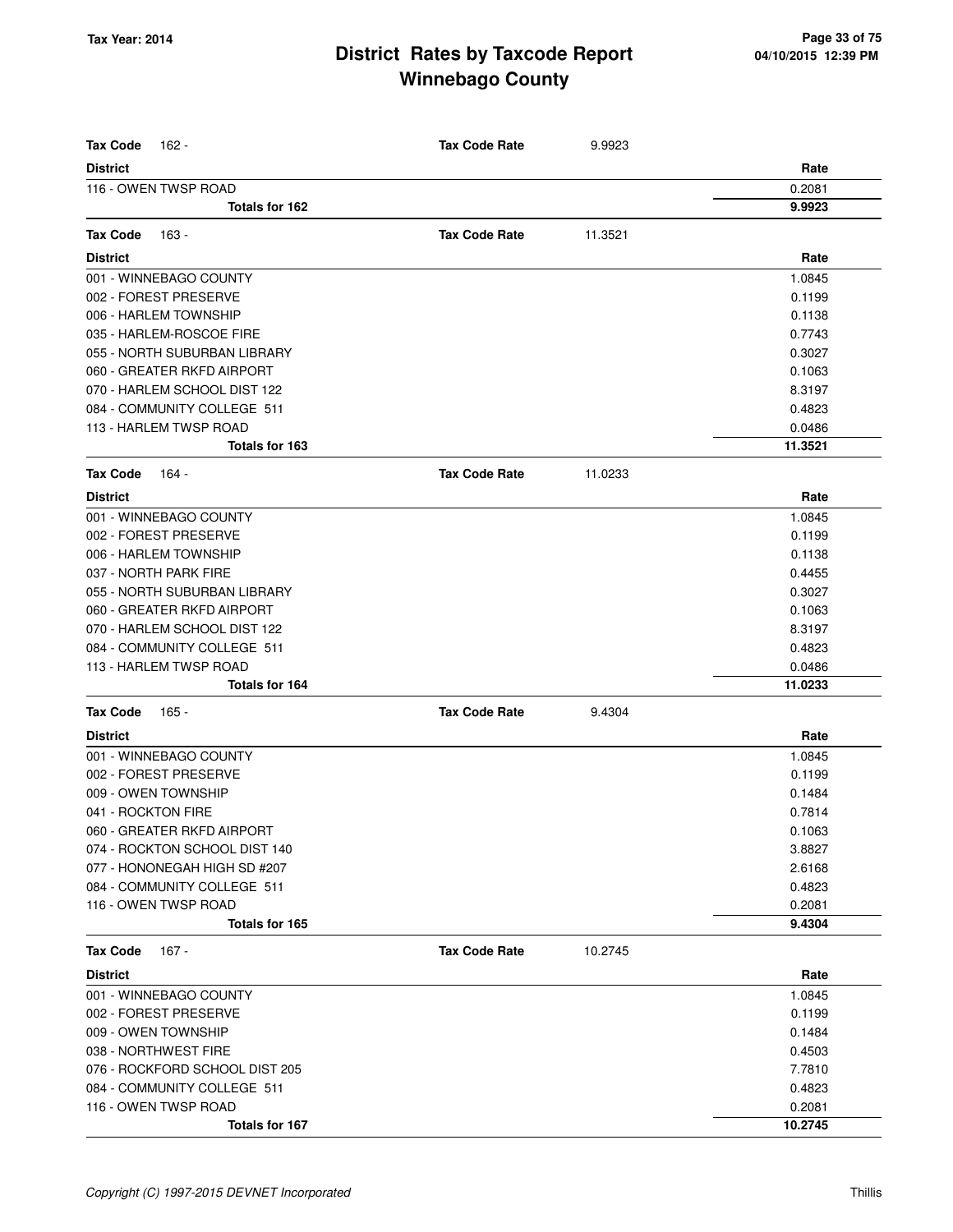# District Rates by Taxcode Report
## Winnebago County

Tax Year: 2014

**Tax Code** 162 - **Tax Code Rate** 9.9923

| District | Rate |
|---|---|
| 116 - OWEN TWSP ROAD | 0.2081 |
| **Totals for 162** | **9.9923** |

**Tax Code** 163 - **Tax Code Rate** 11.3521

| District | Rate |
|---|---|
| 001 - WINNEBAGO COUNTY | 1.0845 |
| 002 - FOREST PRESERVE | 0.1199 |
| 006 - HARLEM TOWNSHIP | 0.1138 |
| 035 - HARLEM-ROSCOE FIRE | 0.7743 |
| 055 - NORTH SUBURBAN LIBRARY | 0.3027 |
| 060 - GREATER RKFD AIRPORT | 0.1063 |
| 070 - HARLEM SCHOOL DIST 122 | 8.3197 |
| 084 - COMMUNITY COLLEGE 511 | 0.4823 |
| 113 - HARLEM TWSP ROAD | 0.0486 |
| **Totals for 163** | **11.3521** |

**Tax Code** 164 - **Tax Code Rate** 11.0233

| District | Rate |
|---|---|
| 001 - WINNEBAGO COUNTY | 1.0845 |
| 002 - FOREST PRESERVE | 0.1199 |
| 006 - HARLEM TOWNSHIP | 0.1138 |
| 037 - NORTH PARK FIRE | 0.4455 |
| 055 - NORTH SUBURBAN LIBRARY | 0.3027 |
| 060 - GREATER RKFD AIRPORT | 0.1063 |
| 070 - HARLEM SCHOOL DIST 122 | 8.3197 |
| 084 - COMMUNITY COLLEGE 511 | 0.4823 |
| 113 - HARLEM TWSP ROAD | 0.0486 |
| **Totals for 164** | **11.0233** |

**Tax Code** 165 - **Tax Code Rate** 9.4304

| District | Rate |
|---|---|
| 001 - WINNEBAGO COUNTY | 1.0845 |
| 002 - FOREST PRESERVE | 0.1199 |
| 009 - OWEN TOWNSHIP | 0.1484 |
| 041 - ROCKTON FIRE | 0.7814 |
| 060 - GREATER RKFD AIRPORT | 0.1063 |
| 074 - ROCKTON SCHOOL DIST 140 | 3.8827 |
| 077 - HONONEGAH HIGH SD #207 | 2.6168 |
| 084 - COMMUNITY COLLEGE 511 | 0.4823 |
| 116 - OWEN TWSP ROAD | 0.2081 |
| **Totals for 165** | **9.4304** |

**Tax Code** 167 - **Tax Code Rate** 10.2745

| District | Rate |
|---|---|
| 001 - WINNEBAGO COUNTY | 1.0845 |
| 002 - FOREST PRESERVE | 0.1199 |
| 009 - OWEN TOWNSHIP | 0.1484 |
| 038 - NORTHWEST FIRE | 0.4503 |
| 076 - ROCKFORD SCHOOL DIST 205 | 7.7810 |
| 084 - COMMUNITY COLLEGE 511 | 0.4823 |
| 116 - OWEN TWSP ROAD | 0.2081 |
| **Totals for 167** | **10.2745** |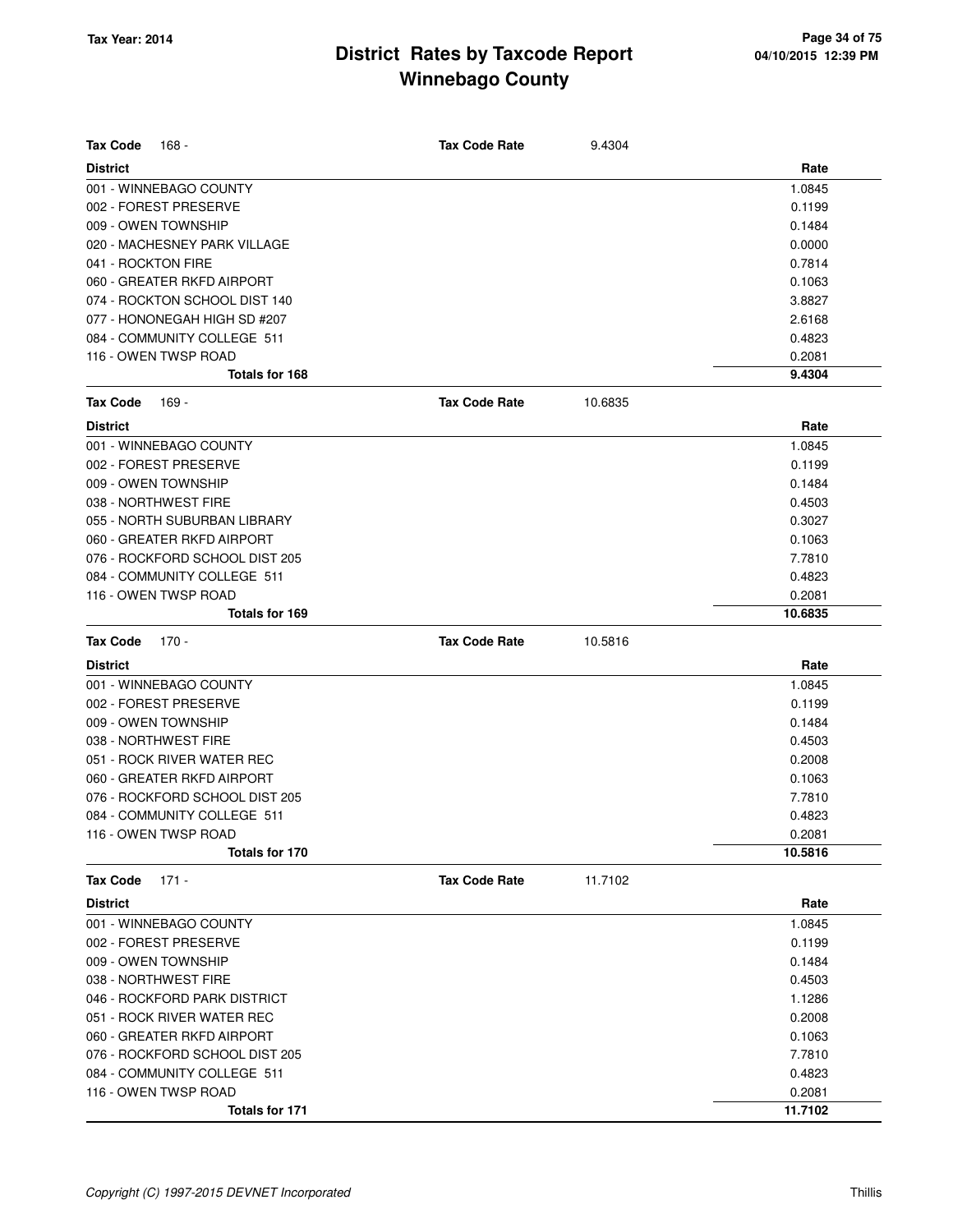# District Rates by Taxcode Report
## Winnebago County

Tax Year: 2014

| Tax Code 168 - | Tax Code Rate 9.4304 |
|---|---|
| **District** | **Rate** |
| 001 - WINNEBAGO COUNTY | 1.0845 |
| 002 - FOREST PRESERVE | 0.1199 |
| 009 - OWEN TOWNSHIP | 0.1484 |
| 020 - MACHESNEY PARK VILLAGE | 0.0000 |
| 041 - ROCKTON FIRE | 0.7814 |
| 060 - GREATER RKFD AIRPORT | 0.1063 |
| 074 - ROCKTON SCHOOL DIST 140 | 3.8827 |
| 077 - HONONEGAH HIGH SD #207 | 2.6168 |
| 084 - COMMUNITY COLLEGE 511 | 0.4823 |
| 116 - OWEN TWSP ROAD | 0.2081 |
| **Totals for 168** | **9.4304** |

| Tax Code 169 - | Tax Code Rate 10.6835 |
|---|---|
| **District** | **Rate** |
| 001 - WINNEBAGO COUNTY | 1.0845 |
| 002 - FOREST PRESERVE | 0.1199 |
| 009 - OWEN TOWNSHIP | 0.1484 |
| 038 - NORTHWEST FIRE | 0.4503 |
| 055 - NORTH SUBURBAN LIBRARY | 0.3027 |
| 060 - GREATER RKFD AIRPORT | 0.1063 |
| 076 - ROCKFORD SCHOOL DIST 205 | 7.7810 |
| 084 - COMMUNITY COLLEGE 511 | 0.4823 |
| 116 - OWEN TWSP ROAD | 0.2081 |
| **Totals for 169** | **10.6835** |

| Tax Code 170 - | Tax Code Rate 10.5816 |
|---|---|
| **District** | **Rate** |
| 001 - WINNEBAGO COUNTY | 1.0845 |
| 002 - FOREST PRESERVE | 0.1199 |
| 009 - OWEN TOWNSHIP | 0.1484 |
| 038 - NORTHWEST FIRE | 0.4503 |
| 051 - ROCK RIVER WATER REC | 0.2008 |
| 060 - GREATER RKFD AIRPORT | 0.1063 |
| 076 - ROCKFORD SCHOOL DIST 205 | 7.7810 |
| 084 - COMMUNITY COLLEGE 511 | 0.4823 |
| 116 - OWEN TWSP ROAD | 0.2081 |
| **Totals for 170** | **10.5816** |

| Tax Code 171 - | Tax Code Rate 11.7102 |
|---|---|
| **District** | **Rate** |
| 001 - WINNEBAGO COUNTY | 1.0845 |
| 002 - FOREST PRESERVE | 0.1199 |
| 009 - OWEN TOWNSHIP | 0.1484 |
| 038 - NORTHWEST FIRE | 0.4503 |
| 046 - ROCKFORD PARK DISTRICT | 1.1286 |
| 051 - ROCK RIVER WATER REC | 0.2008 |
| 060 - GREATER RKFD AIRPORT | 0.1063 |
| 076 - ROCKFORD SCHOOL DIST 205 | 7.7810 |
| 084 - COMMUNITY COLLEGE 511 | 0.4823 |
| 116 - OWEN TWSP ROAD | 0.2081 |
| **Totals for 171** | **11.7102** |

*Copyright (C) 1997-2015 DEVNET Incorporated* Thillis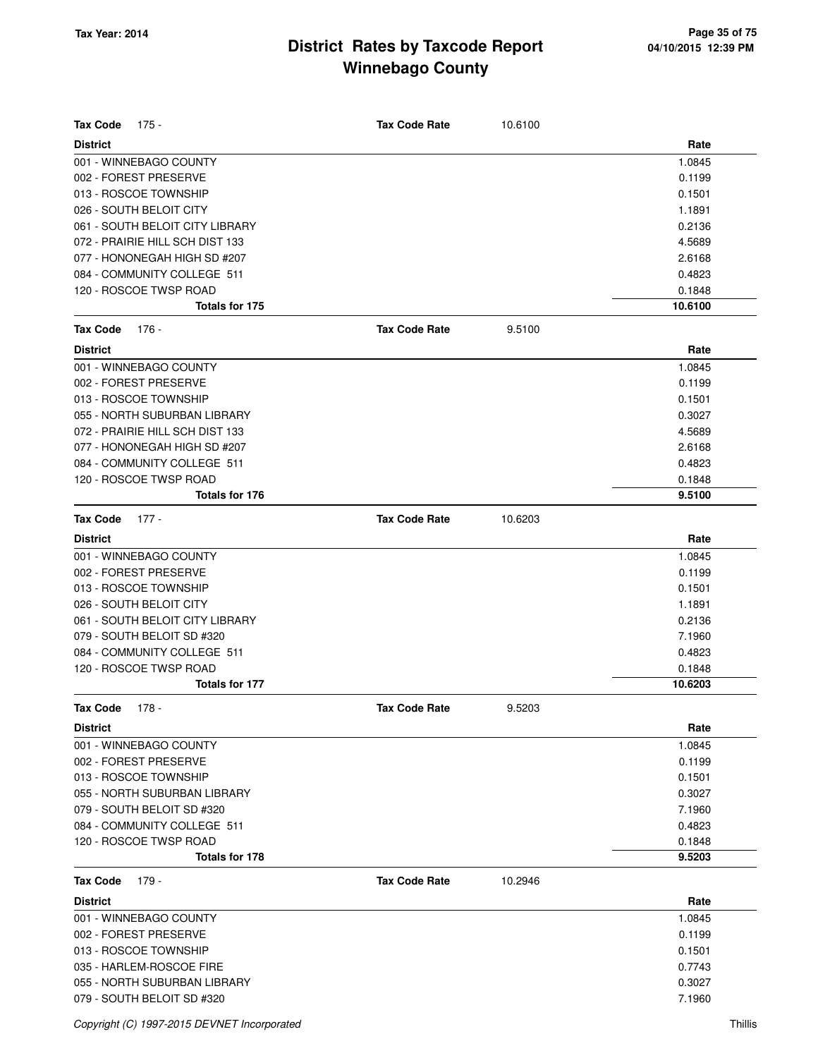# District Rates by Taxcode Report
## Winnebago County

Tax Year: 2014

**Tax Code** 175 - **Tax Code Rate** 10.6100

| District | Rate |
|---|---|
| 001 - WINNEBAGO COUNTY | 1.0845 |
| 002 - FOREST PRESERVE | 0.1199 |
| 013 - ROSCOE TOWNSHIP | 0.1501 |
| 026 - SOUTH BELOIT CITY | 1.1891 |
| 061 - SOUTH BELOIT CITY LIBRARY | 0.2136 |
| 072 - PRAIRIE HILL SCH DIST 133 | 4.5689 |
| 077 - HONONEGAH HIGH SD #207 | 2.6168 |
| 084 - COMMUNITY COLLEGE 511 | 0.4823 |
| 120 - ROSCOE TWSP ROAD | 0.1848 |
| **Totals for 175** | **10.6100** |

**Tax Code** 176 - **Tax Code Rate** 9.5100

| District | Rate |
|---|---|
| 001 - WINNEBAGO COUNTY | 1.0845 |
| 002 - FOREST PRESERVE | 0.1199 |
| 013 - ROSCOE TOWNSHIP | 0.1501 |
| 055 - NORTH SUBURBAN LIBRARY | 0.3027 |
| 072 - PRAIRIE HILL SCH DIST 133 | 4.5689 |
| 077 - HONONEGAH HIGH SD #207 | 2.6168 |
| 084 - COMMUNITY COLLEGE 511 | 0.4823 |
| 120 - ROSCOE TWSP ROAD | 0.1848 |
| **Totals for 176** | **9.5100** |

**Tax Code** 177 - **Tax Code Rate** 10.6203

| District | Rate |
|---|---|
| 001 - WINNEBAGO COUNTY | 1.0845 |
| 002 - FOREST PRESERVE | 0.1199 |
| 013 - ROSCOE TOWNSHIP | 0.1501 |
| 026 - SOUTH BELOIT CITY | 1.1891 |
| 061 - SOUTH BELOIT CITY LIBRARY | 0.2136 |
| 079 - SOUTH BELOIT SD #320 | 7.1960 |
| 084 - COMMUNITY COLLEGE 511 | 0.4823 |
| 120 - ROSCOE TWSP ROAD | 0.1848 |
| **Totals for 177** | **10.6203** |

**Tax Code** 178 - **Tax Code Rate** 9.5203

| District | Rate |
|---|---|
| 001 - WINNEBAGO COUNTY | 1.0845 |
| 002 - FOREST PRESERVE | 0.1199 |
| 013 - ROSCOE TOWNSHIP | 0.1501 |
| 055 - NORTH SUBURBAN LIBRARY | 0.3027 |
| 079 - SOUTH BELOIT SD #320 | 7.1960 |
| 084 - COMMUNITY COLLEGE 511 | 0.4823 |
| 120 - ROSCOE TWSP ROAD | 0.1848 |
| **Totals for 178** | **9.5203** |

**Tax Code** 179 - **Tax Code Rate** 10.2946

| District | Rate |
|---|---|
| 001 - WINNEBAGO COUNTY | 1.0845 |
| 002 - FOREST PRESERVE | 0.1199 |
| 013 - ROSCOE TOWNSHIP | 0.1501 |
| 035 - HARLEM-ROSCOE FIRE | 0.7743 |
| 055 - NORTH SUBURBAN LIBRARY | 0.3027 |
| 079 - SOUTH BELOIT SD #320 | 7.1960 |

Copyright (C) 1997-2015 DEVNET Incorporated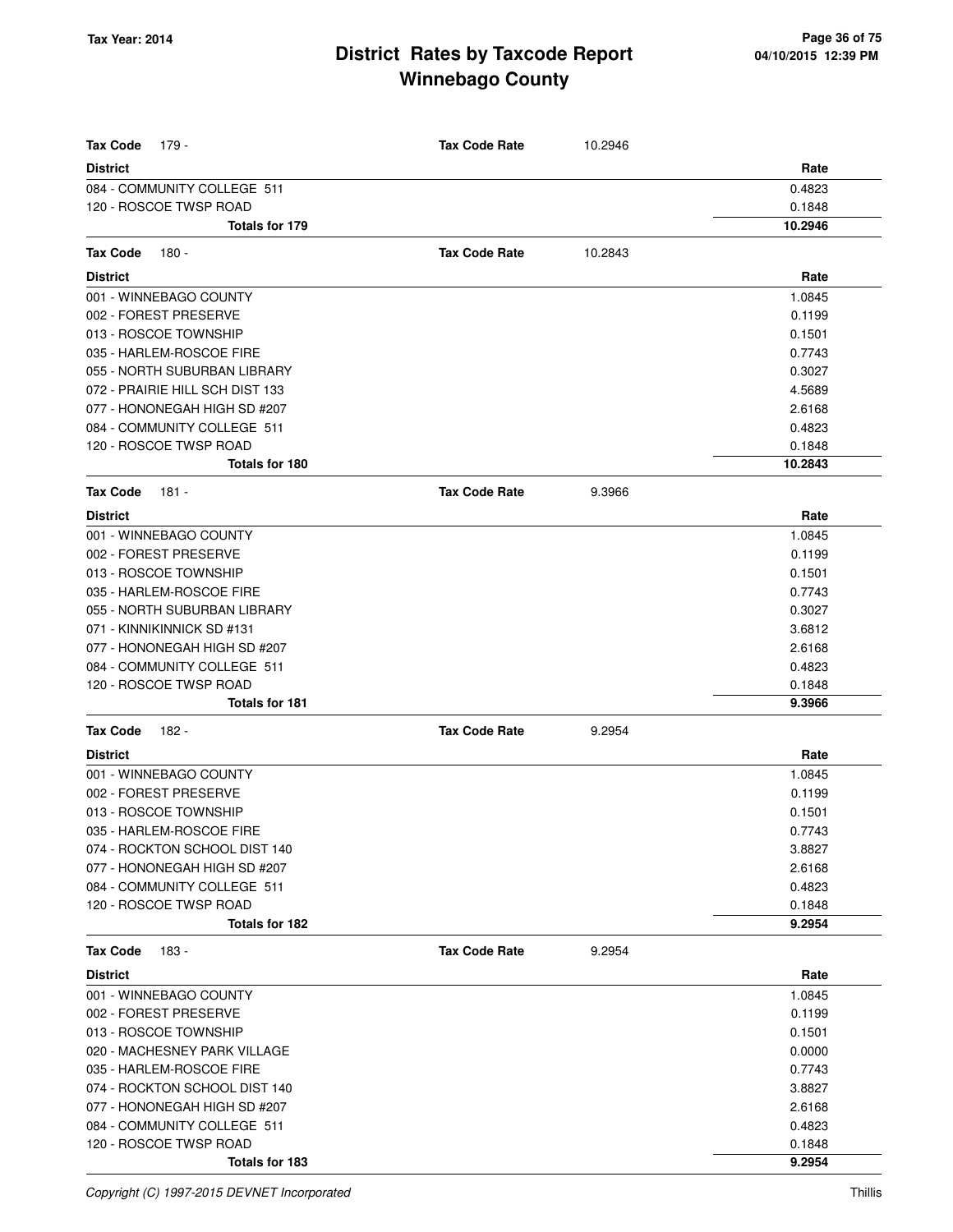# District Rates by Taxcode Report
# Winnebago County

Tax Year: 2014

**Tax Code** 179 - **Tax Code Rate** 10.2946

| District | Rate |
|---|---|
| 084 - COMMUNITY COLLEGE 511 | 0.4823 |
| 120 - ROSCOE TWSP ROAD | 0.1848 |
| **Totals for 179** | **10.2946** |

**Tax Code** 180 - **Tax Code Rate** 10.2843

| District | Rate |
|---|---|
| 001 - WINNEBAGO COUNTY | 1.0845 |
| 002 - FOREST PRESERVE | 0.1199 |
| 013 - ROSCOE TOWNSHIP | 0.1501 |
| 035 - HARLEM-ROSCOE FIRE | 0.7743 |
| 055 - NORTH SUBURBAN LIBRARY | 0.3027 |
| 072 - PRAIRIE HILL SCH DIST 133 | 4.5689 |
| 077 - HONONEGAH HIGH SD #207 | 2.6168 |
| 084 - COMMUNITY COLLEGE 511 | 0.4823 |
| 120 - ROSCOE TWSP ROAD | 0.1848 |
| **Totals for 180** | **10.2843** |

**Tax Code** 181 - **Tax Code Rate** 9.3966

| District | Rate |
|---|---|
| 001 - WINNEBAGO COUNTY | 1.0845 |
| 002 - FOREST PRESERVE | 0.1199 |
| 013 - ROSCOE TOWNSHIP | 0.1501 |
| 035 - HARLEM-ROSCOE FIRE | 0.7743 |
| 055 - NORTH SUBURBAN LIBRARY | 0.3027 |
| 071 - KINNIKINNICK SD #131 | 3.6812 |
| 077 - HONONEGAH HIGH SD #207 | 2.6168 |
| 084 - COMMUNITY COLLEGE 511 | 0.4823 |
| 120 - ROSCOE TWSP ROAD | 0.1848 |
| **Totals for 181** | **9.3966** |

**Tax Code** 182 - **Tax Code Rate** 9.2954

| District | Rate |
|---|---|
| 001 - WINNEBAGO COUNTY | 1.0845 |
| 002 - FOREST PRESERVE | 0.1199 |
| 013 - ROSCOE TOWNSHIP | 0.1501 |
| 035 - HARLEM-ROSCOE FIRE | 0.7743 |
| 074 - ROCKTON SCHOOL DIST 140 | 3.8827 |
| 077 - HONONEGAH HIGH SD #207 | 2.6168 |
| 084 - COMMUNITY COLLEGE 511 | 0.4823 |
| 120 - ROSCOE TWSP ROAD | 0.1848 |
| **Totals for 182** | **9.2954** |

**Tax Code** 183 - **Tax Code Rate** 9.2954

| District | Rate |
|---|---|
| 001 - WINNEBAGO COUNTY | 1.0845 |
| 002 - FOREST PRESERVE | 0.1199 |
| 013 - ROSCOE TOWNSHIP | 0.1501 |
| 020 - MACHESNEY PARK VILLAGE | 0.0000 |
| 035 - HARLEM-ROSCOE FIRE | 0.7743 |
| 074 - ROCKTON SCHOOL DIST 140 | 3.8827 |
| 077 - HONONEGAH HIGH SD #207 | 2.6168 |
| 084 - COMMUNITY COLLEGE 511 | 0.4823 |
| 120 - ROSCOE TWSP ROAD | 0.1848 |
| **Totals for 183** | **9.2954** |

*Copyright (C) 1997-2015 DEVNET Incorporated* Thillis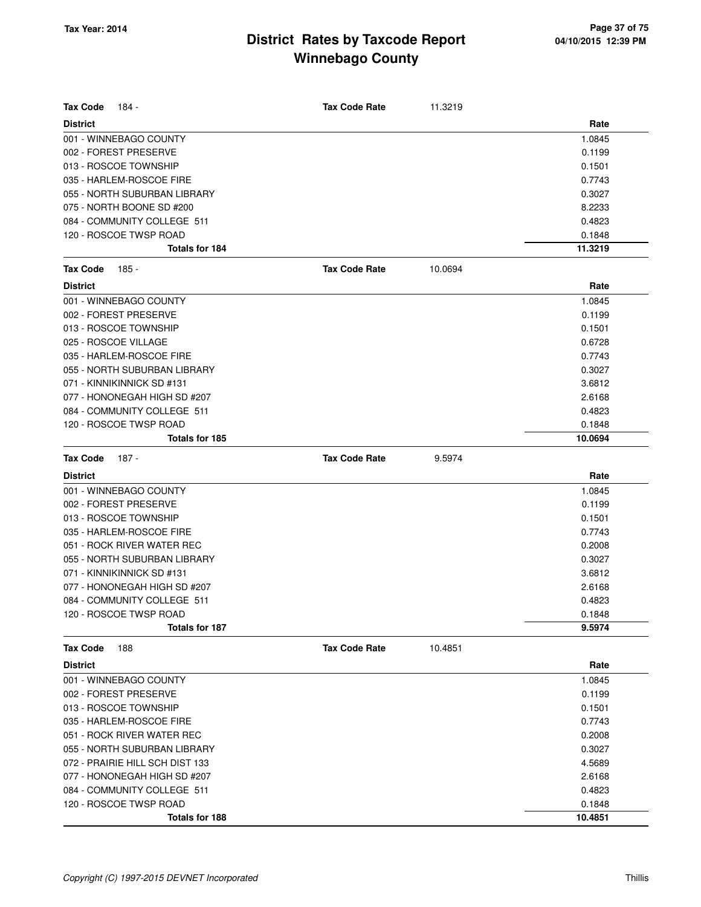# District Rates by Taxcode Report
## Winnebago County

Tax Year: 2014

**Tax Code** 184 - **Tax Code Rate** 11.3219

| District | Rate |
|---|---|
| 001 - WINNEBAGO COUNTY | 1.0845 |
| 002 - FOREST PRESERVE | 0.1199 |
| 013 - ROSCOE TOWNSHIP | 0.1501 |
| 035 - HARLEM-ROSCOE FIRE | 0.7743 |
| 055 - NORTH SUBURBAN LIBRARY | 0.3027 |
| 075 - NORTH BOONE SD #200 | 8.2233 |
| 084 - COMMUNITY COLLEGE 511 | 0.4823 |
| 120 - ROSCOE TWSP ROAD | 0.1848 |
| **Totals for 184** | **11.3219** |

**Tax Code** 185 - **Tax Code Rate** 10.0694

| District | Rate |
|---|---|
| 001 - WINNEBAGO COUNTY | 1.0845 |
| 002 - FOREST PRESERVE | 0.1199 |
| 013 - ROSCOE TOWNSHIP | 0.1501 |
| 025 - ROSCOE VILLAGE | 0.6728 |
| 035 - HARLEM-ROSCOE FIRE | 0.7743 |
| 055 - NORTH SUBURBAN LIBRARY | 0.3027 |
| 071 - KINNIKINNICK SD #131 | 3.6812 |
| 077 - HONONEGAH HIGH SD #207 | 2.6168 |
| 084 - COMMUNITY COLLEGE 511 | 0.4823 |
| 120 - ROSCOE TWSP ROAD | 0.1848 |
| **Totals for 185** | **10.0694** |

**Tax Code** 187 - **Tax Code Rate** 9.5974

| District | Rate |
|---|---|
| 001 - WINNEBAGO COUNTY | 1.0845 |
| 002 - FOREST PRESERVE | 0.1199 |
| 013 - ROSCOE TOWNSHIP | 0.1501 |
| 035 - HARLEM-ROSCOE FIRE | 0.7743 |
| 051 - ROCK RIVER WATER REC | 0.2008 |
| 055 - NORTH SUBURBAN LIBRARY | 0.3027 |
| 071 - KINNIKINNICK SD #131 | 3.6812 |
| 077 - HONONEGAH HIGH SD #207 | 2.6168 |
| 084 - COMMUNITY COLLEGE 511 | 0.4823 |
| 120 - ROSCOE TWSP ROAD | 0.1848 |
| **Totals for 187** | **9.5974** |

**Tax Code** 188 **Tax Code Rate** 10.4851

| District | Rate |
|---|---|
| 001 - WINNEBAGO COUNTY | 1.0845 |
| 002 - FOREST PRESERVE | 0.1199 |
| 013 - ROSCOE TOWNSHIP | 0.1501 |
| 035 - HARLEM-ROSCOE FIRE | 0.7743 |
| 051 - ROCK RIVER WATER REC | 0.2008 |
| 055 - NORTH SUBURBAN LIBRARY | 0.3027 |
| 072 - PRAIRIE HILL SCH DIST 133 | 4.5689 |
| 077 - HONONEGAH HIGH SD #207 | 2.6168 |
| 084 - COMMUNITY COLLEGE 511 | 0.4823 |
| 120 - ROSCOE TWSP ROAD | 0.1848 |
| **Totals for 188** | **10.4851** |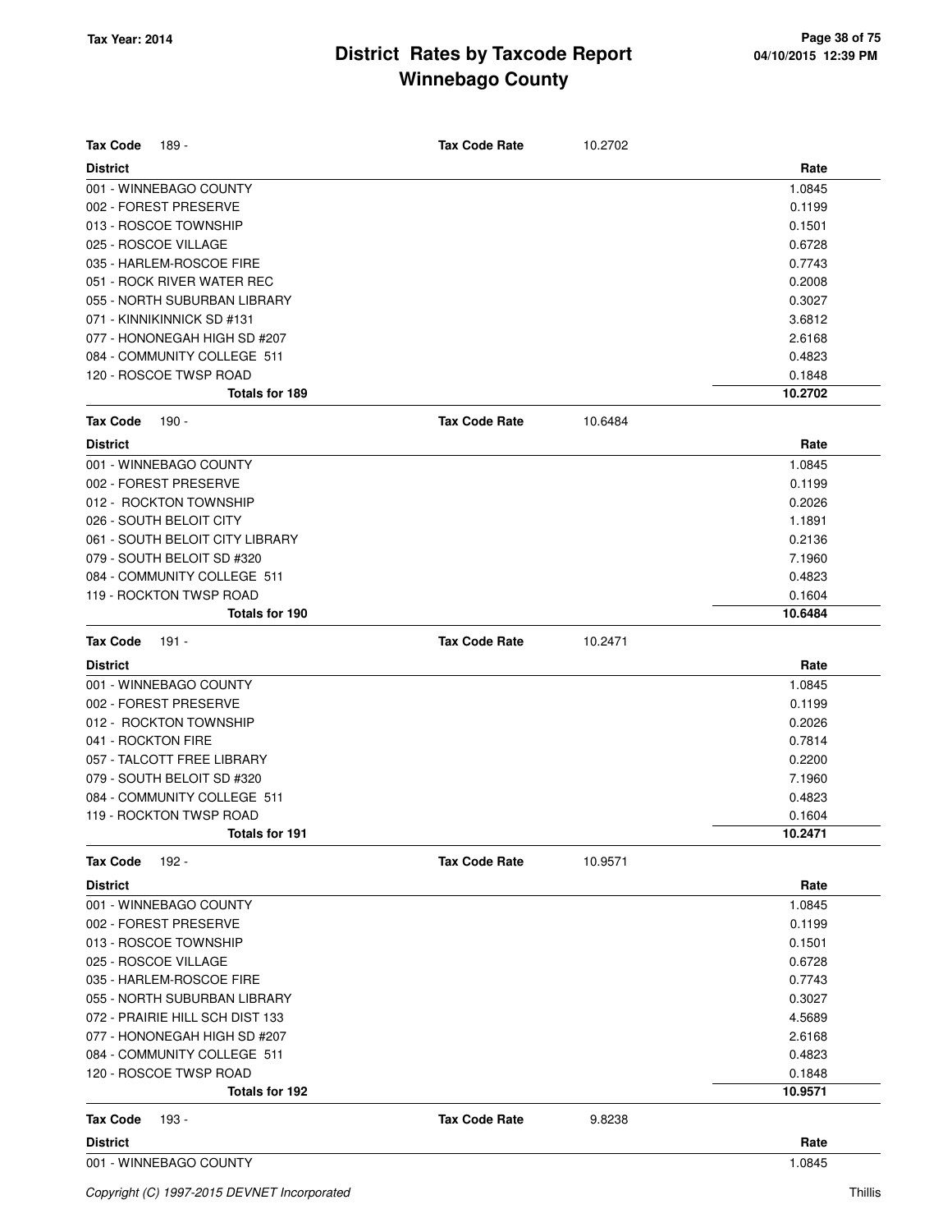# District Rates by Taxcode Report
# Winnebago County

Tax Year: 2014

| Tax Code 189 - | Tax Code Rate | 10.2702 |
|---|---|---|
| **District** | | **Rate** |
| 001 - WINNEBAGO COUNTY | | 1.0845 |
| 002 - FOREST PRESERVE | | 0.1199 |
| 013 - ROSCOE TOWNSHIP | | 0.1501 |
| 025 - ROSCOE VILLAGE | | 0.6728 |
| 035 - HARLEM-ROSCOE FIRE | | 0.7743 |
| 051 - ROCK RIVER WATER REC | | 0.2008 |
| 055 - NORTH SUBURBAN LIBRARY | | 0.3027 |
| 071 - KINNIKINNICK SD #131 | | 3.6812 |
| 077 - HONONEGAH HIGH SD #207 | | 2.6168 |
| 084 - COMMUNITY COLLEGE 511 | | 0.4823 |
| 120 - ROSCOE TWSP ROAD | | 0.1848 |
| **Totals for 189** | | **10.2702** |

| Tax Code 190 - | Tax Code Rate | 10.6484 |
|---|---|---|
| **District** | | **Rate** |
| 001 - WINNEBAGO COUNTY | | 1.0845 |
| 002 - FOREST PRESERVE | | 0.1199 |
| 012 - ROCKTON TOWNSHIP | | 0.2026 |
| 026 - SOUTH BELOIT CITY | | 1.1891 |
| 061 - SOUTH BELOIT CITY LIBRARY | | 0.2136 |
| 079 - SOUTH BELOIT SD #320 | | 7.1960 |
| 084 - COMMUNITY COLLEGE 511 | | 0.4823 |
| 119 - ROCKTON TWSP ROAD | | 0.1604 |
| **Totals for 190** | | **10.6484** |

| Tax Code 191 - | Tax Code Rate | 10.2471 |
|---|---|---|
| **District** | | **Rate** |
| 001 - WINNEBAGO COUNTY | | 1.0845 |
| 002 - FOREST PRESERVE | | 0.1199 |
| 012 - ROCKTON TOWNSHIP | | 0.2026 |
| 041 - ROCKTON FIRE | | 0.7814 |
| 057 - TALCOTT FREE LIBRARY | | 0.2200 |
| 079 - SOUTH BELOIT SD #320 | | 7.1960 |
| 084 - COMMUNITY COLLEGE 511 | | 0.4823 |
| 119 - ROCKTON TWSP ROAD | | 0.1604 |
| **Totals for 191** | | **10.2471** |

| Tax Code 192 - | Tax Code Rate | 10.9571 |
|---|---|---|
| **District** | | **Rate** |
| 001 - WINNEBAGO COUNTY | | 1.0845 |
| 002 - FOREST PRESERVE | | 0.1199 |
| 013 - ROSCOE TOWNSHIP | | 0.1501 |
| 025 - ROSCOE VILLAGE | | 0.6728 |
| 035 - HARLEM-ROSCOE FIRE | | 0.7743 |
| 055 - NORTH SUBURBAN LIBRARY | | 0.3027 |
| 072 - PRAIRIE HILL SCH DIST 133 | | 4.5689 |
| 077 - HONONEGAH HIGH SD #207 | | 2.6168 |
| 084 - COMMUNITY COLLEGE 511 | | 0.4823 |
| 120 - ROSCOE TWSP ROAD | | 0.1848 |
| **Totals for 192** | | **10.9571** |

| Tax Code 193 - | Tax Code Rate | 9.8238 |
|---|---|---|
| **District** | | **Rate** |
| 001 - WINNEBAGO COUNTY | | 1.0845 |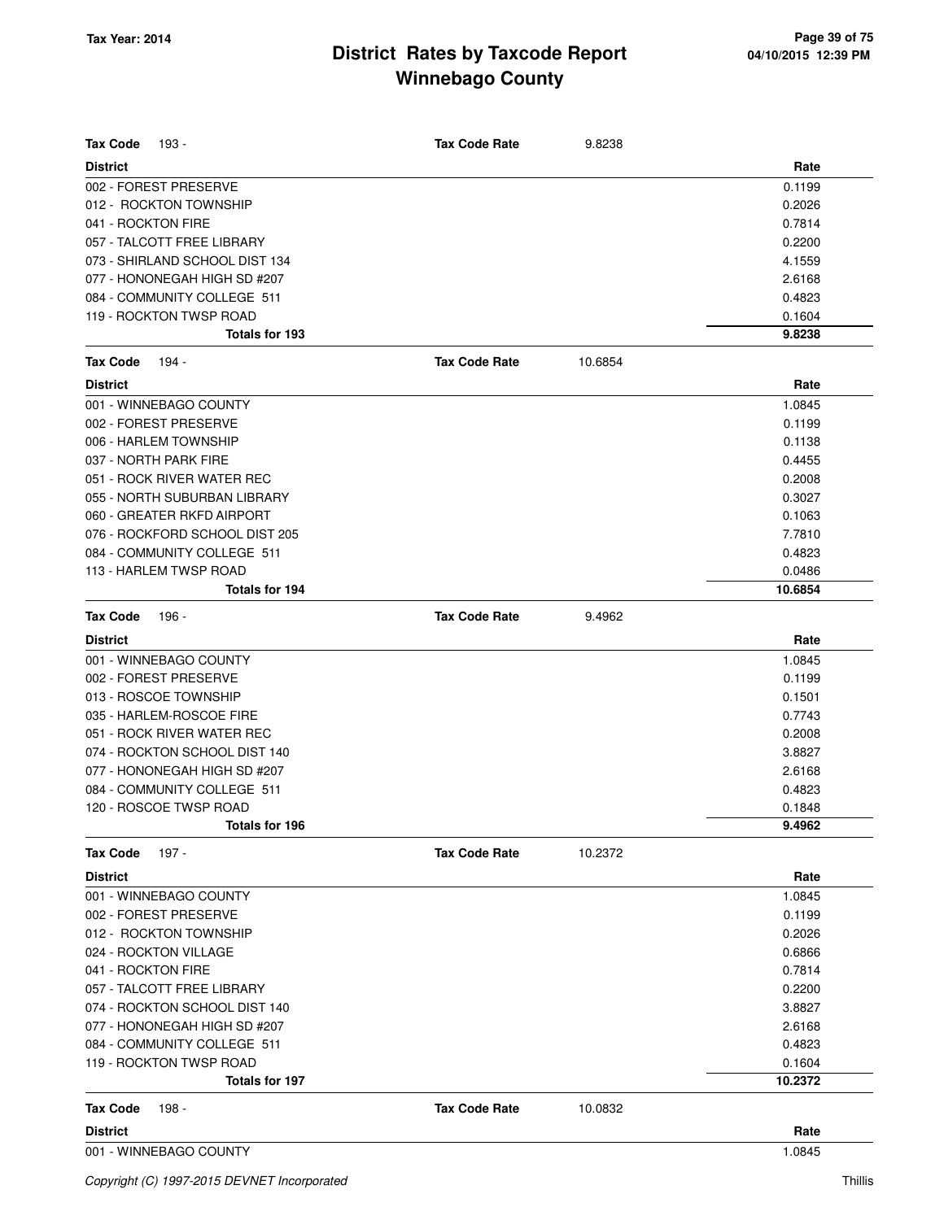# District Rates by Taxcode Report
## Winnebago County

Tax Year: 2014

| Tax Code 193 - | Tax Code Rate | 9.8238 |
|---|---|---|
| **District** | | **Rate** |
| 002 - FOREST PRESERVE | | 0.1199 |
| 012 - ROCKTON TOWNSHIP | | 0.2026 |
| 041 - ROCKTON FIRE | | 0.7814 |
| 057 - TALCOTT FREE LIBRARY | | 0.2200 |
| 073 - SHIRLAND SCHOOL DIST 134 | | 4.1559 |
| 077 - HONONEGAH HIGH SD #207 | | 2.6168 |
| 084 - COMMUNITY COLLEGE 511 | | 0.4823 |
| 119 - ROCKTON TWSP ROAD | | 0.1604 |
| **Totals for 193** | | **9.8238** |

| Tax Code 194 - | Tax Code Rate | 10.6854 |
|---|---|---|
| **District** | | **Rate** |
| 001 - WINNEBAGO COUNTY | | 1.0845 |
| 002 - FOREST PRESERVE | | 0.1199 |
| 006 - HARLEM TOWNSHIP | | 0.1138 |
| 037 - NORTH PARK FIRE | | 0.4455 |
| 051 - ROCK RIVER WATER REC | | 0.2008 |
| 055 - NORTH SUBURBAN LIBRARY | | 0.3027 |
| 060 - GREATER RKFD AIRPORT | | 0.1063 |
| 076 - ROCKFORD SCHOOL DIST 205 | | 7.7810 |
| 084 - COMMUNITY COLLEGE 511 | | 0.4823 |
| 113 - HARLEM TWSP ROAD | | 0.0486 |
| **Totals for 194** | | **10.6854** |

| Tax Code 196 - | Tax Code Rate | 9.4962 |
|---|---|---|
| **District** | | **Rate** |
| 001 - WINNEBAGO COUNTY | | 1.0845 |
| 002 - FOREST PRESERVE | | 0.1199 |
| 013 - ROSCOE TOWNSHIP | | 0.1501 |
| 035 - HARLEM-ROSCOE FIRE | | 0.7743 |
| 051 - ROCK RIVER WATER REC | | 0.2008 |
| 074 - ROCKTON SCHOOL DIST 140 | | 3.8827 |
| 077 - HONONEGAH HIGH SD #207 | | 2.6168 |
| 084 - COMMUNITY COLLEGE 511 | | 0.4823 |
| 120 - ROSCOE TWSP ROAD | | 0.1848 |
| **Totals for 196** | | **9.4962** |

| Tax Code 197 - | Tax Code Rate | 10.2372 |
|---|---|---|
| **District** | | **Rate** |
| 001 - WINNEBAGO COUNTY | | 1.0845 |
| 002 - FOREST PRESERVE | | 0.1199 |
| 012 - ROCKTON TOWNSHIP | | 0.2026 |
| 024 - ROCKTON VILLAGE | | 0.6866 |
| 041 - ROCKTON FIRE | | 0.7814 |
| 057 - TALCOTT FREE LIBRARY | | 0.2200 |
| 074 - ROCKTON SCHOOL DIST 140 | | 3.8827 |
| 077 - HONONEGAH HIGH SD #207 | | 2.6168 |
| 084 - COMMUNITY COLLEGE 511 | | 0.4823 |
| 119 - ROCKTON TWSP ROAD | | 0.1604 |
| **Totals for 197** | | **10.2372** |

| Tax Code 198 - | Tax Code Rate | 10.0832 |
|---|---|---|
| **District** | | **Rate** |
| 001 - WINNEBAGO COUNTY | | 1.0845 |

*Copyright (C) 1997-2015 DEVNET Incorporated*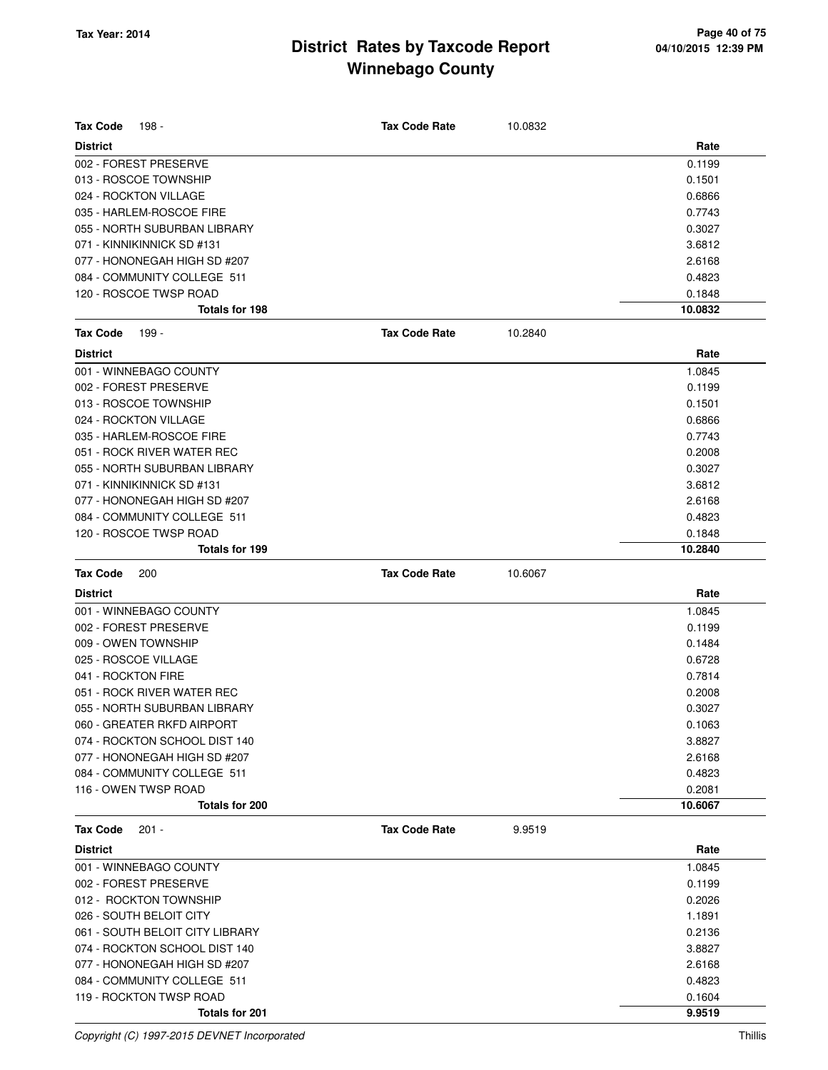# District Rates by Taxcode Report
## Winnebago County

Tax Year: 2014

| Tax Code 198 - | Tax Code Rate | 10.0832 |
|---|---|---|
| **District** | | **Rate** |
| 002 - FOREST PRESERVE | | 0.1199 |
| 013 - ROSCOE TOWNSHIP | | 0.1501 |
| 024 - ROCKTON VILLAGE | | 0.6866 |
| 035 - HARLEM-ROSCOE FIRE | | 0.7743 |
| 055 - NORTH SUBURBAN LIBRARY | | 0.3027 |
| 071 - KINNIKINNICK SD #131 | | 3.6812 |
| 077 - HONONEGAH HIGH SD #207 | | 2.6168 |
| 084 - COMMUNITY COLLEGE 511 | | 0.4823 |
| 120 - ROSCOE TWSP ROAD | | 0.1848 |
| **Totals for 198** | | **10.0832** |

| Tax Code 199 - | Tax Code Rate | 10.2840 |
|---|---|---|
| **District** | | **Rate** |
| 001 - WINNEBAGO COUNTY | | 1.0845 |
| 002 - FOREST PRESERVE | | 0.1199 |
| 013 - ROSCOE TOWNSHIP | | 0.1501 |
| 024 - ROCKTON VILLAGE | | 0.6866 |
| 035 - HARLEM-ROSCOE FIRE | | 0.7743 |
| 051 - ROCK RIVER WATER REC | | 0.2008 |
| 055 - NORTH SUBURBAN LIBRARY | | 0.3027 |
| 071 - KINNIKINNICK SD #131 | | 3.6812 |
| 077 - HONONEGAH HIGH SD #207 | | 2.6168 |
| 084 - COMMUNITY COLLEGE 511 | | 0.4823 |
| 120 - ROSCOE TWSP ROAD | | 0.1848 |
| **Totals for 199** | | **10.2840** |

| Tax Code 200 | Tax Code Rate | 10.6067 |
|---|---|---|
| **District** | | **Rate** |
| 001 - WINNEBAGO COUNTY | | 1.0845 |
| 002 - FOREST PRESERVE | | 0.1199 |
| 009 - OWEN TOWNSHIP | | 0.1484 |
| 025 - ROSCOE VILLAGE | | 0.6728 |
| 041 - ROCKTON FIRE | | 0.7814 |
| 051 - ROCK RIVER WATER REC | | 0.2008 |
| 055 - NORTH SUBURBAN LIBRARY | | 0.3027 |
| 060 - GREATER RKFD AIRPORT | | 0.1063 |
| 074 - ROCKTON SCHOOL DIST 140 | | 3.8827 |
| 077 - HONONEGAH HIGH SD #207 | | 2.6168 |
| 084 - COMMUNITY COLLEGE 511 | | 0.4823 |
| 116 - OWEN TWSP ROAD | | 0.2081 |
| **Totals for 200** | | **10.6067** |

| Tax Code 201 - | Tax Code Rate | 9.9519 |
|---|---|---|
| **District** | | **Rate** |
| 001 - WINNEBAGO COUNTY | | 1.0845 |
| 002 - FOREST PRESERVE | | 0.1199 |
| 012 - ROCKTON TOWNSHIP | | 0.2026 |
| 026 - SOUTH BELOIT CITY | | 1.1891 |
| 061 - SOUTH BELOIT CITY LIBRARY | | 0.2136 |
| 074 - ROCKTON SCHOOL DIST 140 | | 3.8827 |
| 077 - HONONEGAH HIGH SD #207 | | 2.6168 |
| 084 - COMMUNITY COLLEGE 511 | | 0.4823 |
| 119 - ROCKTON TWSP ROAD | | 0.1604 |
| **Totals for 201** | | **9.9519** |

*Copyright (C) 1997-2015 DEVNET Incorporated*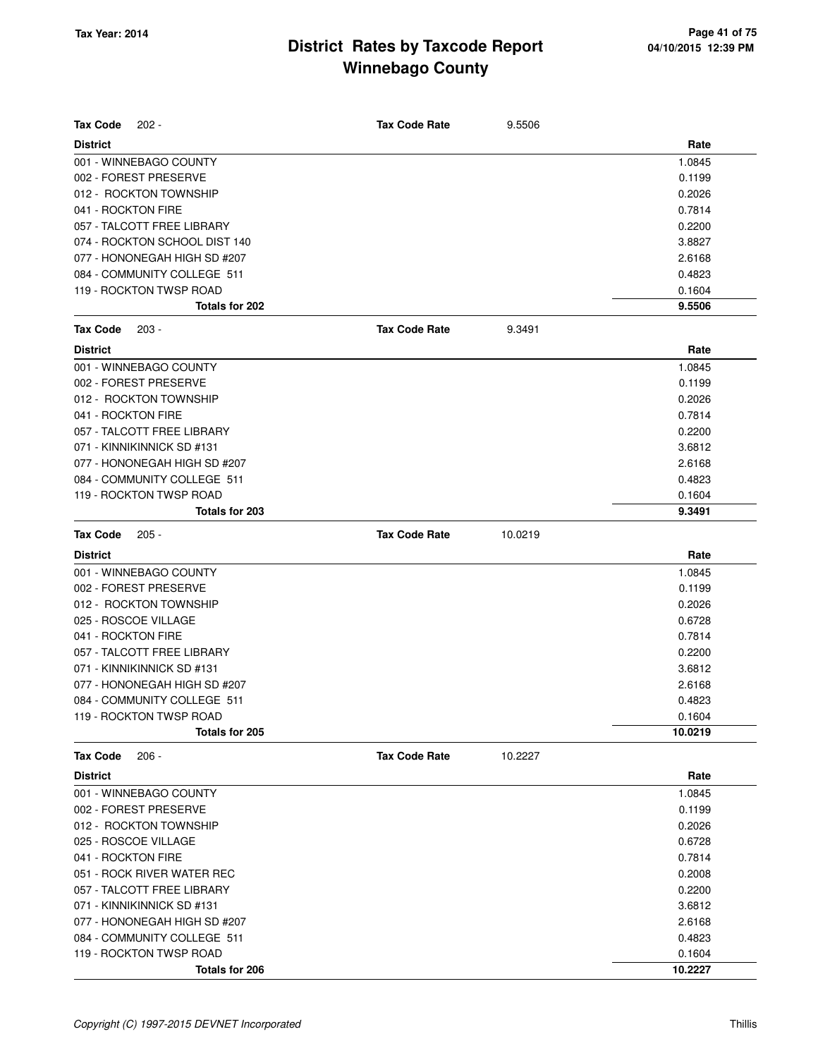# District Rates by Taxcode Report
## Winnebago County

Tax Year: 2014

**Tax Code** 202 - **Tax Code Rate** 9.5506

| District | Rate |
|---|---|
| 001 - WINNEBAGO COUNTY | 1.0845 |
| 002 - FOREST PRESERVE | 0.1199 |
| 012 - ROCKTON TOWNSHIP | 0.2026 |
| 041 - ROCKTON FIRE | 0.7814 |
| 057 - TALCOTT FREE LIBRARY | 0.2200 |
| 074 - ROCKTON SCHOOL DIST 140 | 3.8827 |
| 077 - HONONEGAH HIGH SD #207 | 2.6168 |
| 084 - COMMUNITY COLLEGE 511 | 0.4823 |
| 119 - ROCKTON TWSP ROAD | 0.1604 |
| **Totals for 202** | **9.5506** |

**Tax Code** 203 - **Tax Code Rate** 9.3491

| District | Rate |
|---|---|
| 001 - WINNEBAGO COUNTY | 1.0845 |
| 002 - FOREST PRESERVE | 0.1199 |
| 012 - ROCKTON TOWNSHIP | 0.2026 |
| 041 - ROCKTON FIRE | 0.7814 |
| 057 - TALCOTT FREE LIBRARY | 0.2200 |
| 071 - KINNIKINNICK SD #131 | 3.6812 |
| 077 - HONONEGAH HIGH SD #207 | 2.6168 |
| 084 - COMMUNITY COLLEGE 511 | 0.4823 |
| 119 - ROCKTON TWSP ROAD | 0.1604 |
| **Totals for 203** | **9.3491** |

**Tax Code** 205 - **Tax Code Rate** 10.0219

| District | Rate |
|---|---|
| 001 - WINNEBAGO COUNTY | 1.0845 |
| 002 - FOREST PRESERVE | 0.1199 |
| 012 - ROCKTON TOWNSHIP | 0.2026 |
| 025 - ROSCOE VILLAGE | 0.6728 |
| 041 - ROCKTON FIRE | 0.7814 |
| 057 - TALCOTT FREE LIBRARY | 0.2200 |
| 071 - KINNIKINNICK SD #131 | 3.6812 |
| 077 - HONONEGAH HIGH SD #207 | 2.6168 |
| 084 - COMMUNITY COLLEGE 511 | 0.4823 |
| 119 - ROCKTON TWSP ROAD | 0.1604 |
| **Totals for 205** | **10.0219** |

**Tax Code** 206 - **Tax Code Rate** 10.2227

| District | Rate |
|---|---|
| 001 - WINNEBAGO COUNTY | 1.0845 |
| 002 - FOREST PRESERVE | 0.1199 |
| 012 - ROCKTON TOWNSHIP | 0.2026 |
| 025 - ROSCOE VILLAGE | 0.6728 |
| 041 - ROCKTON FIRE | 0.7814 |
| 051 - ROCK RIVER WATER REC | 0.2008 |
| 057 - TALCOTT FREE LIBRARY | 0.2200 |
| 071 - KINNIKINNICK SD #131 | 3.6812 |
| 077 - HONONEGAH HIGH SD #207 | 2.6168 |
| 084 - COMMUNITY COLLEGE 511 | 0.4823 |
| 119 - ROCKTON TWSP ROAD | 0.1604 |
| **Totals for 206** | **10.2227** |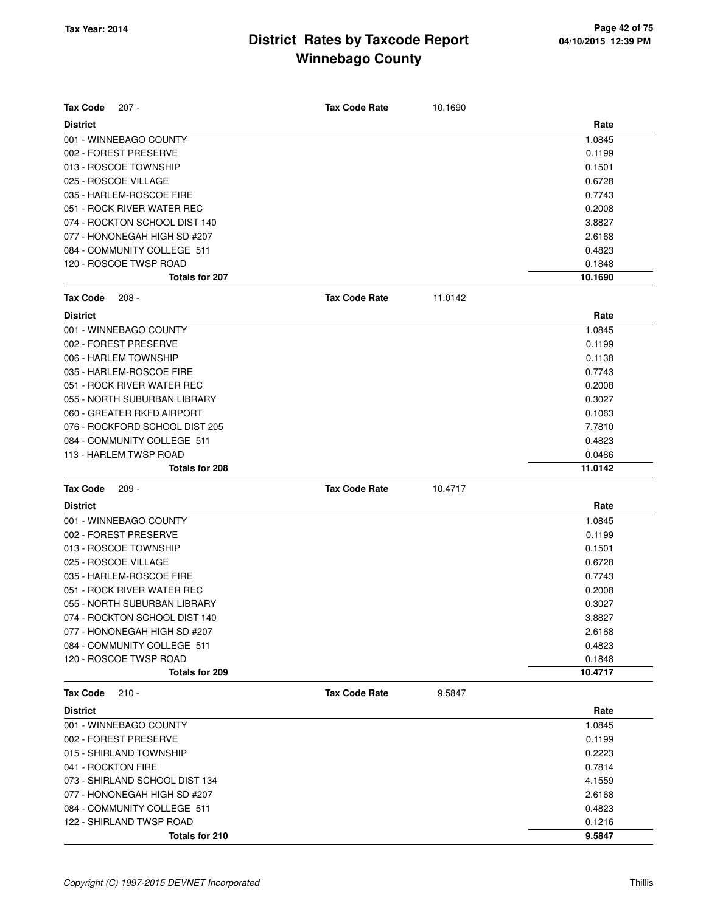# District Rates by Taxcode Report
## Winnebago County

Tax Year: 2014

| Tax Code 207 - | Tax Code Rate | 10.1690 |
|---|---|---|
| **District** | | **Rate** |
| 001 - WINNEBAGO COUNTY | | 1.0845 |
| 002 - FOREST PRESERVE | | 0.1199 |
| 013 - ROSCOE TOWNSHIP | | 0.1501 |
| 025 - ROSCOE VILLAGE | | 0.6728 |
| 035 - HARLEM-ROSCOE FIRE | | 0.7743 |
| 051 - ROCK RIVER WATER REC | | 0.2008 |
| 074 - ROCKTON SCHOOL DIST 140 | | 3.8827 |
| 077 - HONONEGAH HIGH SD #207 | | 2.6168 |
| 084 - COMMUNITY COLLEGE 511 | | 0.4823 |
| 120 - ROSCOE TWSP ROAD | | 0.1848 |
| **Totals for 207** | | **10.1690** |

| Tax Code 208 - | Tax Code Rate | 11.0142 |
|---|---|---|
| **District** | | **Rate** |
| 001 - WINNEBAGO COUNTY | | 1.0845 |
| 002 - FOREST PRESERVE | | 0.1199 |
| 006 - HARLEM TOWNSHIP | | 0.1138 |
| 035 - HARLEM-ROSCOE FIRE | | 0.7743 |
| 051 - ROCK RIVER WATER REC | | 0.2008 |
| 055 - NORTH SUBURBAN LIBRARY | | 0.3027 |
| 060 - GREATER RKFD AIRPORT | | 0.1063 |
| 076 - ROCKFORD SCHOOL DIST 205 | | 7.7810 |
| 084 - COMMUNITY COLLEGE 511 | | 0.4823 |
| 113 - HARLEM TWSP ROAD | | 0.0486 |
| **Totals for 208** | | **11.0142** |

| Tax Code 209 - | Tax Code Rate | 10.4717 |
|---|---|---|
| **District** | | **Rate** |
| 001 - WINNEBAGO COUNTY | | 1.0845 |
| 002 - FOREST PRESERVE | | 0.1199 |
| 013 - ROSCOE TOWNSHIP | | 0.1501 |
| 025 - ROSCOE VILLAGE | | 0.6728 |
| 035 - HARLEM-ROSCOE FIRE | | 0.7743 |
| 051 - ROCK RIVER WATER REC | | 0.2008 |
| 055 - NORTH SUBURBAN LIBRARY | | 0.3027 |
| 074 - ROCKTON SCHOOL DIST 140 | | 3.8827 |
| 077 - HONONEGAH HIGH SD #207 | | 2.6168 |
| 084 - COMMUNITY COLLEGE 511 | | 0.4823 |
| 120 - ROSCOE TWSP ROAD | | 0.1848 |
| **Totals for 209** | | **10.4717** |

| Tax Code 210 - | Tax Code Rate | 9.5847 |
|---|---|---|
| **District** | | **Rate** |
| 001 - WINNEBAGO COUNTY | | 1.0845 |
| 002 - FOREST PRESERVE | | 0.1199 |
| 015 - SHIRLAND TOWNSHIP | | 0.2223 |
| 041 - ROCKTON FIRE | | 0.7814 |
| 073 - SHIRLAND SCHOOL DIST 134 | | 4.1559 |
| 077 - HONONEGAH HIGH SD #207 | | 2.6168 |
| 084 - COMMUNITY COLLEGE 511 | | 0.4823 |
| 122 - SHIRLAND TWSP ROAD | | 0.1216 |
| **Totals for 210** | | **9.5847** |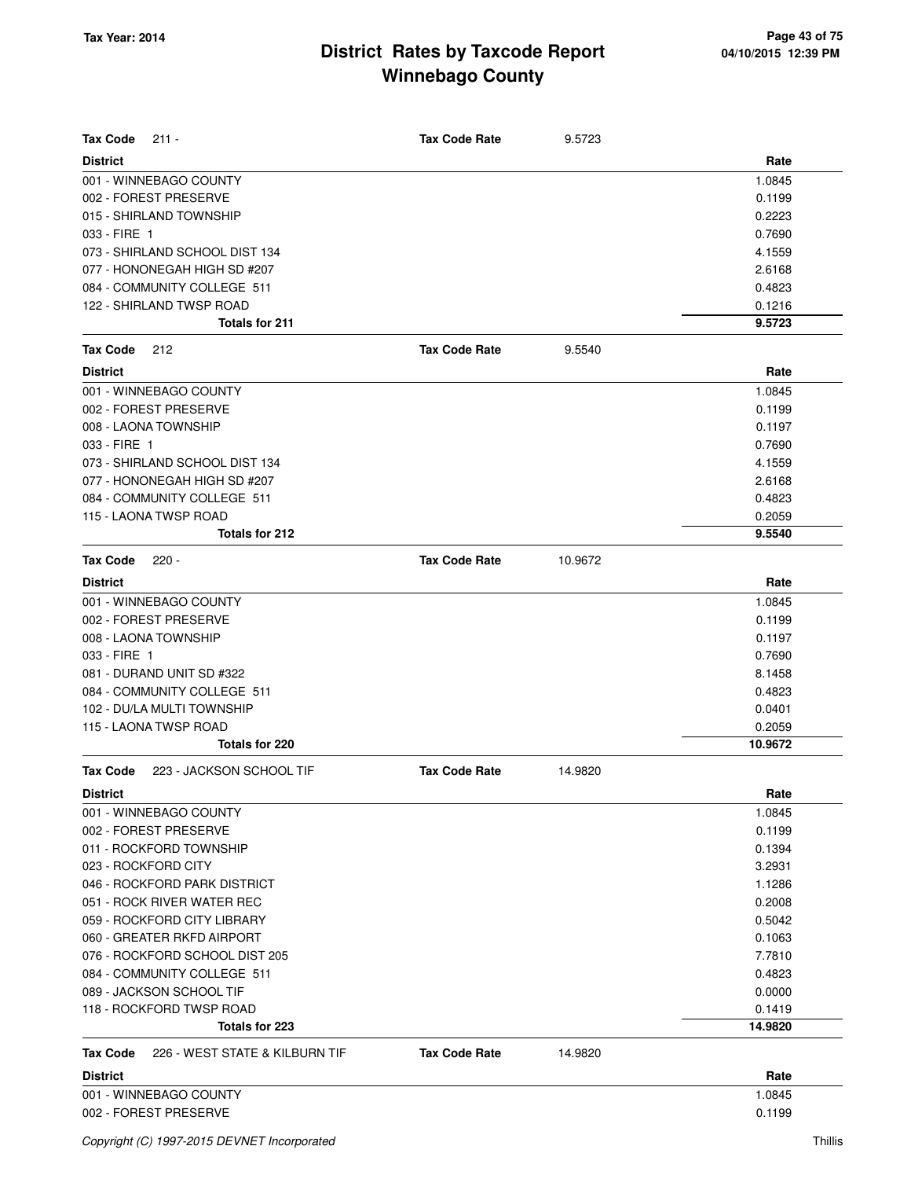# District Rates by Taxcode Report
# Winnebago County

Tax Year: 2014

**Tax Code** 211 - **Tax Code Rate** 9.5723

| District | Rate |
|---|---|
| 001 - WINNEBAGO COUNTY | 1.0845 |
| 002 - FOREST PRESERVE | 0.1199 |
| 015 - SHIRLAND TOWNSHIP | 0.2223 |
| 033 - FIRE 1 | 0.7690 |
| 073 - SHIRLAND SCHOOL DIST 134 | 4.1559 |
| 077 - HONONEGAH HIGH SD #207 | 2.6168 |
| 084 - COMMUNITY COLLEGE 511 | 0.4823 |
| 122 - SHIRLAND TWSP ROAD | 0.1216 |
| **Totals for 211** | **9.5723** |

**Tax Code** 212 **Tax Code Rate** 9.5540

| District | Rate |
|---|---|
| 001 - WINNEBAGO COUNTY | 1.0845 |
| 002 - FOREST PRESERVE | 0.1199 |
| 008 - LAONA TOWNSHIP | 0.1197 |
| 033 - FIRE 1 | 0.7690 |
| 073 - SHIRLAND SCHOOL DIST 134 | 4.1559 |
| 077 - HONONEGAH HIGH SD #207 | 2.6168 |
| 084 - COMMUNITY COLLEGE 511 | 0.4823 |
| 115 - LAONA TWSP ROAD | 0.2059 |
| **Totals for 212** | **9.5540** |

**Tax Code** 220 - **Tax Code Rate** 10.9672

| District | Rate |
|---|---|
| 001 - WINNEBAGO COUNTY | 1.0845 |
| 002 - FOREST PRESERVE | 0.1199 |
| 008 - LAONA TOWNSHIP | 0.1197 |
| 033 - FIRE 1 | 0.7690 |
| 081 - DURAND UNIT SD #322 | 8.1458 |
| 084 - COMMUNITY COLLEGE 511 | 0.4823 |
| 102 - DU/LA MULTI TOWNSHIP | 0.0401 |
| 115 - LAONA TWSP ROAD | 0.2059 |
| **Totals for 220** | **10.9672** |

**Tax Code** 223 - JACKSON SCHOOL TIF **Tax Code Rate** 14.9820

| District | Rate |
|---|---|
| 001 - WINNEBAGO COUNTY | 1.0845 |
| 002 - FOREST PRESERVE | 0.1199 |
| 011 - ROCKFORD TOWNSHIP | 0.1394 |
| 023 - ROCKFORD CITY | 3.2931 |
| 046 - ROCKFORD PARK DISTRICT | 1.1286 |
| 051 - ROCK RIVER WATER REC | 0.2008 |
| 059 - ROCKFORD CITY LIBRARY | 0.5042 |
| 060 - GREATER RKFD AIRPORT | 0.1063 |
| 076 - ROCKFORD SCHOOL DIST 205 | 7.7810 |
| 084 - COMMUNITY COLLEGE 511 | 0.4823 |
| 089 - JACKSON SCHOOL TIF | 0.0000 |
| 118 - ROCKFORD TWSP ROAD | 0.1419 |
| **Totals for 223** | **14.9820** |

**Tax Code** 226 - WEST STATE & KILBURN TIF **Tax Code Rate** 14.9820

| District | Rate |
|---|---|
| 001 - WINNEBAGO COUNTY | 1.0845 |
| 002 - FOREST PRESERVE | 0.1199 |

Copyright (C) 1997-2015 DEVNET Incorporated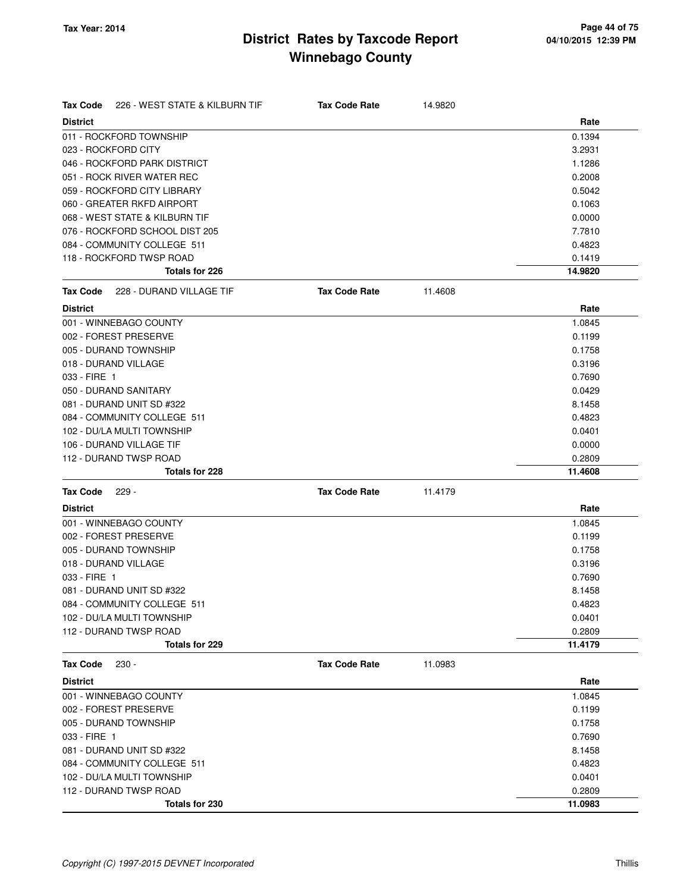# District Rates by Taxcode Report
## Winnebago County

Tax Year: 2014

| Tax Code 226 - WEST STATE & KILBURN TIF | Tax Code Rate 14.9820 |
|---|---|
| **District** | **Rate** |
| 011 - ROCKFORD TOWNSHIP | 0.1394 |
| 023 - ROCKFORD CITY | 3.2931 |
| 046 - ROCKFORD PARK DISTRICT | 1.1286 |
| 051 - ROCK RIVER WATER REC | 0.2008 |
| 059 - ROCKFORD CITY LIBRARY | 0.5042 |
| 060 - GREATER RKFD AIRPORT | 0.1063 |
| 068 - WEST STATE & KILBURN TIF | 0.0000 |
| 076 - ROCKFORD SCHOOL DIST 205 | 7.7810 |
| 084 - COMMUNITY COLLEGE 511 | 0.4823 |
| 118 - ROCKFORD TWSP ROAD | 0.1419 |
| **Totals for 226** | **14.9820** |

| Tax Code 228 - DURAND VILLAGE TIF | Tax Code Rate 11.4608 |
|---|---|
| **District** | **Rate** |
| 001 - WINNEBAGO COUNTY | 1.0845 |
| 002 - FOREST PRESERVE | 0.1199 |
| 005 - DURAND TOWNSHIP | 0.1758 |
| 018 - DURAND VILLAGE | 0.3196 |
| 033 - FIRE 1 | 0.7690 |
| 050 - DURAND SANITARY | 0.0429 |
| 081 - DURAND UNIT SD #322 | 8.1458 |
| 084 - COMMUNITY COLLEGE 511 | 0.4823 |
| 102 - DU/LA MULTI TOWNSHIP | 0.0401 |
| 106 - DURAND VILLAGE TIF | 0.0000 |
| 112 - DURAND TWSP ROAD | 0.2809 |
| **Totals for 228** | **11.4608** |

| Tax Code 229 - | Tax Code Rate 11.4179 |
|---|---|
| **District** | **Rate** |
| 001 - WINNEBAGO COUNTY | 1.0845 |
| 002 - FOREST PRESERVE | 0.1199 |
| 005 - DURAND TOWNSHIP | 0.1758 |
| 018 - DURAND VILLAGE | 0.3196 |
| 033 - FIRE 1 | 0.7690 |
| 081 - DURAND UNIT SD #322 | 8.1458 |
| 084 - COMMUNITY COLLEGE 511 | 0.4823 |
| 102 - DU/LA MULTI TOWNSHIP | 0.0401 |
| 112 - DURAND TWSP ROAD | 0.2809 |
| **Totals for 229** | **11.4179** |

| Tax Code 230 - | Tax Code Rate 11.0983 |
|---|---|
| **District** | **Rate** |
| 001 - WINNEBAGO COUNTY | 1.0845 |
| 002 - FOREST PRESERVE | 0.1199 |
| 005 - DURAND TOWNSHIP | 0.1758 |
| 033 - FIRE 1 | 0.7690 |
| 081 - DURAND UNIT SD #322 | 8.1458 |
| 084 - COMMUNITY COLLEGE 511 | 0.4823 |
| 102 - DU/LA MULTI TOWNSHIP | 0.0401 |
| 112 - DURAND TWSP ROAD | 0.2809 |
| **Totals for 230** | **11.0983** |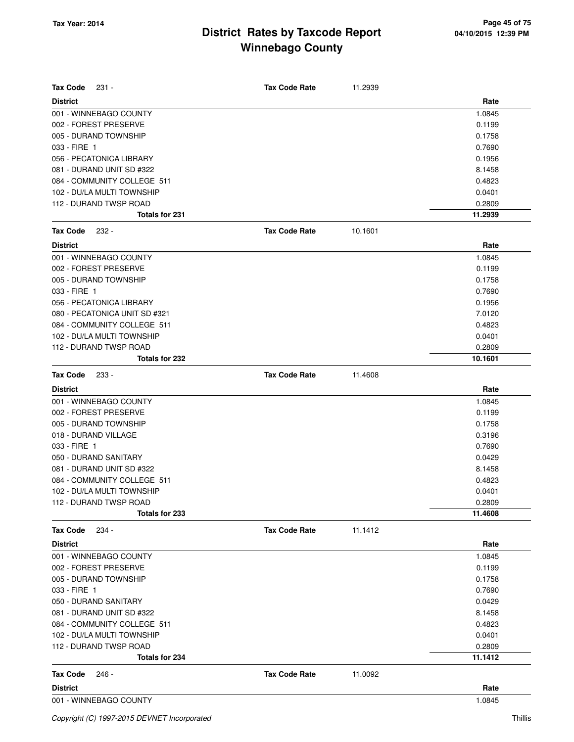# District Rates by Taxcode Report
## Winnebago County

**Tax Year: 2014**

**Tax Code** 231 - **Tax Code Rate** 11.2939

| District | Rate |
|---|---|
| 001 - WINNEBAGO COUNTY | 1.0845 |
| 002 - FOREST PRESERVE | 0.1199 |
| 005 - DURAND TOWNSHIP | 0.1758 |
| 033 - FIRE 1 | 0.7690 |
| 056 - PECATONICA LIBRARY | 0.1956 |
| 081 - DURAND UNIT SD #322 | 8.1458 |
| 084 - COMMUNITY COLLEGE 511 | 0.4823 |
| 102 - DU/LA MULTI TOWNSHIP | 0.0401 |
| 112 - DURAND TWSP ROAD | 0.2809 |
| **Totals for 231** | **11.2939** |

**Tax Code** 232 - **Tax Code Rate** 10.1601

| District | Rate |
|---|---|
| 001 - WINNEBAGO COUNTY | 1.0845 |
| 002 - FOREST PRESERVE | 0.1199 |
| 005 - DURAND TOWNSHIP | 0.1758 |
| 033 - FIRE 1 | 0.7690 |
| 056 - PECATONICA LIBRARY | 0.1956 |
| 080 - PECATONICA UNIT SD #321 | 7.0120 |
| 084 - COMMUNITY COLLEGE 511 | 0.4823 |
| 102 - DU/LA MULTI TOWNSHIP | 0.0401 |
| 112 - DURAND TWSP ROAD | 0.2809 |
| **Totals for 232** | **10.1601** |

**Tax Code** 233 - **Tax Code Rate** 11.4608

| District | Rate |
|---|---|
| 001 - WINNEBAGO COUNTY | 1.0845 |
| 002 - FOREST PRESERVE | 0.1199 |
| 005 - DURAND TOWNSHIP | 0.1758 |
| 018 - DURAND VILLAGE | 0.3196 |
| 033 - FIRE 1 | 0.7690 |
| 050 - DURAND SANITARY | 0.0429 |
| 081 - DURAND UNIT SD #322 | 8.1458 |
| 084 - COMMUNITY COLLEGE 511 | 0.4823 |
| 102 - DU/LA MULTI TOWNSHIP | 0.0401 |
| 112 - DURAND TWSP ROAD | 0.2809 |
| **Totals for 233** | **11.4608** |

**Tax Code** 234 - **Tax Code Rate** 11.1412

| District | Rate |
|---|---|
| 001 - WINNEBAGO COUNTY | 1.0845 |
| 002 - FOREST PRESERVE | 0.1199 |
| 005 - DURAND TOWNSHIP | 0.1758 |
| 033 - FIRE 1 | 0.7690 |
| 050 - DURAND SANITARY | 0.0429 |
| 081 - DURAND UNIT SD #322 | 8.1458 |
| 084 - COMMUNITY COLLEGE 511 | 0.4823 |
| 102 - DU/LA MULTI TOWNSHIP | 0.0401 |
| 112 - DURAND TWSP ROAD | 0.2809 |
| **Totals for 234** | **11.1412** |

**Tax Code** 246 - **Tax Code Rate** 11.0092

| District | Rate |
|---|---|
| 001 - WINNEBAGO COUNTY | 1.0845 |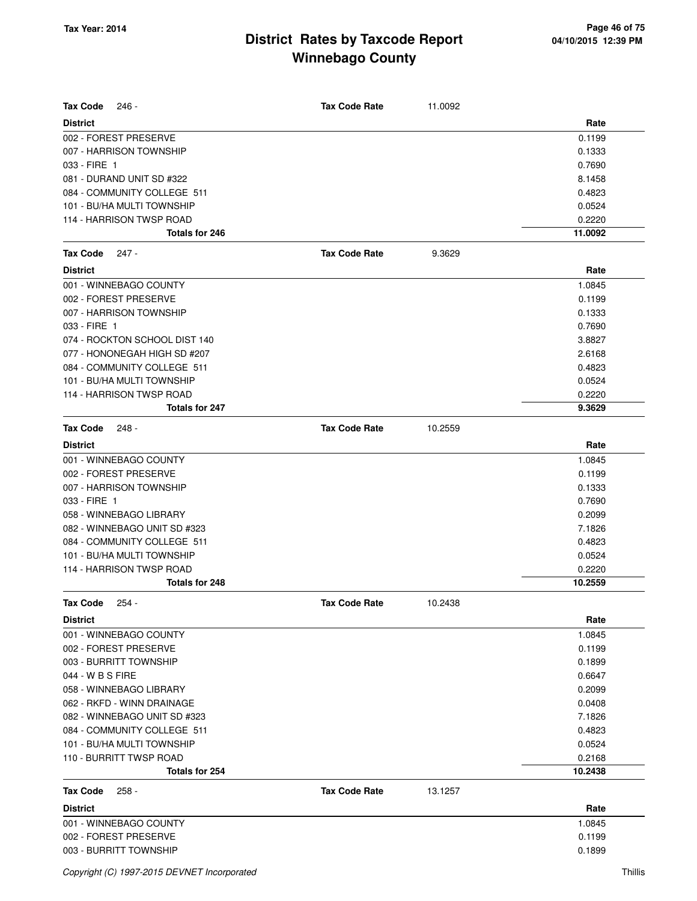# District Rates by Taxcode Report
# Winnebago County

Tax Year: 2014

**Tax Code** 246 - **Tax Code Rate** 11.0092

| District | Rate |
|---|---|
| 002 - FOREST PRESERVE | 0.1199 |
| 007 - HARRISON TOWNSHIP | 0.1333 |
| 033 - FIRE 1 | 0.7690 |
| 081 - DURAND UNIT SD #322 | 8.1458 |
| 084 - COMMUNITY COLLEGE 511 | 0.4823 |
| 101 - BU/HA MULTI TOWNSHIP | 0.0524 |
| 114 - HARRISON TWSP ROAD | 0.2220 |
| **Totals for 246** | **11.0092** |

**Tax Code** 247 - **Tax Code Rate** 9.3629

| District | Rate |
|---|---|
| 001 - WINNEBAGO COUNTY | 1.0845 |
| 002 - FOREST PRESERVE | 0.1199 |
| 007 - HARRISON TOWNSHIP | 0.1333 |
| 033 - FIRE 1 | 0.7690 |
| 074 - ROCKTON SCHOOL DIST 140 | 3.8827 |
| 077 - HONONEGAH HIGH SD #207 | 2.6168 |
| 084 - COMMUNITY COLLEGE 511 | 0.4823 |
| 101 - BU/HA MULTI TOWNSHIP | 0.0524 |
| 114 - HARRISON TWSP ROAD | 0.2220 |
| **Totals for 247** | **9.3629** |

**Tax Code** 248 - **Tax Code Rate** 10.2559

| District | Rate |
|---|---|
| 001 - WINNEBAGO COUNTY | 1.0845 |
| 002 - FOREST PRESERVE | 0.1199 |
| 007 - HARRISON TOWNSHIP | 0.1333 |
| 033 - FIRE 1 | 0.7690 |
| 058 - WINNEBAGO LIBRARY | 0.2099 |
| 082 - WINNEBAGO UNIT SD #323 | 7.1826 |
| 084 - COMMUNITY COLLEGE 511 | 0.4823 |
| 101 - BU/HA MULTI TOWNSHIP | 0.0524 |
| 114 - HARRISON TWSP ROAD | 0.2220 |
| **Totals for 248** | **10.2559** |

**Tax Code** 254 - **Tax Code Rate** 10.2438

| District | Rate |
|---|---|
| 001 - WINNEBAGO COUNTY | 1.0845 |
| 002 - FOREST PRESERVE | 0.1199 |
| 003 - BURRITT TOWNSHIP | 0.1899 |
| 044 - W B S FIRE | 0.6647 |
| 058 - WINNEBAGO LIBRARY | 0.2099 |
| 062 - RKFD - WINN DRAINAGE | 0.0408 |
| 082 - WINNEBAGO UNIT SD #323 | 7.1826 |
| 084 - COMMUNITY COLLEGE 511 | 0.4823 |
| 101 - BU/HA MULTI TOWNSHIP | 0.0524 |
| 110 - BURRITT TWSP ROAD | 0.2168 |
| **Totals for 254** | **10.2438** |

**Tax Code** 258 - **Tax Code Rate** 13.1257

| District | Rate |
|---|---|
| 001 - WINNEBAGO COUNTY | 1.0845 |
| 002 - FOREST PRESERVE | 0.1199 |
| 003 - BURRITT TOWNSHIP | 0.1899 |

Copyright (C) 1997-2015 DEVNET Incorporated — Thillis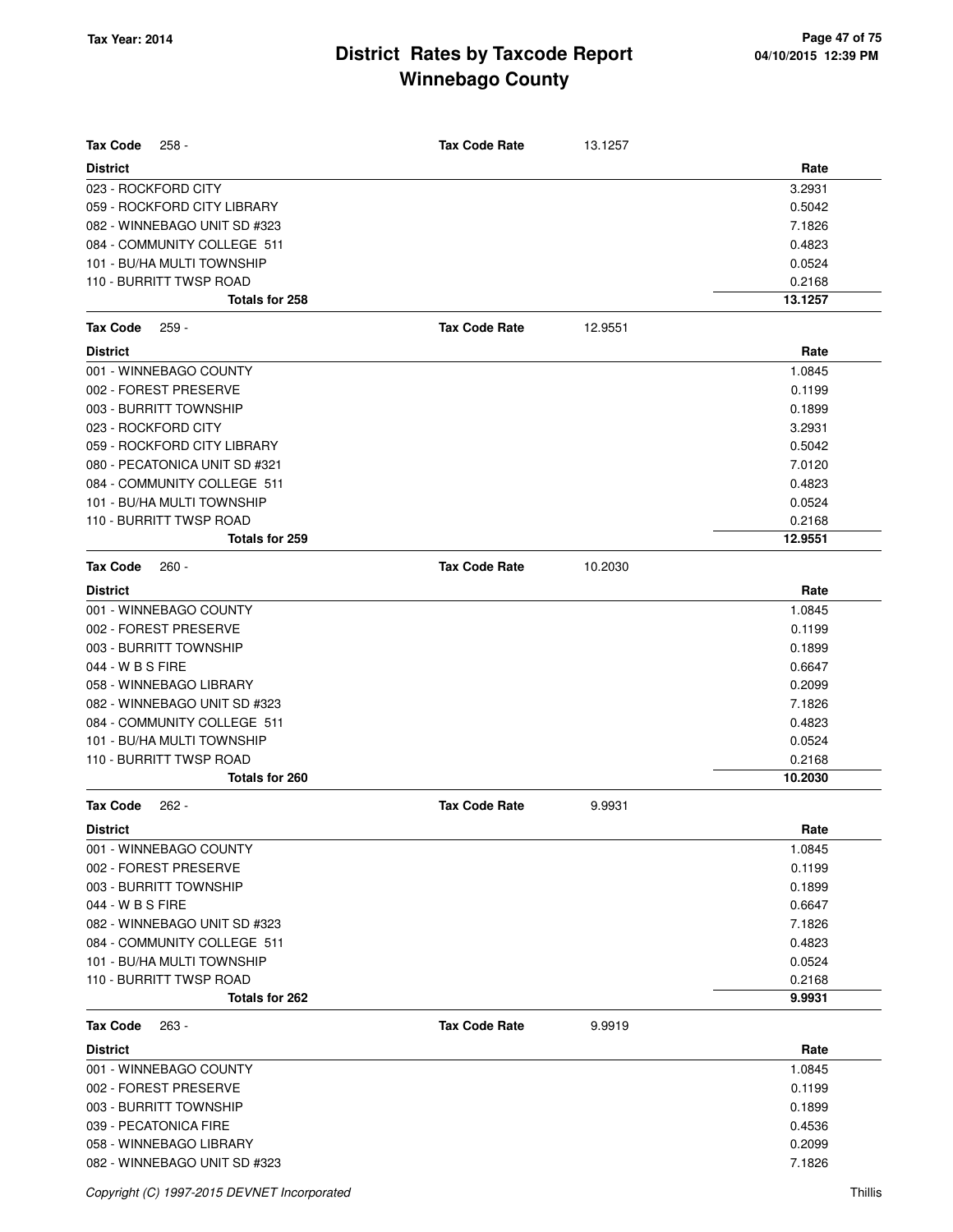# District Rates by Taxcode Report
# Winnebago County

Tax Year: 2014

**Tax Code** 258 - **Tax Code Rate** 13.1257

| District | Rate |
|---|---|
| 023 - ROCKFORD CITY | 3.2931 |
| 059 - ROCKFORD CITY LIBRARY | 0.5042 |
| 082 - WINNEBAGO UNIT SD #323 | 7.1826 |
| 084 - COMMUNITY COLLEGE 511 | 0.4823 |
| 101 - BU/HA MULTI TOWNSHIP | 0.0524 |
| 110 - BURRITT TWSP ROAD | 0.2168 |
| **Totals for 258** | **13.1257** |

**Tax Code** 259 - **Tax Code Rate** 12.9551

| District | Rate |
|---|---|
| 001 - WINNEBAGO COUNTY | 1.0845 |
| 002 - FOREST PRESERVE | 0.1199 |
| 003 - BURRITT TOWNSHIP | 0.1899 |
| 023 - ROCKFORD CITY | 3.2931 |
| 059 - ROCKFORD CITY LIBRARY | 0.5042 |
| 080 - PECATONICA UNIT SD #321 | 7.0120 |
| 084 - COMMUNITY COLLEGE 511 | 0.4823 |
| 101 - BU/HA MULTI TOWNSHIP | 0.0524 |
| 110 - BURRITT TWSP ROAD | 0.2168 |
| **Totals for 259** | **12.9551** |

**Tax Code** 260 - **Tax Code Rate** 10.2030

| District | Rate |
|---|---|
| 001 - WINNEBAGO COUNTY | 1.0845 |
| 002 - FOREST PRESERVE | 0.1199 |
| 003 - BURRITT TOWNSHIP | 0.1899 |
| 044 - W B S FIRE | 0.6647 |
| 058 - WINNEBAGO LIBRARY | 0.2099 |
| 082 - WINNEBAGO UNIT SD #323 | 7.1826 |
| 084 - COMMUNITY COLLEGE 511 | 0.4823 |
| 101 - BU/HA MULTI TOWNSHIP | 0.0524 |
| 110 - BURRITT TWSP ROAD | 0.2168 |
| **Totals for 260** | **10.2030** |

**Tax Code** 262 - **Tax Code Rate** 9.9931

| District | Rate |
|---|---|
| 001 - WINNEBAGO COUNTY | 1.0845 |
| 002 - FOREST PRESERVE | 0.1199 |
| 003 - BURRITT TOWNSHIP | 0.1899 |
| 044 - W B S FIRE | 0.6647 |
| 082 - WINNEBAGO UNIT SD #323 | 7.1826 |
| 084 - COMMUNITY COLLEGE 511 | 0.4823 |
| 101 - BU/HA MULTI TOWNSHIP | 0.0524 |
| 110 - BURRITT TWSP ROAD | 0.2168 |
| **Totals for 262** | **9.9931** |

**Tax Code** 263 - **Tax Code Rate** 9.9919

| District | Rate |
|---|---|
| 001 - WINNEBAGO COUNTY | 1.0845 |
| 002 - FOREST PRESERVE | 0.1199 |
| 003 - BURRITT TOWNSHIP | 0.1899 |
| 039 - PECATONICA FIRE | 0.4536 |
| 058 - WINNEBAGO LIBRARY | 0.2099 |
| 082 - WINNEBAGO UNIT SD #323 | 7.1826 |

*Copyright (C) 1997-2015 DEVNET Incorporated*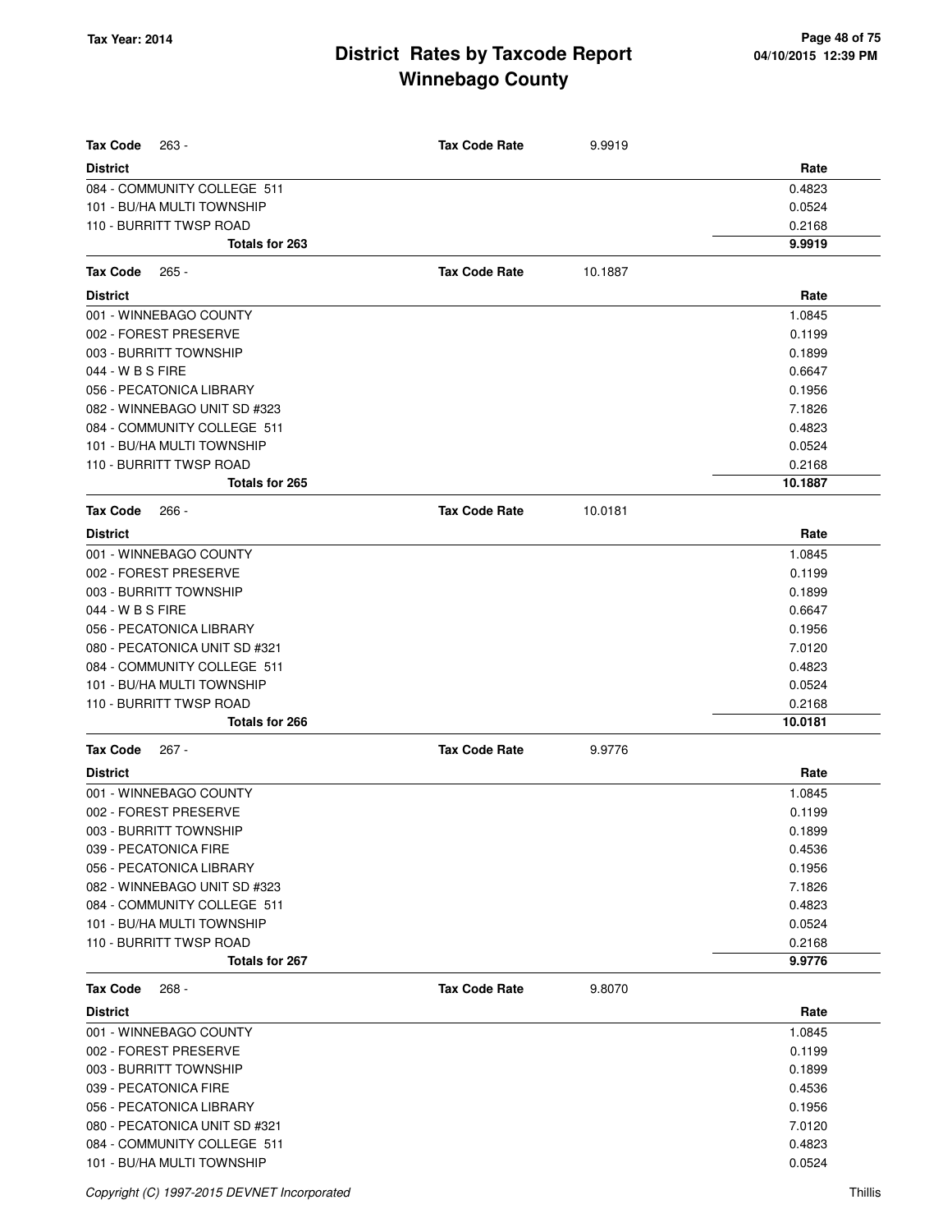# District Rates by Taxcode Report
# Winnebago County

Tax Year: 2014

**Tax Code** 263 - **Tax Code Rate** 9.9919

| District | Rate |
|---|---|
| 084 - COMMUNITY COLLEGE 511 | 0.4823 |
| 101 - BU/HA MULTI TOWNSHIP | 0.0524 |
| 110 - BURRITT TWSP ROAD | 0.2168 |
| **Totals for 263** | **9.9919** |

**Tax Code** 265 - **Tax Code Rate** 10.1887

| District | Rate |
|---|---|
| 001 - WINNEBAGO COUNTY | 1.0845 |
| 002 - FOREST PRESERVE | 0.1199 |
| 003 - BURRITT TOWNSHIP | 0.1899 |
| 044 - W B S FIRE | 0.6647 |
| 056 - PECATONICA LIBRARY | 0.1956 |
| 082 - WINNEBAGO UNIT SD #323 | 7.1826 |
| 084 - COMMUNITY COLLEGE 511 | 0.4823 |
| 101 - BU/HA MULTI TOWNSHIP | 0.0524 |
| 110 - BURRITT TWSP ROAD | 0.2168 |
| **Totals for 265** | **10.1887** |

**Tax Code** 266 - **Tax Code Rate** 10.0181

| District | Rate |
|---|---|
| 001 - WINNEBAGO COUNTY | 1.0845 |
| 002 - FOREST PRESERVE | 0.1199 |
| 003 - BURRITT TOWNSHIP | 0.1899 |
| 044 - W B S FIRE | 0.6647 |
| 056 - PECATONICA LIBRARY | 0.1956 |
| 080 - PECATONICA UNIT SD #321 | 7.0120 |
| 084 - COMMUNITY COLLEGE 511 | 0.4823 |
| 101 - BU/HA MULTI TOWNSHIP | 0.0524 |
| 110 - BURRITT TWSP ROAD | 0.2168 |
| **Totals for 266** | **10.0181** |

**Tax Code** 267 - **Tax Code Rate** 9.9776

| District | Rate |
|---|---|
| 001 - WINNEBAGO COUNTY | 1.0845 |
| 002 - FOREST PRESERVE | 0.1199 |
| 003 - BURRITT TOWNSHIP | 0.1899 |
| 039 - PECATONICA FIRE | 0.4536 |
| 056 - PECATONICA LIBRARY | 0.1956 |
| 082 - WINNEBAGO UNIT SD #323 | 7.1826 |
| 084 - COMMUNITY COLLEGE 511 | 0.4823 |
| 101 - BU/HA MULTI TOWNSHIP | 0.0524 |
| 110 - BURRITT TWSP ROAD | 0.2168 |
| **Totals for 267** | **9.9776** |

**Tax Code** 268 - **Tax Code Rate** 9.8070

| District | Rate |
|---|---|
| 001 - WINNEBAGO COUNTY | 1.0845 |
| 002 - FOREST PRESERVE | 0.1199 |
| 003 - BURRITT TOWNSHIP | 0.1899 |
| 039 - PECATONICA FIRE | 0.4536 |
| 056 - PECATONICA LIBRARY | 0.1956 |
| 080 - PECATONICA UNIT SD #321 | 7.0120 |
| 084 - COMMUNITY COLLEGE 511 | 0.4823 |
| 101 - BU/HA MULTI TOWNSHIP | 0.0524 |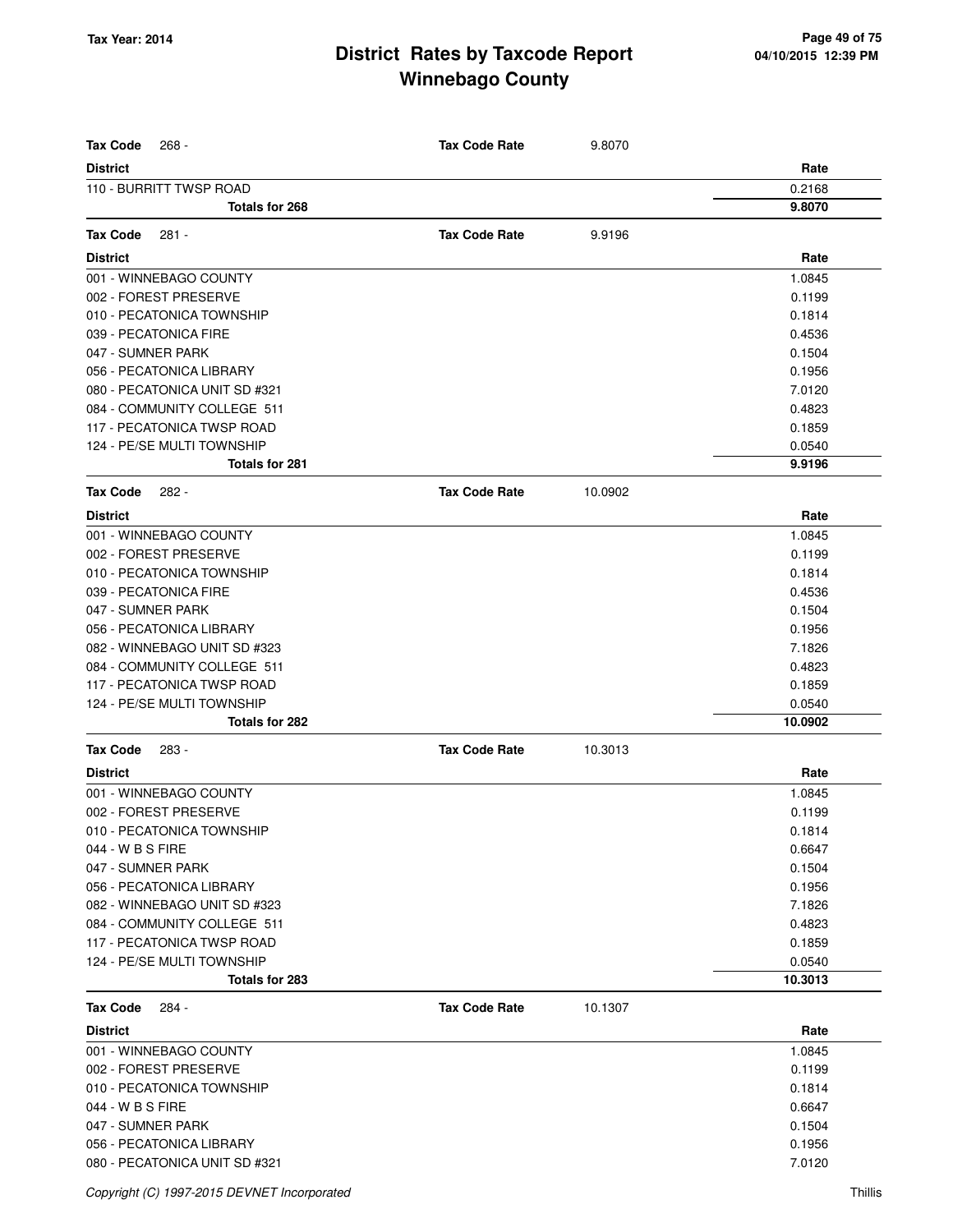# District Rates by Taxcode Report
## Winnebago County

Tax Year: 2014

**Tax Code** 268 - **Tax Code Rate** 9.8070

| District | Rate |
|---|---|
| 110 - BURRITT TWSP ROAD | 0.2168 |
| **Totals for 268** | **9.8070** |

**Tax Code** 281 - **Tax Code Rate** 9.9196

| District | Rate |
|---|---|
| 001 - WINNEBAGO COUNTY | 1.0845 |
| 002 - FOREST PRESERVE | 0.1199 |
| 010 - PECATONICA TOWNSHIP | 0.1814 |
| 039 - PECATONICA FIRE | 0.4536 |
| 047 - SUMNER PARK | 0.1504 |
| 056 - PECATONICA LIBRARY | 0.1956 |
| 080 - PECATONICA UNIT SD #321 | 7.0120 |
| 084 - COMMUNITY COLLEGE 511 | 0.4823 |
| 117 - PECATONICA TWSP ROAD | 0.1859 |
| 124 - PE/SE MULTI TOWNSHIP | 0.0540 |
| **Totals for 281** | **9.9196** |

**Tax Code** 282 - **Tax Code Rate** 10.0902

| District | Rate |
|---|---|
| 001 - WINNEBAGO COUNTY | 1.0845 |
| 002 - FOREST PRESERVE | 0.1199 |
| 010 - PECATONICA TOWNSHIP | 0.1814 |
| 039 - PECATONICA FIRE | 0.4536 |
| 047 - SUMNER PARK | 0.1504 |
| 056 - PECATONICA LIBRARY | 0.1956 |
| 082 - WINNEBAGO UNIT SD #323 | 7.1826 |
| 084 - COMMUNITY COLLEGE 511 | 0.4823 |
| 117 - PECATONICA TWSP ROAD | 0.1859 |
| 124 - PE/SE MULTI TOWNSHIP | 0.0540 |
| **Totals for 282** | **10.0902** |

**Tax Code** 283 - **Tax Code Rate** 10.3013

| District | Rate |
|---|---|
| 001 - WINNEBAGO COUNTY | 1.0845 |
| 002 - FOREST PRESERVE | 0.1199 |
| 010 - PECATONICA TOWNSHIP | 0.1814 |
| 044 - W B S FIRE | 0.6647 |
| 047 - SUMNER PARK | 0.1504 |
| 056 - PECATONICA LIBRARY | 0.1956 |
| 082 - WINNEBAGO UNIT SD #323 | 7.1826 |
| 084 - COMMUNITY COLLEGE 511 | 0.4823 |
| 117 - PECATONICA TWSP ROAD | 0.1859 |
| 124 - PE/SE MULTI TOWNSHIP | 0.0540 |
| **Totals for 283** | **10.3013** |

**Tax Code** 284 - **Tax Code Rate** 10.1307

| District | Rate |
|---|---|
| 001 - WINNEBAGO COUNTY | 1.0845 |
| 002 - FOREST PRESERVE | 0.1199 |
| 010 - PECATONICA TOWNSHIP | 0.1814 |
| 044 - W B S FIRE | 0.6647 |
| 047 - SUMNER PARK | 0.1504 |
| 056 - PECATONICA LIBRARY | 0.1956 |
| 080 - PECATONICA UNIT SD #321 | 7.0120 |

Copyright (C) 1997-2015 DEVNET Incorporated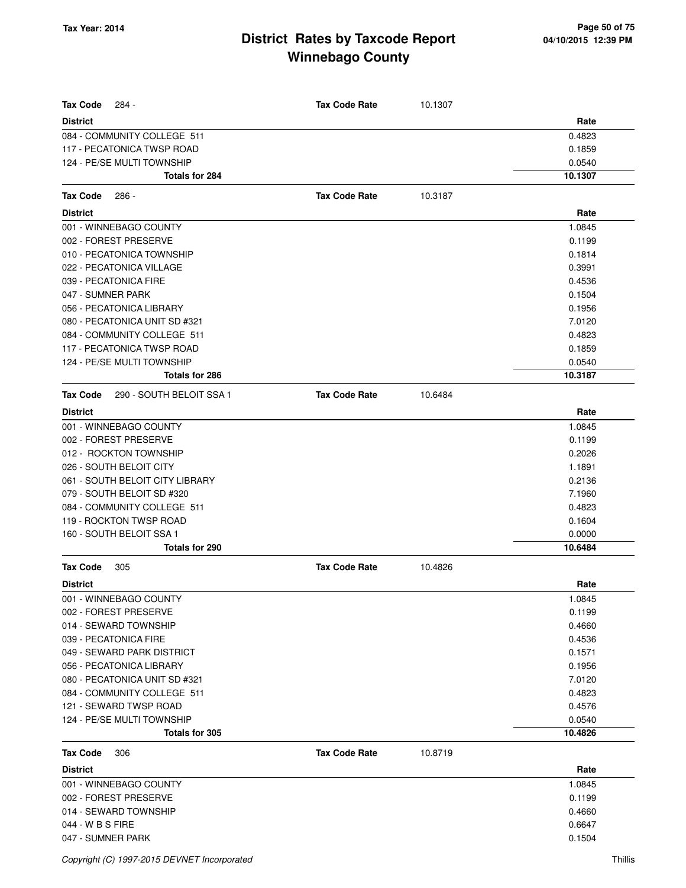# District Rates by Taxcode Report
## Winnebago County

Tax Year: 2014

04/10/2015 12:39 PM

**Tax Code** 284 - **Tax Code Rate** 10.1307

| District | Rate |
|---|---|
| 084 - COMMUNITY COLLEGE 511 | 0.4823 |
| 117 - PECATONICA TWSP ROAD | 0.1859 |
| 124 - PE/SE MULTI TOWNSHIP | 0.0540 |
| **Totals for 284** | **10.1307** |

**Tax Code** 286 - **Tax Code Rate** 10.3187

| District | Rate |
|---|---|
| 001 - WINNEBAGO COUNTY | 1.0845 |
| 002 - FOREST PRESERVE | 0.1199 |
| 010 - PECATONICA TOWNSHIP | 0.1814 |
| 022 - PECATONICA VILLAGE | 0.3991 |
| 039 - PECATONICA FIRE | 0.4536 |
| 047 - SUMNER PARK | 0.1504 |
| 056 - PECATONICA LIBRARY | 0.1956 |
| 080 - PECATONICA UNIT SD #321 | 7.0120 |
| 084 - COMMUNITY COLLEGE 511 | 0.4823 |
| 117 - PECATONICA TWSP ROAD | 0.1859 |
| 124 - PE/SE MULTI TOWNSHIP | 0.0540 |
| **Totals for 286** | **10.3187** |

**Tax Code** 290 - SOUTH BELOIT SSA 1 **Tax Code Rate** 10.6484

| District | Rate |
|---|---|
| 001 - WINNEBAGO COUNTY | 1.0845 |
| 002 - FOREST PRESERVE | 0.1199 |
| 012 - ROCKTON TOWNSHIP | 0.2026 |
| 026 - SOUTH BELOIT CITY | 1.1891 |
| 061 - SOUTH BELOIT CITY LIBRARY | 0.2136 |
| 079 - SOUTH BELOIT SD #320 | 7.1960 |
| 084 - COMMUNITY COLLEGE 511 | 0.4823 |
| 119 - ROCKTON TWSP ROAD | 0.1604 |
| 160 - SOUTH BELOIT SSA 1 | 0.0000 |
| **Totals for 290** | **10.6484** |

**Tax Code** 305 **Tax Code Rate** 10.4826

| District | Rate |
|---|---|
| 001 - WINNEBAGO COUNTY | 1.0845 |
| 002 - FOREST PRESERVE | 0.1199 |
| 014 - SEWARD TOWNSHIP | 0.4660 |
| 039 - PECATONICA FIRE | 0.4536 |
| 049 - SEWARD PARK DISTRICT | 0.1571 |
| 056 - PECATONICA LIBRARY | 0.1956 |
| 080 - PECATONICA UNIT SD #321 | 7.0120 |
| 084 - COMMUNITY COLLEGE 511 | 0.4823 |
| 121 - SEWARD TWSP ROAD | 0.4576 |
| 124 - PE/SE MULTI TOWNSHIP | 0.0540 |
| **Totals for 305** | **10.4826** |

**Tax Code** 306 **Tax Code Rate** 10.8719

| District | Rate |
|---|---|
| 001 - WINNEBAGO COUNTY | 1.0845 |
| 002 - FOREST PRESERVE | 0.1199 |
| 014 - SEWARD TOWNSHIP | 0.4660 |
| 044 - W B S FIRE | 0.6647 |
| 047 - SUMNER PARK | 0.1504 |

Copyright (C) 1997-2015 DEVNET Incorporated — Thillis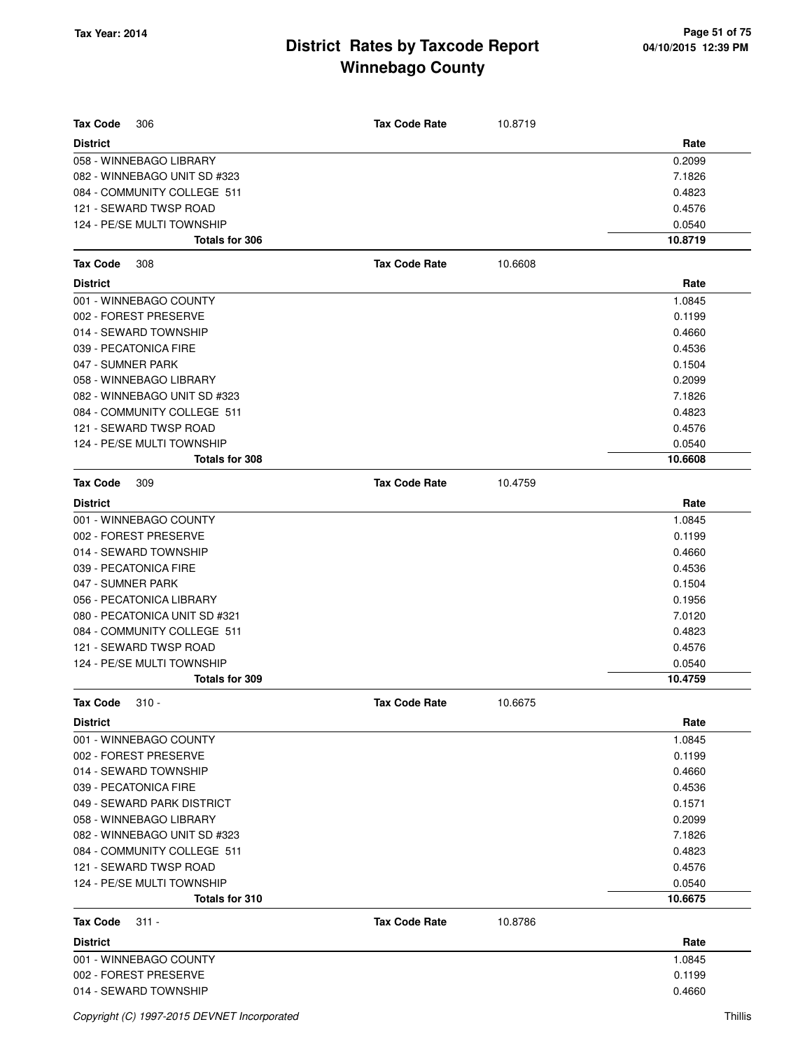# District Rates by Taxcode Report
# Winnebago County

Tax Year: 2014

**Tax Code** 306 **Tax Code Rate** 10.8719

| District | Rate |
|---|---|
| 058 - WINNEBAGO LIBRARY | 0.2099 |
| 082 - WINNEBAGO UNIT SD #323 | 7.1826 |
| 084 - COMMUNITY COLLEGE 511 | 0.4823 |
| 121 - SEWARD TWSP ROAD | 0.4576 |
| 124 - PE/SE MULTI TOWNSHIP | 0.0540 |
| **Totals for 306** | **10.8719** |

**Tax Code** 308 **Tax Code Rate** 10.6608

| District | Rate |
|---|---|
| 001 - WINNEBAGO COUNTY | 1.0845 |
| 002 - FOREST PRESERVE | 0.1199 |
| 014 - SEWARD TOWNSHIP | 0.4660 |
| 039 - PECATONICA FIRE | 0.4536 |
| 047 - SUMNER PARK | 0.1504 |
| 058 - WINNEBAGO LIBRARY | 0.2099 |
| 082 - WINNEBAGO UNIT SD #323 | 7.1826 |
| 084 - COMMUNITY COLLEGE 511 | 0.4823 |
| 121 - SEWARD TWSP ROAD | 0.4576 |
| 124 - PE/SE MULTI TOWNSHIP | 0.0540 |
| **Totals for 308** | **10.6608** |

**Tax Code** 309 **Tax Code Rate** 10.4759

| District | Rate |
|---|---|
| 001 - WINNEBAGO COUNTY | 1.0845 |
| 002 - FOREST PRESERVE | 0.1199 |
| 014 - SEWARD TOWNSHIP | 0.4660 |
| 039 - PECATONICA FIRE | 0.4536 |
| 047 - SUMNER PARK | 0.1504 |
| 056 - PECATONICA LIBRARY | 0.1956 |
| 080 - PECATONICA UNIT SD #321 | 7.0120 |
| 084 - COMMUNITY COLLEGE 511 | 0.4823 |
| 121 - SEWARD TWSP ROAD | 0.4576 |
| 124 - PE/SE MULTI TOWNSHIP | 0.0540 |
| **Totals for 309** | **10.4759** |

**Tax Code** 310 - **Tax Code Rate** 10.6675

| District | Rate |
|---|---|
| 001 - WINNEBAGO COUNTY | 1.0845 |
| 002 - FOREST PRESERVE | 0.1199 |
| 014 - SEWARD TOWNSHIP | 0.4660 |
| 039 - PECATONICA FIRE | 0.4536 |
| 049 - SEWARD PARK DISTRICT | 0.1571 |
| 058 - WINNEBAGO LIBRARY | 0.2099 |
| 082 - WINNEBAGO UNIT SD #323 | 7.1826 |
| 084 - COMMUNITY COLLEGE 511 | 0.4823 |
| 121 - SEWARD TWSP ROAD | 0.4576 |
| 124 - PE/SE MULTI TOWNSHIP | 0.0540 |
| **Totals for 310** | **10.6675** |

**Tax Code** 311 - **Tax Code Rate** 10.8786

| District | Rate |
|---|---|
| 001 - WINNEBAGO COUNTY | 1.0845 |
| 002 - FOREST PRESERVE | 0.1199 |
| 014 - SEWARD TOWNSHIP | 0.4660 |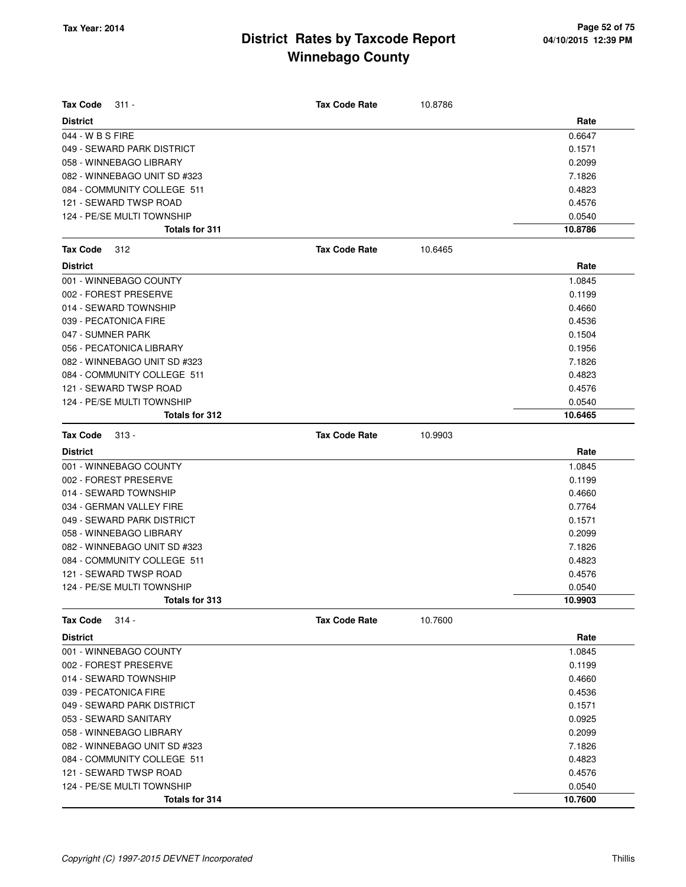| Tax Code 311 - | Tax Code Rate | 10.8786 |
|---|---|---|
| **District** | | **Rate** |
| 044 - W B S FIRE | | 0.6647 |
| 049 - SEWARD PARK DISTRICT | | 0.1571 |
| 058 - WINNEBAGO LIBRARY | | 0.2099 |
| 082 - WINNEBAGO UNIT SD #323 | | 7.1826 |
| 084 - COMMUNITY COLLEGE 511 | | 0.4823 |
| 121 - SEWARD TWSP ROAD | | 0.4576 |
| 124 - PE/SE MULTI TOWNSHIP | | 0.0540 |
| **Totals for 311** | | **10.8786** |

| Tax Code 312 | Tax Code Rate | 10.6465 |
|---|---|---|
| **District** | | **Rate** |
| 001 - WINNEBAGO COUNTY | | 1.0845 |
| 002 - FOREST PRESERVE | | 0.1199 |
| 014 - SEWARD TOWNSHIP | | 0.4660 |
| 039 - PECATONICA FIRE | | 0.4536 |
| 047 - SUMNER PARK | | 0.1504 |
| 056 - PECATONICA LIBRARY | | 0.1956 |
| 082 - WINNEBAGO UNIT SD #323 | | 7.1826 |
| 084 - COMMUNITY COLLEGE 511 | | 0.4823 |
| 121 - SEWARD TWSP ROAD | | 0.4576 |
| 124 - PE/SE MULTI TOWNSHIP | | 0.0540 |
| **Totals for 312** | | **10.6465** |

| Tax Code 313 - | Tax Code Rate | 10.9903 |
|---|---|---|
| **District** | | **Rate** |
| 001 - WINNEBAGO COUNTY | | 1.0845 |
| 002 - FOREST PRESERVE | | 0.1199 |
| 014 - SEWARD TOWNSHIP | | 0.4660 |
| 034 - GERMAN VALLEY FIRE | | 0.7764 |
| 049 - SEWARD PARK DISTRICT | | 0.1571 |
| 058 - WINNEBAGO LIBRARY | | 0.2099 |
| 082 - WINNEBAGO UNIT SD #323 | | 7.1826 |
| 084 - COMMUNITY COLLEGE 511 | | 0.4823 |
| 121 - SEWARD TWSP ROAD | | 0.4576 |
| 124 - PE/SE MULTI TOWNSHIP | | 0.0540 |
| **Totals for 313** | | **10.9903** |

| Tax Code 314 - | Tax Code Rate | 10.7600 |
|---|---|---|
| **District** | | **Rate** |
| 001 - WINNEBAGO COUNTY | | 1.0845 |
| 002 - FOREST PRESERVE | | 0.1199 |
| 014 - SEWARD TOWNSHIP | | 0.4660 |
| 039 - PECATONICA FIRE | | 0.4536 |
| 049 - SEWARD PARK DISTRICT | | 0.1571 |
| 053 - SEWARD SANITARY | | 0.0925 |
| 058 - WINNEBAGO LIBRARY | | 0.2099 |
| 082 - WINNEBAGO UNIT SD #323 | | 7.1826 |
| 084 - COMMUNITY COLLEGE 511 | | 0.4823 |
| 121 - SEWARD TWSP ROAD | | 0.4576 |
| 124 - PE/SE MULTI TOWNSHIP | | 0.0540 |
| **Totals for 314** | | **10.7600** |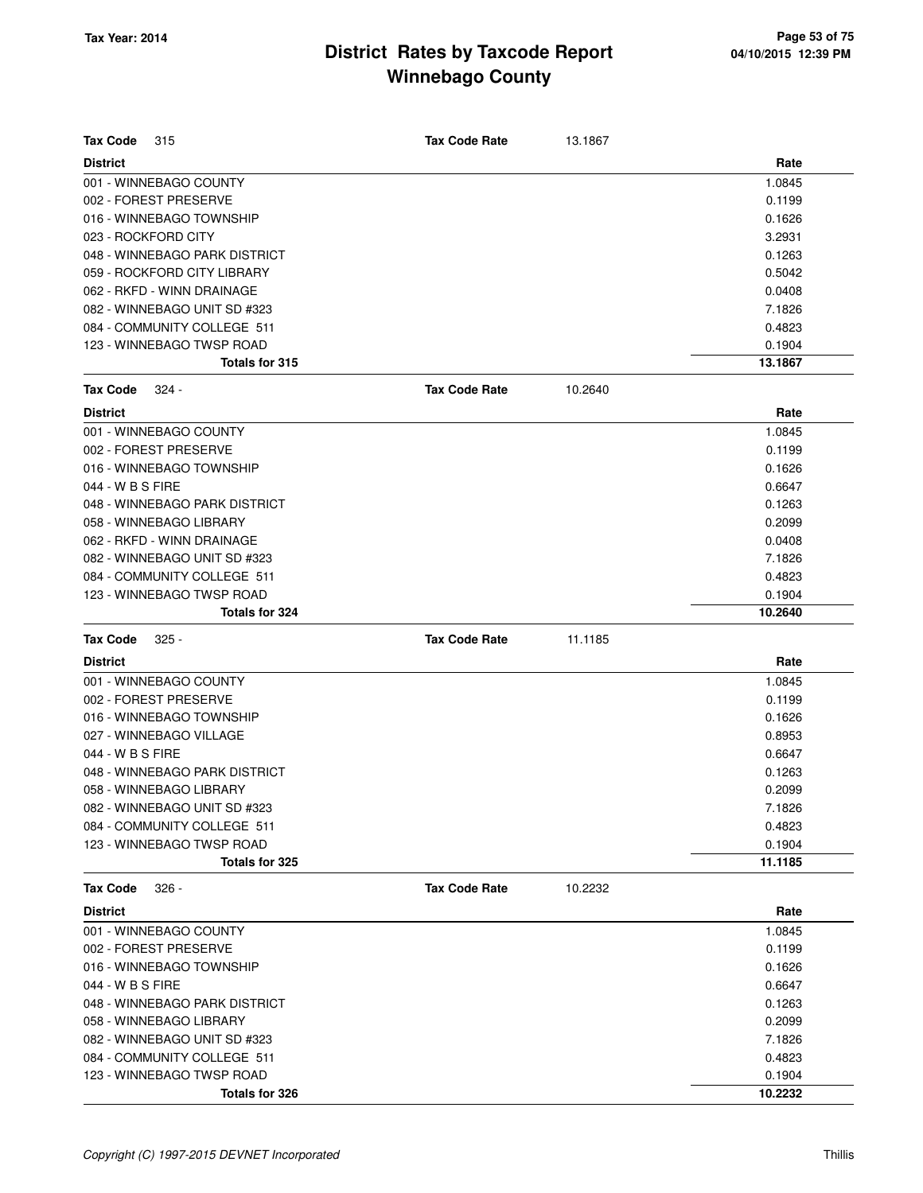# District Rates by Taxcode Report
# Winnebago County

Tax Year: 2014

04/10/2015 12:39 PM

| Tax Code 315 | Tax Code Rate 13.1867 |
|---|---|
| **District** | **Rate** |
| 001 - WINNEBAGO COUNTY | 1.0845 |
| 002 - FOREST PRESERVE | 0.1199 |
| 016 - WINNEBAGO TOWNSHIP | 0.1626 |
| 023 - ROCKFORD CITY | 3.2931 |
| 048 - WINNEBAGO PARK DISTRICT | 0.1263 |
| 059 - ROCKFORD CITY LIBRARY | 0.5042 |
| 062 - RKFD - WINN DRAINAGE | 0.0408 |
| 082 - WINNEBAGO UNIT SD #323 | 7.1826 |
| 084 - COMMUNITY COLLEGE 511 | 0.4823 |
| 123 - WINNEBAGO TWSP ROAD | 0.1904 |
| **Totals for 315** | **13.1867** |

| Tax Code 324 - | Tax Code Rate 10.2640 |
|---|---|
| **District** | **Rate** |
| 001 - WINNEBAGO COUNTY | 1.0845 |
| 002 - FOREST PRESERVE | 0.1199 |
| 016 - WINNEBAGO TOWNSHIP | 0.1626 |
| 044 - W B S FIRE | 0.6647 |
| 048 - WINNEBAGO PARK DISTRICT | 0.1263 |
| 058 - WINNEBAGO LIBRARY | 0.2099 |
| 062 - RKFD - WINN DRAINAGE | 0.0408 |
| 082 - WINNEBAGO UNIT SD #323 | 7.1826 |
| 084 - COMMUNITY COLLEGE 511 | 0.4823 |
| 123 - WINNEBAGO TWSP ROAD | 0.1904 |
| **Totals for 324** | **10.2640** |

| Tax Code 325 - | Tax Code Rate 11.1185 |
|---|---|
| **District** | **Rate** |
| 001 - WINNEBAGO COUNTY | 1.0845 |
| 002 - FOREST PRESERVE | 0.1199 |
| 016 - WINNEBAGO TOWNSHIP | 0.1626 |
| 027 - WINNEBAGO VILLAGE | 0.8953 |
| 044 - W B S FIRE | 0.6647 |
| 048 - WINNEBAGO PARK DISTRICT | 0.1263 |
| 058 - WINNEBAGO LIBRARY | 0.2099 |
| 082 - WINNEBAGO UNIT SD #323 | 7.1826 |
| 084 - COMMUNITY COLLEGE 511 | 0.4823 |
| 123 - WINNEBAGO TWSP ROAD | 0.1904 |
| **Totals for 325** | **11.1185** |

| Tax Code 326 - | Tax Code Rate 10.2232 |
|---|---|
| **District** | **Rate** |
| 001 - WINNEBAGO COUNTY | 1.0845 |
| 002 - FOREST PRESERVE | 0.1199 |
| 016 - WINNEBAGO TOWNSHIP | 0.1626 |
| 044 - W B S FIRE | 0.6647 |
| 048 - WINNEBAGO PARK DISTRICT | 0.1263 |
| 058 - WINNEBAGO LIBRARY | 0.2099 |
| 082 - WINNEBAGO UNIT SD #323 | 7.1826 |
| 084 - COMMUNITY COLLEGE 511 | 0.4823 |
| 123 - WINNEBAGO TWSP ROAD | 0.1904 |
| **Totals for 326** | **10.2232** |

*Copyright (C) 1997-2015 DEVNET Incorporated* Thillis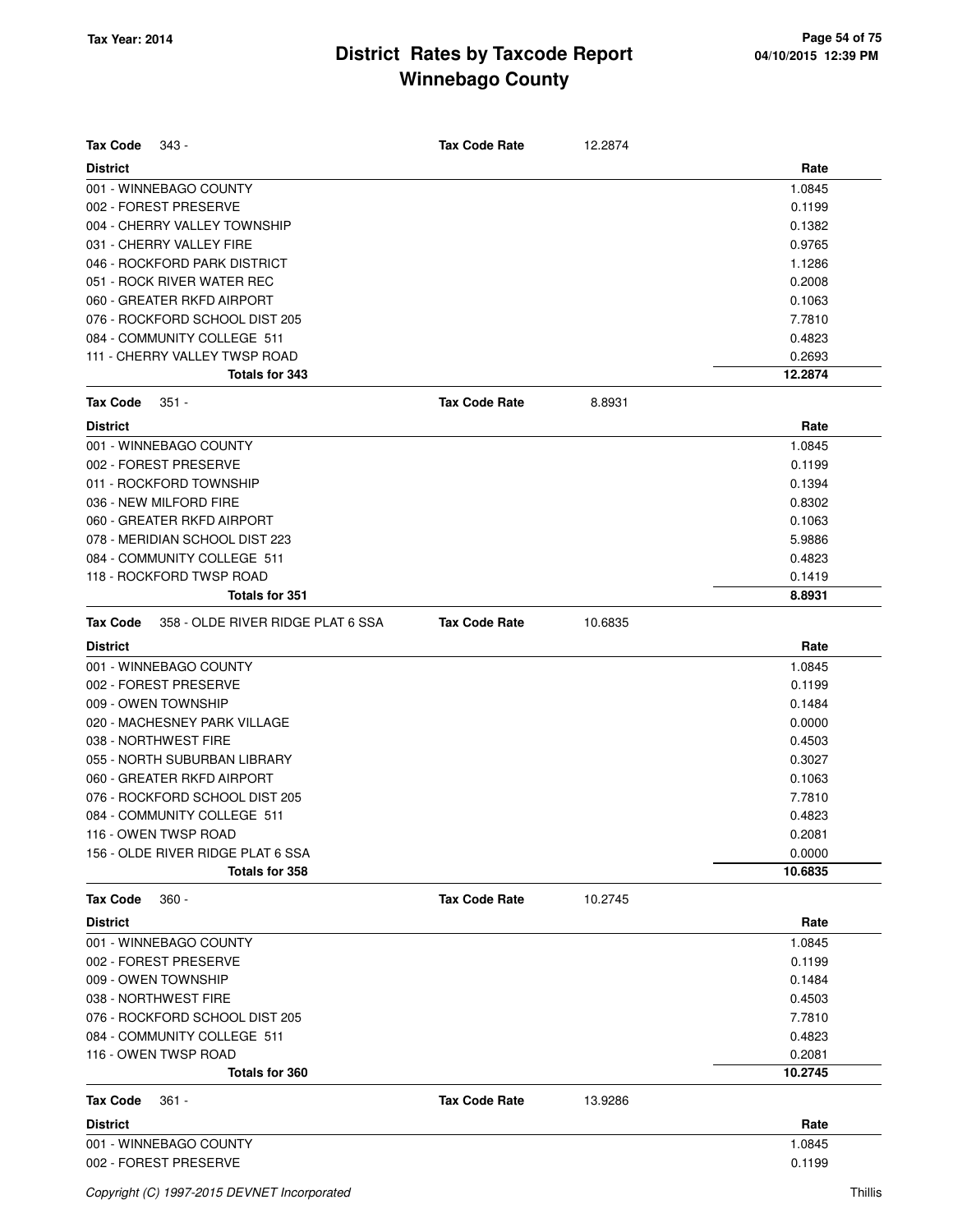# District Rates by Taxcode Report
## Winnebago County

Tax Year: 2014

04/10/2015 12:39 PM

**Tax Code** 343 - **Tax Code Rate** 12.2874

| District | Rate |
|---|---|
| 001 - WINNEBAGO COUNTY | 1.0845 |
| 002 - FOREST PRESERVE | 0.1199 |
| 004 - CHERRY VALLEY TOWNSHIP | 0.1382 |
| 031 - CHERRY VALLEY FIRE | 0.9765 |
| 046 - ROCKFORD PARK DISTRICT | 1.1286 |
| 051 - ROCK RIVER WATER REC | 0.2008 |
| 060 - GREATER RKFD AIRPORT | 0.1063 |
| 076 - ROCKFORD SCHOOL DIST 205 | 7.7810 |
| 084 - COMMUNITY COLLEGE 511 | 0.4823 |
| 111 - CHERRY VALLEY TWSP ROAD | 0.2693 |
| **Totals for 343** | **12.2874** |

**Tax Code** 351 - **Tax Code Rate** 8.8931

| District | Rate |
|---|---|
| 001 - WINNEBAGO COUNTY | 1.0845 |
| 002 - FOREST PRESERVE | 0.1199 |
| 011 - ROCKFORD TOWNSHIP | 0.1394 |
| 036 - NEW MILFORD FIRE | 0.8302 |
| 060 - GREATER RKFD AIRPORT | 0.1063 |
| 078 - MERIDIAN SCHOOL DIST 223 | 5.9886 |
| 084 - COMMUNITY COLLEGE 511 | 0.4823 |
| 118 - ROCKFORD TWSP ROAD | 0.1419 |
| **Totals for 351** | **8.8931** |

**Tax Code** 358 - OLDE RIVER RIDGE PLAT 6 SSA **Tax Code Rate** 10.6835

| District | Rate |
|---|---|
| 001 - WINNEBAGO COUNTY | 1.0845 |
| 002 - FOREST PRESERVE | 0.1199 |
| 009 - OWEN TOWNSHIP | 0.1484 |
| 020 - MACHESNEY PARK VILLAGE | 0.0000 |
| 038 - NORTHWEST FIRE | 0.4503 |
| 055 - NORTH SUBURBAN LIBRARY | 0.3027 |
| 060 - GREATER RKFD AIRPORT | 0.1063 |
| 076 - ROCKFORD SCHOOL DIST 205 | 7.7810 |
| 084 - COMMUNITY COLLEGE 511 | 0.4823 |
| 116 - OWEN TWSP ROAD | 0.2081 |
| 156 - OLDE RIVER RIDGE PLAT 6 SSA | 0.0000 |
| **Totals for 358** | **10.6835** |

**Tax Code** 360 - **Tax Code Rate** 10.2745

| District | Rate |
|---|---|
| 001 - WINNEBAGO COUNTY | 1.0845 |
| 002 - FOREST PRESERVE | 0.1199 |
| 009 - OWEN TOWNSHIP | 0.1484 |
| 038 - NORTHWEST FIRE | 0.4503 |
| 076 - ROCKFORD SCHOOL DIST 205 | 7.7810 |
| 084 - COMMUNITY COLLEGE 511 | 0.4823 |
| 116 - OWEN TWSP ROAD | 0.2081 |
| **Totals for 360** | **10.2745** |

**Tax Code** 361 - **Tax Code Rate** 13.9286

| District | Rate |
|---|---|
| 001 - WINNEBAGO COUNTY | 1.0845 |
| 002 - FOREST PRESERVE | 0.1199 |

*Copyright (C) 1997-2015 DEVNET Incorporated*

Thillis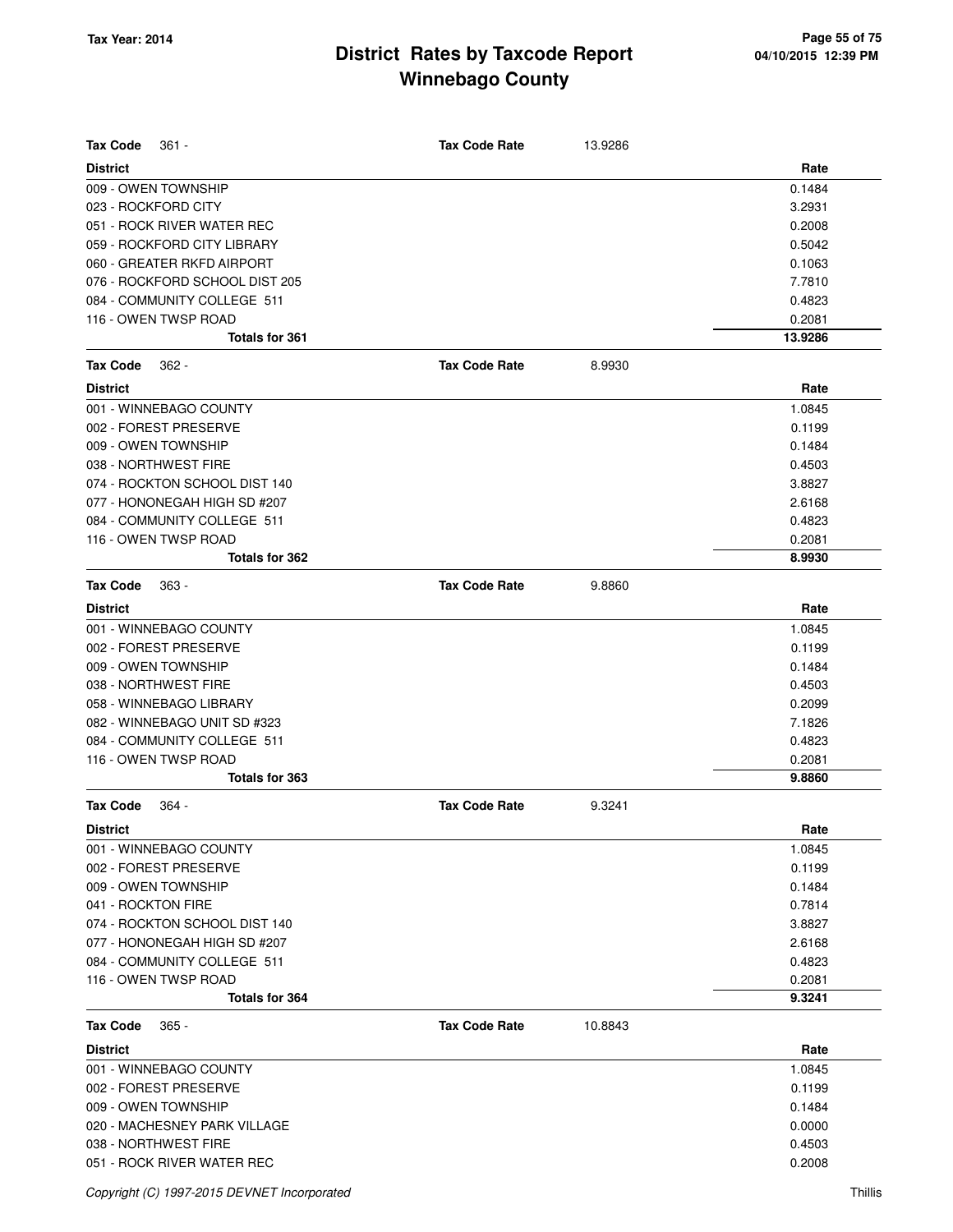# District Rates by Taxcode Report
# Winnebago County

Tax Year: 2014

04/10/2015 12:39 PM

**Tax Code** 361 - **Tax Code Rate** 13.9286

| District | Rate |
|---|---|
| 009 - OWEN TOWNSHIP | 0.1484 |
| 023 - ROCKFORD CITY | 3.2931 |
| 051 - ROCK RIVER WATER REC | 0.2008 |
| 059 - ROCKFORD CITY LIBRARY | 0.5042 |
| 060 - GREATER RKFD AIRPORT | 0.1063 |
| 076 - ROCKFORD SCHOOL DIST 205 | 7.7810 |
| 084 - COMMUNITY COLLEGE 511 | 0.4823 |
| 116 - OWEN TWSP ROAD | 0.2081 |
| **Totals for 361** | **13.9286** |

**Tax Code** 362 - **Tax Code Rate** 8.9930

| District | Rate |
|---|---|
| 001 - WINNEBAGO COUNTY | 1.0845 |
| 002 - FOREST PRESERVE | 0.1199 |
| 009 - OWEN TOWNSHIP | 0.1484 |
| 038 - NORTHWEST FIRE | 0.4503 |
| 074 - ROCKTON SCHOOL DIST 140 | 3.8827 |
| 077 - HONONEGAH HIGH SD #207 | 2.6168 |
| 084 - COMMUNITY COLLEGE 511 | 0.4823 |
| 116 - OWEN TWSP ROAD | 0.2081 |
| **Totals for 362** | **8.9930** |

**Tax Code** 363 - **Tax Code Rate** 9.8860

| District | Rate |
|---|---|
| 001 - WINNEBAGO COUNTY | 1.0845 |
| 002 - FOREST PRESERVE | 0.1199 |
| 009 - OWEN TOWNSHIP | 0.1484 |
| 038 - NORTHWEST FIRE | 0.4503 |
| 058 - WINNEBAGO LIBRARY | 0.2099 |
| 082 - WINNEBAGO UNIT SD #323 | 7.1826 |
| 084 - COMMUNITY COLLEGE 511 | 0.4823 |
| 116 - OWEN TWSP ROAD | 0.2081 |
| **Totals for 363** | **9.8860** |

**Tax Code** 364 - **Tax Code Rate** 9.3241

| District | Rate |
|---|---|
| 001 - WINNEBAGO COUNTY | 1.0845 |
| 002 - FOREST PRESERVE | 0.1199 |
| 009 - OWEN TOWNSHIP | 0.1484 |
| 041 - ROCKTON FIRE | 0.7814 |
| 074 - ROCKTON SCHOOL DIST 140 | 3.8827 |
| 077 - HONONEGAH HIGH SD #207 | 2.6168 |
| 084 - COMMUNITY COLLEGE 511 | 0.4823 |
| 116 - OWEN TWSP ROAD | 0.2081 |
| **Totals for 364** | **9.3241** |

**Tax Code** 365 - **Tax Code Rate** 10.8843

| District | Rate |
|---|---|
| 001 - WINNEBAGO COUNTY | 1.0845 |
| 002 - FOREST PRESERVE | 0.1199 |
| 009 - OWEN TOWNSHIP | 0.1484 |
| 020 - MACHESNEY PARK VILLAGE | 0.0000 |
| 038 - NORTHWEST FIRE | 0.4503 |
| 051 - ROCK RIVER WATER REC | 0.2008 |

Copyright (C) 1997-2015 DEVNET Incorporated

Thillis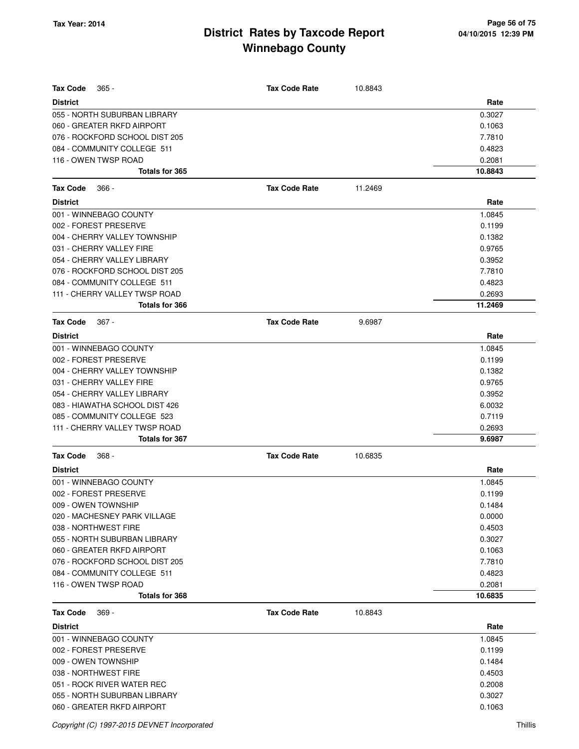# District Rates by Taxcode Report
# Winnebago County

Tax Year: 2014

| Tax Code 365 - | Tax Code Rate | 10.8843 |
|---|---|---|
| **District** | | **Rate** |
| 055 - NORTH SUBURBAN LIBRARY | | 0.3027 |
| 060 - GREATER RKFD AIRPORT | | 0.1063 |
| 076 - ROCKFORD SCHOOL DIST 205 | | 7.7810 |
| 084 - COMMUNITY COLLEGE 511 | | 0.4823 |
| 116 - OWEN TWSP ROAD | | 0.2081 |
| **Totals for 365** | | **10.8843** |

| Tax Code 366 - | Tax Code Rate | 11.2469 |
|---|---|---|
| **District** | | **Rate** |
| 001 - WINNEBAGO COUNTY | | 1.0845 |
| 002 - FOREST PRESERVE | | 0.1199 |
| 004 - CHERRY VALLEY TOWNSHIP | | 0.1382 |
| 031 - CHERRY VALLEY FIRE | | 0.9765 |
| 054 - CHERRY VALLEY LIBRARY | | 0.3952 |
| 076 - ROCKFORD SCHOOL DIST 205 | | 7.7810 |
| 084 - COMMUNITY COLLEGE 511 | | 0.4823 |
| 111 - CHERRY VALLEY TWSP ROAD | | 0.2693 |
| **Totals for 366** | | **11.2469** |

| Tax Code 367 - | Tax Code Rate | 9.6987 |
|---|---|---|
| **District** | | **Rate** |
| 001 - WINNEBAGO COUNTY | | 1.0845 |
| 002 - FOREST PRESERVE | | 0.1199 |
| 004 - CHERRY VALLEY TOWNSHIP | | 0.1382 |
| 031 - CHERRY VALLEY FIRE | | 0.9765 |
| 054 - CHERRY VALLEY LIBRARY | | 0.3952 |
| 083 - HIAWATHA SCHOOL DIST 426 | | 6.0032 |
| 085 - COMMUNITY COLLEGE 523 | | 0.7119 |
| 111 - CHERRY VALLEY TWSP ROAD | | 0.2693 |
| **Totals for 367** | | **9.6987** |

| Tax Code 368 - | Tax Code Rate | 10.6835 |
|---|---|---|
| **District** | | **Rate** |
| 001 - WINNEBAGO COUNTY | | 1.0845 |
| 002 - FOREST PRESERVE | | 0.1199 |
| 009 - OWEN TOWNSHIP | | 0.1484 |
| 020 - MACHESNEY PARK VILLAGE | | 0.0000 |
| 038 - NORTHWEST FIRE | | 0.4503 |
| 055 - NORTH SUBURBAN LIBRARY | | 0.3027 |
| 060 - GREATER RKFD AIRPORT | | 0.1063 |
| 076 - ROCKFORD SCHOOL DIST 205 | | 7.7810 |
| 084 - COMMUNITY COLLEGE 511 | | 0.4823 |
| 116 - OWEN TWSP ROAD | | 0.2081 |
| **Totals for 368** | | **10.6835** |

| Tax Code 369 - | Tax Code Rate | 10.8843 |
|---|---|---|
| **District** | | **Rate** |
| 001 - WINNEBAGO COUNTY | | 1.0845 |
| 002 - FOREST PRESERVE | | 0.1199 |
| 009 - OWEN TOWNSHIP | | 0.1484 |
| 038 - NORTHWEST FIRE | | 0.4503 |
| 051 - ROCK RIVER WATER REC | | 0.2008 |
| 055 - NORTH SUBURBAN LIBRARY | | 0.3027 |
| 060 - GREATER RKFD AIRPORT | | 0.1063 |

Copyright (C) 1997-2015 DEVNET Incorporated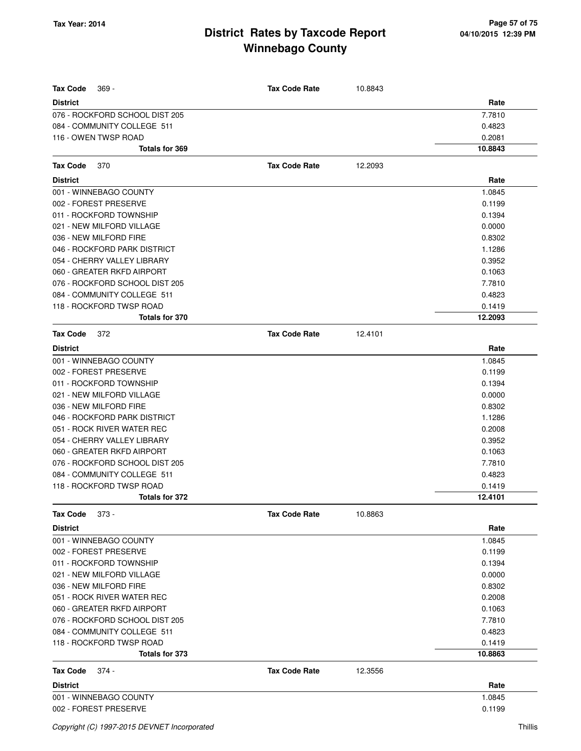# District Rates by Taxcode Report
# Winnebago County

Tax Year: 2014

| Tax Code 369 - | Tax Code Rate | 10.8843 |
|---|---|---|
| **District** | | **Rate** |
| 076 - ROCKFORD SCHOOL DIST 205 | | 7.7810 |
| 084 - COMMUNITY COLLEGE 511 | | 0.4823 |
| 116 - OWEN TWSP ROAD | | 0.2081 |
| **Totals for 369** | | **10.8843** |

| Tax Code 370 | Tax Code Rate | 12.2093 |
|---|---|---|
| **District** | | **Rate** |
| 001 - WINNEBAGO COUNTY | | 1.0845 |
| 002 - FOREST PRESERVE | | 0.1199 |
| 011 - ROCKFORD TOWNSHIP | | 0.1394 |
| 021 - NEW MILFORD VILLAGE | | 0.0000 |
| 036 - NEW MILFORD FIRE | | 0.8302 |
| 046 - ROCKFORD PARK DISTRICT | | 1.1286 |
| 054 - CHERRY VALLEY LIBRARY | | 0.3952 |
| 060 - GREATER RKFD AIRPORT | | 0.1063 |
| 076 - ROCKFORD SCHOOL DIST 205 | | 7.7810 |
| 084 - COMMUNITY COLLEGE 511 | | 0.4823 |
| 118 - ROCKFORD TWSP ROAD | | 0.1419 |
| **Totals for 370** | | **12.2093** |

| Tax Code 372 | Tax Code Rate | 12.4101 |
|---|---|---|
| **District** | | **Rate** |
| 001 - WINNEBAGO COUNTY | | 1.0845 |
| 002 - FOREST PRESERVE | | 0.1199 |
| 011 - ROCKFORD TOWNSHIP | | 0.1394 |
| 021 - NEW MILFORD VILLAGE | | 0.0000 |
| 036 - NEW MILFORD FIRE | | 0.8302 |
| 046 - ROCKFORD PARK DISTRICT | | 1.1286 |
| 051 - ROCK RIVER WATER REC | | 0.2008 |
| 054 - CHERRY VALLEY LIBRARY | | 0.3952 |
| 060 - GREATER RKFD AIRPORT | | 0.1063 |
| 076 - ROCKFORD SCHOOL DIST 205 | | 7.7810 |
| 084 - COMMUNITY COLLEGE 511 | | 0.4823 |
| 118 - ROCKFORD TWSP ROAD | | 0.1419 |
| **Totals for 372** | | **12.4101** |

| Tax Code 373 - | Tax Code Rate | 10.8863 |
|---|---|---|
| **District** | | **Rate** |
| 001 - WINNEBAGO COUNTY | | 1.0845 |
| 002 - FOREST PRESERVE | | 0.1199 |
| 011 - ROCKFORD TOWNSHIP | | 0.1394 |
| 021 - NEW MILFORD VILLAGE | | 0.0000 |
| 036 - NEW MILFORD FIRE | | 0.8302 |
| 051 - ROCK RIVER WATER REC | | 0.2008 |
| 060 - GREATER RKFD AIRPORT | | 0.1063 |
| 076 - ROCKFORD SCHOOL DIST 205 | | 7.7810 |
| 084 - COMMUNITY COLLEGE 511 | | 0.4823 |
| 118 - ROCKFORD TWSP ROAD | | 0.1419 |
| **Totals for 373** | | **10.8863** |

| Tax Code 374 - | Tax Code Rate | 12.3556 |
|---|---|---|
| **District** | | **Rate** |
| 001 - WINNEBAGO COUNTY | | 1.0845 |
| 002 - FOREST PRESERVE | | 0.1199 |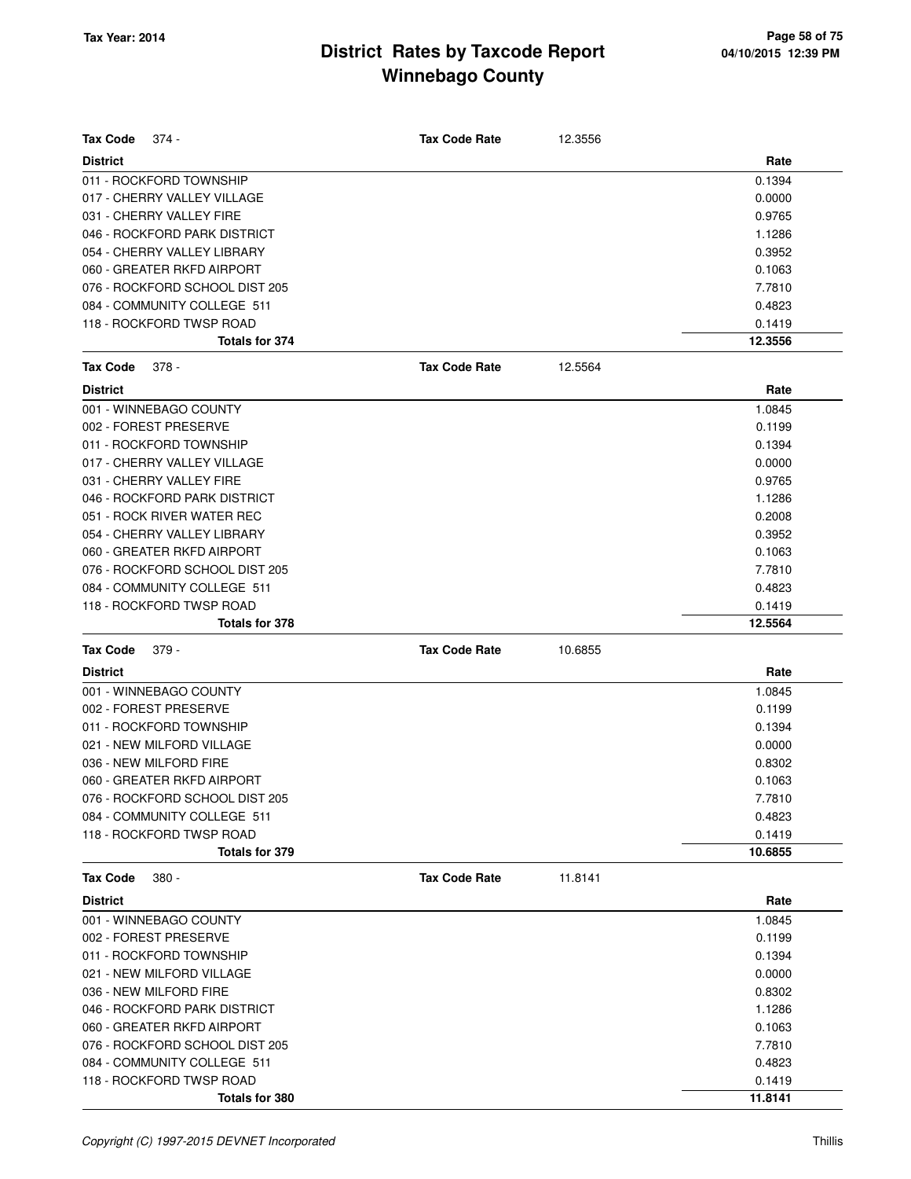# District Rates by Taxcode Report
## Winnebago County

Tax Year: 2014

| Tax Code 374 - | Tax Code Rate | 12.3556 |
|---|---|---|
| **District** | | **Rate** |
| 011 - ROCKFORD TOWNSHIP | | 0.1394 |
| 017 - CHERRY VALLEY VILLAGE | | 0.0000 |
| 031 - CHERRY VALLEY FIRE | | 0.9765 |
| 046 - ROCKFORD PARK DISTRICT | | 1.1286 |
| 054 - CHERRY VALLEY LIBRARY | | 0.3952 |
| 060 - GREATER RKFD AIRPORT | | 0.1063 |
| 076 - ROCKFORD SCHOOL DIST 205 | | 7.7810 |
| 084 - COMMUNITY COLLEGE 511 | | 0.4823 |
| 118 - ROCKFORD TWSP ROAD | | 0.1419 |
| **Totals for 374** | | **12.3556** |

| Tax Code 378 - | Tax Code Rate | 12.5564 |
|---|---|---|
| **District** | | **Rate** |
| 001 - WINNEBAGO COUNTY | | 1.0845 |
| 002 - FOREST PRESERVE | | 0.1199 |
| 011 - ROCKFORD TOWNSHIP | | 0.1394 |
| 017 - CHERRY VALLEY VILLAGE | | 0.0000 |
| 031 - CHERRY VALLEY FIRE | | 0.9765 |
| 046 - ROCKFORD PARK DISTRICT | | 1.1286 |
| 051 - ROCK RIVER WATER REC | | 0.2008 |
| 054 - CHERRY VALLEY LIBRARY | | 0.3952 |
| 060 - GREATER RKFD AIRPORT | | 0.1063 |
| 076 - ROCKFORD SCHOOL DIST 205 | | 7.7810 |
| 084 - COMMUNITY COLLEGE 511 | | 0.4823 |
| 118 - ROCKFORD TWSP ROAD | | 0.1419 |
| **Totals for 378** | | **12.5564** |

| Tax Code 379 - | Tax Code Rate | 10.6855 |
|---|---|---|
| **District** | | **Rate** |
| 001 - WINNEBAGO COUNTY | | 1.0845 |
| 002 - FOREST PRESERVE | | 0.1199 |
| 011 - ROCKFORD TOWNSHIP | | 0.1394 |
| 021 - NEW MILFORD VILLAGE | | 0.0000 |
| 036 - NEW MILFORD FIRE | | 0.8302 |
| 060 - GREATER RKFD AIRPORT | | 0.1063 |
| 076 - ROCKFORD SCHOOL DIST 205 | | 7.7810 |
| 084 - COMMUNITY COLLEGE 511 | | 0.4823 |
| 118 - ROCKFORD TWSP ROAD | | 0.1419 |
| **Totals for 379** | | **10.6855** |

| Tax Code 380 - | Tax Code Rate | 11.8141 |
|---|---|---|
| **District** | | **Rate** |
| 001 - WINNEBAGO COUNTY | | 1.0845 |
| 002 - FOREST PRESERVE | | 0.1199 |
| 011 - ROCKFORD TOWNSHIP | | 0.1394 |
| 021 - NEW MILFORD VILLAGE | | 0.0000 |
| 036 - NEW MILFORD FIRE | | 0.8302 |
| 046 - ROCKFORD PARK DISTRICT | | 1.1286 |
| 060 - GREATER RKFD AIRPORT | | 0.1063 |
| 076 - ROCKFORD SCHOOL DIST 205 | | 7.7810 |
| 084 - COMMUNITY COLLEGE 511 | | 0.4823 |
| 118 - ROCKFORD TWSP ROAD | | 0.1419 |
| **Totals for 380** | | **11.8141** |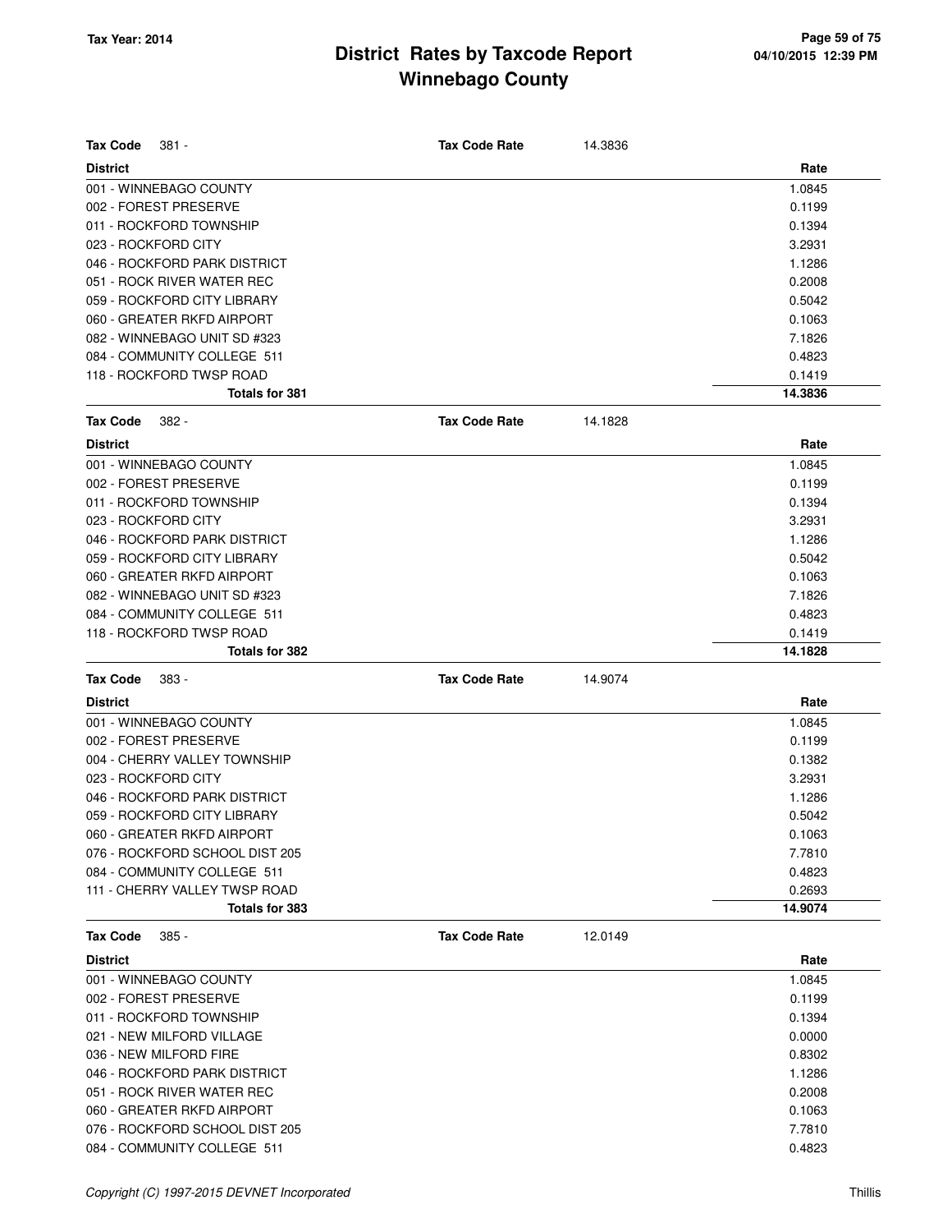# District Rates by Taxcode Report
# Winnebago County

Tax Year: 2014

| Tax Code 381 - | Tax Code Rate | 14.3836 |
|---|---|---|
| **District** | | **Rate** |
| 001 - WINNEBAGO COUNTY | | 1.0845 |
| 002 - FOREST PRESERVE | | 0.1199 |
| 011 - ROCKFORD TOWNSHIP | | 0.1394 |
| 023 - ROCKFORD CITY | | 3.2931 |
| 046 - ROCKFORD PARK DISTRICT | | 1.1286 |
| 051 - ROCK RIVER WATER REC | | 0.2008 |
| 059 - ROCKFORD CITY LIBRARY | | 0.5042 |
| 060 - GREATER RKFD AIRPORT | | 0.1063 |
| 082 - WINNEBAGO UNIT SD #323 | | 7.1826 |
| 084 - COMMUNITY COLLEGE 511 | | 0.4823 |
| 118 - ROCKFORD TWSP ROAD | | 0.1419 |
| **Totals for 381** | | **14.3836** |

| Tax Code 382 - | Tax Code Rate | 14.1828 |
|---|---|---|
| **District** | | **Rate** |
| 001 - WINNEBAGO COUNTY | | 1.0845 |
| 002 - FOREST PRESERVE | | 0.1199 |
| 011 - ROCKFORD TOWNSHIP | | 0.1394 |
| 023 - ROCKFORD CITY | | 3.2931 |
| 046 - ROCKFORD PARK DISTRICT | | 1.1286 |
| 059 - ROCKFORD CITY LIBRARY | | 0.5042 |
| 060 - GREATER RKFD AIRPORT | | 0.1063 |
| 082 - WINNEBAGO UNIT SD #323 | | 7.1826 |
| 084 - COMMUNITY COLLEGE 511 | | 0.4823 |
| 118 - ROCKFORD TWSP ROAD | | 0.1419 |
| **Totals for 382** | | **14.1828** |

| Tax Code 383 - | Tax Code Rate | 14.9074 |
|---|---|---|
| **District** | | **Rate** |
| 001 - WINNEBAGO COUNTY | | 1.0845 |
| 002 - FOREST PRESERVE | | 0.1199 |
| 004 - CHERRY VALLEY TOWNSHIP | | 0.1382 |
| 023 - ROCKFORD CITY | | 3.2931 |
| 046 - ROCKFORD PARK DISTRICT | | 1.1286 |
| 059 - ROCKFORD CITY LIBRARY | | 0.5042 |
| 060 - GREATER RKFD AIRPORT | | 0.1063 |
| 076 - ROCKFORD SCHOOL DIST 205 | | 7.7810 |
| 084 - COMMUNITY COLLEGE 511 | | 0.4823 |
| 111 - CHERRY VALLEY TWSP ROAD | | 0.2693 |
| **Totals for 383** | | **14.9074** |

| Tax Code 385 - | Tax Code Rate | 12.0149 |
|---|---|---|
| **District** | | **Rate** |
| 001 - WINNEBAGO COUNTY | | 1.0845 |
| 002 - FOREST PRESERVE | | 0.1199 |
| 011 - ROCKFORD TOWNSHIP | | 0.1394 |
| 021 - NEW MILFORD VILLAGE | | 0.0000 |
| 036 - NEW MILFORD FIRE | | 0.8302 |
| 046 - ROCKFORD PARK DISTRICT | | 1.1286 |
| 051 - ROCK RIVER WATER REC | | 0.2008 |
| 060 - GREATER RKFD AIRPORT | | 0.1063 |
| 076 - ROCKFORD SCHOOL DIST 205 | | 7.7810 |
| 084 - COMMUNITY COLLEGE 511 | | 0.4823 |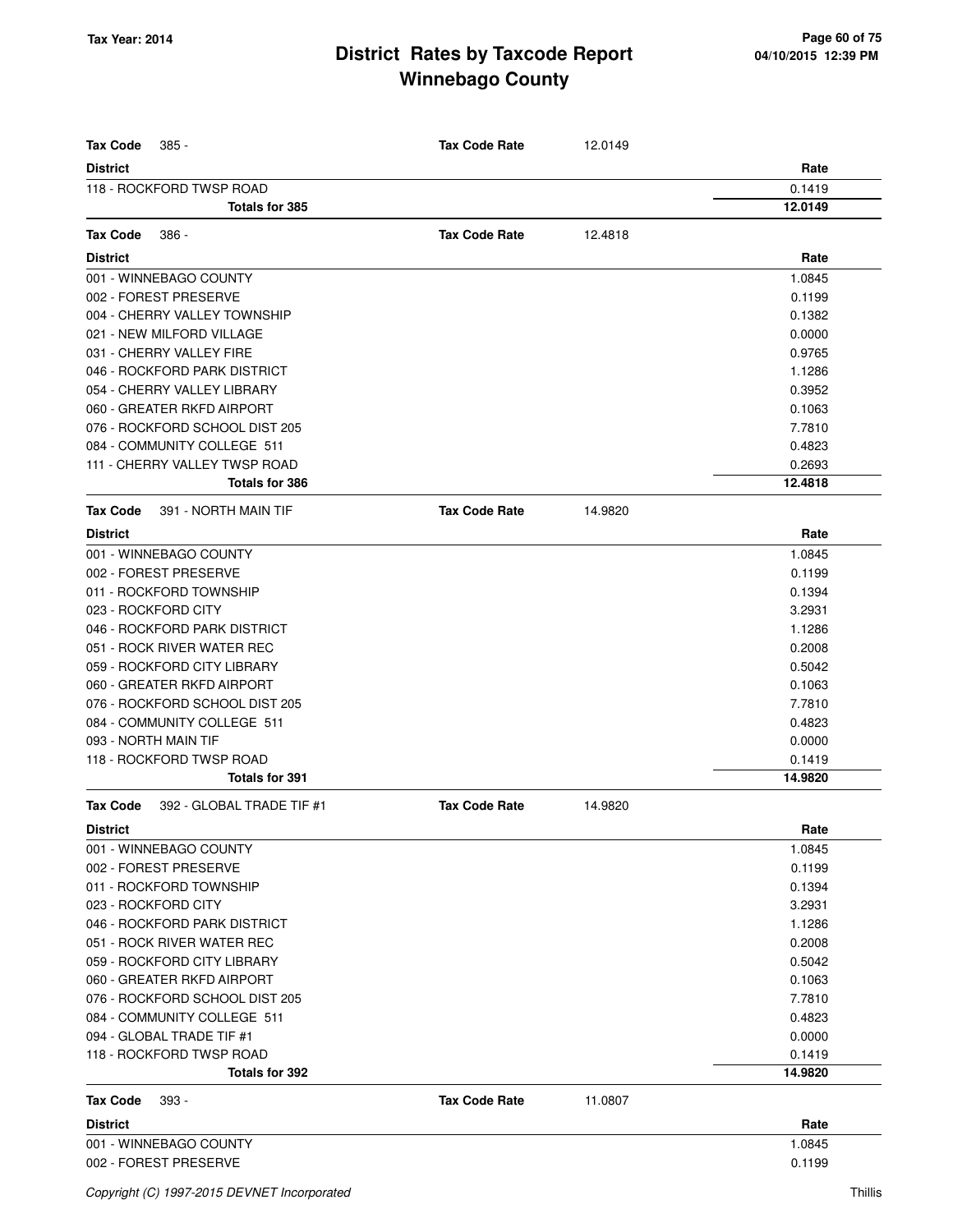# District Rates by Taxcode Report
# Winnebago County

Tax Year: 2014

**Tax Code** 385 - **Tax Code Rate** 12.0149

| District | Rate |
|---|---|
| 118 - ROCKFORD TWSP ROAD | 0.1419 |
| **Totals for 385** | **12.0149** |

**Tax Code** 386 - **Tax Code Rate** 12.4818

| District | Rate |
|---|---|
| 001 - WINNEBAGO COUNTY | 1.0845 |
| 002 - FOREST PRESERVE | 0.1199 |
| 004 - CHERRY VALLEY TOWNSHIP | 0.1382 |
| 021 - NEW MILFORD VILLAGE | 0.0000 |
| 031 - CHERRY VALLEY FIRE | 0.9765 |
| 046 - ROCKFORD PARK DISTRICT | 1.1286 |
| 054 - CHERRY VALLEY LIBRARY | 0.3952 |
| 060 - GREATER RKFD AIRPORT | 0.1063 |
| 076 - ROCKFORD SCHOOL DIST 205 | 7.7810 |
| 084 - COMMUNITY COLLEGE 511 | 0.4823 |
| 111 - CHERRY VALLEY TWSP ROAD | 0.2693 |
| **Totals for 386** | **12.4818** |

**Tax Code** 391 - NORTH MAIN TIF **Tax Code Rate** 14.9820

| District | Rate |
|---|---|
| 001 - WINNEBAGO COUNTY | 1.0845 |
| 002 - FOREST PRESERVE | 0.1199 |
| 011 - ROCKFORD TOWNSHIP | 0.1394 |
| 023 - ROCKFORD CITY | 3.2931 |
| 046 - ROCKFORD PARK DISTRICT | 1.1286 |
| 051 - ROCK RIVER WATER REC | 0.2008 |
| 059 - ROCKFORD CITY LIBRARY | 0.5042 |
| 060 - GREATER RKFD AIRPORT | 0.1063 |
| 076 - ROCKFORD SCHOOL DIST 205 | 7.7810 |
| 084 - COMMUNITY COLLEGE 511 | 0.4823 |
| 093 - NORTH MAIN TIF | 0.0000 |
| 118 - ROCKFORD TWSP ROAD | 0.1419 |
| **Totals for 391** | **14.9820** |

**Tax Code** 392 - GLOBAL TRADE TIF #1 **Tax Code Rate** 14.9820

| District | Rate |
|---|---|
| 001 - WINNEBAGO COUNTY | 1.0845 |
| 002 - FOREST PRESERVE | 0.1199 |
| 011 - ROCKFORD TOWNSHIP | 0.1394 |
| 023 - ROCKFORD CITY | 3.2931 |
| 046 - ROCKFORD PARK DISTRICT | 1.1286 |
| 051 - ROCK RIVER WATER REC | 0.2008 |
| 059 - ROCKFORD CITY LIBRARY | 0.5042 |
| 060 - GREATER RKFD AIRPORT | 0.1063 |
| 076 - ROCKFORD SCHOOL DIST 205 | 7.7810 |
| 084 - COMMUNITY COLLEGE 511 | 0.4823 |
| 094 - GLOBAL TRADE TIF #1 | 0.0000 |
| 118 - ROCKFORD TWSP ROAD | 0.1419 |
| **Totals for 392** | **14.9820** |

**Tax Code** 393 - **Tax Code Rate** 11.0807

| District | Rate |
|---|---|
| 001 - WINNEBAGO COUNTY | 1.0845 |
| 002 - FOREST PRESERVE | 0.1199 |

*Copyright (C) 1997-2015 DEVNET Incorporated* Thillis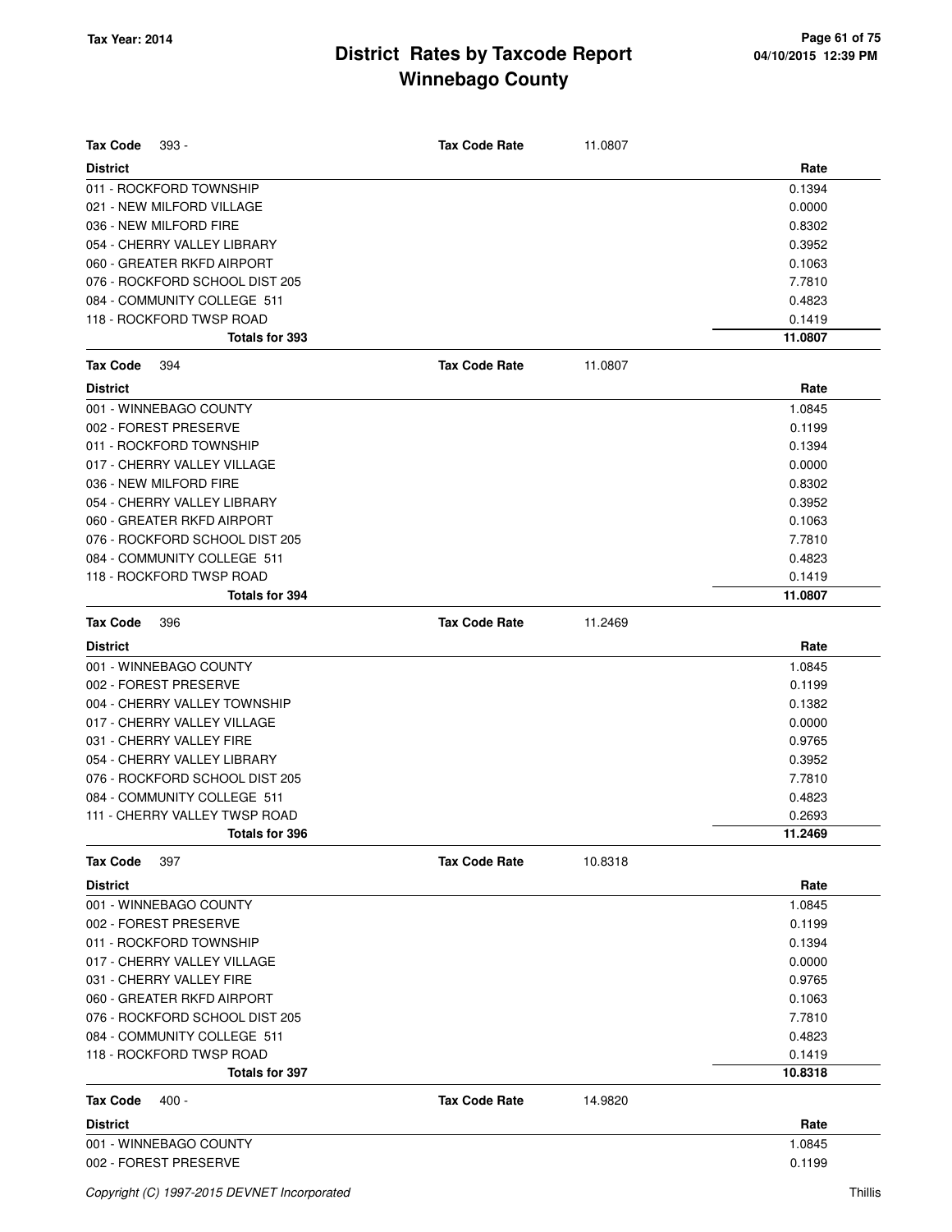**Tax Code** 393 - **Tax Code Rate** 11.0807

| District | Rate |
|---|---|
| 011 - ROCKFORD TOWNSHIP | 0.1394 |
| 021 - NEW MILFORD VILLAGE | 0.0000 |
| 036 - NEW MILFORD FIRE | 0.8302 |
| 054 - CHERRY VALLEY LIBRARY | 0.3952 |
| 060 - GREATER RKFD AIRPORT | 0.1063 |
| 076 - ROCKFORD SCHOOL DIST 205 | 7.7810 |
| 084 - COMMUNITY COLLEGE 511 | 0.4823 |
| 118 - ROCKFORD TWSP ROAD | 0.1419 |
| **Totals for 393** | **11.0807** |

**Tax Code** 394 **Tax Code Rate** 11.0807

| District | Rate |
|---|---|
| 001 - WINNEBAGO COUNTY | 1.0845 |
| 002 - FOREST PRESERVE | 0.1199 |
| 011 - ROCKFORD TOWNSHIP | 0.1394 |
| 017 - CHERRY VALLEY VILLAGE | 0.0000 |
| 036 - NEW MILFORD FIRE | 0.8302 |
| 054 - CHERRY VALLEY LIBRARY | 0.3952 |
| 060 - GREATER RKFD AIRPORT | 0.1063 |
| 076 - ROCKFORD SCHOOL DIST 205 | 7.7810 |
| 084 - COMMUNITY COLLEGE 511 | 0.4823 |
| 118 - ROCKFORD TWSP ROAD | 0.1419 |
| **Totals for 394** | **11.0807** |

**Tax Code** 396 **Tax Code Rate** 11.2469

| District | Rate |
|---|---|
| 001 - WINNEBAGO COUNTY | 1.0845 |
| 002 - FOREST PRESERVE | 0.1199 |
| 004 - CHERRY VALLEY TOWNSHIP | 0.1382 |
| 017 - CHERRY VALLEY VILLAGE | 0.0000 |
| 031 - CHERRY VALLEY FIRE | 0.9765 |
| 054 - CHERRY VALLEY LIBRARY | 0.3952 |
| 076 - ROCKFORD SCHOOL DIST 205 | 7.7810 |
| 084 - COMMUNITY COLLEGE 511 | 0.4823 |
| 111 - CHERRY VALLEY TWSP ROAD | 0.2693 |
| **Totals for 396** | **11.2469** |

**Tax Code** 397 **Tax Code Rate** 10.8318

| District | Rate |
|---|---|
| 001 - WINNEBAGO COUNTY | 1.0845 |
| 002 - FOREST PRESERVE | 0.1199 |
| 011 - ROCKFORD TOWNSHIP | 0.1394 |
| 017 - CHERRY VALLEY VILLAGE | 0.0000 |
| 031 - CHERRY VALLEY FIRE | 0.9765 |
| 060 - GREATER RKFD AIRPORT | 0.1063 |
| 076 - ROCKFORD SCHOOL DIST 205 | 7.7810 |
| 084 - COMMUNITY COLLEGE 511 | 0.4823 |
| 118 - ROCKFORD TWSP ROAD | 0.1419 |
| **Totals for 397** | **10.8318** |

**Tax Code** 400 - **Tax Code Rate** 14.9820

| District | Rate |
|---|---|
| 001 - WINNEBAGO COUNTY | 1.0845 |
| 002 - FOREST PRESERVE | 0.1199 |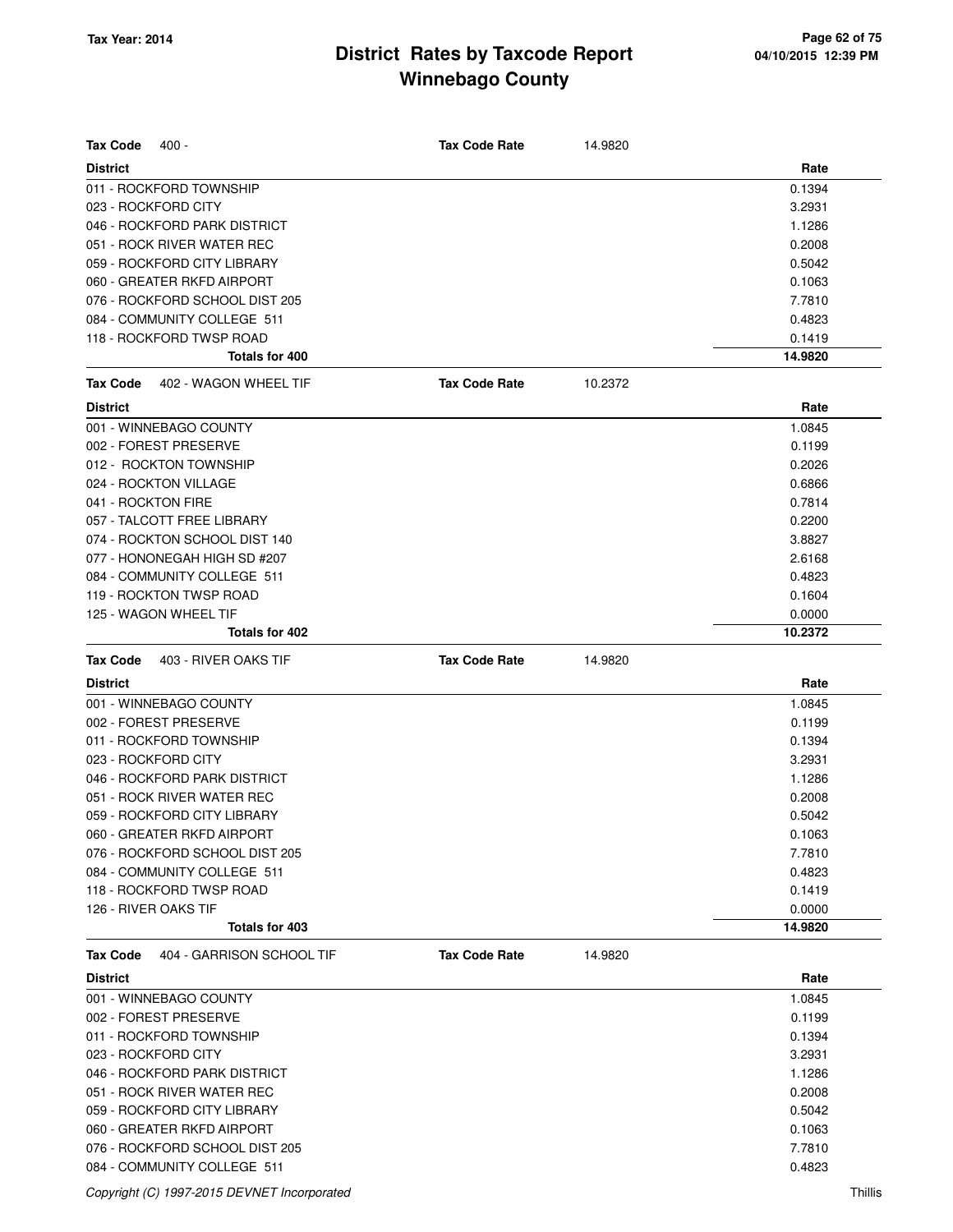# District Rates by Taxcode Report
## Winnebago County

Tax Year: 2014

| Tax Code 400 - | Tax Code Rate | 14.9820 |
|---|---|---|
| **District** | | **Rate** |
| 011 - ROCKFORD TOWNSHIP | | 0.1394 |
| 023 - ROCKFORD CITY | | 3.2931 |
| 046 - ROCKFORD PARK DISTRICT | | 1.1286 |
| 051 - ROCK RIVER WATER REC | | 0.2008 |
| 059 - ROCKFORD CITY LIBRARY | | 0.5042 |
| 060 - GREATER RKFD AIRPORT | | 0.1063 |
| 076 - ROCKFORD SCHOOL DIST 205 | | 7.7810 |
| 084 - COMMUNITY COLLEGE 511 | | 0.4823 |
| 118 - ROCKFORD TWSP ROAD | | 0.1419 |
| **Totals for 400** | | **14.9820** |

| Tax Code 402 - WAGON WHEEL TIF | Tax Code Rate | 10.2372 |
|---|---|---|
| **District** | | **Rate** |
| 001 - WINNEBAGO COUNTY | | 1.0845 |
| 002 - FOREST PRESERVE | | 0.1199 |
| 012 - ROCKTON TOWNSHIP | | 0.2026 |
| 024 - ROCKTON VILLAGE | | 0.6866 |
| 041 - ROCKTON FIRE | | 0.7814 |
| 057 - TALCOTT FREE LIBRARY | | 0.2200 |
| 074 - ROCKTON SCHOOL DIST 140 | | 3.8827 |
| 077 - HONONEGAH HIGH SD #207 | | 2.6168 |
| 084 - COMMUNITY COLLEGE 511 | | 0.4823 |
| 119 - ROCKTON TWSP ROAD | | 0.1604 |
| 125 - WAGON WHEEL TIF | | 0.0000 |
| **Totals for 402** | | **10.2372** |

| Tax Code 403 - RIVER OAKS TIF | Tax Code Rate | 14.9820 |
|---|---|---|
| **District** | | **Rate** |
| 001 - WINNEBAGO COUNTY | | 1.0845 |
| 002 - FOREST PRESERVE | | 0.1199 |
| 011 - ROCKFORD TOWNSHIP | | 0.1394 |
| 023 - ROCKFORD CITY | | 3.2931 |
| 046 - ROCKFORD PARK DISTRICT | | 1.1286 |
| 051 - ROCK RIVER WATER REC | | 0.2008 |
| 059 - ROCKFORD CITY LIBRARY | | 0.5042 |
| 060 - GREATER RKFD AIRPORT | | 0.1063 |
| 076 - ROCKFORD SCHOOL DIST 205 | | 7.7810 |
| 084 - COMMUNITY COLLEGE 511 | | 0.4823 |
| 118 - ROCKFORD TWSP ROAD | | 0.1419 |
| 126 - RIVER OAKS TIF | | 0.0000 |
| **Totals for 403** | | **14.9820** |

| Tax Code 404 - GARRISON SCHOOL TIF | Tax Code Rate | 14.9820 |
|---|---|---|
| **District** | | **Rate** |
| 001 - WINNEBAGO COUNTY | | 1.0845 |
| 002 - FOREST PRESERVE | | 0.1199 |
| 011 - ROCKFORD TOWNSHIP | | 0.1394 |
| 023 - ROCKFORD CITY | | 3.2931 |
| 046 - ROCKFORD PARK DISTRICT | | 1.1286 |
| 051 - ROCK RIVER WATER REC | | 0.2008 |
| 059 - ROCKFORD CITY LIBRARY | | 0.5042 |
| 060 - GREATER RKFD AIRPORT | | 0.1063 |
| 076 - ROCKFORD SCHOOL DIST 205 | | 7.7810 |
| 084 - COMMUNITY COLLEGE 511 | | 0.4823 |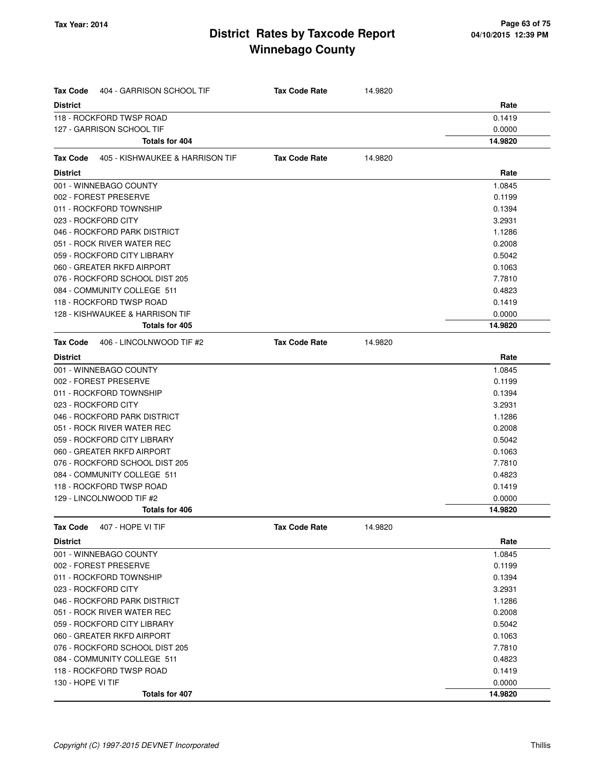# District Rates by Taxcode Report
# Winnebago County

Tax Year: 2014

04/10/2015 12:39 PM

**Tax Code** 404 - GARRISON SCHOOL TIF — **Tax Code Rate** 14.9820

| District | Rate |
|---|---|
| 118 - ROCKFORD TWSP ROAD | 0.1419 |
| 127 - GARRISON SCHOOL TIF | 0.0000 |
| **Totals for 404** | **14.9820** |

**Tax Code** 405 - KISHWAUKEE & HARRISON TIF — **Tax Code Rate** 14.9820

| District | Rate |
|---|---|
| 001 - WINNEBAGO COUNTY | 1.0845 |
| 002 - FOREST PRESERVE | 0.1199 |
| 011 - ROCKFORD TOWNSHIP | 0.1394 |
| 023 - ROCKFORD CITY | 3.2931 |
| 046 - ROCKFORD PARK DISTRICT | 1.1286 |
| 051 - ROCK RIVER WATER REC | 0.2008 |
| 059 - ROCKFORD CITY LIBRARY | 0.5042 |
| 060 - GREATER RKFD AIRPORT | 0.1063 |
| 076 - ROCKFORD SCHOOL DIST 205 | 7.7810 |
| 084 - COMMUNITY COLLEGE 511 | 0.4823 |
| 118 - ROCKFORD TWSP ROAD | 0.1419 |
| 128 - KISHWAUKEE & HARRISON TIF | 0.0000 |
| **Totals for 405** | **14.9820** |

**Tax Code** 406 - LINCOLNWOOD TIF #2 — **Tax Code Rate** 14.9820

| District | Rate |
|---|---|
| 001 - WINNEBAGO COUNTY | 1.0845 |
| 002 - FOREST PRESERVE | 0.1199 |
| 011 - ROCKFORD TOWNSHIP | 0.1394 |
| 023 - ROCKFORD CITY | 3.2931 |
| 046 - ROCKFORD PARK DISTRICT | 1.1286 |
| 051 - ROCK RIVER WATER REC | 0.2008 |
| 059 - ROCKFORD CITY LIBRARY | 0.5042 |
| 060 - GREATER RKFD AIRPORT | 0.1063 |
| 076 - ROCKFORD SCHOOL DIST 205 | 7.7810 |
| 084 - COMMUNITY COLLEGE 511 | 0.4823 |
| 118 - ROCKFORD TWSP ROAD | 0.1419 |
| 129 - LINCOLNWOOD TIF #2 | 0.0000 |
| **Totals for 406** | **14.9820** |

**Tax Code** 407 - HOPE VI TIF — **Tax Code Rate** 14.9820

| District | Rate |
|---|---|
| 001 - WINNEBAGO COUNTY | 1.0845 |
| 002 - FOREST PRESERVE | 0.1199 |
| 011 - ROCKFORD TOWNSHIP | 0.1394 |
| 023 - ROCKFORD CITY | 3.2931 |
| 046 - ROCKFORD PARK DISTRICT | 1.1286 |
| 051 - ROCK RIVER WATER REC | 0.2008 |
| 059 - ROCKFORD CITY LIBRARY | 0.5042 |
| 060 - GREATER RKFD AIRPORT | 0.1063 |
| 076 - ROCKFORD SCHOOL DIST 205 | 7.7810 |
| 084 - COMMUNITY COLLEGE 511 | 0.4823 |
| 118 - ROCKFORD TWSP ROAD | 0.1419 |
| 130 - HOPE VI TIF | 0.0000 |
| **Totals for 407** | **14.9820** |

*Copyright (C) 1997-2015 DEVNET Incorporated* — Thillis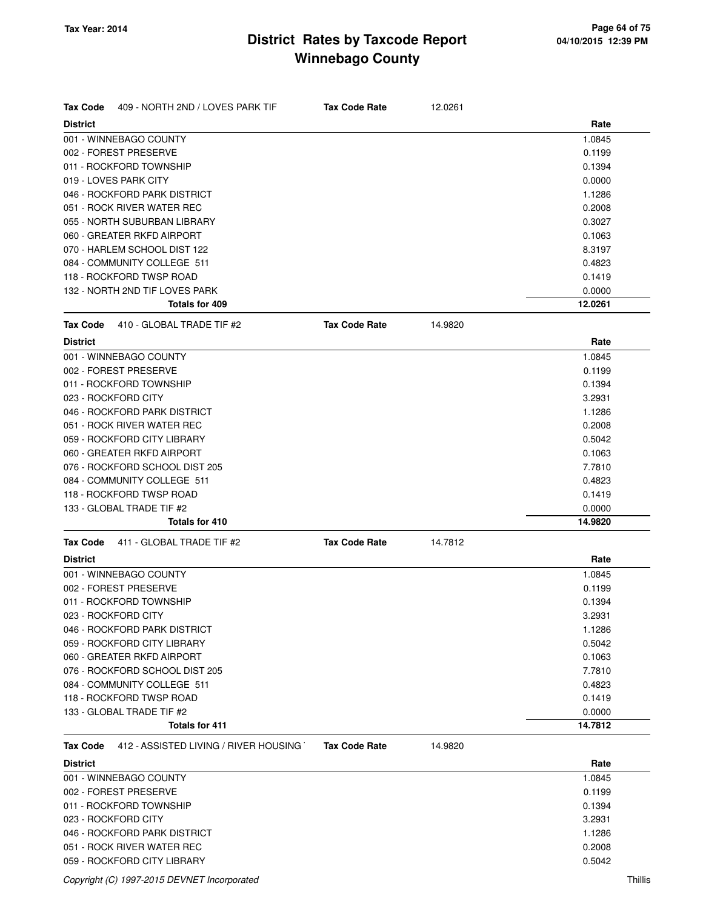**Tax Year: 2014**

# District Rates by Taxcode Report
## Winnebago County

**Tax Code** 409 - NORTH 2ND / LOVES PARK TIF **Tax Code Rate** 12.0261

| District | Rate |
|---|---|
| 001 - WINNEBAGO COUNTY | 1.0845 |
| 002 - FOREST PRESERVE | 0.1199 |
| 011 - ROCKFORD TOWNSHIP | 0.1394 |
| 019 - LOVES PARK CITY | 0.0000 |
| 046 - ROCKFORD PARK DISTRICT | 1.1286 |
| 051 - ROCK RIVER WATER REC | 0.2008 |
| 055 - NORTH SUBURBAN LIBRARY | 0.3027 |
| 060 - GREATER RKFD AIRPORT | 0.1063 |
| 070 - HARLEM SCHOOL DIST 122 | 8.3197 |
| 084 - COMMUNITY COLLEGE 511 | 0.4823 |
| 118 - ROCKFORD TWSP ROAD | 0.1419 |
| 132 - NORTH 2ND TIF LOVES PARK | 0.0000 |
| **Totals for 409** | **12.0261** |

**Tax Code** 410 - GLOBAL TRADE TIF #2 **Tax Code Rate** 14.9820

| District | Rate |
|---|---|
| 001 - WINNEBAGO COUNTY | 1.0845 |
| 002 - FOREST PRESERVE | 0.1199 |
| 011 - ROCKFORD TOWNSHIP | 0.1394 |
| 023 - ROCKFORD CITY | 3.2931 |
| 046 - ROCKFORD PARK DISTRICT | 1.1286 |
| 051 - ROCK RIVER WATER REC | 0.2008 |
| 059 - ROCKFORD CITY LIBRARY | 0.5042 |
| 060 - GREATER RKFD AIRPORT | 0.1063 |
| 076 - ROCKFORD SCHOOL DIST 205 | 7.7810 |
| 084 - COMMUNITY COLLEGE 511 | 0.4823 |
| 118 - ROCKFORD TWSP ROAD | 0.1419 |
| 133 - GLOBAL TRADE TIF #2 | 0.0000 |
| **Totals for 410** | **14.9820** |

**Tax Code** 411 - GLOBAL TRADE TIF #2 **Tax Code Rate** 14.7812

| District | Rate |
|---|---|
| 001 - WINNEBAGO COUNTY | 1.0845 |
| 002 - FOREST PRESERVE | 0.1199 |
| 011 - ROCKFORD TOWNSHIP | 0.1394 |
| 023 - ROCKFORD CITY | 3.2931 |
| 046 - ROCKFORD PARK DISTRICT | 1.1286 |
| 059 - ROCKFORD CITY LIBRARY | 0.5042 |
| 060 - GREATER RKFD AIRPORT | 0.1063 |
| 076 - ROCKFORD SCHOOL DIST 205 | 7.7810 |
| 084 - COMMUNITY COLLEGE 511 | 0.4823 |
| 118 - ROCKFORD TWSP ROAD | 0.1419 |
| 133 - GLOBAL TRADE TIF #2 | 0.0000 |
| **Totals for 411** | **14.7812** |

**Tax Code** 412 - ASSISTED LIVING / RIVER HOUSING **Tax Code Rate** 14.9820

| District | Rate |
|---|---|
| 001 - WINNEBAGO COUNTY | 1.0845 |
| 002 - FOREST PRESERVE | 0.1199 |
| 011 - ROCKFORD TOWNSHIP | 0.1394 |
| 023 - ROCKFORD CITY | 3.2931 |
| 046 - ROCKFORD PARK DISTRICT | 1.1286 |
| 051 - ROCK RIVER WATER REC | 0.2008 |
| 059 - ROCKFORD CITY LIBRARY | 0.5042 |

*Copyright (C) 1997-2015 DEVNET Incorporated*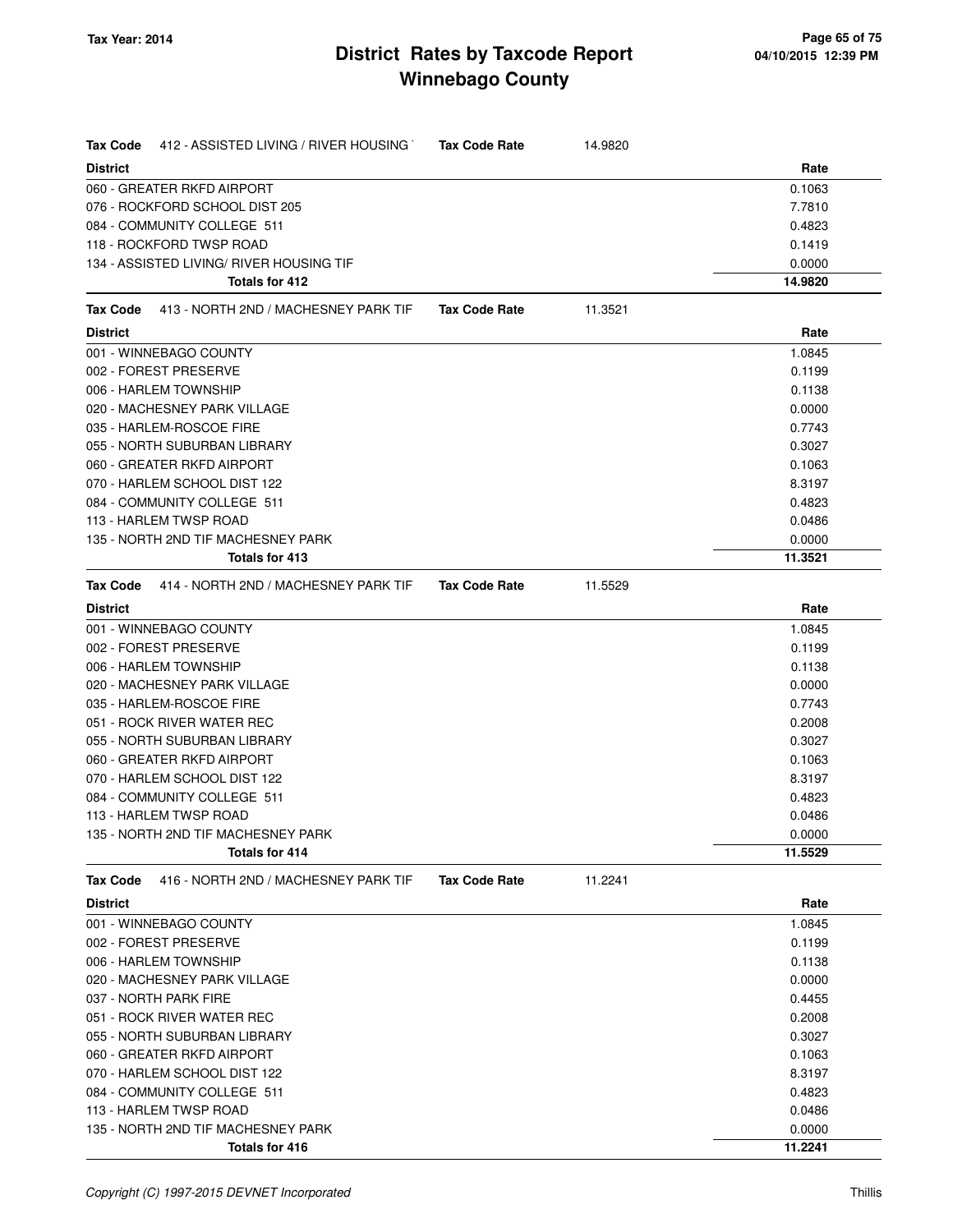# District Rates by Taxcode Report
## Winnebago County

**Tax Year: 2014**

04/10/2015 12:39 PM

**Tax Code** 412 - ASSISTED LIVING / RIVER HOUSING **Tax Code Rate** 14.9820

| District | Rate |
|---|---|
| 060 - GREATER RKFD AIRPORT | 0.1063 |
| 076 - ROCKFORD SCHOOL DIST 205 | 7.7810 |
| 084 - COMMUNITY COLLEGE 511 | 0.4823 |
| 118 - ROCKFORD TWSP ROAD | 0.1419 |
| 134 - ASSISTED LIVING/ RIVER HOUSING TIF | 0.0000 |
| **Totals for 412** | **14.9820** |

**Tax Code** 413 - NORTH 2ND / MACHESNEY PARK TIF **Tax Code Rate** 11.3521

| District | Rate |
|---|---|
| 001 - WINNEBAGO COUNTY | 1.0845 |
| 002 - FOREST PRESERVE | 0.1199 |
| 006 - HARLEM TOWNSHIP | 0.1138 |
| 020 - MACHESNEY PARK VILLAGE | 0.0000 |
| 035 - HARLEM-ROSCOE FIRE | 0.7743 |
| 055 - NORTH SUBURBAN LIBRARY | 0.3027 |
| 060 - GREATER RKFD AIRPORT | 0.1063 |
| 070 - HARLEM SCHOOL DIST 122 | 8.3197 |
| 084 - COMMUNITY COLLEGE 511 | 0.4823 |
| 113 - HARLEM TWSP ROAD | 0.0486 |
| 135 - NORTH 2ND TIF MACHESNEY PARK | 0.0000 |
| **Totals for 413** | **11.3521** |

**Tax Code** 414 - NORTH 2ND / MACHESNEY PARK TIF **Tax Code Rate** 11.5529

| District | Rate |
|---|---|
| 001 - WINNEBAGO COUNTY | 1.0845 |
| 002 - FOREST PRESERVE | 0.1199 |
| 006 - HARLEM TOWNSHIP | 0.1138 |
| 020 - MACHESNEY PARK VILLAGE | 0.0000 |
| 035 - HARLEM-ROSCOE FIRE | 0.7743 |
| 051 - ROCK RIVER WATER REC | 0.2008 |
| 055 - NORTH SUBURBAN LIBRARY | 0.3027 |
| 060 - GREATER RKFD AIRPORT | 0.1063 |
| 070 - HARLEM SCHOOL DIST 122 | 8.3197 |
| 084 - COMMUNITY COLLEGE 511 | 0.4823 |
| 113 - HARLEM TWSP ROAD | 0.0486 |
| 135 - NORTH 2ND TIF MACHESNEY PARK | 0.0000 |
| **Totals for 414** | **11.5529** |

**Tax Code** 416 - NORTH 2ND / MACHESNEY PARK TIF **Tax Code Rate** 11.2241

| District | Rate |
|---|---|
| 001 - WINNEBAGO COUNTY | 1.0845 |
| 002 - FOREST PRESERVE | 0.1199 |
| 006 - HARLEM TOWNSHIP | 0.1138 |
| 020 - MACHESNEY PARK VILLAGE | 0.0000 |
| 037 - NORTH PARK FIRE | 0.4455 |
| 051 - ROCK RIVER WATER REC | 0.2008 |
| 055 - NORTH SUBURBAN LIBRARY | 0.3027 |
| 060 - GREATER RKFD AIRPORT | 0.1063 |
| 070 - HARLEM SCHOOL DIST 122 | 8.3197 |
| 084 - COMMUNITY COLLEGE 511 | 0.4823 |
| 113 - HARLEM TWSP ROAD | 0.0486 |
| 135 - NORTH 2ND TIF MACHESNEY PARK | 0.0000 |
| **Totals for 416** | **11.2241** |

*Copyright (C) 1997-2015 DEVNET Incorporated* Thillis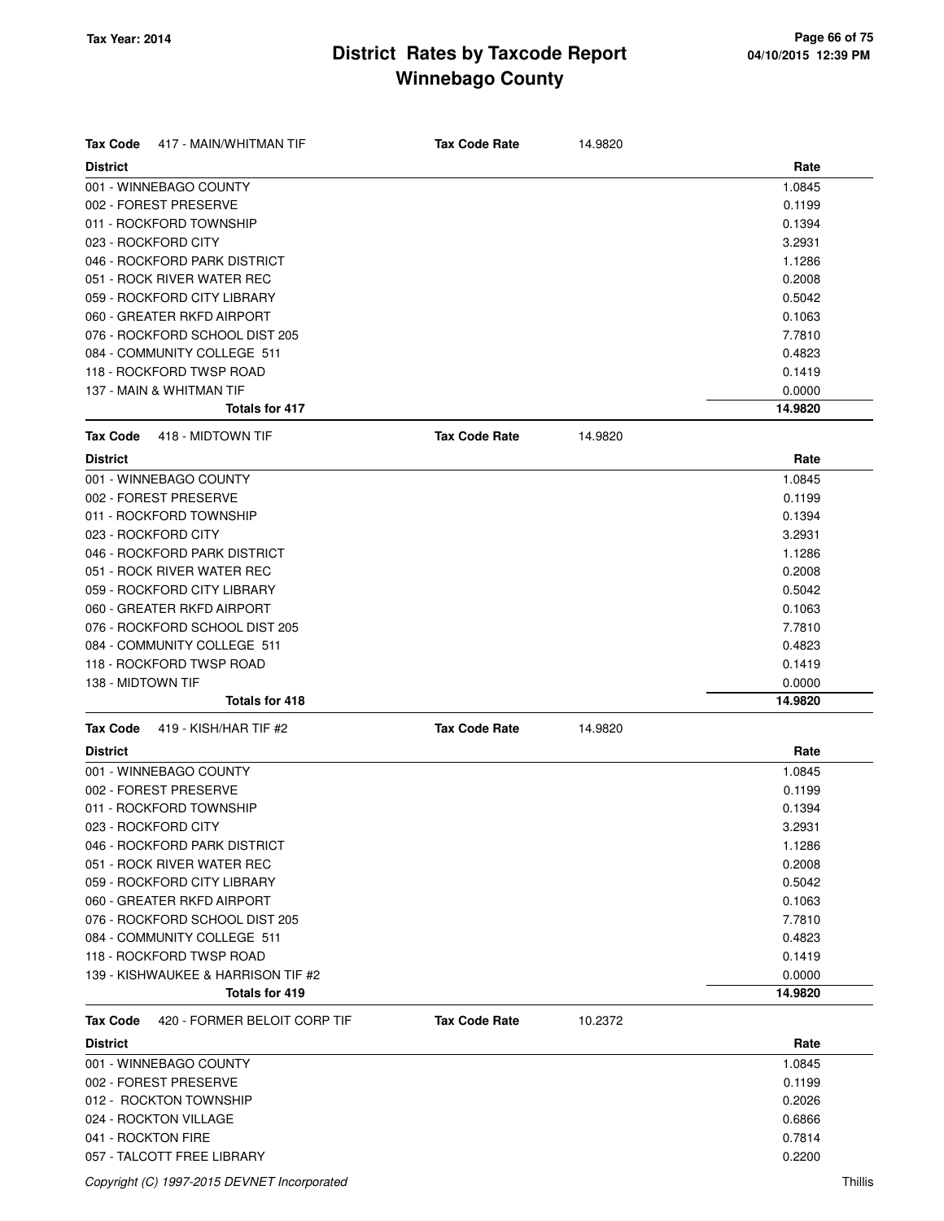# District Rates by Taxcode Report
## Winnebago County

Tax Year: 2014

04/10/2015 12:39 PM

**Tax Code** 417 - MAIN/WHITMAN TIF **Tax Code Rate** 14.9820

| District | Rate |
|---|---|
| 001 - WINNEBAGO COUNTY | 1.0845 |
| 002 - FOREST PRESERVE | 0.1199 |
| 011 - ROCKFORD TOWNSHIP | 0.1394 |
| 023 - ROCKFORD CITY | 3.2931 |
| 046 - ROCKFORD PARK DISTRICT | 1.1286 |
| 051 - ROCK RIVER WATER REC | 0.2008 |
| 059 - ROCKFORD CITY LIBRARY | 0.5042 |
| 060 - GREATER RKFD AIRPORT | 0.1063 |
| 076 - ROCKFORD SCHOOL DIST 205 | 7.7810 |
| 084 - COMMUNITY COLLEGE 511 | 0.4823 |
| 118 - ROCKFORD TWSP ROAD | 0.1419 |
| 137 - MAIN & WHITMAN TIF | 0.0000 |
| **Totals for 417** | **14.9820** |

**Tax Code** 418 - MIDTOWN TIF **Tax Code Rate** 14.9820

| District | Rate |
|---|---|
| 001 - WINNEBAGO COUNTY | 1.0845 |
| 002 - FOREST PRESERVE | 0.1199 |
| 011 - ROCKFORD TOWNSHIP | 0.1394 |
| 023 - ROCKFORD CITY | 3.2931 |
| 046 - ROCKFORD PARK DISTRICT | 1.1286 |
| 051 - ROCK RIVER WATER REC | 0.2008 |
| 059 - ROCKFORD CITY LIBRARY | 0.5042 |
| 060 - GREATER RKFD AIRPORT | 0.1063 |
| 076 - ROCKFORD SCHOOL DIST 205 | 7.7810 |
| 084 - COMMUNITY COLLEGE 511 | 0.4823 |
| 118 - ROCKFORD TWSP ROAD | 0.1419 |
| 138 - MIDTOWN TIF | 0.0000 |
| **Totals for 418** | **14.9820** |

**Tax Code** 419 - KISH/HAR TIF #2 **Tax Code Rate** 14.9820

| District | Rate |
|---|---|
| 001 - WINNEBAGO COUNTY | 1.0845 |
| 002 - FOREST PRESERVE | 0.1199 |
| 011 - ROCKFORD TOWNSHIP | 0.1394 |
| 023 - ROCKFORD CITY | 3.2931 |
| 046 - ROCKFORD PARK DISTRICT | 1.1286 |
| 051 - ROCK RIVER WATER REC | 0.2008 |
| 059 - ROCKFORD CITY LIBRARY | 0.5042 |
| 060 - GREATER RKFD AIRPORT | 0.1063 |
| 076 - ROCKFORD SCHOOL DIST 205 | 7.7810 |
| 084 - COMMUNITY COLLEGE 511 | 0.4823 |
| 118 - ROCKFORD TWSP ROAD | 0.1419 |
| 139 - KISHWAUKEE & HARRISON TIF #2 | 0.0000 |
| **Totals for 419** | **14.9820** |

**Tax Code** 420 - FORMER BELOIT CORP TIF **Tax Code Rate** 10.2372

| District | Rate |
|---|---|
| 001 - WINNEBAGO COUNTY | 1.0845 |
| 002 - FOREST PRESERVE | 0.1199 |
| 012 - ROCKTON TOWNSHIP | 0.2026 |
| 024 - ROCKTON VILLAGE | 0.6866 |
| 041 - ROCKTON FIRE | 0.7814 |
| 057 - TALCOTT FREE LIBRARY | 0.2200 |

Copyright (C) 1997-2015 DEVNET Incorporated

Thillis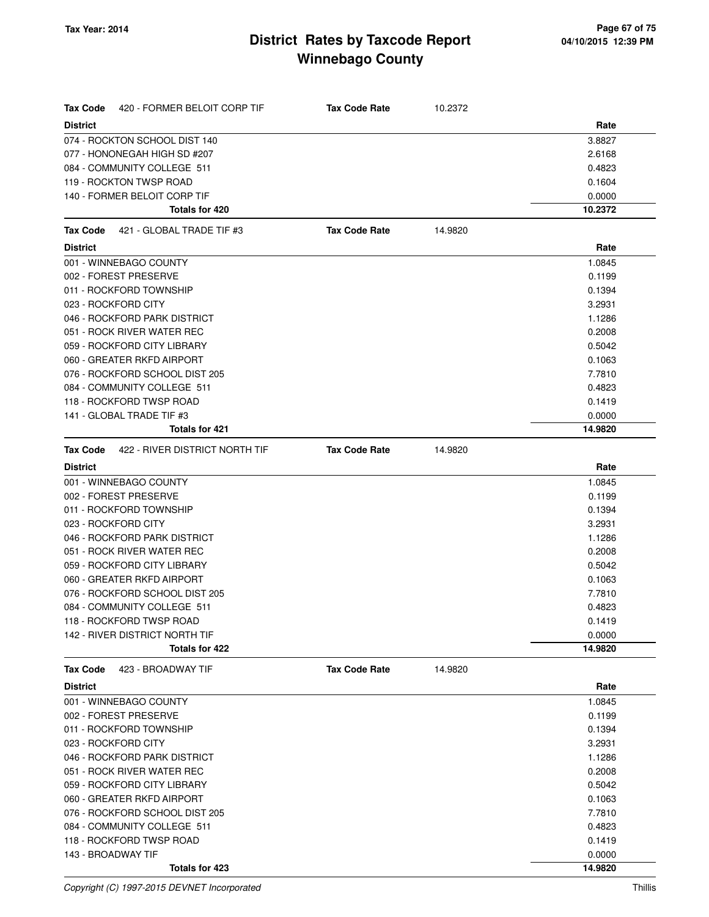# District Rates by Taxcode Report
## Winnebago County

Tax Year: 2014

| Tax Code 420 - FORMER BELOIT CORP TIF | Tax Code Rate | 10.2372 |
|---|---|---|
| **District** | | **Rate** |
| 074 - ROCKTON SCHOOL DIST 140 | | 3.8827 |
| 077 - HONONEGAH HIGH SD #207 | | 2.6168 |
| 084 - COMMUNITY COLLEGE 511 | | 0.4823 |
| 119 - ROCKTON TWSP ROAD | | 0.1604 |
| 140 - FORMER BELOIT CORP TIF | | 0.0000 |
| **Totals for 420** | | **10.2372** |

| Tax Code 421 - GLOBAL TRADE TIF #3 | Tax Code Rate | 14.9820 |
|---|---|---|
| **District** | | **Rate** |
| 001 - WINNEBAGO COUNTY | | 1.0845 |
| 002 - FOREST PRESERVE | | 0.1199 |
| 011 - ROCKFORD TOWNSHIP | | 0.1394 |
| 023 - ROCKFORD CITY | | 3.2931 |
| 046 - ROCKFORD PARK DISTRICT | | 1.1286 |
| 051 - ROCK RIVER WATER REC | | 0.2008 |
| 059 - ROCKFORD CITY LIBRARY | | 0.5042 |
| 060 - GREATER RKFD AIRPORT | | 0.1063 |
| 076 - ROCKFORD SCHOOL DIST 205 | | 7.7810 |
| 084 - COMMUNITY COLLEGE 511 | | 0.4823 |
| 118 - ROCKFORD TWSP ROAD | | 0.1419 |
| 141 - GLOBAL TRADE TIF #3 | | 0.0000 |
| **Totals for 421** | | **14.9820** |

| Tax Code 422 - RIVER DISTRICT NORTH TIF | Tax Code Rate | 14.9820 |
|---|---|---|
| **District** | | **Rate** |
| 001 - WINNEBAGO COUNTY | | 1.0845 |
| 002 - FOREST PRESERVE | | 0.1199 |
| 011 - ROCKFORD TOWNSHIP | | 0.1394 |
| 023 - ROCKFORD CITY | | 3.2931 |
| 046 - ROCKFORD PARK DISTRICT | | 1.1286 |
| 051 - ROCK RIVER WATER REC | | 0.2008 |
| 059 - ROCKFORD CITY LIBRARY | | 0.5042 |
| 060 - GREATER RKFD AIRPORT | | 0.1063 |
| 076 - ROCKFORD SCHOOL DIST 205 | | 7.7810 |
| 084 - COMMUNITY COLLEGE 511 | | 0.4823 |
| 118 - ROCKFORD TWSP ROAD | | 0.1419 |
| 142 - RIVER DISTRICT NORTH TIF | | 0.0000 |
| **Totals for 422** | | **14.9820** |

| Tax Code 423 - BROADWAY TIF | Tax Code Rate | 14.9820 |
|---|---|---|
| **District** | | **Rate** |
| 001 - WINNEBAGO COUNTY | | 1.0845 |
| 002 - FOREST PRESERVE | | 0.1199 |
| 011 - ROCKFORD TOWNSHIP | | 0.1394 |
| 023 - ROCKFORD CITY | | 3.2931 |
| 046 - ROCKFORD PARK DISTRICT | | 1.1286 |
| 051 - ROCK RIVER WATER REC | | 0.2008 |
| 059 - ROCKFORD CITY LIBRARY | | 0.5042 |
| 060 - GREATER RKFD AIRPORT | | 0.1063 |
| 076 - ROCKFORD SCHOOL DIST 205 | | 7.7810 |
| 084 - COMMUNITY COLLEGE 511 | | 0.4823 |
| 118 - ROCKFORD TWSP ROAD | | 0.1419 |
| 143 - BROADWAY TIF | | 0.0000 |
| **Totals for 423** | | **14.9820** |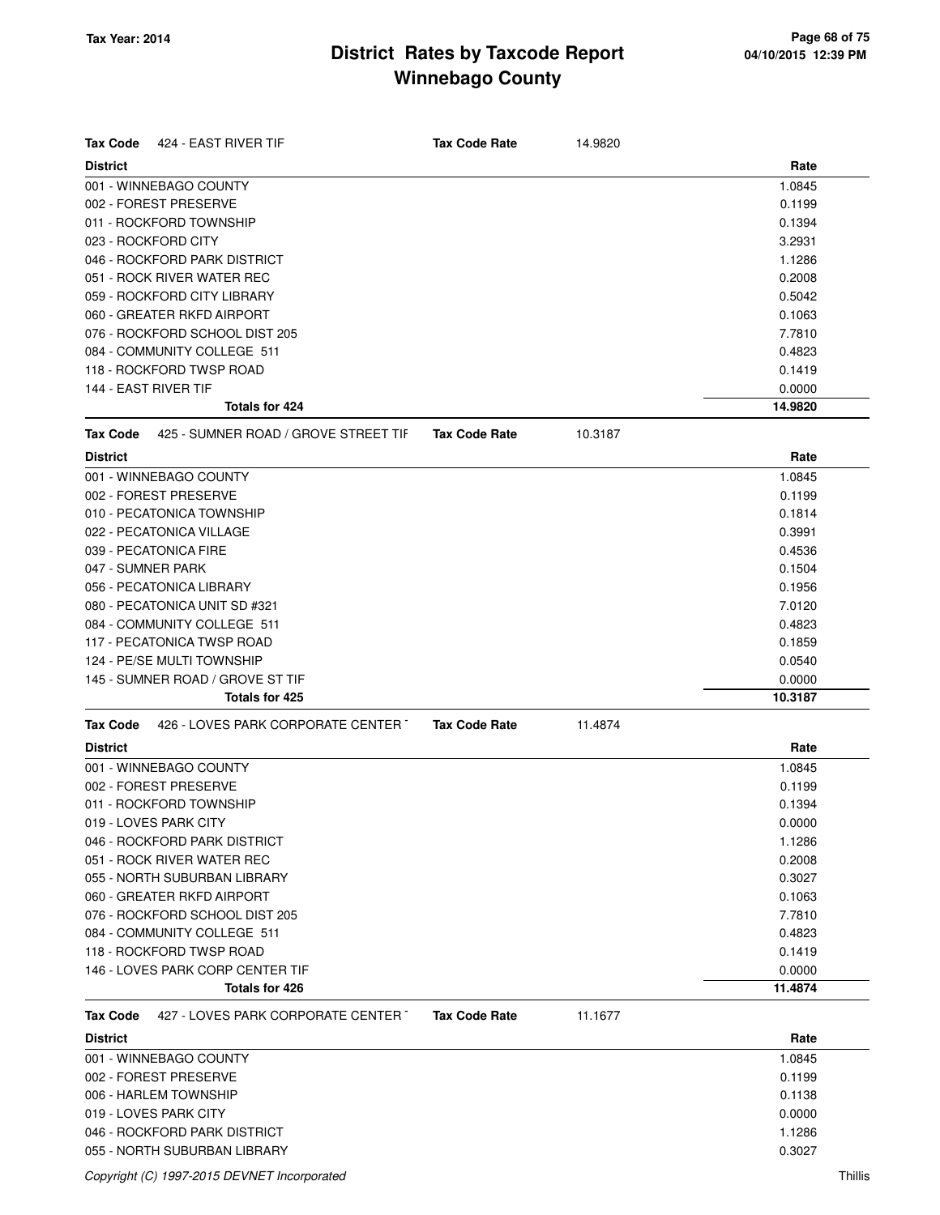# District Rates by Taxcode Report
# Winnebago County

**Tax Year: 2014**

04/10/2015 12:39 PM

**Tax Code** 424 - EAST RIVER TIF **Tax Code Rate** 14.9820

| District | Rate |
|---|---|
| 001 - WINNEBAGO COUNTY | 1.0845 |
| 002 - FOREST PRESERVE | 0.1199 |
| 011 - ROCKFORD TOWNSHIP | 0.1394 |
| 023 - ROCKFORD CITY | 3.2931 |
| 046 - ROCKFORD PARK DISTRICT | 1.1286 |
| 051 - ROCK RIVER WATER REC | 0.2008 |
| 059 - ROCKFORD CITY LIBRARY | 0.5042 |
| 060 - GREATER RKFD AIRPORT | 0.1063 |
| 076 - ROCKFORD SCHOOL DIST 205 | 7.7810 |
| 084 - COMMUNITY COLLEGE 511 | 0.4823 |
| 118 - ROCKFORD TWSP ROAD | 0.1419 |
| 144 - EAST RIVER TIF | 0.0000 |
| **Totals for 424** | **14.9820** |

**Tax Code** 425 - SUMNER ROAD / GROVE STREET TIF **Tax Code Rate** 10.3187

| District | Rate |
|---|---|
| 001 - WINNEBAGO COUNTY | 1.0845 |
| 002 - FOREST PRESERVE | 0.1199 |
| 010 - PECATONICA TOWNSHIP | 0.1814 |
| 022 - PECATONICA VILLAGE | 0.3991 |
| 039 - PECATONICA FIRE | 0.4536 |
| 047 - SUMNER PARK | 0.1504 |
| 056 - PECATONICA LIBRARY | 0.1956 |
| 080 - PECATONICA UNIT SD #321 | 7.0120 |
| 084 - COMMUNITY COLLEGE 511 | 0.4823 |
| 117 - PECATONICA TWSP ROAD | 0.1859 |
| 124 - PE/SE MULTI TOWNSHIP | 0.0540 |
| 145 - SUMNER ROAD / GROVE ST TIF | 0.0000 |
| **Totals for 425** | **10.3187** |

**Tax Code** 426 - LOVES PARK CORPORATE CENTER T **Tax Code Rate** 11.4874

| District | Rate |
|---|---|
| 001 - WINNEBAGO COUNTY | 1.0845 |
| 002 - FOREST PRESERVE | 0.1199 |
| 011 - ROCKFORD TOWNSHIP | 0.1394 |
| 019 - LOVES PARK CITY | 0.0000 |
| 046 - ROCKFORD PARK DISTRICT | 1.1286 |
| 051 - ROCK RIVER WATER REC | 0.2008 |
| 055 - NORTH SUBURBAN LIBRARY | 0.3027 |
| 060 - GREATER RKFD AIRPORT | 0.1063 |
| 076 - ROCKFORD SCHOOL DIST 205 | 7.7810 |
| 084 - COMMUNITY COLLEGE 511 | 0.4823 |
| 118 - ROCKFORD TWSP ROAD | 0.1419 |
| 146 - LOVES PARK CORP CENTER TIF | 0.0000 |
| **Totals for 426** | **11.4874** |

**Tax Code** 427 - LOVES PARK CORPORATE CENTER T **Tax Code Rate** 11.1677

| District | Rate |
|---|---|
| 001 - WINNEBAGO COUNTY | 1.0845 |
| 002 - FOREST PRESERVE | 0.1199 |
| 006 - HARLEM TOWNSHIP | 0.1138 |
| 019 - LOVES PARK CITY | 0.0000 |
| 046 - ROCKFORD PARK DISTRICT | 1.1286 |
| 055 - NORTH SUBURBAN LIBRARY | 0.3027 |

*Copyright (C) 1997-2015 DEVNET Incorporated* Thillis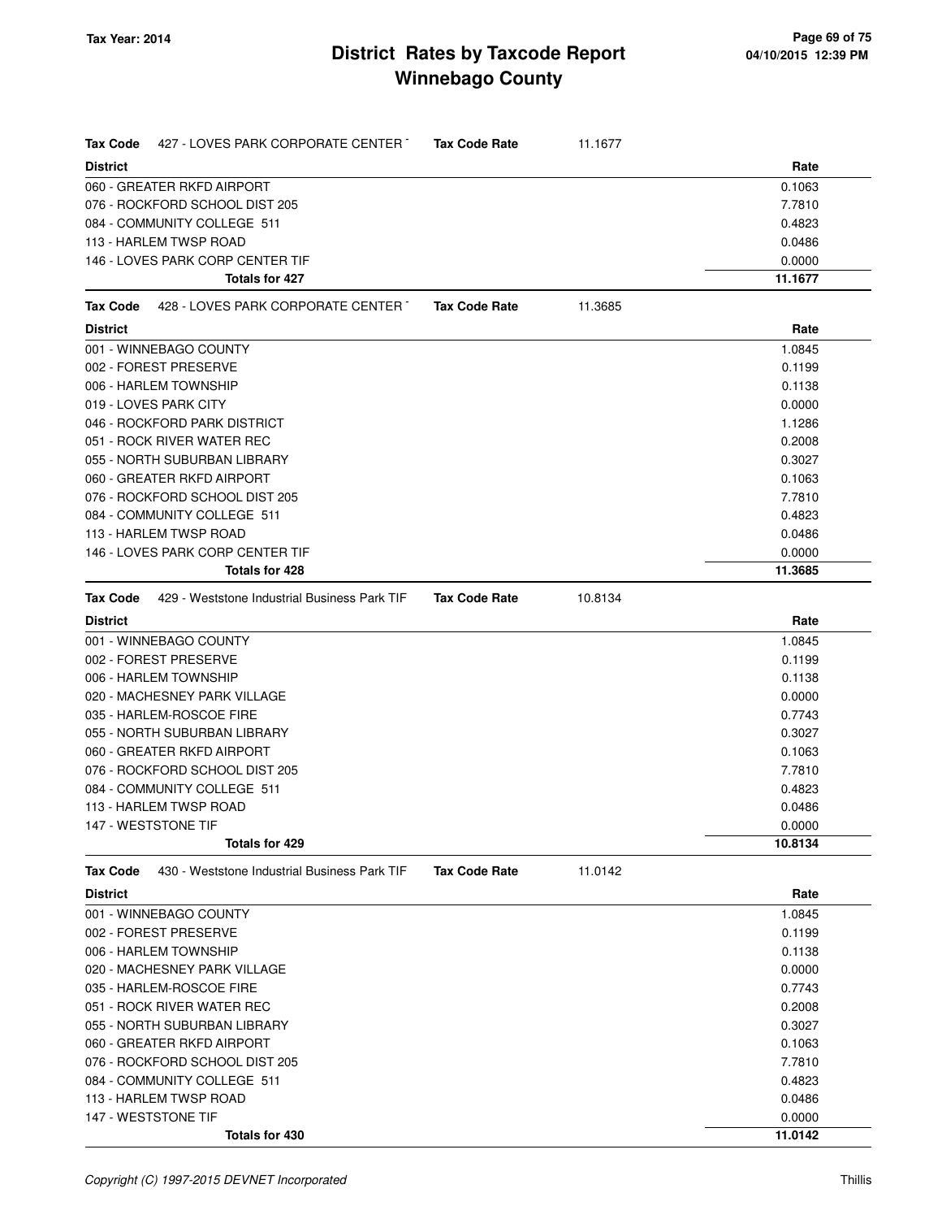# District Rates by Taxcode Report
# Winnebago County

Tax Year: 2014

04/10/2015 12:39 PM

**Tax Code** 427 - LOVES PARK CORPORATE CENTER T **Tax Code Rate** 11.1677

| District | Rate |
|---|---|
| 060 - GREATER RKFD AIRPORT | 0.1063 |
| 076 - ROCKFORD SCHOOL DIST 205 | 7.7810 |
| 084 - COMMUNITY COLLEGE 511 | 0.4823 |
| 113 - HARLEM TWSP ROAD | 0.0486 |
| 146 - LOVES PARK CORP CENTER TIF | 0.0000 |
| **Totals for 427** | **11.1677** |

**Tax Code** 428 - LOVES PARK CORPORATE CENTER T **Tax Code Rate** 11.3685

| District | Rate |
|---|---|
| 001 - WINNEBAGO COUNTY | 1.0845 |
| 002 - FOREST PRESERVE | 0.1199 |
| 006 - HARLEM TOWNSHIP | 0.1138 |
| 019 - LOVES PARK CITY | 0.0000 |
| 046 - ROCKFORD PARK DISTRICT | 1.1286 |
| 051 - ROCK RIVER WATER REC | 0.2008 |
| 055 - NORTH SUBURBAN LIBRARY | 0.3027 |
| 060 - GREATER RKFD AIRPORT | 0.1063 |
| 076 - ROCKFORD SCHOOL DIST 205 | 7.7810 |
| 084 - COMMUNITY COLLEGE 511 | 0.4823 |
| 113 - HARLEM TWSP ROAD | 0.0486 |
| 146 - LOVES PARK CORP CENTER TIF | 0.0000 |
| **Totals for 428** | **11.3685** |

**Tax Code** 429 - Weststone Industrial Business Park TIF **Tax Code Rate** 10.8134

| District | Rate |
|---|---|
| 001 - WINNEBAGO COUNTY | 1.0845 |
| 002 - FOREST PRESERVE | 0.1199 |
| 006 - HARLEM TOWNSHIP | 0.1138 |
| 020 - MACHESNEY PARK VILLAGE | 0.0000 |
| 035 - HARLEM-ROSCOE FIRE | 0.7743 |
| 055 - NORTH SUBURBAN LIBRARY | 0.3027 |
| 060 - GREATER RKFD AIRPORT | 0.1063 |
| 076 - ROCKFORD SCHOOL DIST 205 | 7.7810 |
| 084 - COMMUNITY COLLEGE 511 | 0.4823 |
| 113 - HARLEM TWSP ROAD | 0.0486 |
| 147 - WESTSTONE TIF | 0.0000 |
| **Totals for 429** | **10.8134** |

**Tax Code** 430 - Weststone Industrial Business Park TIF **Tax Code Rate** 11.0142

| District | Rate |
|---|---|
| 001 - WINNEBAGO COUNTY | 1.0845 |
| 002 - FOREST PRESERVE | 0.1199 |
| 006 - HARLEM TOWNSHIP | 0.1138 |
| 020 - MACHESNEY PARK VILLAGE | 0.0000 |
| 035 - HARLEM-ROSCOE FIRE | 0.7743 |
| 051 - ROCK RIVER WATER REC | 0.2008 |
| 055 - NORTH SUBURBAN LIBRARY | 0.3027 |
| 060 - GREATER RKFD AIRPORT | 0.1063 |
| 076 - ROCKFORD SCHOOL DIST 205 | 7.7810 |
| 084 - COMMUNITY COLLEGE 511 | 0.4823 |
| 113 - HARLEM TWSP ROAD | 0.0486 |
| 147 - WESTSTONE TIF | 0.0000 |
| **Totals for 430** | **11.0142** |

*Copyright (C) 1997-2015 DEVNET Incorporated*

Thillis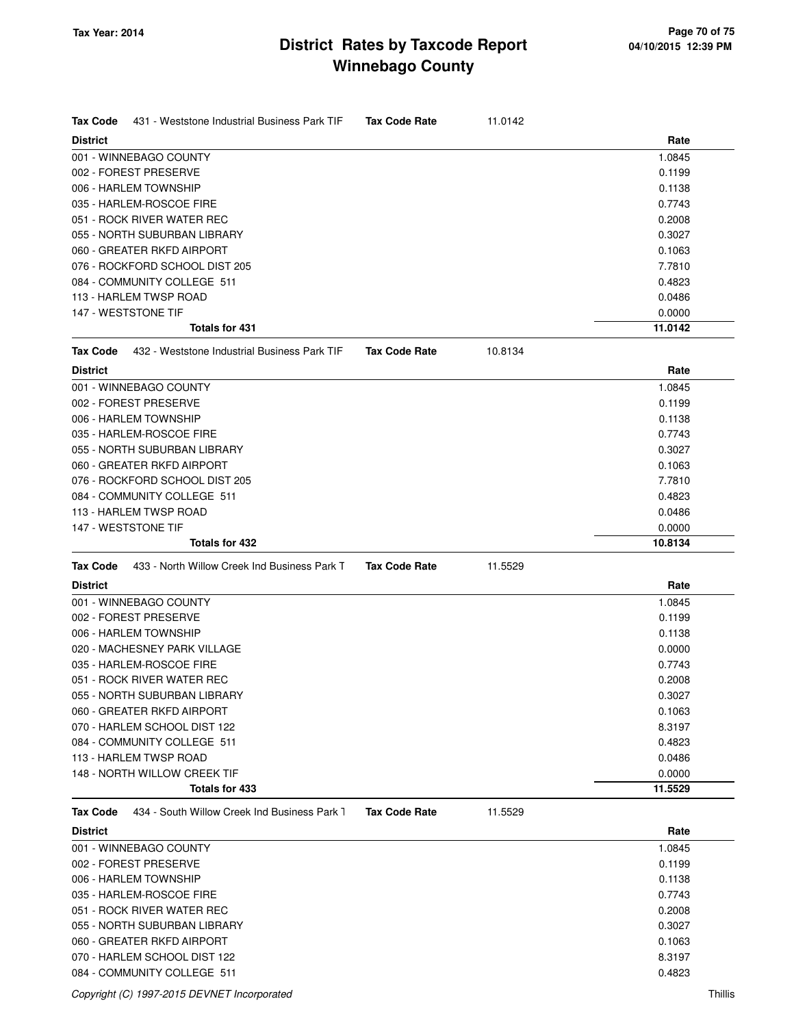# District Rates by Taxcode Report
## Winnebago County

Tax Year: 2014

| Tax Code | 431 - Weststone Industrial Business Park TIF | Tax Code Rate | 11.0142 |
|---|---|---|---|
| **District** | | | **Rate** |
| 001 - WINNEBAGO COUNTY | | | 1.0845 |
| 002 - FOREST PRESERVE | | | 0.1199 |
| 006 - HARLEM TOWNSHIP | | | 0.1138 |
| 035 - HARLEM-ROSCOE FIRE | | | 0.7743 |
| 051 - ROCK RIVER WATER REC | | | 0.2008 |
| 055 - NORTH SUBURBAN LIBRARY | | | 0.3027 |
| 060 - GREATER RKFD AIRPORT | | | 0.1063 |
| 076 - ROCKFORD SCHOOL DIST 205 | | | 7.7810 |
| 084 - COMMUNITY COLLEGE 511 | | | 0.4823 |
| 113 - HARLEM TWSP ROAD | | | 0.0486 |
| 147 - WESTSTONE TIF | | | 0.0000 |
| **Totals for 431** | | | **11.0142** |

| Tax Code | 432 - Weststone Industrial Business Park TIF | Tax Code Rate | 10.8134 |
|---|---|---|---|
| **District** | | | **Rate** |
| 001 - WINNEBAGO COUNTY | | | 1.0845 |
| 002 - FOREST PRESERVE | | | 0.1199 |
| 006 - HARLEM TOWNSHIP | | | 0.1138 |
| 035 - HARLEM-ROSCOE FIRE | | | 0.7743 |
| 055 - NORTH SUBURBAN LIBRARY | | | 0.3027 |
| 060 - GREATER RKFD AIRPORT | | | 0.1063 |
| 076 - ROCKFORD SCHOOL DIST 205 | | | 7.7810 |
| 084 - COMMUNITY COLLEGE 511 | | | 0.4823 |
| 113 - HARLEM TWSP ROAD | | | 0.0486 |
| 147 - WESTSTONE TIF | | | 0.0000 |
| **Totals for 432** | | | **10.8134** |

| Tax Code | 433 - North Willow Creek Ind Business Park T | Tax Code Rate | 11.5529 |
|---|---|---|---|
| **District** | | | **Rate** |
| 001 - WINNEBAGO COUNTY | | | 1.0845 |
| 002 - FOREST PRESERVE | | | 0.1199 |
| 006 - HARLEM TOWNSHIP | | | 0.1138 |
| 020 - MACHESNEY PARK VILLAGE | | | 0.0000 |
| 035 - HARLEM-ROSCOE FIRE | | | 0.7743 |
| 051 - ROCK RIVER WATER REC | | | 0.2008 |
| 055 - NORTH SUBURBAN LIBRARY | | | 0.3027 |
| 060 - GREATER RKFD AIRPORT | | | 0.1063 |
| 070 - HARLEM SCHOOL DIST 122 | | | 8.3197 |
| 084 - COMMUNITY COLLEGE 511 | | | 0.4823 |
| 113 - HARLEM TWSP ROAD | | | 0.0486 |
| 148 - NORTH WILLOW CREEK TIF | | | 0.0000 |
| **Totals for 433** | | | **11.5529** |

| Tax Code | 434 - South Willow Creek Ind Business Park T | Tax Code Rate | 11.5529 |
|---|---|---|---|
| **District** | | | **Rate** |
| 001 - WINNEBAGO COUNTY | | | 1.0845 |
| 002 - FOREST PRESERVE | | | 0.1199 |
| 006 - HARLEM TOWNSHIP | | | 0.1138 |
| 035 - HARLEM-ROSCOE FIRE | | | 0.7743 |
| 051 - ROCK RIVER WATER REC | | | 0.2008 |
| 055 - NORTH SUBURBAN LIBRARY | | | 0.3027 |
| 060 - GREATER RKFD AIRPORT | | | 0.1063 |
| 070 - HARLEM SCHOOL DIST 122 | | | 8.3197 |
| 084 - COMMUNITY COLLEGE 511 | | | 0.4823 |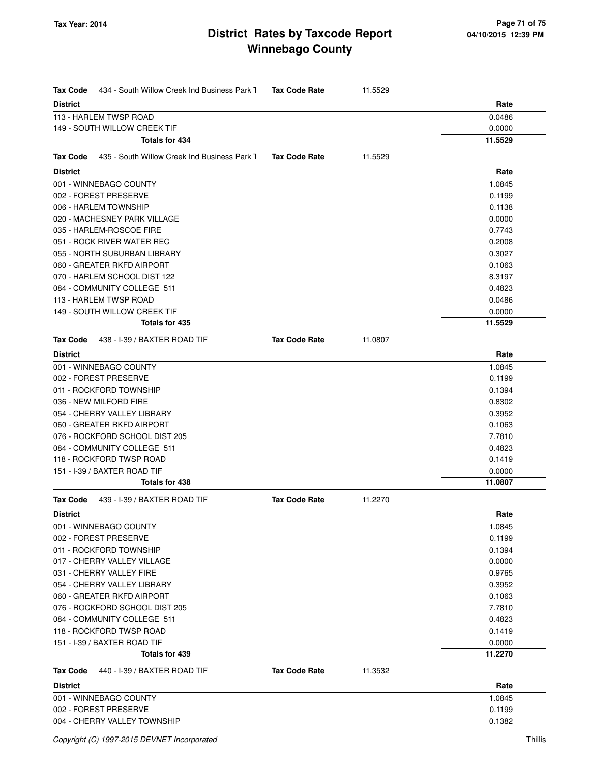# District Rates by Taxcode Report
## Winnebago County

Tax Year: 2014

**Tax Code** 434 - South Willow Creek Ind Business Park T **Tax Code Rate** 11.5529

| District | Rate |
|---|---|
| 113 - HARLEM TWSP ROAD | 0.0486 |
| 149 - SOUTH WILLOW CREEK TIF | 0.0000 |
| **Totals for 434** | **11.5529** |

**Tax Code** 435 - South Willow Creek Ind Business Park T **Tax Code Rate** 11.5529

| District | Rate |
|---|---|
| 001 - WINNEBAGO COUNTY | 1.0845 |
| 002 - FOREST PRESERVE | 0.1199 |
| 006 - HARLEM TOWNSHIP | 0.1138 |
| 020 - MACHESNEY PARK VILLAGE | 0.0000 |
| 035 - HARLEM-ROSCOE FIRE | 0.7743 |
| 051 - ROCK RIVER WATER REC | 0.2008 |
| 055 - NORTH SUBURBAN LIBRARY | 0.3027 |
| 060 - GREATER RKFD AIRPORT | 0.1063 |
| 070 - HARLEM SCHOOL DIST 122 | 8.3197 |
| 084 - COMMUNITY COLLEGE 511 | 0.4823 |
| 113 - HARLEM TWSP ROAD | 0.0486 |
| 149 - SOUTH WILLOW CREEK TIF | 0.0000 |
| **Totals for 435** | **11.5529** |

**Tax Code** 438 - I-39 / BAXTER ROAD TIF **Tax Code Rate** 11.0807

| District | Rate |
|---|---|
| 001 - WINNEBAGO COUNTY | 1.0845 |
| 002 - FOREST PRESERVE | 0.1199 |
| 011 - ROCKFORD TOWNSHIP | 0.1394 |
| 036 - NEW MILFORD FIRE | 0.8302 |
| 054 - CHERRY VALLEY LIBRARY | 0.3952 |
| 060 - GREATER RKFD AIRPORT | 0.1063 |
| 076 - ROCKFORD SCHOOL DIST 205 | 7.7810 |
| 084 - COMMUNITY COLLEGE 511 | 0.4823 |
| 118 - ROCKFORD TWSP ROAD | 0.1419 |
| 151 - I-39 / BAXTER ROAD TIF | 0.0000 |
| **Totals for 438** | **11.0807** |

**Tax Code** 439 - I-39 / BAXTER ROAD TIF **Tax Code Rate** 11.2270

| District | Rate |
|---|---|
| 001 - WINNEBAGO COUNTY | 1.0845 |
| 002 - FOREST PRESERVE | 0.1199 |
| 011 - ROCKFORD TOWNSHIP | 0.1394 |
| 017 - CHERRY VALLEY VILLAGE | 0.0000 |
| 031 - CHERRY VALLEY FIRE | 0.9765 |
| 054 - CHERRY VALLEY LIBRARY | 0.3952 |
| 060 - GREATER RKFD AIRPORT | 0.1063 |
| 076 - ROCKFORD SCHOOL DIST 205 | 7.7810 |
| 084 - COMMUNITY COLLEGE 511 | 0.4823 |
| 118 - ROCKFORD TWSP ROAD | 0.1419 |
| 151 - I-39 / BAXTER ROAD TIF | 0.0000 |
| **Totals for 439** | **11.2270** |

**Tax Code** 440 - I-39 / BAXTER ROAD TIF **Tax Code Rate** 11.3532

| District | Rate |
|---|---|
| 001 - WINNEBAGO COUNTY | 1.0845 |
| 002 - FOREST PRESERVE | 0.1199 |
| 004 - CHERRY VALLEY TOWNSHIP | 0.1382 |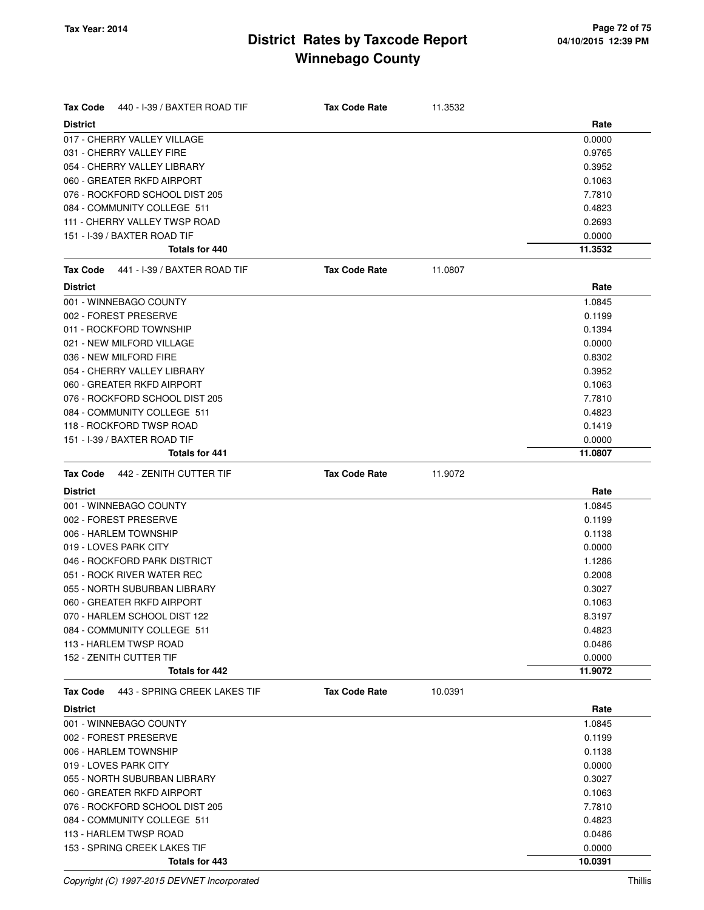# District Rates by Taxcode Report
## Winnebago County

Tax Year: 2014

| **Tax Code** 440 - I-39 / BAXTER ROAD TIF | **Tax Code Rate** | 11.3532 |
|---|---|---|
| **District** | | **Rate** |
| 017 - CHERRY VALLEY VILLAGE | | 0.0000 |
| 031 - CHERRY VALLEY FIRE | | 0.9765 |
| 054 - CHERRY VALLEY LIBRARY | | 0.3952 |
| 060 - GREATER RKFD AIRPORT | | 0.1063 |
| 076 - ROCKFORD SCHOOL DIST 205 | | 7.7810 |
| 084 - COMMUNITY COLLEGE 511 | | 0.4823 |
| 111 - CHERRY VALLEY TWSP ROAD | | 0.2693 |
| 151 - I-39 / BAXTER ROAD TIF | | 0.0000 |
| **Totals for 440** | | **11.3532** |

| **Tax Code** 441 - I-39 / BAXTER ROAD TIF | **Tax Code Rate** | 11.0807 |
|---|---|---|
| **District** | | **Rate** |
| 001 - WINNEBAGO COUNTY | | 1.0845 |
| 002 - FOREST PRESERVE | | 0.1199 |
| 011 - ROCKFORD TOWNSHIP | | 0.1394 |
| 021 - NEW MILFORD VILLAGE | | 0.0000 |
| 036 - NEW MILFORD FIRE | | 0.8302 |
| 054 - CHERRY VALLEY LIBRARY | | 0.3952 |
| 060 - GREATER RKFD AIRPORT | | 0.1063 |
| 076 - ROCKFORD SCHOOL DIST 205 | | 7.7810 |
| 084 - COMMUNITY COLLEGE 511 | | 0.4823 |
| 118 - ROCKFORD TWSP ROAD | | 0.1419 |
| 151 - I-39 / BAXTER ROAD TIF | | 0.0000 |
| **Totals for 441** | | **11.0807** |

| **Tax Code** 442 - ZENITH CUTTER TIF | **Tax Code Rate** | 11.9072 |
|---|---|---|
| **District** | | **Rate** |
| 001 - WINNEBAGO COUNTY | | 1.0845 |
| 002 - FOREST PRESERVE | | 0.1199 |
| 006 - HARLEM TOWNSHIP | | 0.1138 |
| 019 - LOVES PARK CITY | | 0.0000 |
| 046 - ROCKFORD PARK DISTRICT | | 1.1286 |
| 051 - ROCK RIVER WATER REC | | 0.2008 |
| 055 - NORTH SUBURBAN LIBRARY | | 0.3027 |
| 060 - GREATER RKFD AIRPORT | | 0.1063 |
| 070 - HARLEM SCHOOL DIST 122 | | 8.3197 |
| 084 - COMMUNITY COLLEGE 511 | | 0.4823 |
| 113 - HARLEM TWSP ROAD | | 0.0486 |
| 152 - ZENITH CUTTER TIF | | 0.0000 |
| **Totals for 442** | | **11.9072** |

| **Tax Code** 443 - SPRING CREEK LAKES TIF | **Tax Code Rate** | 10.0391 |
|---|---|---|
| **District** | | **Rate** |
| 001 - WINNEBAGO COUNTY | | 1.0845 |
| 002 - FOREST PRESERVE | | 0.1199 |
| 006 - HARLEM TOWNSHIP | | 0.1138 |
| 019 - LOVES PARK CITY | | 0.0000 |
| 055 - NORTH SUBURBAN LIBRARY | | 0.3027 |
| 060 - GREATER RKFD AIRPORT | | 0.1063 |
| 076 - ROCKFORD SCHOOL DIST 205 | | 7.7810 |
| 084 - COMMUNITY COLLEGE 511 | | 0.4823 |
| 113 - HARLEM TWSP ROAD | | 0.0486 |
| 153 - SPRING CREEK LAKES TIF | | 0.0000 |
| **Totals for 443** | | **10.0391** |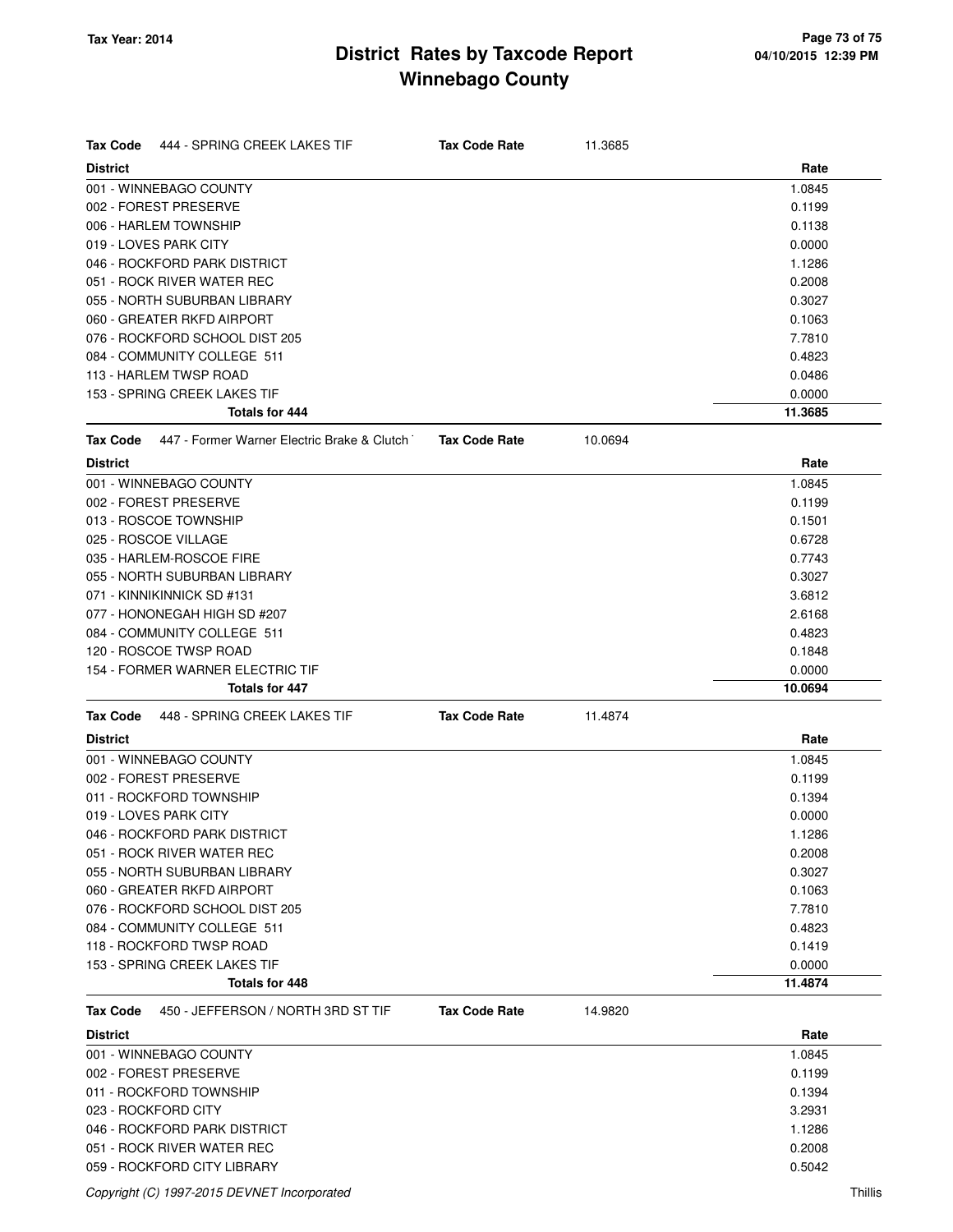# District Rates by Taxcode Report
## Winnebago County

Tax Year: 2014

| Tax Code | 444 - SPRING CREEK LAKES TIF | Tax Code Rate | 11.3685 |
|---|---|---|---|
| **District** | | | **Rate** |
| 001 - WINNEBAGO COUNTY | | | 1.0845 |
| 002 - FOREST PRESERVE | | | 0.1199 |
| 006 - HARLEM TOWNSHIP | | | 0.1138 |
| 019 - LOVES PARK CITY | | | 0.0000 |
| 046 - ROCKFORD PARK DISTRICT | | | 1.1286 |
| 051 - ROCK RIVER WATER REC | | | 0.2008 |
| 055 - NORTH SUBURBAN LIBRARY | | | 0.3027 |
| 060 - GREATER RKFD AIRPORT | | | 0.1063 |
| 076 - ROCKFORD SCHOOL DIST 205 | | | 7.7810 |
| 084 - COMMUNITY COLLEGE 511 | | | 0.4823 |
| 113 - HARLEM TWSP ROAD | | | 0.0486 |
| 153 - SPRING CREEK LAKES TIF | | | 0.0000 |
| **Totals for 444** | | | **11.3685** |

| Tax Code | 447 - Former Warner Electric Brake & Clutch | Tax Code Rate | 10.0694 |
|---|---|---|---|
| **District** | | | **Rate** |
| 001 - WINNEBAGO COUNTY | | | 1.0845 |
| 002 - FOREST PRESERVE | | | 0.1199 |
| 013 - ROSCOE TOWNSHIP | | | 0.1501 |
| 025 - ROSCOE VILLAGE | | | 0.6728 |
| 035 - HARLEM-ROSCOE FIRE | | | 0.7743 |
| 055 - NORTH SUBURBAN LIBRARY | | | 0.3027 |
| 071 - KINNIKINNICK SD #131 | | | 3.6812 |
| 077 - HONONEGAH HIGH SD #207 | | | 2.6168 |
| 084 - COMMUNITY COLLEGE 511 | | | 0.4823 |
| 120 - ROSCOE TWSP ROAD | | | 0.1848 |
| 154 - FORMER WARNER ELECTRIC TIF | | | 0.0000 |
| **Totals for 447** | | | **10.0694** |

| Tax Code | 448 - SPRING CREEK LAKES TIF | Tax Code Rate | 11.4874 |
|---|---|---|---|
| **District** | | | **Rate** |
| 001 - WINNEBAGO COUNTY | | | 1.0845 |
| 002 - FOREST PRESERVE | | | 0.1199 |
| 011 - ROCKFORD TOWNSHIP | | | 0.1394 |
| 019 - LOVES PARK CITY | | | 0.0000 |
| 046 - ROCKFORD PARK DISTRICT | | | 1.1286 |
| 051 - ROCK RIVER WATER REC | | | 0.2008 |
| 055 - NORTH SUBURBAN LIBRARY | | | 0.3027 |
| 060 - GREATER RKFD AIRPORT | | | 0.1063 |
| 076 - ROCKFORD SCHOOL DIST 205 | | | 7.7810 |
| 084 - COMMUNITY COLLEGE 511 | | | 0.4823 |
| 118 - ROCKFORD TWSP ROAD | | | 0.1419 |
| 153 - SPRING CREEK LAKES TIF | | | 0.0000 |
| **Totals for 448** | | | **11.4874** |

| Tax Code | 450 - JEFFERSON / NORTH 3RD ST TIF | Tax Code Rate | 14.9820 |
|---|---|---|---|
| **District** | | | **Rate** |
| 001 - WINNEBAGO COUNTY | | | 1.0845 |
| 002 - FOREST PRESERVE | | | 0.1199 |
| 011 - ROCKFORD TOWNSHIP | | | 0.1394 |
| 023 - ROCKFORD CITY | | | 3.2931 |
| 046 - ROCKFORD PARK DISTRICT | | | 1.1286 |
| 051 - ROCK RIVER WATER REC | | | 0.2008 |
| 059 - ROCKFORD CITY LIBRARY | | | 0.5042 |

Copyright (C) 1997-2015 DEVNET Incorporated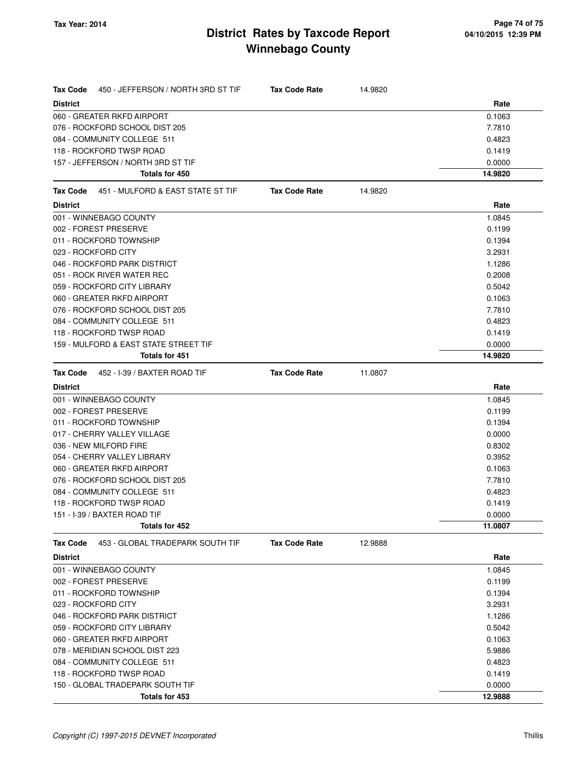# District Rates by Taxcode Report
## Winnebago County

Tax Year: 2014

| Tax Code | 450 - JEFFERSON / NORTH 3RD ST TIF | Tax Code Rate | 14.9820 |
|---|---|---|---|
| **District** | | | **Rate** |
| 060 - GREATER RKFD AIRPORT | | | 0.1063 |
| 076 - ROCKFORD SCHOOL DIST 205 | | | 7.7810 |
| 084 - COMMUNITY COLLEGE 511 | | | 0.4823 |
| 118 - ROCKFORD TWSP ROAD | | | 0.1419 |
| 157 - JEFFERSON / NORTH 3RD ST TIF | | | 0.0000 |
| **Totals for 450** | | | **14.9820** |

| Tax Code | 451 - MULFORD & EAST STATE ST TIF | Tax Code Rate | 14.9820 |
|---|---|---|---|
| **District** | | | **Rate** |
| 001 - WINNEBAGO COUNTY | | | 1.0845 |
| 002 - FOREST PRESERVE | | | 0.1199 |
| 011 - ROCKFORD TOWNSHIP | | | 0.1394 |
| 023 - ROCKFORD CITY | | | 3.2931 |
| 046 - ROCKFORD PARK DISTRICT | | | 1.1286 |
| 051 - ROCK RIVER WATER REC | | | 0.2008 |
| 059 - ROCKFORD CITY LIBRARY | | | 0.5042 |
| 060 - GREATER RKFD AIRPORT | | | 0.1063 |
| 076 - ROCKFORD SCHOOL DIST 205 | | | 7.7810 |
| 084 - COMMUNITY COLLEGE 511 | | | 0.4823 |
| 118 - ROCKFORD TWSP ROAD | | | 0.1419 |
| 159 - MULFORD & EAST STATE STREET TIF | | | 0.0000 |
| **Totals for 451** | | | **14.9820** |

| Tax Code | 452 - I-39 / BAXTER ROAD TIF | Tax Code Rate | 11.0807 |
|---|---|---|---|
| **District** | | | **Rate** |
| 001 - WINNEBAGO COUNTY | | | 1.0845 |
| 002 - FOREST PRESERVE | | | 0.1199 |
| 011 - ROCKFORD TOWNSHIP | | | 0.1394 |
| 017 - CHERRY VALLEY VILLAGE | | | 0.0000 |
| 036 - NEW MILFORD FIRE | | | 0.8302 |
| 054 - CHERRY VALLEY LIBRARY | | | 0.3952 |
| 060 - GREATER RKFD AIRPORT | | | 0.1063 |
| 076 - ROCKFORD SCHOOL DIST 205 | | | 7.7810 |
| 084 - COMMUNITY COLLEGE 511 | | | 0.4823 |
| 118 - ROCKFORD TWSP ROAD | | | 0.1419 |
| 151 - I-39 / BAXTER ROAD TIF | | | 0.0000 |
| **Totals for 452** | | | **11.0807** |

| Tax Code | 453 - GLOBAL TRADEPARK SOUTH TIF | Tax Code Rate | 12.9888 |
|---|---|---|---|
| **District** | | | **Rate** |
| 001 - WINNEBAGO COUNTY | | | 1.0845 |
| 002 - FOREST PRESERVE | | | 0.1199 |
| 011 - ROCKFORD TOWNSHIP | | | 0.1394 |
| 023 - ROCKFORD CITY | | | 3.2931 |
| 046 - ROCKFORD PARK DISTRICT | | | 1.1286 |
| 059 - ROCKFORD CITY LIBRARY | | | 0.5042 |
| 060 - GREATER RKFD AIRPORT | | | 0.1063 |
| 078 - MERIDIAN SCHOOL DIST 223 | | | 5.9886 |
| 084 - COMMUNITY COLLEGE 511 | | | 0.4823 |
| 118 - ROCKFORD TWSP ROAD | | | 0.1419 |
| 150 - GLOBAL TRADEPARK SOUTH TIF | | | 0.0000 |
| **Totals for 453** | | | **12.9888** |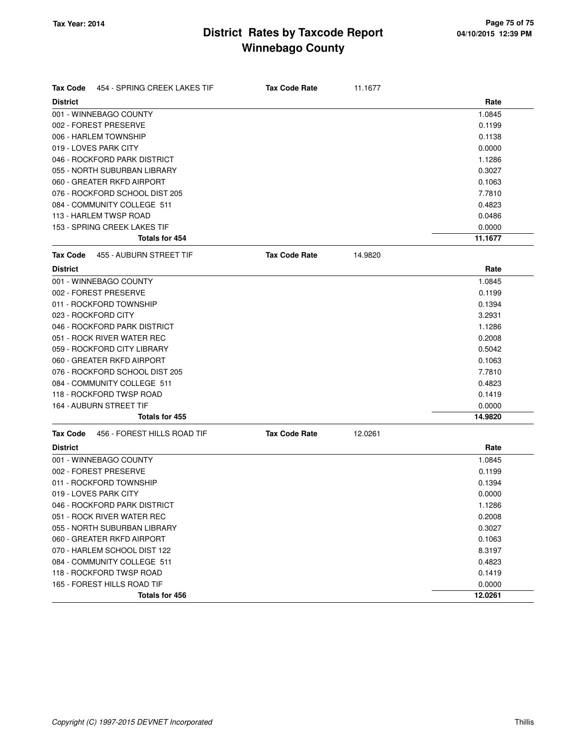# District Rates by Taxcode Report
# Winnebago County

Tax Year: 2014

| Tax Code 454 - SPRING CREEK LAKES TIF | Tax Code Rate 11.1677 |
|---|---|
| **District** | **Rate** |
| 001 - WINNEBAGO COUNTY | 1.0845 |
| 002 - FOREST PRESERVE | 0.1199 |
| 006 - HARLEM TOWNSHIP | 0.1138 |
| 019 - LOVES PARK CITY | 0.0000 |
| 046 - ROCKFORD PARK DISTRICT | 1.1286 |
| 055 - NORTH SUBURBAN LIBRARY | 0.3027 |
| 060 - GREATER RKFD AIRPORT | 0.1063 |
| 076 - ROCKFORD SCHOOL DIST 205 | 7.7810 |
| 084 - COMMUNITY COLLEGE 511 | 0.4823 |
| 113 - HARLEM TWSP ROAD | 0.0486 |
| 153 - SPRING CREEK LAKES TIF | 0.0000 |
| **Totals for 454** | **11.1677** |

| Tax Code 455 - AUBURN STREET TIF | Tax Code Rate 14.9820 |
|---|---|
| **District** | **Rate** |
| 001 - WINNEBAGO COUNTY | 1.0845 |
| 002 - FOREST PRESERVE | 0.1199 |
| 011 - ROCKFORD TOWNSHIP | 0.1394 |
| 023 - ROCKFORD CITY | 3.2931 |
| 046 - ROCKFORD PARK DISTRICT | 1.1286 |
| 051 - ROCK RIVER WATER REC | 0.2008 |
| 059 - ROCKFORD CITY LIBRARY | 0.5042 |
| 060 - GREATER RKFD AIRPORT | 0.1063 |
| 076 - ROCKFORD SCHOOL DIST 205 | 7.7810 |
| 084 - COMMUNITY COLLEGE 511 | 0.4823 |
| 118 - ROCKFORD TWSP ROAD | 0.1419 |
| 164 - AUBURN STREET TIF | 0.0000 |
| **Totals for 455** | **14.9820** |

| Tax Code 456 - FOREST HILLS ROAD TIF | Tax Code Rate 12.0261 |
|---|---|
| **District** | **Rate** |
| 001 - WINNEBAGO COUNTY | 1.0845 |
| 002 - FOREST PRESERVE | 0.1199 |
| 011 - ROCKFORD TOWNSHIP | 0.1394 |
| 019 - LOVES PARK CITY | 0.0000 |
| 046 - ROCKFORD PARK DISTRICT | 1.1286 |
| 051 - ROCK RIVER WATER REC | 0.2008 |
| 055 - NORTH SUBURBAN LIBRARY | 0.3027 |
| 060 - GREATER RKFD AIRPORT | 0.1063 |
| 070 - HARLEM SCHOOL DIST 122 | 8.3197 |
| 084 - COMMUNITY COLLEGE 511 | 0.4823 |
| 118 - ROCKFORD TWSP ROAD | 0.1419 |
| 165 - FOREST HILLS ROAD TIF | 0.0000 |
| **Totals for 456** | **12.0261** |